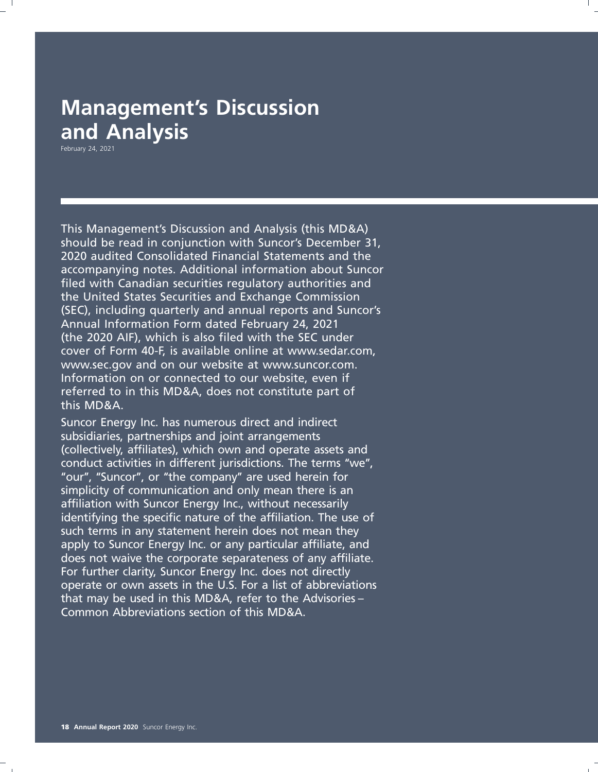# Management's Discussion and Analysis

February 24, 2021

This Management's Discussion and Analysis (this MD&A) should be read in conjunction with Suncor's December 31, 2020 audited Consolidated Financial Statements and the accompanying notes. Additional information about Suncor filed with Canadian securities regulatory authorities and the United States Securities and Exchange Commission (SEC), including quarterly and annual reports and Suncor's Annual Information Form dated February 24, 2021 (the 2020 AIF), which is also filed with the SEC under cover of Form 40-F, is available online at www.sedar.com, www.sec.gov and on our website at www.suncor.com. Information on or connected to our website, even if referred to in this MD&A, does not constitute part of this MD&A.

Suncor Energy Inc. has numerous direct and indirect subsidiaries, partnerships and joint arrangements (collectively, affiliates), which own and operate assets and conduct activities in different jurisdictions. The terms "we", "our", "Suncor", or "the company" are used herein for simplicity of communication and only mean there is an affiliation with Suncor Energy Inc., without necessarily identifying the specific nature of the affiliation. The use of such terms in any statement herein does not mean they apply to Suncor Energy Inc. or any particular affiliate, and does not waive the corporate separateness of any affiliate. For further clarity, Suncor Energy Inc. does not directly operate or own assets in the U.S. For a list of abbreviations that may be used in this MD&A, refer to the Advisories – Common Abbreviations section of this MD&A.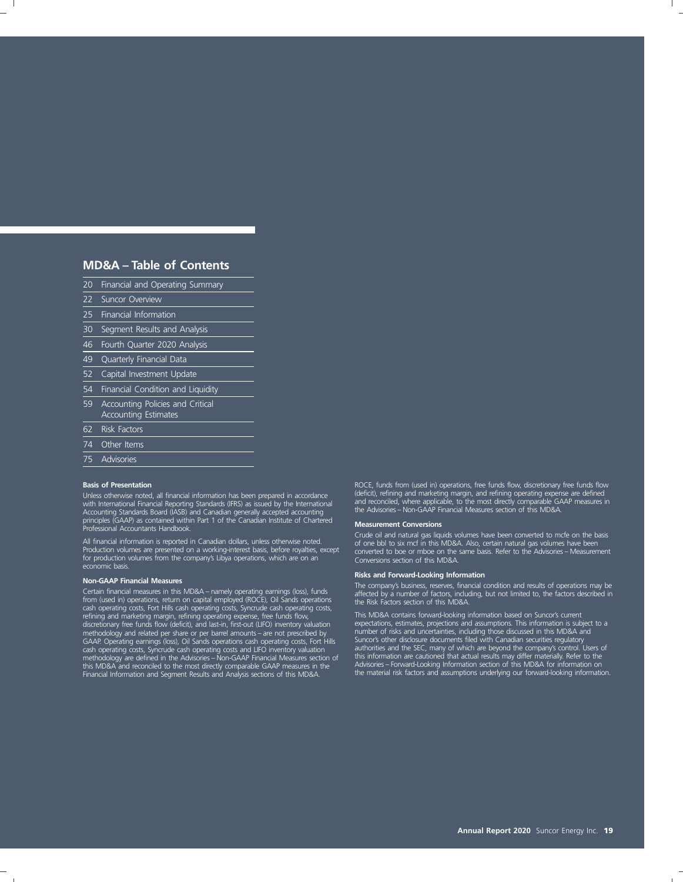## MD&A – Table of Contents

| | |
|---|---|
| 20 | Financial and Operating Summary |
| 22 | Suncor Overview |
| 25 | Financial Information |
| 30 | Segment Results and Analysis |
| 46 | Fourth Quarter 2020 Analysis |
| 49 | Quarterly Financial Data |
| 52 | Capital Investment Update |
| 54 | Financial Condition and Liquidity |
| 59 | Accounting Policies and Critical Accounting Estimates |
| 62 | Risk Factors |
| 74 | Other Items |
| 75 | Advisories |

#### Basis of Presentation

Unless otherwise noted, all financial information has been prepared in accordance with International Financial Reporting Standards (IFRS) as issued by the International Accounting Standards Board (IASB) and Canadian generally accepted accounting principles (GAAP) as contained within Part 1 of the Canadian Institute of Chartered Professional Accountants Handbook.

All financial information is reported in Canadian dollars, unless otherwise noted. Production volumes are presented on a working-interest basis, before royalties, except for production volumes from the company's Libya operations, which are on an economic basis.

#### Non-GAAP Financial Measures

Certain financial measures in this MD&A – namely operating earnings (loss), funds from (used in) operations, return on capital employed (ROCE), Oil Sands operations cash operating costs, Fort Hills cash operating costs, Syncrude cash operating costs, refining and marketing margin, refining operating expense, free funds flow, discretionary free funds flow (deficit), and last-in, first-out (LIFO) inventory valuation methodology and related per share or per barrel amounts – are not prescribed by GAAP. Operating earnings (loss), Oil Sands operations cash operating costs, Fort Hills cash operating costs, Syncrude cash operating costs and LIFO inventory valuation methodology are defined in the Advisories – Non-GAAP Financial Measures section of this MD&A and reconciled to the most directly comparable GAAP measures in the Financial Information and Segment Results and Analysis sections of this MD&A. ROCE, funds from (used in) operations, free funds flow, discretionary free funds flow (deficit), refining and marketing margin, and refining operating expense are defined and reconciled, where applicable, to the most directly comparable GAAP measures in the Advisories – Non-GAAP Financial Measures section of this MD&A.

#### Measurement Conversions

Crude oil and natural gas liquids volumes have been converted to mcfe on the basis of one bbl to six mcf in this MD&A. Also, certain natural gas volumes have been converted to boe or mboe on the same basis. Refer to the Advisories – Measurement Conversions section of this MD&A.

#### Risks and Forward-Looking Information

The company's business, reserves, financial condition and results of operations may be affected by a number of factors, including, but not limited to, the factors described in the Risk Factors section of this MD&A.

This MD&A contains forward-looking information based on Suncor's current expectations, estimates, projections and assumptions. This information is subject to a number of risks and uncertainties, including those discussed in this MD&A and Suncor's other disclosure documents filed with Canadian securities regulatory authorities and the SEC, many of which are beyond the company's control. Users of this information are cautioned that actual results may differ materially. Refer to the Advisories – Forward-Looking Information section of this MD&A for information on the material risk factors and assumptions underlying our forward-looking information.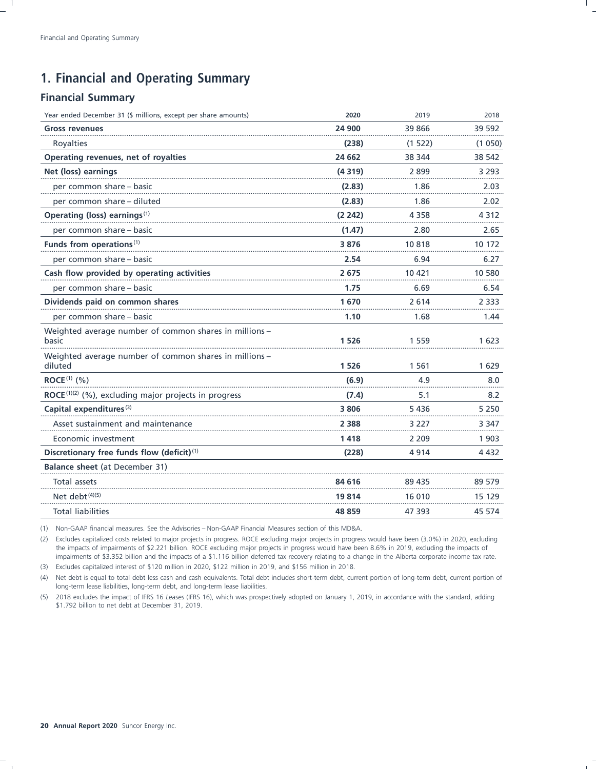# 1. Financial and Operating Summary

## Financial Summary

| Year ended December 31 ($ millions, except per share amounts) | 2020 | 2019 | 2018 |
|---|---|---|---|
| **Gross revenues** | **24 900** | 39 866 | 39 592 |
| Royalties | **(238)** | (1 522) | (1 050) |
| **Operating revenues, net of royalties** | **24 662** | 38 344 | 38 542 |
| **Net (loss) earnings** | **(4 319)** | 2 899 | 3 293 |
| per common share – basic | **(2.83)** | 1.86 | 2.03 |
| per common share – diluted | **(2.83)** | 1.86 | 2.02 |
| **Operating (loss) earnings**(1) | **(2 242)** | 4 358 | 4 312 |
| per common share – basic | **(1.47)** | 2.80 | 2.65 |
| **Funds from operations**(1) | **3 876** | 10 818 | 10 172 |
| per common share – basic | **2.54** | 6.94 | 6.27 |
| **Cash flow provided by operating activities** | **2 675** | 10 421 | 10 580 |
| per common share – basic | **1.75** | 6.69 | 6.54 |
| **Dividends paid on common shares** | **1 670** | 2 614 | 2 333 |
| per common share – basic | **1.10** | 1.68 | 1.44 |
| Weighted average number of common shares in millions – basic | **1 526** | 1 559 | 1 623 |
| Weighted average number of common shares in millions – diluted | **1 526** | 1 561 | 1 629 |
| **ROCE**(1) (%) | **(6.9)** | 4.9 | 8.0 |
| **ROCE**(1)(2) (%), excluding major projects in progress | **(7.4)** | 5.1 | 8.2 |
| **Capital expenditures**(3) | **3 806** | 5 436 | 5 250 |
| Asset sustainment and maintenance | **2 388** | 3 227 | 3 347 |
| Economic investment | **1 418** | 2 209 | 1 903 |
| **Discretionary free funds flow (deficit)**(1) | **(228)** | 4 914 | 4 432 |
| **Balance sheet** (at December 31) | | | |
| Total assets | **84 616** | 89 435 | 89 579 |
| Net debt(4)(5) | **19 814** | 16 010 | 15 129 |
| Total liabilities | **48 859** | 47 393 | 45 574 |

(1) Non-GAAP financial measures. See the Advisories – Non-GAAP Financial Measures section of this MD&A.

(2) Excludes capitalized costs related to major projects in progress. ROCE excluding major projects in progress would have been (3.0%) in 2020, excluding the impacts of impairments of $2.221 billion. ROCE excluding major projects in progress would have been 8.6% in 2019, excluding the impacts of impairments of $3.352 billion and the impacts of a $1.116 billion deferred tax recovery relating to a change in the Alberta corporate income tax rate.

(3) Excludes capitalized interest of $120 million in 2020, $122 million in 2019, and $156 million in 2018.

(4) Net debt is equal to total debt less cash and cash equivalents. Total debt includes short-term debt, current portion of long-term debt, current portion of long-term lease liabilities, long-term debt, and long-term lease liabilities.

(5) 2018 excludes the impact of IFRS 16 *Leases* (IFRS 16), which was prospectively adopted on January 1, 2019, in accordance with the standard, adding $1.792 billion to net debt at December 31, 2019.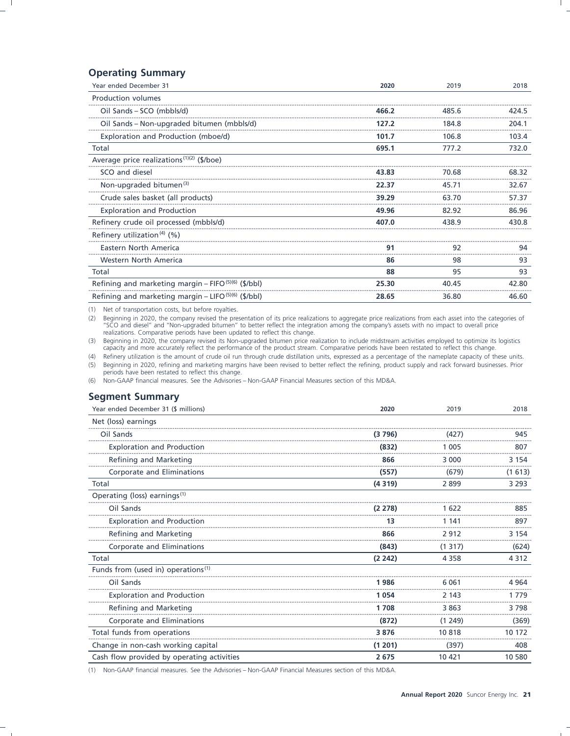## Operating Summary

| Year ended December 31 | 2020 | 2019 | 2018 |
|---|---|---|---|
| Production volumes | | | |
| Oil Sands – SCO (mbbls/d) | **466.2** | 485.6 | 424.5 |
| Oil Sands – Non-upgraded bitumen (mbbls/d) | **127.2** | 184.8 | 204.1 |
| Exploration and Production (mboe/d) | **101.7** | 106.8 | 103.4 |
| Total | **695.1** | 777.2 | 732.0 |
| Average price realizations[(1)(2)] ($/boe) | | | |
| SCO and diesel | **43.83** | 70.68 | 68.32 |
| Non-upgraded bitumen[(3)] | **22.37** | 45.71 | 32.67 |
| Crude sales basket (all products) | **39.29** | 63.70 | 57.37 |
| Exploration and Production | **49.96** | 82.92 | 86.96 |
| Refinery crude oil processed (mbbls/d) | **407.0** | 438.9 | 430.8 |
| Refinery utilization[(4)] (%) | | | |
| Eastern North America | **91** | 92 | 94 |
| Western North America | **86** | 98 | 93 |
| Total | **88** | 95 | 93 |
| Refining and marketing margin – FIFO[(5)(6)] ($/bbl) | **25.30** | 40.45 | 42.80 |
| Refining and marketing margin – LIFO[(5)(6)] ($/bbl) | **28.65** | 36.80 | 46.60 |

(1) Net of transportation costs, but before royalties.

(2) Beginning in 2020, the company revised the presentation of its price realizations to aggregate price realizations from each asset into the categories of "SCO and diesel" and "Non-upgraded bitumen" to better reflect the integration among the company's assets with no impact to overall price realizations. Comparative periods have been updated to reflect this change.

(3) Beginning in 2020, the company revised its Non-upgraded bitumen price realization to include midstream activities employed to optimize its logistics capacity and more accurately reflect the performance of the product stream. Comparative periods have been restated to reflect this change.

(4) Refinery utilization is the amount of crude oil run through crude distillation units, expressed as a percentage of the nameplate capacity of these units.

(5) Beginning in 2020, refining and marketing margins have been revised to better reflect the refining, product supply and rack forward businesses. Prior periods have been restated to reflect this change.

(6) Non-GAAP financial measures. See the Advisories – Non-GAAP Financial Measures section of this MD&A.

## Segment Summary

| Year ended December 31 ($ millions) | 2020 | 2019 | 2018 |
|---|---|---|---|
| Net (loss) earnings | | | |
| Oil Sands | **(3 796)** | (427) | 945 |
| Exploration and Production | **(832)** | 1 005 | 807 |
| Refining and Marketing | **866** | 3 000 | 3 154 |
| Corporate and Eliminations | **(557)** | (679) | (1 613) |
| Total | **(4 319)** | 2 899 | 3 293 |
| Operating (loss) earnings[(1)] | | | |
| Oil Sands | **(2 278)** | 1 622 | 885 |
| Exploration and Production | **13** | 1 141 | 897 |
| Refining and Marketing | **866** | 2 912 | 3 154 |
| Corporate and Eliminations | **(843)** | (1 317) | (624) |
| Total | **(2 242)** | 4 358 | 4 312 |
| Funds from (used in) operations[(1)] | | | |
| Oil Sands | **1 986** | 6 061 | 4 964 |
| Exploration and Production | **1 054** | 2 143 | 1 779 |
| Refining and Marketing | **1 708** | 3 863 | 3 798 |
| Corporate and Eliminations | **(872)** | (1 249) | (369) |
| Total funds from operations | **3 876** | 10 818 | 10 172 |
| Change in non-cash working capital | **(1 201)** | (397) | 408 |
| Cash flow provided by operating activities | **2 675** | 10 421 | 10 580 |

(1) Non-GAAP financial measures. See the Advisories – Non-GAAP Financial Measures section of this MD&A.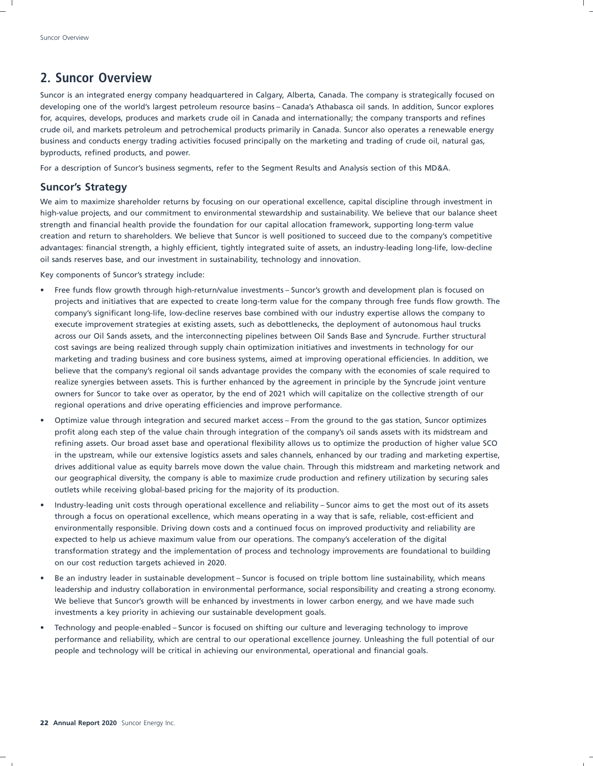## 2. Suncor Overview

Suncor is an integrated energy company headquartered in Calgary, Alberta, Canada. The company is strategically focused on developing one of the world's largest petroleum resource basins – Canada's Athabasca oil sands. In addition, Suncor explores for, acquires, develops, produces and markets crude oil in Canada and internationally; the company transports and refines crude oil, and markets petroleum and petrochemical products primarily in Canada. Suncor also operates a renewable energy business and conducts energy trading activities focused principally on the marketing and trading of crude oil, natural gas, byproducts, refined products, and power.

For a description of Suncor's business segments, refer to the Segment Results and Analysis section of this MD&A.

### Suncor's Strategy

We aim to maximize shareholder returns by focusing on our operational excellence, capital discipline through investment in high-value projects, and our commitment to environmental stewardship and sustainability. We believe that our balance sheet strength and financial health provide the foundation for our capital allocation framework, supporting long-term value creation and return to shareholders. We believe that Suncor is well positioned to succeed due to the company's competitive advantages: financial strength, a highly efficient, tightly integrated suite of assets, an industry-leading long-life, low-decline oil sands reserves base, and our investment in sustainability, technology and innovation.

Key components of Suncor's strategy include:

- Free funds flow growth through high-return/value investments – Suncor's growth and development plan is focused on projects and initiatives that are expected to create long-term value for the company through free funds flow growth. The company's significant long-life, low-decline reserves base combined with our industry expertise allows the company to execute improvement strategies at existing assets, such as debottlenecks, the deployment of autonomous haul trucks across our Oil Sands assets, and the interconnecting pipelines between Oil Sands Base and Syncrude. Further structural cost savings are being realized through supply chain optimization initiatives and investments in technology for our marketing and trading business and core business systems, aimed at improving operational efficiencies. In addition, we believe that the company's regional oil sands advantage provides the company with the economies of scale required to realize synergies between assets. This is further enhanced by the agreement in principle by the Syncrude joint venture owners for Suncor to take over as operator, by the end of 2021 which will capitalize on the collective strength of our regional operations and drive operating efficiencies and improve performance.
- Optimize value through integration and secured market access – From the ground to the gas station, Suncor optimizes profit along each step of the value chain through integration of the company's oil sands assets with its midstream and refining assets. Our broad asset base and operational flexibility allows us to optimize the production of higher value SCO in the upstream, while our extensive logistics assets and sales channels, enhanced by our trading and marketing expertise, drives additional value as equity barrels move down the value chain. Through this midstream and marketing network and our geographical diversity, the company is able to maximize crude production and refinery utilization by securing sales outlets while receiving global-based pricing for the majority of its production.
- Industry-leading unit costs through operational excellence and reliability – Suncor aims to get the most out of its assets through a focus on operational excellence, which means operating in a way that is safe, reliable, cost-efficient and environmentally responsible. Driving down costs and a continued focus on improved productivity and reliability are expected to help us achieve maximum value from our operations. The company's acceleration of the digital transformation strategy and the implementation of process and technology improvements are foundational to building on our cost reduction targets achieved in 2020.
- Be an industry leader in sustainable development – Suncor is focused on triple bottom line sustainability, which means leadership and industry collaboration in environmental performance, social responsibility and creating a strong economy. We believe that Suncor's growth will be enhanced by investments in lower carbon energy, and we have made such investments a key priority in achieving our sustainable development goals.
- Technology and people-enabled – Suncor is focused on shifting our culture and leveraging technology to improve performance and reliability, which are central to our operational excellence journey. Unleashing the full potential of our people and technology will be critical in achieving our environmental, operational and financial goals.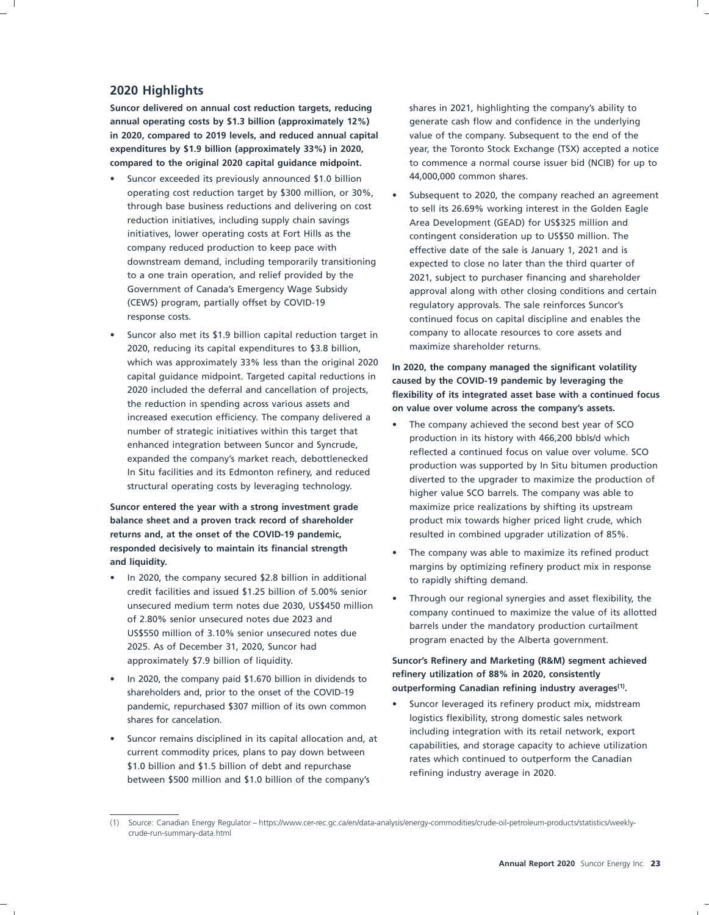## 2020 Highlights

**Suncor delivered on annual cost reduction targets, reducing annual operating costs by $1.3 billion (approximately 12%) in 2020, compared to 2019 levels, and reduced annual capital expenditures by $1.9 billion (approximately 33%) in 2020, compared to the original 2020 capital guidance midpoint.**

- Suncor exceeded its previously announced $1.0 billion operating cost reduction target by $300 million, or 30%, through base business reductions and delivering on cost reduction initiatives, including supply chain savings initiatives, lower operating costs at Fort Hills as the company reduced production to keep pace with downstream demand, including temporarily transitioning to a one train operation, and relief provided by the Government of Canada's Emergency Wage Subsidy (CEWS) program, partially offset by COVID-19 response costs.
- Suncor also met its $1.9 billion capital reduction target in 2020, reducing its capital expenditures to $3.8 billion, which was approximately 33% less than the original 2020 capital guidance midpoint. Targeted capital reductions in 2020 included the deferral and cancellation of projects, the reduction in spending across various assets and increased execution efficiency. The company delivered a number of strategic initiatives within this target that enhanced integration between Suncor and Syncrude, expanded the company's market reach, debottlenecked In Situ facilities and its Edmonton refinery, and reduced structural operating costs by leveraging technology.

**Suncor entered the year with a strong investment grade balance sheet and a proven track record of shareholder returns and, at the onset of the COVID-19 pandemic, responded decisively to maintain its financial strength and liquidity.**

- In 2020, the company secured $2.8 billion in additional credit facilities and issued $1.25 billion of 5.00% senior unsecured medium term notes due 2030, US$450 million of 2.80% senior unsecured notes due 2023 and US$550 million of 3.10% senior unsecured notes due 2025. As of December 31, 2020, Suncor had approximately $7.9 billion of liquidity.
- In 2020, the company paid $1.670 billion in dividends to shareholders and, prior to the onset of the COVID-19 pandemic, repurchased $307 million of its own common shares for cancellation.
- Suncor remains disciplined in its capital allocation and, at current commodity prices, plans to pay down between $1.0 billion and $1.5 billion of debt and repurchase between $500 million and $1.0 billion of the company's shares in 2021, highlighting the company's ability to generate cash flow and confidence in the underlying value of the company. Subsequent to the end of the year, the Toronto Stock Exchange (TSX) accepted a notice to commence a normal course issuer bid (NCIB) for up to 44,000,000 common shares.
- Subsequent to 2020, the company reached an agreement to sell its 26.69% working interest in the Golden Eagle Area Development (GEAD) for US$325 million and contingent consideration up to US$50 million. The effective date of the sale is January 1, 2021 and is expected to close no later than the third quarter of 2021, subject to purchaser financing and shareholder approval along with other closing conditions and certain regulatory approvals. The sale reinforces Suncor's continued focus on capital discipline and enables the company to allocate resources to core assets and maximize shareholder returns.

**In 2020, the company managed the significant volatility caused by the COVID-19 pandemic by leveraging the flexibility of its integrated asset base with a continued focus on value over volume across the company's assets.**

- The company achieved the second best year of SCO production in its history with 466,200 bbls/d which reflected a continued focus on value over volume. SCO production was supported by In Situ bitumen production diverted to the upgrader to maximize the production of higher value SCO barrels. The company was able to maximize price realizations by shifting its upstream product mix towards higher priced light crude, which resulted in combined upgrader utilization of 85%.
- The company was able to maximize its refined product margins by optimizing refinery product mix in response to rapidly shifting demand.
- Through our regional synergies and asset flexibility, the company continued to maximize the value of its allotted barrels under the mandatory production curtailment program enacted by the Alberta government.

**Suncor's Refinery and Marketing (R&M) segment achieved refinery utilization of 88% in 2020, consistently outperforming Canadian refining industry averages[(1)].**

- Suncor leveraged its refinery product mix, midstream logistics flexibility, strong domestic sales network including integration with its retail network, export capabilities, and storage capacity to achieve utilization rates which continued to outperform the Canadian refining industry average in 2020.

(1) Source: Canadian Energy Regulator – https://www.cer-rec.gc.ca/en/data-analysis/energy-commodities/crude-oil-petroleum-products/statistics/weekly-crude-run-summary-data.html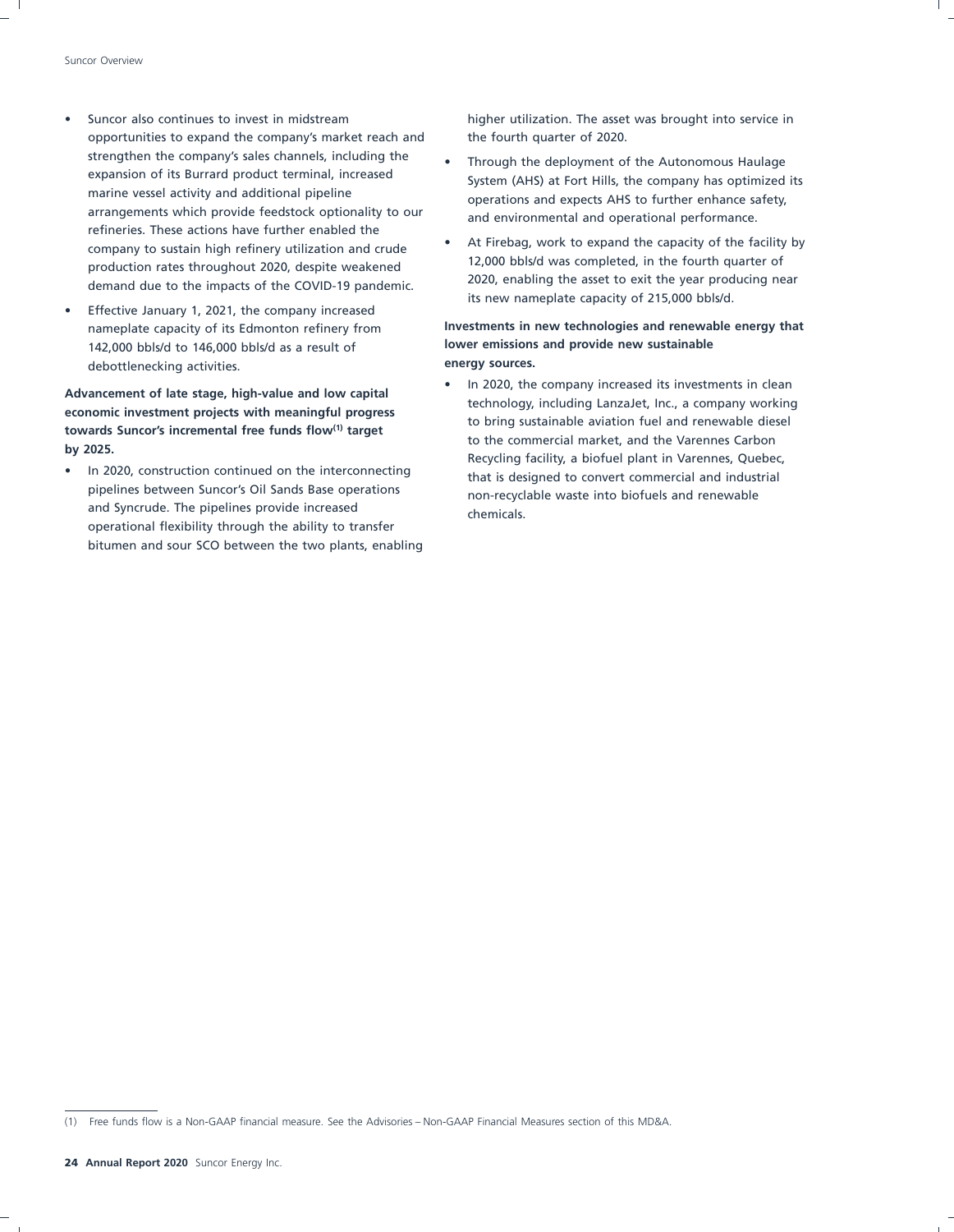- Suncor also continues to invest in midstream opportunities to expand the company's market reach and strengthen the company's sales channels, including the expansion of its Burrard product terminal, increased marine vessel activity and additional pipeline arrangements which provide feedstock optionality to our refineries. These actions have further enabled the company to sustain high refinery utilization and crude production rates throughout 2020, despite weakened demand due to the impacts of the COVID-19 pandemic.
- Effective January 1, 2021, the company increased nameplate capacity of its Edmonton refinery from 142,000 bbls/d to 146,000 bbls/d as a result of debottlenecking activities.

**Advancement of late stage, high-value and low capital economic investment projects with meaningful progress towards Suncor's incremental free funds flow[1] target by 2025.**

- In 2020, construction continued on the interconnecting pipelines between Suncor's Oil Sands Base operations and Syncrude. The pipelines provide increased operational flexibility through the ability to transfer bitumen and sour SCO between the two plants, enabling higher utilization. The asset was brought into service in the fourth quarter of 2020.
- Through the deployment of the Autonomous Haulage System (AHS) at Fort Hills, the company has optimized its operations and expects AHS to further enhance safety, and environmental and operational performance.
- At Firebag, work to expand the capacity of the facility by 12,000 bbls/d was completed, in the fourth quarter of 2020, enabling the asset to exit the year producing near its new nameplate capacity of 215,000 bbls/d.

**Investments in new technologies and renewable energy that lower emissions and provide new sustainable energy sources.**

- In 2020, the company increased its investments in clean technology, including LanzaJet, Inc., a company working to bring sustainable aviation fuel and renewable diesel to the commercial market, and the Varennes Carbon Recycling facility, a biofuel plant in Varennes, Quebec, that is designed to convert commercial and industrial non-recyclable waste into biofuels and renewable chemicals.

(1) Free funds flow is a Non-GAAP financial measure. See the Advisories – Non-GAAP Financial Measures section of this MD&A.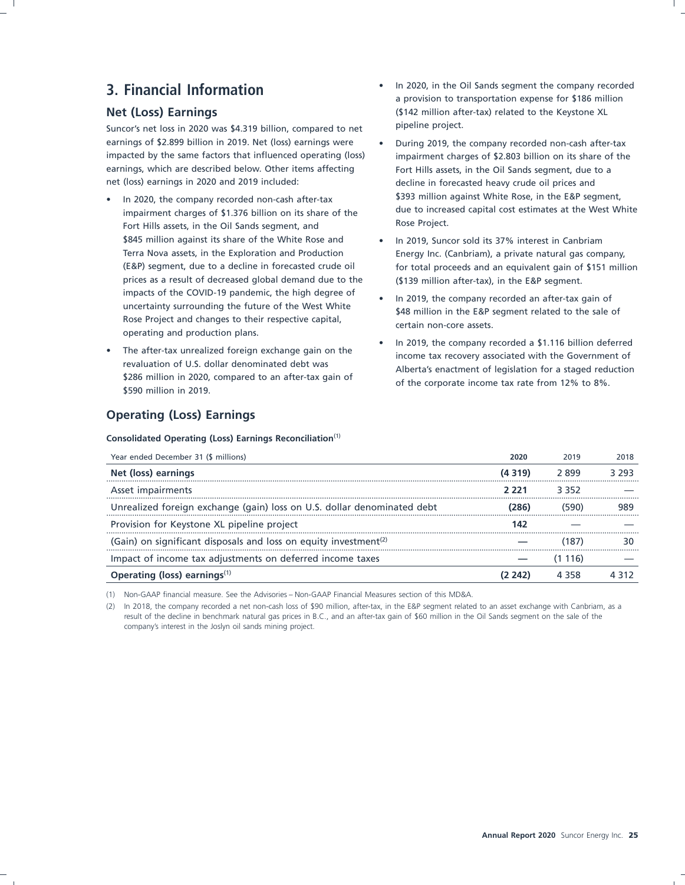# 3. Financial Information

## Net (Loss) Earnings

Suncor's net loss in 2020 was $4.319 billion, compared to net earnings of $2.899 billion in 2019. Net (loss) earnings were impacted by the same factors that influenced operating (loss) earnings, which are described below. Other items affecting net (loss) earnings in 2020 and 2019 included:

- In 2020, the company recorded non-cash after-tax impairment charges of $1.376 billion on its share of the Fort Hills assets, in the Oil Sands segment, and $845 million against its share of the White Rose and Terra Nova assets, in the Exploration and Production (E&P) segment, due to a decline in forecasted crude oil prices as a result of decreased global demand due to the impacts of the COVID-19 pandemic, the high degree of uncertainty surrounding the future of the West White Rose Project and changes to their respective capital, operating and production plans.
- The after-tax unrealized foreign exchange gain on the revaluation of U.S. dollar denominated debt was $286 million in 2020, compared to an after-tax gain of $590 million in 2019.
- In 2020, in the Oil Sands segment the company recorded a provision to transportation expense for $186 million ($142 million after-tax) related to the Keystone XL pipeline project.
- During 2019, the company recorded non-cash after-tax impairment charges of $2.803 billion on its share of the Fort Hills assets, in the Oil Sands segment, due to a decline in forecasted heavy crude oil prices and $393 million against White Rose, in the E&P segment, due to increased capital cost estimates at the West White Rose Project.
- In 2019, Suncor sold its 37% interest in Canbriam Energy Inc. (Canbriam), a private natural gas company, for total proceeds and an equivalent gain of $151 million ($139 million after-tax), in the E&P segment.
- In 2019, the company recorded an after-tax gain of $48 million in the E&P segment related to the sale of certain non-core assets.
- In 2019, the company recorded a $1.116 billion deferred income tax recovery associated with the Government of Alberta's enactment of legislation for a staged reduction of the corporate income tax rate from 12% to 8%.

## Operating (Loss) Earnings

**Consolidated Operating (Loss) Earnings Reconciliation**(1)

| Year ended December 31 ($ millions) | 2020 | 2019 | 2018 |
|---|---|---|---|
| **Net (loss) earnings** | **(4 319)** | 2 899 | 3 293 |
| Asset impairments | **2 221** | 3 352 | — |
| Unrealized foreign exchange (gain) loss on U.S. dollar denominated debt | **(286)** | (590) | 989 |
| Provision for Keystone XL pipeline project | **142** | — | — |
| (Gain) on significant disposals and loss on equity investment(2) | **—** | (187) | 30 |
| Impact of income tax adjustments on deferred income taxes | **—** | (1 116) | — |
| **Operating (loss) earnings**(1) | **(2 242)** | 4 358 | 4 312 |

(1) Non-GAAP financial measure. See the Advisories – Non-GAAP Financial Measures section of this MD&A.

(2) In 2018, the company recorded a net non-cash loss of $90 million, after-tax, in the E&P segment related to an asset exchange with Canbriam, as a result of the decline in benchmark natural gas prices in B.C., and an after-tax gain of $60 million in the Oil Sands segment on the sale of the company's interest in the Joslyn oil sands mining project.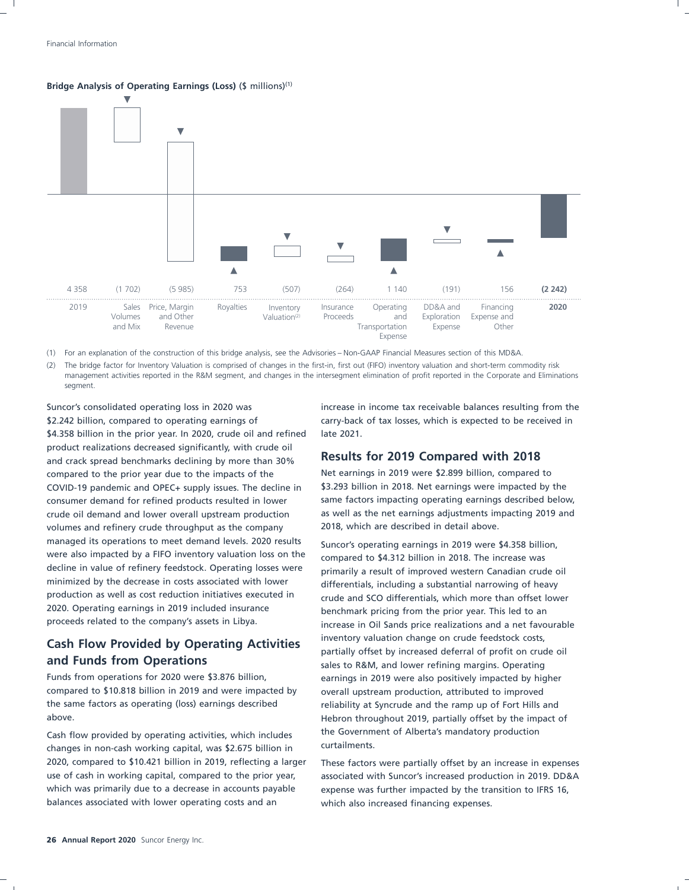**Bridge Analysis of Operating Earnings (Loss)** ($ millions)[(1)]

| 2019 | Sales Volumes and Mix | Price, Margin and Other Revenue | Royalties | Inventory Valuation[(2)] | Insurance Proceeds | Operating and Transportation Expense | DD&A and Exploration Expense | Financing Expense and Other | 2020 |
|---|---|---|---|---|---|---|---|---|---|
| 4 358 | (1 702) | (5 985) | 753 | (507) | (264) | 1 140 | (191) | 156 | **(2 242)** |

(1) For an explanation of the construction of this bridge analysis, see the Advisories – Non-GAAP Financial Measures section of this MD&A.

(2) The bridge factor for Inventory Valuation is comprised of changes in the first-in, first out (FIFO) inventory valuation and short-term commodity risk management activities reported in the R&M segment, and changes in the intersegment elimination of profit reported in the Corporate and Eliminations segment.

Suncor's consolidated operating loss in 2020 was $2.242 billion, compared to operating earnings of $4.358 billion in the prior year. In 2020, crude oil and refined product realizations decreased significantly, with crude oil and crack spread benchmarks declining by more than 30% compared to the prior year due to the impacts of the COVID-19 pandemic and OPEC+ supply issues. The decline in consumer demand for refined products resulted in lower crude oil demand and lower overall upstream production volumes and refinery crude throughput as the company managed its operations to meet demand levels. 2020 results were also impacted by a FIFO inventory valuation loss on the decline in value of refinery feedstock. Operating losses were minimized by the decrease in costs associated with lower production as well as cost reduction initiatives executed in 2020. Operating earnings in 2019 included insurance proceeds related to the company's assets in Libya.

## Cash Flow Provided by Operating Activities and Funds from Operations

Funds from operations for 2020 were $3.876 billion, compared to $10.818 billion in 2019 and were impacted by the same factors as operating (loss) earnings described above.

Cash flow provided by operating activities, which includes changes in non-cash working capital, was $2.675 billion in 2020, compared to $10.421 billion in 2019, reflecting a larger use of cash in working capital, compared to the prior year, which was primarily due to a decrease in accounts payable balances associated with lower operating costs and an increase in income tax receivable balances resulting from the carry-back of tax losses, which is expected to be received in late 2021.

## Results for 2019 Compared with 2018

Net earnings in 2019 were $2.899 billion, compared to $3.293 billion in 2018. Net earnings were impacted by the same factors impacting operating earnings described below, as well as the net earnings adjustments impacting 2019 and 2018, which are described in detail above.

Suncor's operating earnings in 2019 were $4.358 billion, compared to $4.312 billion in 2018. The increase was primarily a result of improved western Canadian crude oil differentials, including a substantial narrowing of heavy crude and SCO differentials, which more than offset lower benchmark pricing from the prior year. This led to an increase in Oil Sands price realizations and a net favourable inventory valuation change on crude feedstock costs, partially offset by increased deferral of profit on crude oil sales to R&M, and lower refining margins. Operating earnings in 2019 were also positively impacted by higher overall upstream production, attributed to improved reliability at Syncrude and the ramp up of Fort Hills and Hebron throughout 2019, partially offset by the impact of the Government of Alberta's mandatory production curtailments.

These factors were partially offset by an increase in expenses associated with Suncor's increased production in 2019. DD&A expense was further impacted by the transition to IFRS 16, which also increased financing expenses.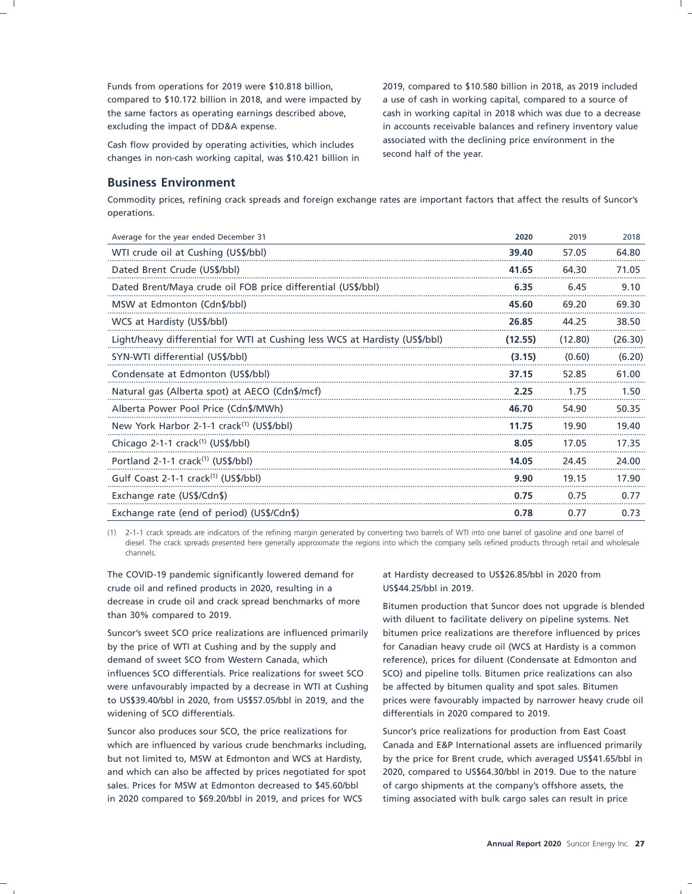Funds from operations for 2019 were $10.818 billion, compared to $10.172 billion in 2018, and were impacted by the same factors as operating earnings described above, excluding the impact of DD&A expense.

Cash flow provided by operating activities, which includes changes in non-cash working capital, was $10.421 billion in 2019, compared to $10.580 billion in 2018, as 2019 included a use of cash in working capital, compared to a source of cash in working capital in 2018 which was due to a decrease in accounts receivable balances and refinery inventory value associated with the declining price environment in the second half of the year.

## Business Environment

Commodity prices, refining crack spreads and foreign exchange rates are important factors that affect the results of Suncor's operations.

| Average for the year ended December 31 | 2020 | 2019 | 2018 |
|---|---|---|---|
| WTI crude oil at Cushing (US$/bbl) | **39.40** | 57.05 | 64.80 |
| Dated Brent Crude (US$/bbl) | **41.65** | 64.30 | 71.05 |
| Dated Brent/Maya crude oil FOB price differential (US$/bbl) | **6.35** | 6.45 | 9.10 |
| MSW at Edmonton (Cdn$/bbl) | **45.60** | 69.20 | 69.30 |
| WCS at Hardisty (US$/bbl) | **26.85** | 44.25 | 38.50 |
| Light/heavy differential for WTI at Cushing less WCS at Hardisty (US$/bbl) | **(12.55)** | (12.80) | (26.30) |
| SYN-WTI differential (US$/bbl) | **(3.15)** | (0.60) | (6.20) |
| Condensate at Edmonton (US$/bbl) | **37.15** | 52.85 | 61.00 |
| Natural gas (Alberta spot) at AECO (Cdn$/mcf) | **2.25** | 1.75 | 1.50 |
| Alberta Power Pool Price (Cdn$/MWh) | **46.70** | 54.90 | 50.35 |
| New York Harbor 2-1-1 crack[(1)] (US$/bbl) | **11.75** | 19.90 | 19.40 |
| Chicago 2-1-1 crack[(1)] (US$/bbl) | **8.05** | 17.05 | 17.35 |
| Portland 2-1-1 crack[(1)] (US$/bbl) | **14.05** | 24.45 | 24.00 |
| Gulf Coast 2-1-1 crack[(1)] (US$/bbl) | **9.90** | 19.15 | 17.90 |
| Exchange rate (US$/Cdn$) | **0.75** | 0.75 | 0.77 |
| Exchange rate (end of period) (US$/Cdn$) | **0.78** | 0.77 | 0.73 |

(1) 2-1-1 crack spreads are indicators of the refining margin generated by converting two barrels of WTI into one barrel of gasoline and one barrel of diesel. The crack spreads presented here generally approximate the regions into which the company sells refined products through retail and wholesale channels.

The COVID-19 pandemic significantly lowered demand for crude oil and refined products in 2020, resulting in a decrease in crude oil and crack spread benchmarks of more than 30% compared to 2019.

Suncor's sweet SCO price realizations are influenced primarily by the price of WTI at Cushing and by the supply and demand of sweet SCO from Western Canada, which influences SCO differentials. Price realizations for sweet SCO were unfavourably impacted by a decrease in WTI at Cushing to US$39.40/bbl in 2020, from US$57.05/bbl in 2019, and the widening of SCO differentials.

Suncor also produces sour SCO, the price realizations for which are influenced by various crude benchmarks including, but not limited to, MSW at Edmonton and WCS at Hardisty, and which can also be affected by prices negotiated for spot sales. Prices for MSW at Edmonton decreased to $45.60/bbl in 2020 compared to $69.20/bbl in 2019, and prices for WCS at Hardisty decreased to US$26.85/bbl in 2020 from US$44.25/bbl in 2019.

Bitumen production that Suncor does not upgrade is blended with diluent to facilitate delivery on pipeline systems. Net bitumen price realizations are therefore influenced by prices for Canadian heavy crude oil (WCS at Hardisty is a common reference), prices for diluent (Condensate at Edmonton and SCO) and pipeline tolls. Bitumen price realizations can also be affected by bitumen quality and spot sales. Bitumen prices were favourably impacted by narrower heavy crude oil differentials in 2020 compared to 2019.

Suncor's price realizations for production from East Coast Canada and E&P International assets are influenced primarily by the price for Brent crude, which averaged US$41.65/bbl in 2020, compared to US$64.30/bbl in 2019. Due to the nature of cargo shipments at the company's offshore assets, the timing associated with bulk cargo sales can result in price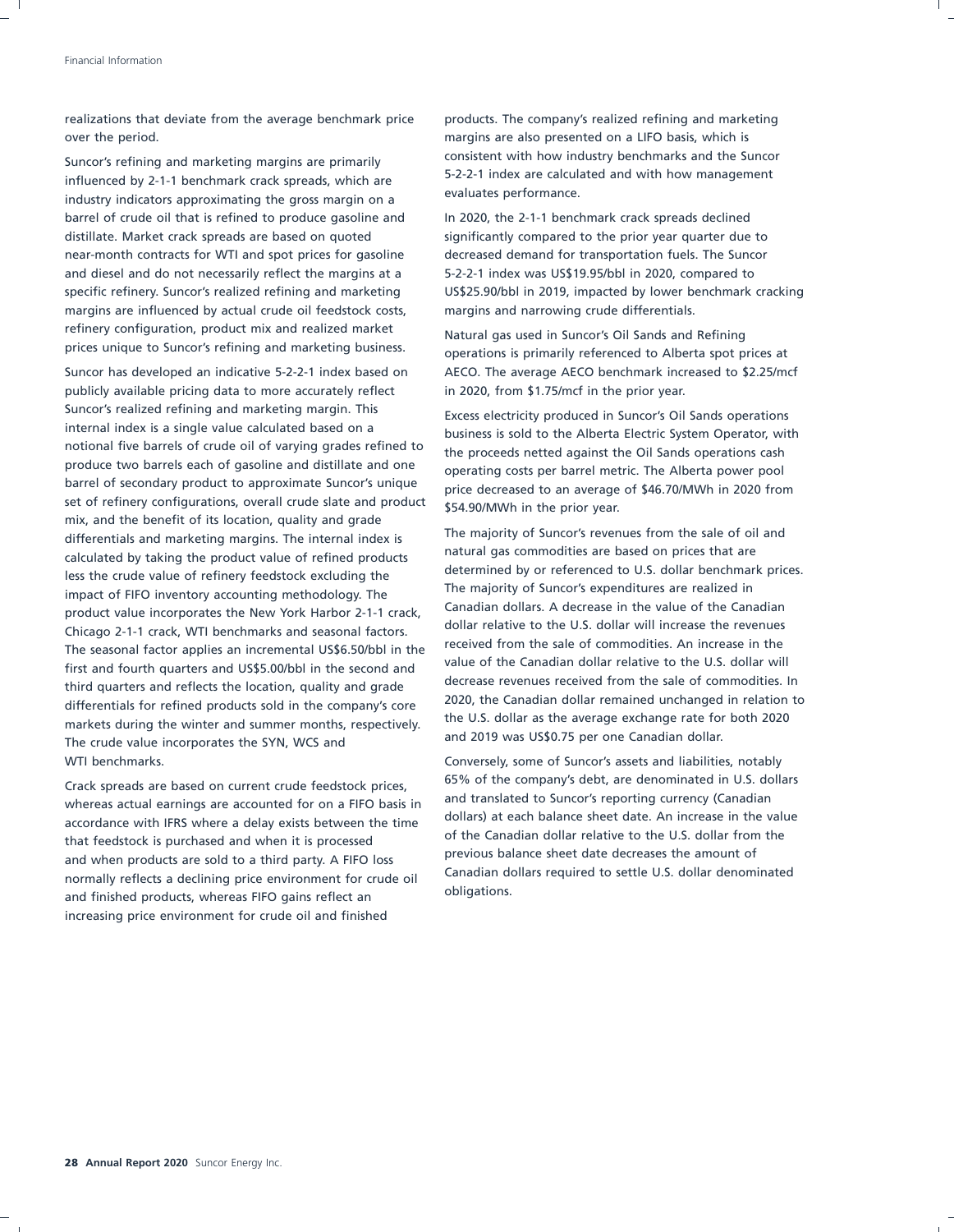realizations that deviate from the average benchmark price over the period.

Suncor's refining and marketing margins are primarily influenced by 2-1-1 benchmark crack spreads, which are industry indicators approximating the gross margin on a barrel of crude oil that is refined to produce gasoline and distillate. Market crack spreads are based on quoted near-month contracts for WTI and spot prices for gasoline and diesel and do not necessarily reflect the margins at a specific refinery. Suncor's realized refining and marketing margins are influenced by actual crude oil feedstock costs, refinery configuration, product mix and realized market prices unique to Suncor's refining and marketing business.

Suncor has developed an indicative 5-2-2-1 index based on publicly available pricing data to more accurately reflect Suncor's realized refining and marketing margin. This internal index is a single value calculated based on a notional five barrels of crude oil of varying grades refined to produce two barrels each of gasoline and distillate and one barrel of secondary product to approximate Suncor's unique set of refinery configurations, overall crude slate and product mix, and the benefit of its location, quality and grade differentials and marketing margins. The internal index is calculated by taking the product value of refined products less the crude value of refinery feedstock excluding the impact of FIFO inventory accounting methodology. The product value incorporates the New York Harbor 2-1-1 crack, Chicago 2-1-1 crack, WTI benchmarks and seasonal factors. The seasonal factor applies an incremental US$6.50/bbl in the first and fourth quarters and US$5.00/bbl in the second and third quarters and reflects the location, quality and grade differentials for refined products sold in the company's core markets during the winter and summer months, respectively. The crude value incorporates the SYN, WCS and WTI benchmarks.

Crack spreads are based on current crude feedstock prices, whereas actual earnings are accounted for on a FIFO basis in accordance with IFRS where a delay exists between the time that feedstock is purchased and when it is processed and when products are sold to a third party. A FIFO loss normally reflects a declining price environment for crude oil and finished products, whereas FIFO gains reflect an increasing price environment for crude oil and finished products. The company's realized refining and marketing margins are also presented on a LIFO basis, which is consistent with how industry benchmarks and the Suncor 5-2-2-1 index are calculated and with how management evaluates performance.

In 2020, the 2-1-1 benchmark crack spreads declined significantly compared to the prior year quarter due to decreased demand for transportation fuels. The Suncor 5-2-2-1 index was US$19.95/bbl in 2020, compared to US$25.90/bbl in 2019, impacted by lower benchmark cracking margins and narrowing crude differentials.

Natural gas used in Suncor's Oil Sands and Refining operations is primarily referenced to Alberta spot prices at AECO. The average AECO benchmark increased to $2.25/mcf in 2020, from $1.75/mcf in the prior year.

Excess electricity produced in Suncor's Oil Sands operations business is sold to the Alberta Electric System Operator, with the proceeds netted against the Oil Sands operations cash operating costs per barrel metric. The Alberta power pool price decreased to an average of $46.70/MWh in 2020 from $54.90/MWh in the prior year.

The majority of Suncor's revenues from the sale of oil and natural gas commodities are based on prices that are determined by or referenced to U.S. dollar benchmark prices. The majority of Suncor's expenditures are realized in Canadian dollars. A decrease in the value of the Canadian dollar relative to the U.S. dollar will increase the revenues received from the sale of commodities. An increase in the value of the Canadian dollar relative to the U.S. dollar will decrease revenues received from the sale of commodities. In 2020, the Canadian dollar remained unchanged in relation to the U.S. dollar as the average exchange rate for both 2020 and 2019 was US$0.75 per one Canadian dollar.

Conversely, some of Suncor's assets and liabilities, notably 65% of the company's debt, are denominated in U.S. dollars and translated to Suncor's reporting currency (Canadian dollars) at each balance sheet date. An increase in the value of the Canadian dollar relative to the U.S. dollar from the previous balance sheet date decreases the amount of Canadian dollars required to settle U.S. dollar denominated obligations.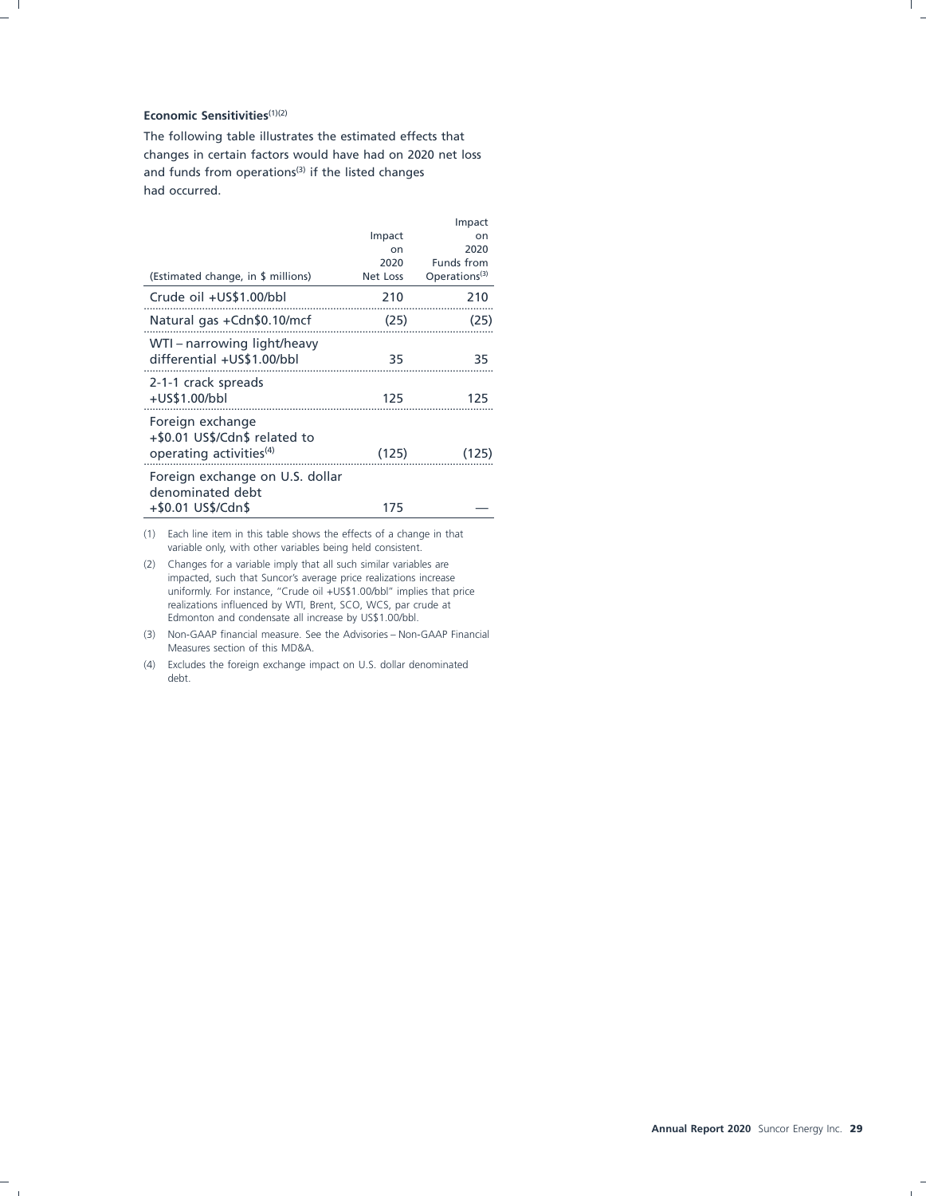### Economic Sensitivities[1][2]

The following table illustrates the estimated effects that changes in certain factors would have had on 2020 net loss and funds from operations[3] if the listed changes had occurred.

| (Estimated change, in $ millions) | Impact on 2020 Net Loss | Impact on 2020 Funds from Operations[3] |
|---|---|---|
| Crude oil +US$1.00/bbl | 210 | 210 |
| Natural gas +Cdn$0.10/mcf | (25) | (25) |
| WTI – narrowing light/heavy differential +US$1.00/bbl | 35 | 35 |
| 2-1-1 crack spreads +US$1.00/bbl | 125 | 125 |
| Foreign exchange +$0.01 US$/Cdn$ related to operating activities[4] | (125) | (125) |
| Foreign exchange on U.S. dollar denominated debt +$0.01 US$/Cdn$ | 175 | — |

(1) Each line item in this table shows the effects of a change in that variable only, with other variables being held consistent.

(2) Changes for a variable imply that all such similar variables are impacted, such that Suncor's average price realizations increase uniformly. For instance, "Crude oil +US$1.00/bbl" implies that price realizations influenced by WTI, Brent, SCO, WCS, par crude at Edmonton and condensate all increase by US$1.00/bbl.

(3) Non-GAAP financial measure. See the Advisories – Non-GAAP Financial Measures section of this MD&A.

(4) Excludes the foreign exchange impact on U.S. dollar denominated debt.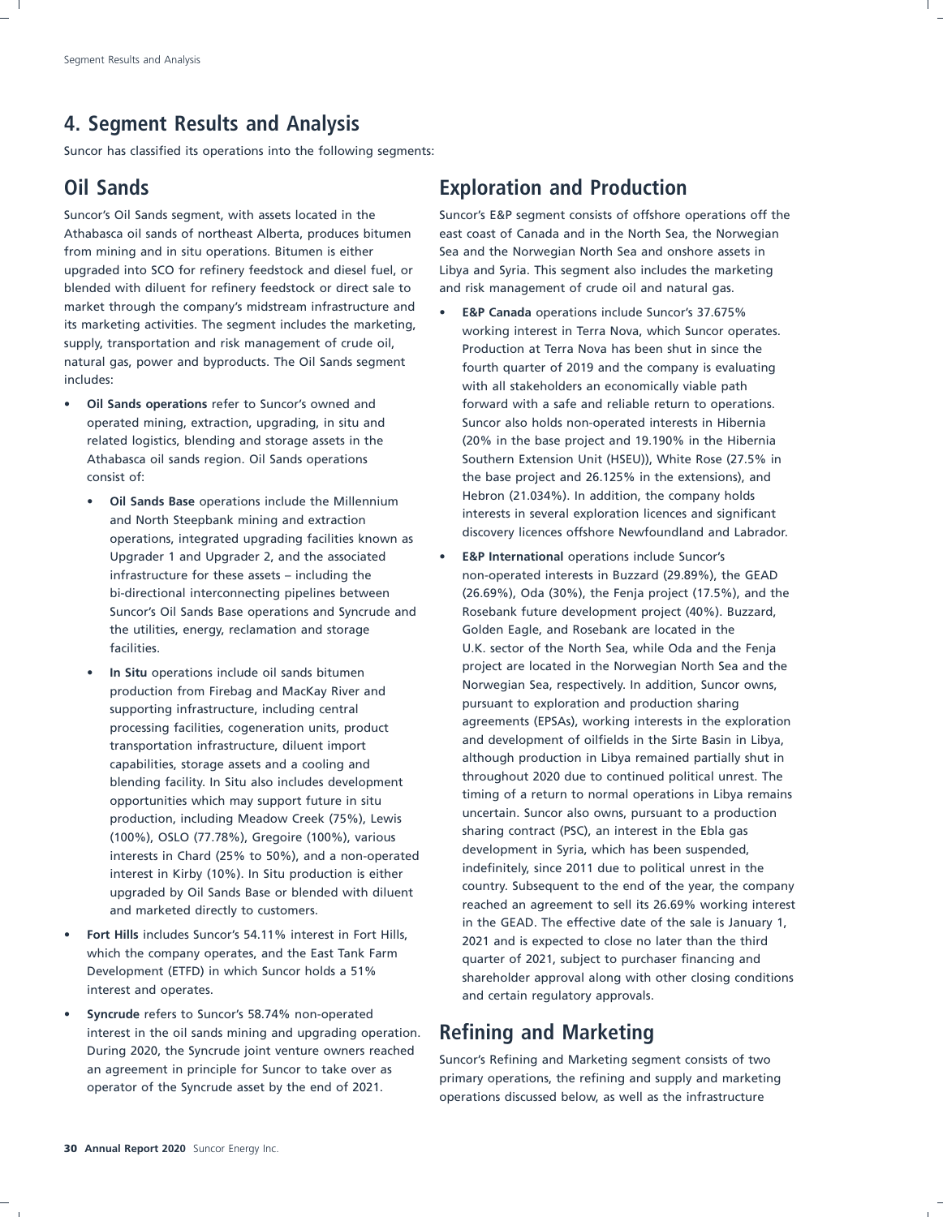## 4. Segment Results and Analysis

Suncor has classified its operations into the following segments:

## Oil Sands

Suncor's Oil Sands segment, with assets located in the Athabasca oil sands of northeast Alberta, produces bitumen from mining and in situ operations. Bitumen is either upgraded into SCO for refinery feedstock and diesel fuel, or blended with diluent for refinery feedstock or direct sale to market through the company's midstream infrastructure and its marketing activities. The segment includes the marketing, supply, transportation and risk management of crude oil, natural gas, power and byproducts. The Oil Sands segment includes:

- **Oil Sands operations** refer to Suncor's owned and operated mining, extraction, upgrading, in situ and related logistics, blending and storage assets in the Athabasca oil sands region. Oil Sands operations consist of:
  - **Oil Sands Base** operations include the Millennium and North Steepbank mining and extraction operations, integrated upgrading facilities known as Upgrader 1 and Upgrader 2, and the associated infrastructure for these assets – including the bi-directional interconnecting pipelines between Suncor's Oil Sands Base operations and Syncrude and the utilities, energy, reclamation and storage facilities.
  - **In Situ** operations include oil sands bitumen production from Firebag and MacKay River and supporting infrastructure, including central processing facilities, cogeneration units, product transportation infrastructure, diluent import capabilities, storage assets and a cooling and blending facility. In Situ also includes development opportunities which may support future in situ production, including Meadow Creek (75%), Lewis (100%), OSLO (77.78%), Gregoire (100%), various interests in Chard (25% to 50%), and a non-operated interest in Kirby (10%). In Situ production is either upgraded by Oil Sands Base or blended with diluent and marketed directly to customers.
- **Fort Hills** includes Suncor's 54.11% interest in Fort Hills, which the company operates, and the East Tank Farm Development (ETFD) in which Suncor holds a 51% interest and operates.
- **Syncrude** refers to Suncor's 58.74% non-operated interest in the oil sands mining and upgrading operation. During 2020, the Syncrude joint venture owners reached an agreement in principle for Suncor to take over as operator of the Syncrude asset by the end of 2021.

## Exploration and Production

Suncor's E&P segment consists of offshore operations off the east coast of Canada and in the North Sea, the Norwegian Sea and the Norwegian North Sea and onshore assets in Libya and Syria. This segment also includes the marketing and risk management of crude oil and natural gas.

- **E&P Canada** operations include Suncor's 37.675% working interest in Terra Nova, which Suncor operates. Production at Terra Nova has been shut in since the fourth quarter of 2019 and the company is evaluating with all stakeholders an economically viable path forward with a safe and reliable return to operations. Suncor also holds non-operated interests in Hibernia (20% in the base project and 19.190% in the Hibernia Southern Extension Unit (HSEU)), White Rose (27.5% in the base project and 26.125% in the extensions), and Hebron (21.034%). In addition, the company holds interests in several exploration licences and significant discovery licences offshore Newfoundland and Labrador.
- **E&P International** operations include Suncor's non-operated interests in Buzzard (29.89%), the GEAD (26.69%), Oda (30%), the Fenja project (17.5%), and the Rosebank future development project (40%). Buzzard, Golden Eagle, and Rosebank are located in the U.K. sector of the North Sea, while Oda and the Fenja project are located in the Norwegian North Sea and the Norwegian Sea, respectively. In addition, Suncor owns, pursuant to exploration and production sharing agreements (EPSAs), working interests in the exploration and development of oilfields in the Sirte Basin in Libya, although production in Libya remained partially shut in throughout 2020 due to continued political unrest. The timing of a return to normal operations in Libya remains uncertain. Suncor also owns, pursuant to a production sharing contract (PSC), an interest in the Ebla gas development in Syria, which has been suspended, indefinitely, since 2011 due to political unrest in the country. Subsequent to the end of the year, the company reached an agreement to sell its 26.69% working interest in the GEAD. The effective date of the sale is January 1, 2021 and is expected to close no later than the third quarter of 2021, subject to purchaser financing and shareholder approval along with other closing conditions and certain regulatory approvals.

## Refining and Marketing

Suncor's Refining and Marketing segment consists of two primary operations, the refining and supply and marketing operations discussed below, as well as the infrastructure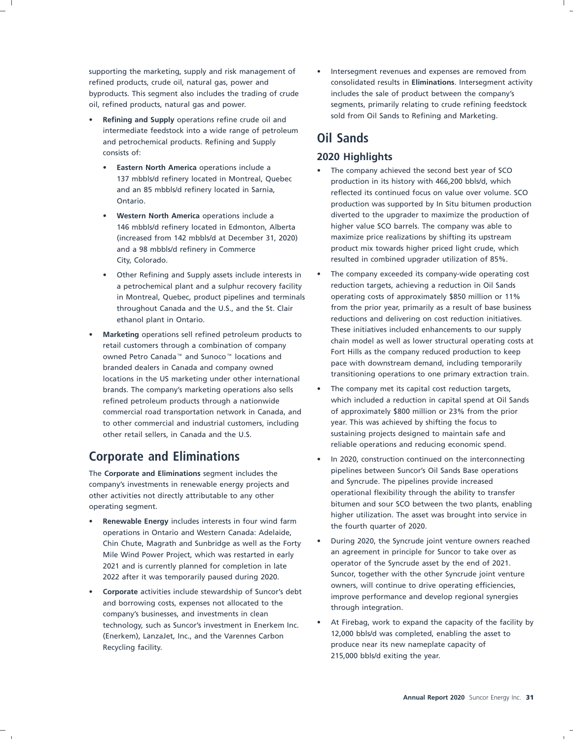supporting the marketing, supply and risk management of refined products, crude oil, natural gas, power and byproducts. This segment also includes the trading of crude oil, refined products, natural gas and power.

- **Refining and Supply** operations refine crude oil and intermediate feedstock into a wide range of petroleum and petrochemical products. Refining and Supply consists of:
  - **Eastern North America** operations include a 137 mbbls/d refinery located in Montreal, Quebec and an 85 mbbls/d refinery located in Sarnia, Ontario.
  - **Western North America** operations include a 146 mbbls/d refinery located in Edmonton, Alberta (increased from 142 mbbls/d at December 31, 2020) and a 98 mbbls/d refinery in Commerce City, Colorado.
  - Other Refining and Supply assets include interests in a petrochemical plant and a sulphur recovery facility in Montreal, Quebec, product pipelines and terminals throughout Canada and the U.S., and the St. Clair ethanol plant in Ontario.
- **Marketing** operations sell refined petroleum products to retail customers through a combination of company owned Petro Canada™ and Sunoco™ locations and branded dealers in Canada and company owned locations in the US marketing under other international brands. The company's marketing operations also sells refined petroleum products through a nationwide commercial road transportation network in Canada, and to other commercial and industrial customers, including other retail sellers, in Canada and the U.S.

## Corporate and Eliminations

The **Corporate and Eliminations** segment includes the company's investments in renewable energy projects and other activities not directly attributable to any other operating segment.

- **Renewable Energy** includes interests in four wind farm operations in Ontario and Western Canada: Adelaide, Chin Chute, Magrath and Sunbridge as well as the Forty Mile Wind Power Project, which was restarted in early 2021 and is currently planned for completion in late 2022 after it was temporarily paused during 2020.
- **Corporate** activities include stewardship of Suncor's debt and borrowing costs, expenses not allocated to the company's businesses, and investments in clean technology, such as Suncor's investment in Enerkem Inc. (Enerkem), LanzaJet, Inc., and the Varennes Carbon Recycling facility.
- Intersegment revenues and expenses are removed from consolidated results in **Eliminations**. Intersegment activity includes the sale of product between the company's segments, primarily relating to crude refining feedstock sold from Oil Sands to Refining and Marketing.

## Oil Sands

### 2020 Highlights

- The company achieved the second best year of SCO production in its history with 466,200 bbls/d, which reflected its continued focus on value over volume. SCO production was supported by In Situ bitumen production diverted to the upgrader to maximize the production of higher value SCO barrels. The company was able to maximize price realizations by shifting its upstream product mix towards higher priced light crude, which resulted in combined upgrader utilization of 85%.
- The company exceeded its company-wide operating cost reduction targets, achieving a reduction in Oil Sands operating costs of approximately $850 million or 11% from the prior year, primarily as a result of base business reductions and delivering on cost reduction initiatives. These initiatives included enhancements to our supply chain model as well as lower structural operating costs at Fort Hills as the company reduced production to keep pace with downstream demand, including temporarily transitioning operations to one primary extraction train.
- The company met its capital cost reduction targets, which included a reduction in capital spend at Oil Sands of approximately $800 million or 23% from the prior year. This was achieved by shifting the focus to sustaining projects designed to maintain safe and reliable operations and reducing economic spend.
- In 2020, construction continued on the interconnecting pipelines between Suncor's Oil Sands Base operations and Syncrude. The pipelines provide increased operational flexibility through the ability to transfer bitumen and sour SCO between the two plants, enabling higher utilization. The asset was brought into service in the fourth quarter of 2020.
- During 2020, the Syncrude joint venture owners reached an agreement in principle for Suncor to take over as operator of the Syncrude asset by the end of 2021. Suncor, together with the other Syncrude joint venture owners, will continue to drive operating efficiencies, improve performance and develop regional synergies through integration.
- At Firebag, work to expand the capacity of the facility by 12,000 bbls/d was completed, enabling the asset to produce near its new nameplate capacity of 215,000 bbls/d exiting the year.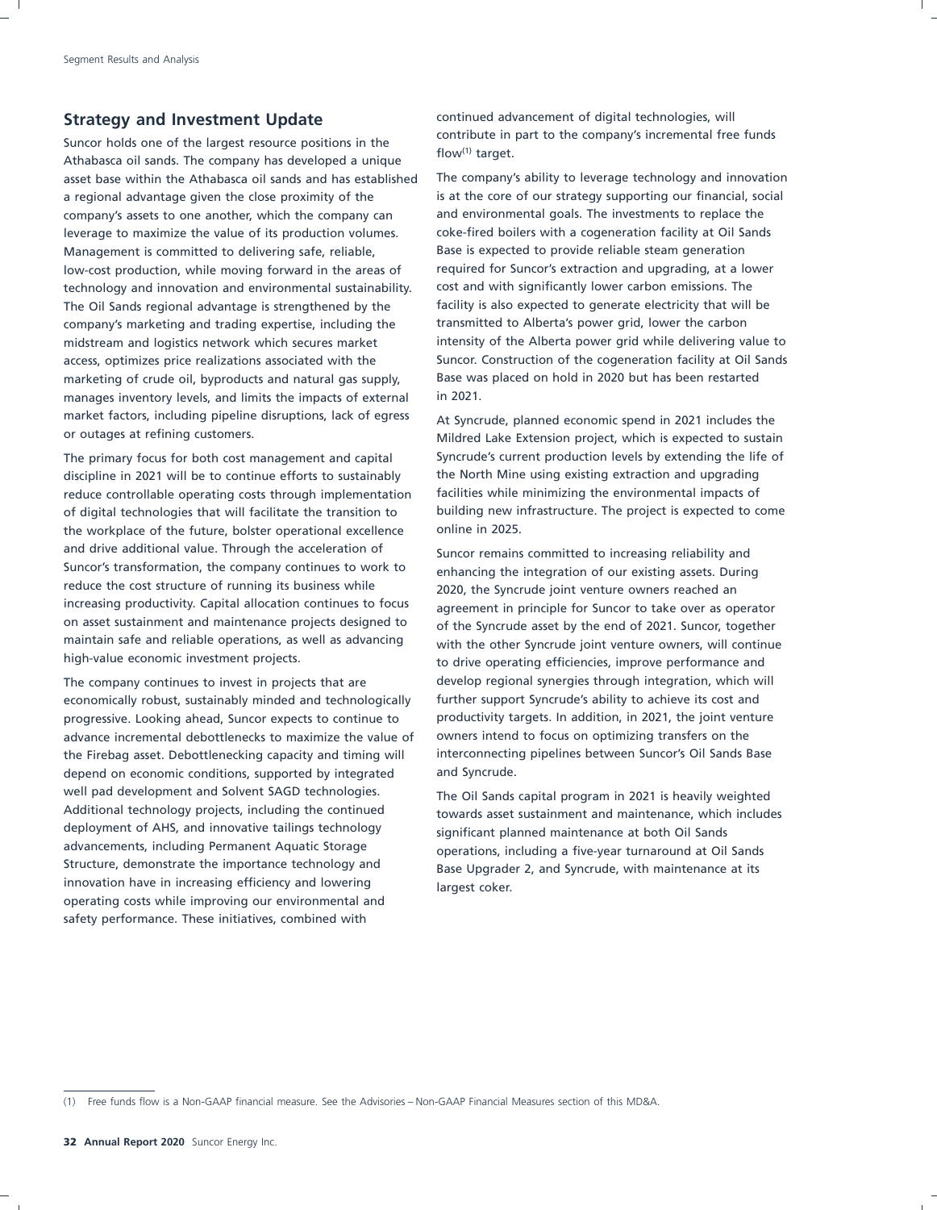## Strategy and Investment Update

Suncor holds one of the largest resource positions in the Athabasca oil sands. The company has developed a unique asset base within the Athabasca oil sands and has established a regional advantage given the close proximity of the company's assets to one another, which the company can leverage to maximize the value of its production volumes. Management is committed to delivering safe, reliable, low-cost production, while moving forward in the areas of technology and innovation and environmental sustainability. The Oil Sands regional advantage is strengthened by the company's marketing and trading expertise, including the midstream and logistics network which secures market access, optimizes price realizations associated with the marketing of crude oil, byproducts and natural gas supply, manages inventory levels, and limits the impacts of external market factors, including pipeline disruptions, lack of egress or outages at refining customers.

The primary focus for both cost management and capital discipline in 2021 will be to continue efforts to sustainably reduce controllable operating costs through implementation of digital technologies that will facilitate the transition to the workplace of the future, bolster operational excellence and drive additional value. Through the acceleration of Suncor's transformation, the company continues to work to reduce the cost structure of running its business while increasing productivity. Capital allocation continues to focus on asset sustainment and maintenance projects designed to maintain safe and reliable operations, as well as advancing high-value economic investment projects.

The company continues to invest in projects that are economically robust, sustainably minded and technologically progressive. Looking ahead, Suncor expects to continue to advance incremental debottlenecks to maximize the value of the Firebag asset. Debottlenecking capacity and timing will depend on economic conditions, supported by integrated well pad development and Solvent SAGD technologies. Additional technology projects, including the continued deployment of AHS, and innovative tailings technology advancements, including Permanent Aquatic Storage Structure, demonstrate the importance technology and innovation have in increasing efficiency and lowering operating costs while improving our environmental and safety performance. These initiatives, combined with continued advancement of digital technologies, will contribute in part to the company's incremental free funds flow[1] target.

The company's ability to leverage technology and innovation is at the core of our strategy supporting our financial, social and environmental goals. The investments to replace the coke-fired boilers with a cogeneration facility at Oil Sands Base is expected to provide reliable steam generation required for Suncor's extraction and upgrading, at a lower cost and with significantly lower carbon emissions. The facility is also expected to generate electricity that will be transmitted to Alberta's power grid, lower the carbon intensity of the Alberta power grid while delivering value to Suncor. Construction of the cogeneration facility at Oil Sands Base was placed on hold in 2020 but has been restarted in 2021.

At Syncrude, planned economic spend in 2021 includes the Mildred Lake Extension project, which is expected to sustain Syncrude's current production levels by extending the life of the North Mine using existing extraction and upgrading facilities while minimizing the environmental impacts of building new infrastructure. The project is expected to come online in 2025.

Suncor remains committed to increasing reliability and enhancing the integration of our existing assets. During 2020, the Syncrude joint venture owners reached an agreement in principle for Suncor to take over as operator of the Syncrude asset by the end of 2021. Suncor, together with the other Syncrude joint venture owners, will continue to drive operating efficiencies, improve performance and develop regional synergies through integration, which will further support Syncrude's ability to achieve its cost and productivity targets. In addition, in 2021, the joint venture owners intend to focus on optimizing transfers on the interconnecting pipelines between Suncor's Oil Sands Base and Syncrude.

The Oil Sands capital program in 2021 is heavily weighted towards asset sustainment and maintenance, which includes significant planned maintenance at both Oil Sands operations, including a five-year turnaround at Oil Sands Base Upgrader 2, and Syncrude, with maintenance at its largest coker.

---

(1) Free funds flow is a Non-GAAP financial measure. See the Advisories – Non-GAAP Financial Measures section of this MD&A.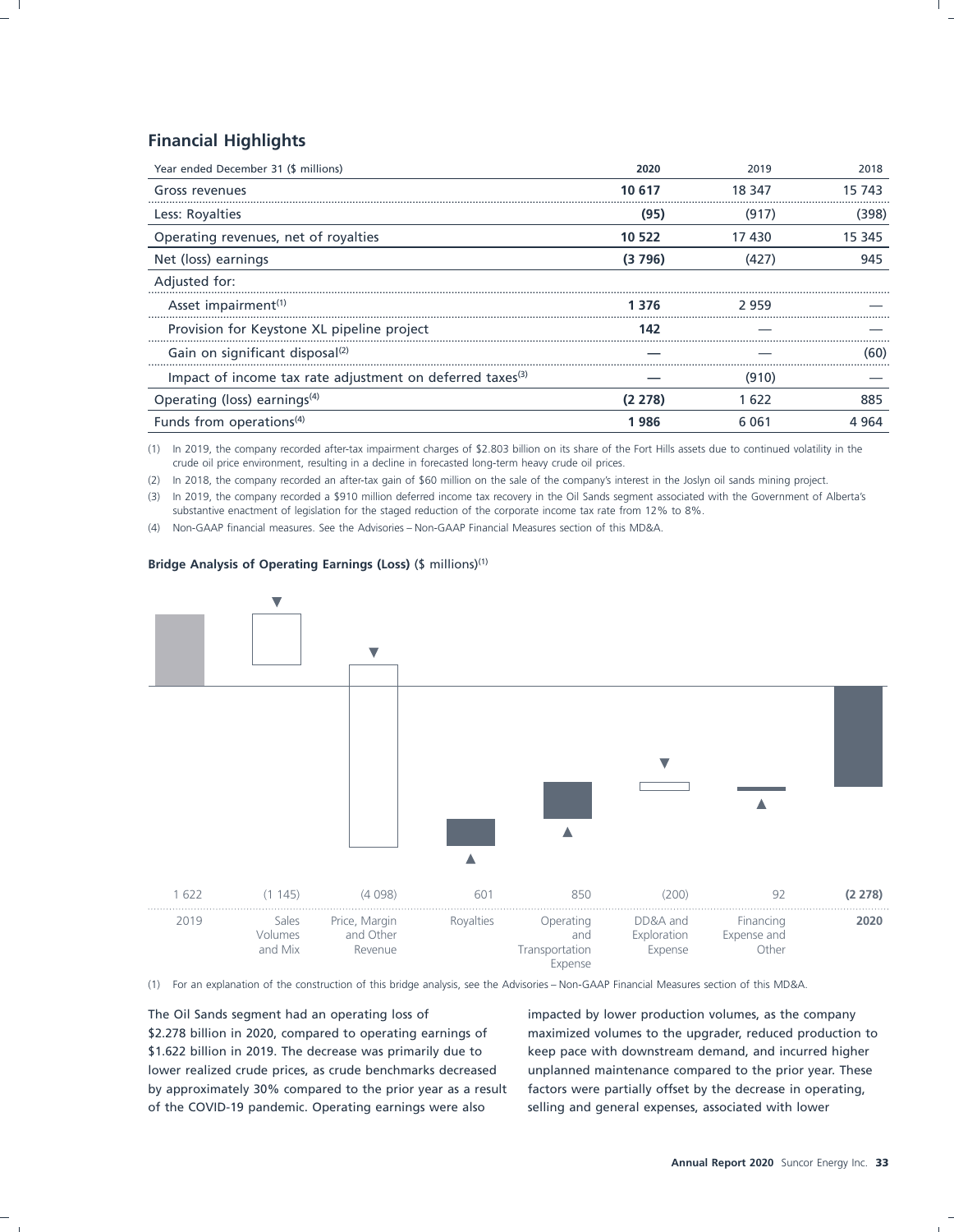## Financial Highlights

| Year ended December 31 ($ millions) | 2020 | 2019 | 2018 |
|---|---|---|---|
| Gross revenues | **10 617** | 18 347 | 15 743 |
| Less: Royalties | **(95)** | (917) | (398) |
| Operating revenues, net of royalties | **10 522** | 17 430 | 15 345 |
| Net (loss) earnings | **(3 796)** | (427) | 945 |
| Adjusted for: | | | |
| Asset impairment[1] | **1 376** | 2 959 | — |
| Provision for Keystone XL pipeline project | **142** | — | — |
| Gain on significant disposal[2] | **—** | — | (60) |
| Impact of income tax rate adjustment on deferred taxes[3] | **—** | (910) | — |
| Operating (loss) earnings[4] | **(2 278)** | 1 622 | 885 |
| Funds from operations[4] | **1 986** | 6 061 | 4 964 |

(1) In 2019, the company recorded after-tax impairment charges of $2.803 billion on its share of the Fort Hills assets due to continued volatility in the crude oil price environment, resulting in a decline in forecasted long-term heavy crude oil prices.

(2) In 2018, the company recorded an after-tax gain of $60 million on the sale of the company's interest in the Joslyn oil sands mining project.

(3) In 2019, the company recorded a $910 million deferred income tax recovery in the Oil Sands segment associated with the Government of Alberta's substantive enactment of legislation for the staged reduction of the corporate income tax rate from 12% to 8%.

(4) Non-GAAP financial measures. See the Advisories – Non-GAAP Financial Measures section of this MD&A.

**Bridge Analysis of Operating Earnings (Loss)** ($ millions)[1]

| 2019 | Sales Volumes and Mix | Price, Margin and Other Revenue | Royalties | Operating and Transportation Expense | DD&A and Exploration Expense | Financing Expense and Other | **2020** |
|---|---|---|---|---|---|---|---|
| 1 622 | (1 145) | (4 098) | 601 | 850 | (200) | 92 | **(2 278)** |

(1) For an explanation of the construction of this bridge analysis, see the Advisories – Non-GAAP Financial Measures section of this MD&A.

The Oil Sands segment had an operating loss of $2.278 billion in 2020, compared to operating earnings of $1.622 billion in 2019. The decrease was primarily due to lower realized crude prices, as crude benchmarks decreased by approximately 30% compared to the prior year as a result of the COVID-19 pandemic. Operating earnings were also impacted by lower production volumes, as the company maximized volumes to the upgrader, reduced production to keep pace with downstream demand, and incurred higher unplanned maintenance compared to the prior year. These factors were partially offset by the decrease in operating, selling and general expenses, associated with lower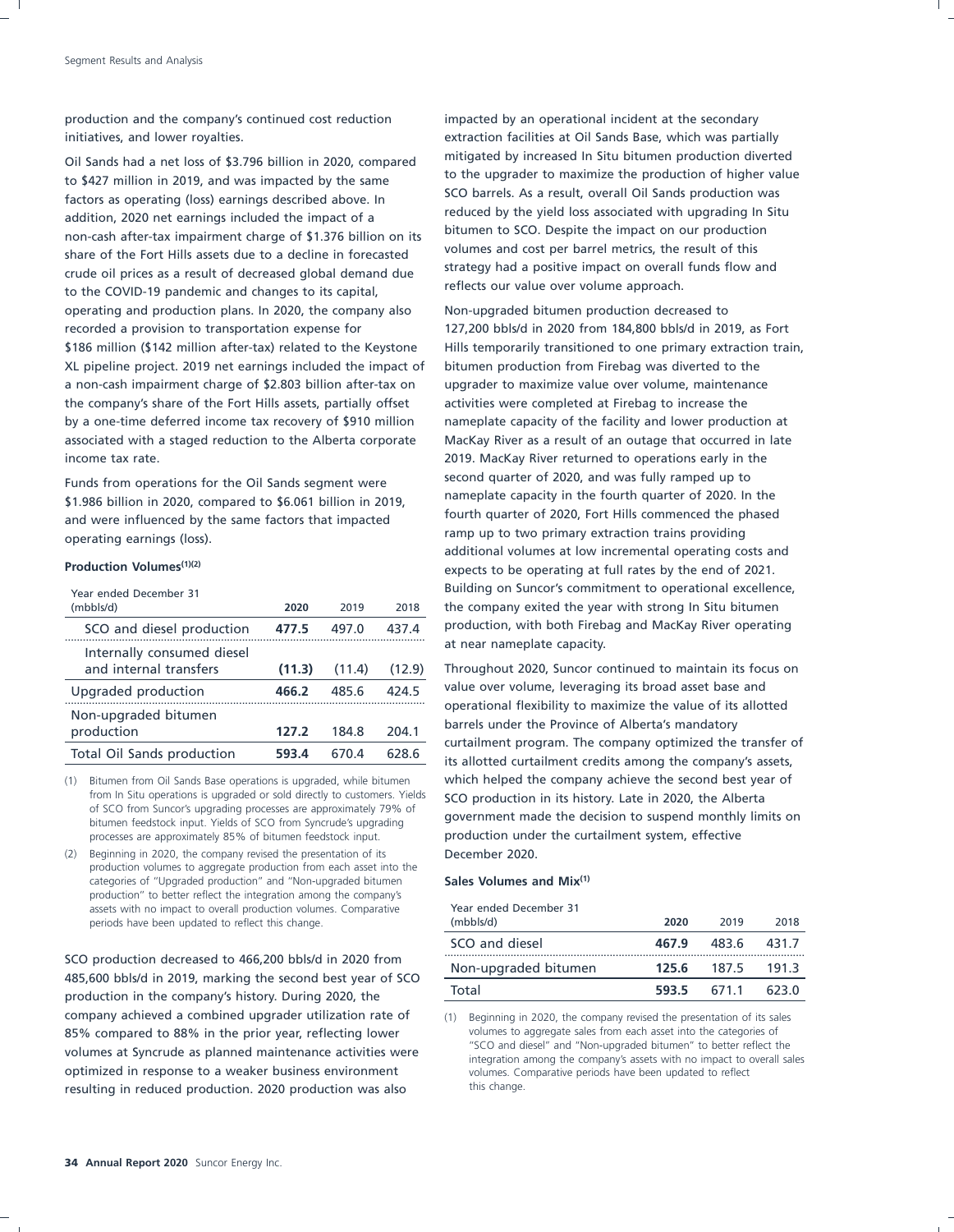production and the company's continued cost reduction initiatives, and lower royalties.

Oil Sands had a net loss of $3.796 billion in 2020, compared to $427 million in 2019, and was impacted by the same factors as operating (loss) earnings described above. In addition, 2020 net earnings included the impact of a non-cash after-tax impairment charge of $1.376 billion on its share of the Fort Hills assets due to a decline in forecasted crude oil prices as a result of decreased global demand due to the COVID-19 pandemic and changes to its capital, operating and production plans. In 2020, the company also recorded a provision to transportation expense for $186 million ($142 million after-tax) related to the Keystone XL pipeline project. 2019 net earnings included the impact of a non-cash impairment charge of $2.803 billion after-tax on the company's share of the Fort Hills assets, partially offset by a one-time deferred income tax recovery of $910 million associated with a staged reduction to the Alberta corporate income tax rate.

Funds from operations for the Oil Sands segment were $1.986 billion in 2020, compared to $6.061 billion in 2019, and were influenced by the same factors that impacted operating earnings (loss).

**Production Volumes[(1)(2)]**

| Year ended December 31 (mbbls/d) | 2020 | 2019 | 2018 |
|---|---|---|---|
| SCO and diesel production | **477.5** | 497.0 | 437.4 |
| Internally consumed diesel and internal transfers | **(11.3)** | (11.4) | (12.9) |
| Upgraded production | **466.2** | 485.6 | 424.5 |
| Non-upgraded bitumen production | **127.2** | 184.8 | 204.1 |
| Total Oil Sands production | **593.4** | 670.4 | 628.6 |

(1) Bitumen from Oil Sands Base operations is upgraded, while bitumen from In Situ operations is upgraded or sold directly to customers. Yields of SCO from Suncor's upgrading processes are approximately 79% of bitumen feedstock input. Yields of SCO from Syncrude's upgrading processes are approximately 85% of bitumen feedstock input.

(2) Beginning in 2020, the company revised the presentation of its production volumes to aggregate production from each asset into the categories of "Upgraded production" and "Non-upgraded bitumen production" to better reflect the integration among the company's assets with no impact to overall production volumes. Comparative periods have been updated to reflect this change.

SCO production decreased to 466,200 bbls/d in 2020 from 485,600 bbls/d in 2019, marking the second best year of SCO production in the company's history. During 2020, the company achieved a combined upgrader utilization rate of 85% compared to 88% in the prior year, reflecting lower volumes at Syncrude as planned maintenance activities were optimized in response to a weaker business environment resulting in reduced production. 2020 production was also impacted by an operational incident at the secondary extraction facilities at Oil Sands Base, which was partially mitigated by increased In Situ bitumen production diverted to the upgrader to maximize the production of higher value SCO barrels. As a result, overall Oil Sands production was reduced by the yield loss associated with upgrading In Situ bitumen to SCO. Despite the impact on our production volumes and cost per barrel metrics, the result of this strategy had a positive impact on overall funds flow and reflects our value over volume approach.

Non-upgraded bitumen production decreased to 127,200 bbls/d in 2020 from 184,800 bbls/d in 2019, as Fort Hills temporarily transitioned to one primary extraction train, bitumen production from Firebag was diverted to the upgrader to maximize value over volume, maintenance activities were completed at Firebag to increase the nameplate capacity of the facility and lower production at MacKay River as a result of an outage that occurred in late 2019. MacKay River returned to operations early in the second quarter of 2020, and was fully ramped up to nameplate capacity in the fourth quarter of 2020. In the fourth quarter of 2020, Fort Hills commenced the phased ramp up to two primary extraction trains providing additional volumes at low incremental operating costs and expects to be operating at full rates by the end of 2021. Building on Suncor's commitment to operational excellence, the company exited the year with strong In Situ bitumen production, with both Firebag and MacKay River operating at near nameplate capacity.

Throughout 2020, Suncor continued to maintain its focus on value over volume, leveraging its broad asset base and operational flexibility to maximize the value of its allotted barrels under the Province of Alberta's mandatory curtailment program. The company optimized the transfer of its allotted curtailment credits among the company's assets, which helped the company achieve the second best year of SCO production in its history. Late in 2020, the Alberta government made the decision to suspend monthly limits on production under the curtailment system, effective December 2020.

**Sales Volumes and Mix[(1)]**

| Year ended December 31 (mbbls/d) | 2020 | 2019 | 2018 |
|---|---|---|---|
| SCO and diesel | **467.9** | 483.6 | 431.7 |
| Non-upgraded bitumen | **125.6** | 187.5 | 191.3 |
| Total | **593.5** | 671.1 | 623.0 |

(1) Beginning in 2020, the company revised the presentation of its sales volumes to aggregate sales from each asset into the categories of "SCO and diesel" and "Non-upgraded bitumen" to better reflect the integration among the company's assets with no impact to overall sales volumes. Comparative periods have been updated to reflect this change.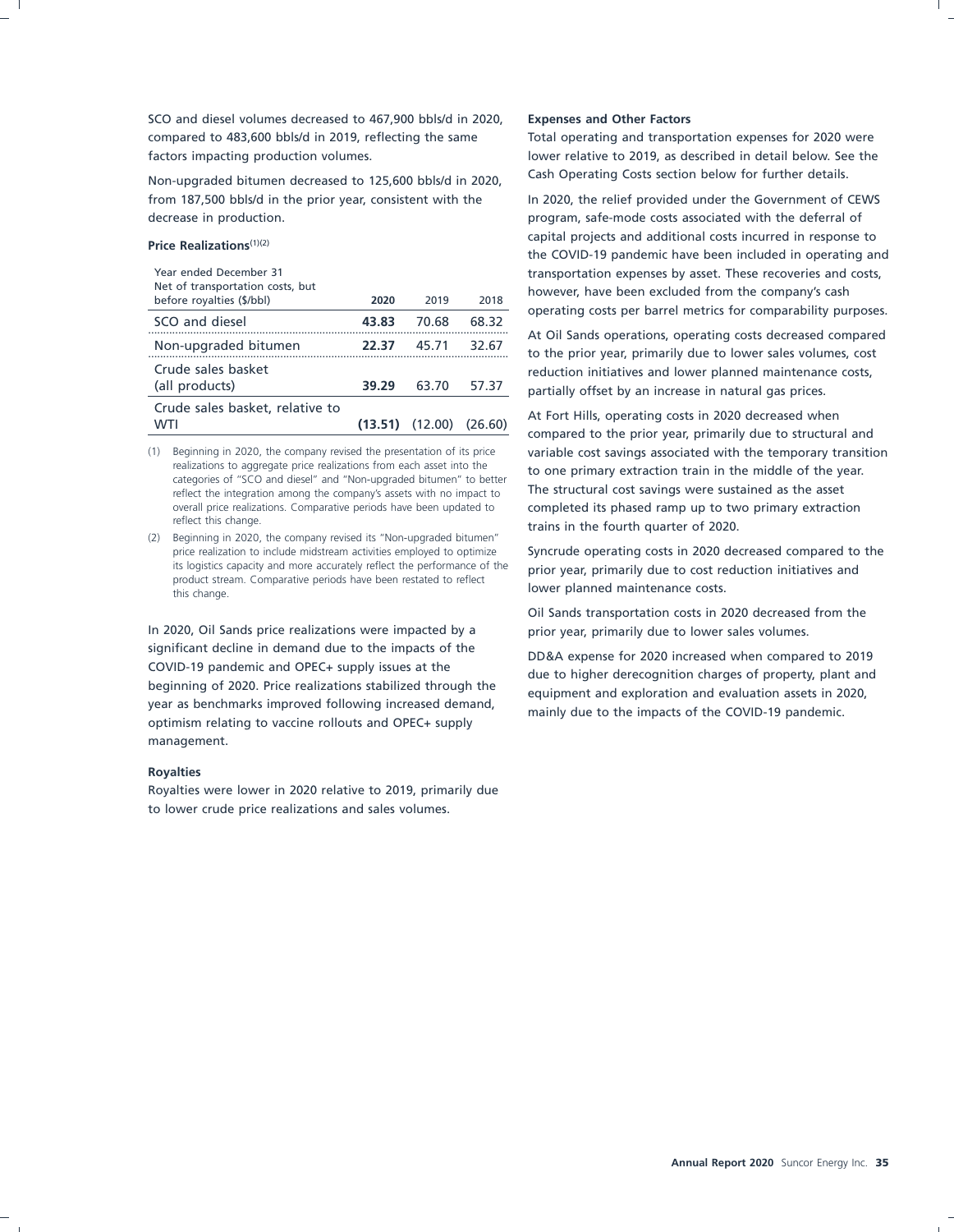SCO and diesel volumes decreased to 467,900 bbls/d in 2020, compared to 483,600 bbls/d in 2019, reflecting the same factors impacting production volumes.

Non-upgraded bitumen decreased to 125,600 bbls/d in 2020, from 187,500 bbls/d in the prior year, consistent with the decrease in production.

**Price Realizations**[(1)(2)]

| Year ended December 31<br>Net of transportation costs, but before royalties ($/bbl) | 2020 | 2019 | 2018 |
|---|---|---|---|
| SCO and diesel | **43.83** | 70.68 | 68.32 |
| Non-upgraded bitumen | **22.37** | 45.71 | 32.67 |
| Crude sales basket (all products) | **39.29** | 63.70 | 57.37 |
| Crude sales basket, relative to WTI | **(13.51)** | (12.00) | (26.60) |

(1) Beginning in 2020, the company revised the presentation of its price realizations to aggregate price realizations from each asset into the categories of "SCO and diesel" and "Non-upgraded bitumen" to better reflect the integration among the company's assets with no impact to overall price realizations. Comparative periods have been updated to reflect this change.

(2) Beginning in 2020, the company revised its "Non-upgraded bitumen" price realization to include midstream activities employed to optimize its logistics capacity and more accurately reflect the performance of the product stream. Comparative periods have been restated to reflect this change.

In 2020, Oil Sands price realizations were impacted by a significant decline in demand due to the impacts of the COVID-19 pandemic and OPEC+ supply issues at the beginning of 2020. Price realizations stabilized through the year as benchmarks improved following increased demand, optimism relating to vaccine rollouts and OPEC+ supply management.

**Royalties**

Royalties were lower in 2020 relative to 2019, primarily due to lower crude price realizations and sales volumes.

**Expenses and Other Factors**

Total operating and transportation expenses for 2020 were lower relative to 2019, as described in detail below. See the Cash Operating Costs section below for further details.

In 2020, the relief provided under the Government of CEWS program, safe-mode costs associated with the deferral of capital projects and additional costs incurred in response to the COVID-19 pandemic have been included in operating and transportation expenses by asset. These recoveries and costs, however, have been excluded from the company's cash operating costs per barrel metrics for comparability purposes.

At Oil Sands operations, operating costs decreased compared to the prior year, primarily due to lower sales volumes, cost reduction initiatives and lower planned maintenance costs, partially offset by an increase in natural gas prices.

At Fort Hills, operating costs in 2020 decreased when compared to the prior year, primarily due to structural and variable cost savings associated with the temporary transition to one primary extraction train in the middle of the year. The structural cost savings were sustained as the asset completed its phased ramp up to two primary extraction trains in the fourth quarter of 2020.

Syncrude operating costs in 2020 decreased compared to the prior year, primarily due to cost reduction initiatives and lower planned maintenance costs.

Oil Sands transportation costs in 2020 decreased from the prior year, primarily due to lower sales volumes.

DD&A expense for 2020 increased when compared to 2019 due to higher derecognition charges of property, plant and equipment and exploration and evaluation assets in 2020, mainly due to the impacts of the COVID-19 pandemic.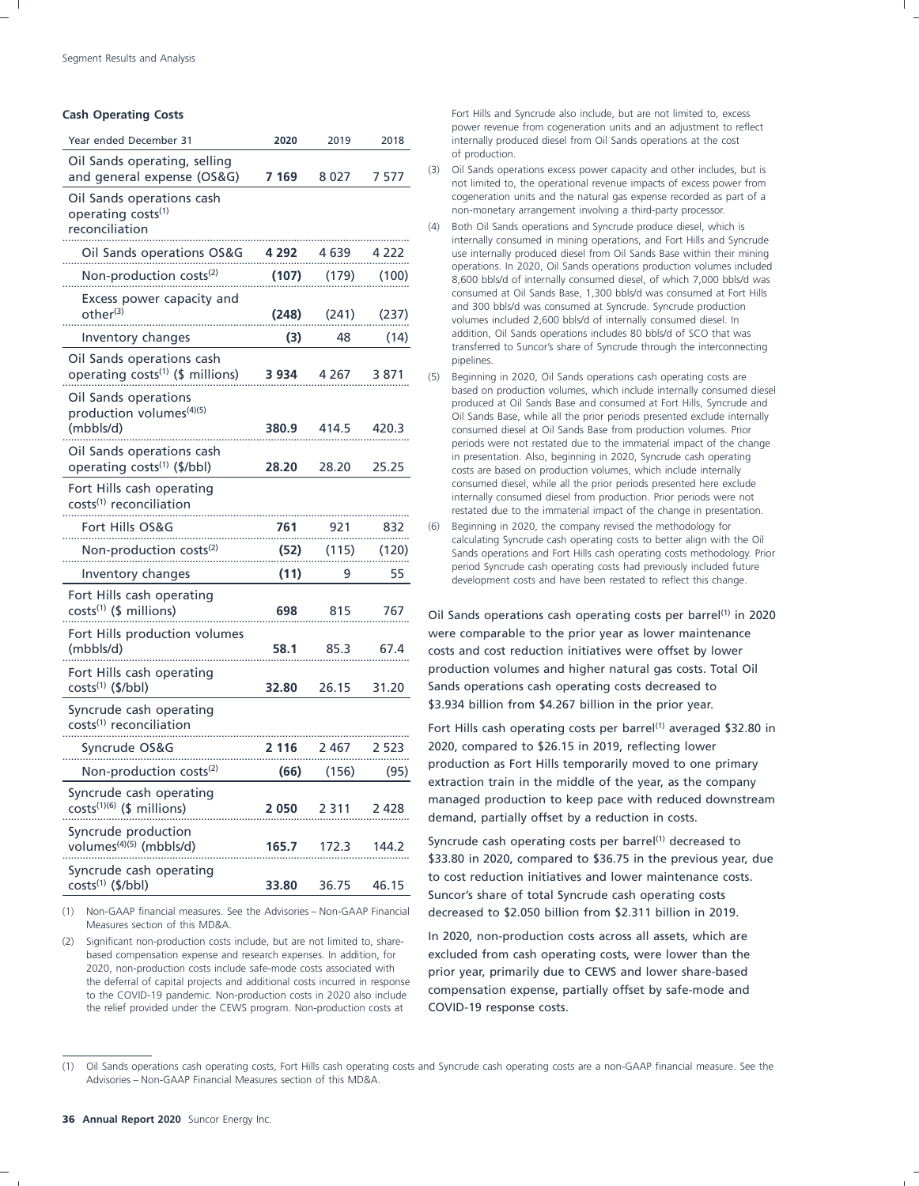### Cash Operating Costs

| Year ended December 31 | 2020 | 2019 | 2018 |
|---|---|---|---|
| Oil Sands operating, selling and general expense (OS&G) | **7 169** | 8 027 | 7 577 |
| Oil Sands operations cash operating costs[(1)] reconciliation | | | |
| Oil Sands operations OS&G | **4 292** | 4 639 | 4 222 |
| Non-production costs[(2)] | **(107)** | (179) | (100) |
| Excess power capacity and other[(3)] | **(248)** | (241) | (237) |
| Inventory changes | **(3)** | 48 | (14) |
| Oil Sands operations cash operating costs[(1)] ($ millions) | **3 934** | 4 267 | 3 871 |
| Oil Sands operations production volumes[(4)(5)] (mbbls/d) | **380.9** | 414.5 | 420.3 |
| Oil Sands operations cash operating costs[(1)] ($/bbl) | **28.20** | 28.20 | 25.25 |
| Fort Hills cash operating costs[(1)] reconciliation | | | |
| Fort Hills OS&G | **761** | 921 | 832 |
| Non-production costs[(2)] | **(52)** | (115) | (120) |
| Inventory changes | **(11)** | 9 | 55 |
| Fort Hills cash operating costs[(1)] ($ millions) | **698** | 815 | 767 |
| Fort Hills production volumes (mbbls/d) | **58.1** | 85.3 | 67.4 |
| Fort Hills cash operating costs[(1)] ($/bbl) | **32.80** | 26.15 | 31.20 |
| Syncrude cash operating costs[(1)] reconciliation | | | |
| Syncrude OS&G | **2 116** | 2 467 | 2 523 |
| Non-production costs[(2)] | **(66)** | (156) | (95) |
| Syncrude cash operating costs[(1)(6)] ($ millions) | **2 050** | 2 311 | 2 428 |
| Syncrude production volumes[(4)(5)] (mbbls/d) | **165.7** | 172.3 | 144.2 |
| Syncrude cash operating costs[(1)] ($/bbl) | **33.80** | 36.75 | 46.15 |

(1) Non-GAAP financial measures. See the Advisories – Non-GAAP Financial Measures section of this MD&A.

(2) Significant non-production costs include, but are not limited to, share-based compensation expense and research expenses. In addition, for 2020, non-production costs include safe-mode costs associated with the deferral of capital projects and additional costs incurred in response to the COVID-19 pandemic. Non-production costs in 2020 also include the relief provided under the CEWS program. Non-production costs at Fort Hills and Syncrude also include, but are not limited to, excess power revenue from cogeneration units and an adjustment to reflect internally produced diesel from Oil Sands operations at the cost of production.

(3) Oil Sands operations excess power capacity and other includes, but is not limited to, the operational revenue impacts of excess power from cogeneration units and the natural gas expense recorded as part of a non-monetary arrangement involving a third-party processor.

(4) Both Oil Sands operations and Syncrude produce diesel, which is internally consumed in mining operations, and Fort Hills and Syncrude use internally produced diesel from Oil Sands Base within their mining operations. In 2020, Oil Sands operations production volumes included 8,600 bbls/d of internally consumed diesel, of which 7,000 bbls/d was consumed at Oil Sands Base, 1,300 bbls/d was consumed at Fort Hills and 300 bbls/d was consumed at Syncrude. Syncrude production volumes included 2,600 bbls/d of internally consumed diesel. In addition, Oil Sands operations includes 80 bbls/d of SCO that was transferred to Suncor's share of Syncrude through the interconnecting pipelines.

(5) Beginning in 2020, Oil Sands operations cash operating costs are based on production volumes, which include internally consumed diesel produced at Oil Sands Base and consumed at Fort Hills, Syncrude and Oil Sands Base, while all the prior periods presented exclude internally consumed diesel at Oil Sands Base from production volumes. Prior periods were not restated due to the immaterial impact of the change in presentation. Also, beginning in 2020, Syncrude cash operating costs are based on production volumes, which include internally consumed diesel, while all the prior periods presented here exclude internally consumed diesel from production. Prior periods were not restated due to the immaterial impact of the change in presentation.

(6) Beginning in 2020, the company revised the methodology for calculating Syncrude cash operating costs to better align with the Oil Sands operations and Fort Hills cash operating costs methodology. Prior period Syncrude cash operating costs had previously included future development costs and have been restated to reflect this change.

Oil Sands operations cash operating costs per barrel[(1)] in 2020 were comparable to the prior year as lower maintenance costs and cost reduction initiatives were offset by lower production volumes and higher natural gas costs. Total Oil Sands operations cash operating costs decreased to $3.934 billion from $4.267 billion in the prior year.

Fort Hills cash operating costs per barrel[(1)] averaged $32.80 in 2020, compared to $26.15 in 2019, reflecting lower production as Fort Hills temporarily moved to one primary extraction train in the middle of the year, as the company managed production to keep pace with reduced downstream demand, partially offset by a reduction in costs.

Syncrude cash operating costs per barrel[(1)] decreased to $33.80 in 2020, compared to $36.75 in the previous year, due to cost reduction initiatives and lower maintenance costs. Suncor's share of total Syncrude cash operating costs decreased to $2.050 billion from $2.311 billion in 2019.

In 2020, non-production costs across all assets, which are excluded from cash operating costs, were lower than the prior year, primarily due to CEWS and lower share-based compensation expense, partially offset by safe-mode and COVID-19 response costs.

(1) Oil Sands operations cash operating costs, Fort Hills cash operating costs and Syncrude cash operating costs are a non-GAAP financial measure. See the Advisories – Non-GAAP Financial Measures section of this MD&A.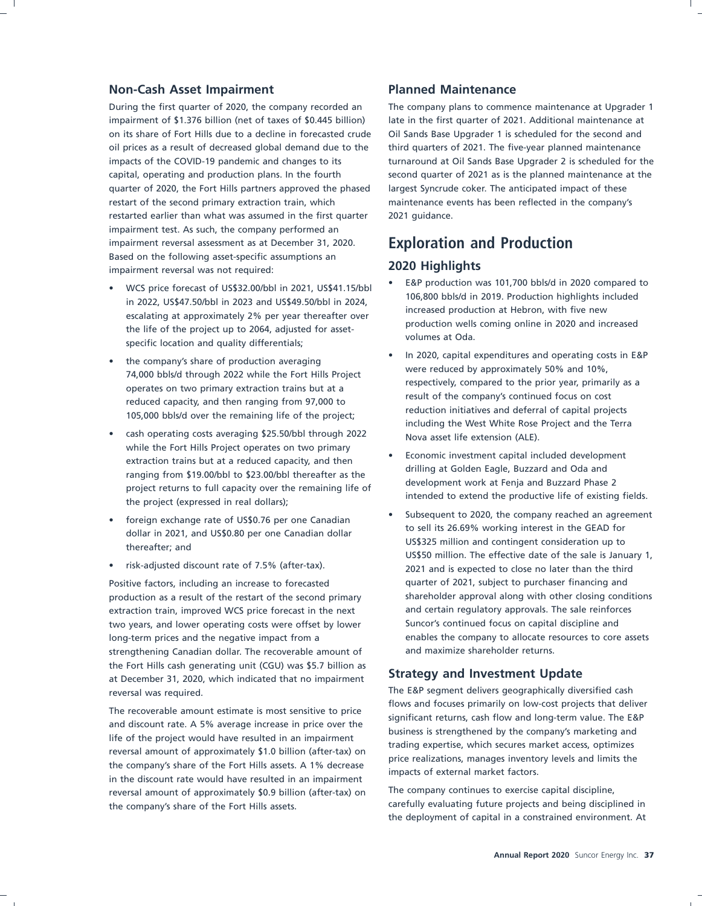### Non-Cash Asset Impairment

During the first quarter of 2020, the company recorded an impairment of $1.376 billion (net of taxes of $0.445 billion) on its share of Fort Hills due to a decline in forecasted crude oil prices as a result of decreased global demand due to the impacts of the COVID-19 pandemic and changes to its capital, operating and production plans. In the fourth quarter of 2020, the Fort Hills partners approved the phased restart of the second primary extraction train, which restarted earlier than what was assumed in the first quarter impairment test. As such, the company performed an impairment reversal assessment as at December 31, 2020. Based on the following asset-specific assumptions an impairment reversal was not required:

- WCS price forecast of US$32.00/bbl in 2021, US$41.15/bbl in 2022, US$47.50/bbl in 2023 and US$49.50/bbl in 2024, escalating at approximately 2% per year thereafter over the life of the project up to 2064, adjusted for asset-specific location and quality differentials;
- the company's share of production averaging 74,000 bbls/d through 2022 while the Fort Hills Project operates on two primary extraction trains but at a reduced capacity, and then ranging from 97,000 to 105,000 bbls/d over the remaining life of the project;
- cash operating costs averaging $25.50/bbl through 2022 while the Fort Hills Project operates on two primary extraction trains but at a reduced capacity, and then ranging from $19.00/bbl to $23.00/bbl thereafter as the project returns to full capacity over the remaining life of the project (expressed in real dollars);
- foreign exchange rate of US$0.76 per one Canadian dollar in 2021, and US$0.80 per one Canadian dollar thereafter; and
- risk-adjusted discount rate of 7.5% (after-tax).

Positive factors, including an increase to forecasted production as a result of the restart of the second primary extraction train, improved WCS price forecast in the next two years, and lower operating costs were offset by lower long-term prices and the negative impact from a strengthening Canadian dollar. The recoverable amount of the Fort Hills cash generating unit (CGU) was $5.7 billion as at December 31, 2020, which indicated that no impairment reversal was required.

The recoverable amount estimate is most sensitive to price and discount rate. A 5% average increase in price over the life of the project would have resulted in an impairment reversal amount of approximately $1.0 billion (after-tax) on the company's share of the Fort Hills assets. A 1% decrease in the discount rate would have resulted in an impairment reversal amount of approximately $0.9 billion (after-tax) on the company's share of the Fort Hills assets.

### Planned Maintenance

The company plans to commence maintenance at Upgrader 1 late in the first quarter of 2021. Additional maintenance at Oil Sands Base Upgrader 1 is scheduled for the second and third quarters of 2021. The five-year planned maintenance turnaround at Oil Sands Base Upgrader 2 is scheduled for the second quarter of 2021 as is the planned maintenance at the largest Syncrude coker. The anticipated impact of these maintenance events has been reflected in the company's 2021 guidance.

## Exploration and Production

### 2020 Highlights

- E&P production was 101,700 bbls/d in 2020 compared to 106,800 bbls/d in 2019. Production highlights included increased production at Hebron, with five new production wells coming online in 2020 and increased volumes at Oda.
- In 2020, capital expenditures and operating costs in E&P were reduced by approximately 50% and 10%, respectively, compared to the prior year, primarily as a result of the company's continued focus on cost reduction initiatives and deferral of capital projects including the West White Rose Project and the Terra Nova asset life extension (ALE).
- Economic investment capital included development drilling at Golden Eagle, Buzzard and Oda and development work at Fenja and Buzzard Phase 2 intended to extend the productive life of existing fields.
- Subsequent to 2020, the company reached an agreement to sell its 26.69% working interest in the GEAD for US$325 million and contingent consideration up to US$50 million. The effective date of the sale is January 1, 2021 and is expected to close no later than the third quarter of 2021, subject to purchaser financing and shareholder approval along with other closing conditions and certain regulatory approvals. The sale reinforces Suncor's continued focus on capital discipline and enables the company to allocate resources to core assets and maximize shareholder returns.

### Strategy and Investment Update

The E&P segment delivers geographically diversified cash flows and focuses primarily on low-cost projects that deliver significant returns, cash flow and long-term value. The E&P business is strengthened by the company's marketing and trading expertise, which secures market access, optimizes price realizations, manages inventory levels and limits the impacts of external market factors.

The company continues to exercise capital discipline, carefully evaluating future projects and being disciplined in the deployment of capital in a constrained environment. At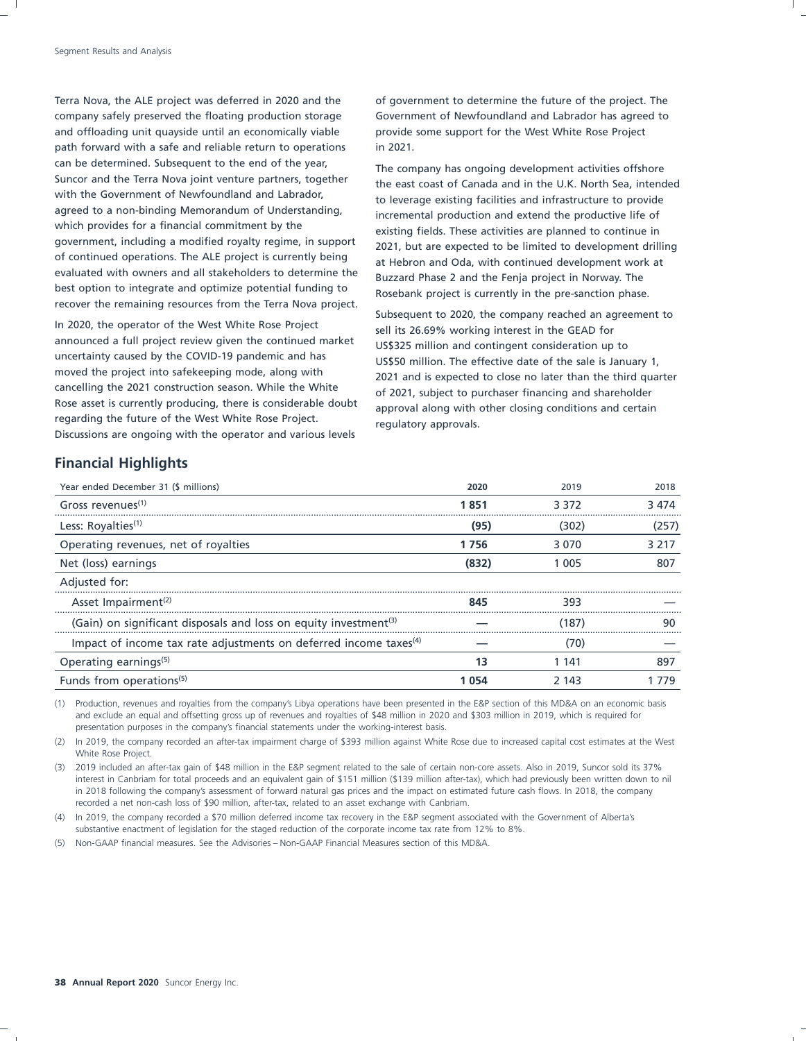Terra Nova, the ALE project was deferred in 2020 and the company safely preserved the floating production storage and offloading unit quayside until an economically viable path forward with a safe and reliable return to operations can be determined. Subsequent to the end of the year, Suncor and the Terra Nova joint venture partners, together with the Government of Newfoundland and Labrador, agreed to a non-binding Memorandum of Understanding, which provides for a financial commitment by the government, including a modified royalty regime, in support of continued operations. The ALE project is currently being evaluated with owners and all stakeholders to determine the best option to integrate and optimize potential funding to recover the remaining resources from the Terra Nova project.

In 2020, the operator of the West White Rose Project announced a full project review given the continued market uncertainty caused by the COVID-19 pandemic and has moved the project into safekeeping mode, along with cancelling the 2021 construction season. While the White Rose asset is currently producing, there is considerable doubt regarding the future of the West White Rose Project. Discussions are ongoing with the operator and various levels of government to determine the future of the project. The Government of Newfoundland and Labrador has agreed to provide some support for the West White Rose Project in 2021.

The company has ongoing development activities offshore the east coast of Canada and in the U.K. North Sea, intended to leverage existing facilities and infrastructure to provide incremental production and extend the productive life of existing fields. These activities are planned to continue in 2021, but are expected to be limited to development drilling at Hebron and Oda, with continued development work at Buzzard Phase 2 and the Fenja project in Norway. The Rosebank project is currently in the pre-sanction phase.

Subsequent to 2020, the company reached an agreement to sell its 26.69% working interest in the GEAD for US$325 million and contingent consideration up to US$50 million. The effective date of the sale is January 1, 2021 and is expected to close no later than the third quarter of 2021, subject to purchaser financing and shareholder approval along with other closing conditions and certain regulatory approvals.

## Financial Highlights

| Year ended December 31 ($ millions) | **2020** | 2019 | 2018 |
|---|---|---|---|
| Gross revenues(1) | **1 851** | 3 372 | 3 474 |
| Less: Royalties(1) | **(95)** | (302) | (257) |
| Operating revenues, net of royalties | **1 756** | 3 070 | 3 217 |
| Net (loss) earnings | **(832)** | 1 005 | 807 |
| Adjusted for: | | | |
| Asset Impairment(2) | **845** | 393 | — |
| (Gain) on significant disposals and loss on equity investment(3) | **—** | (187) | 90 |
| Impact of income tax rate adjustments on deferred income taxes(4) | **—** | (70) | — |
| Operating earnings(5) | **13** | 1 141 | 897 |
| Funds from operations(5) | **1 054** | 2 143 | 1 779 |

(1) Production, revenues and royalties from the company's Libya operations have been presented in the E&P section of this MD&A on an economic basis and exclude an equal and offsetting gross up of revenues and royalties of $48 million in 2020 and $303 million in 2019, which is required for presentation purposes in the company's financial statements under the working-interest basis.

(2) In 2019, the company recorded an after-tax impairment charge of $393 million against White Rose due to increased capital cost estimates at the West White Rose Project.

(3) 2019 included an after-tax gain of $48 million in the E&P segment related to the sale of certain non-core assets. Also in 2019, Suncor sold its 37% interest in Canbriam for total proceeds and an equivalent gain of $151 million ($139 million after-tax), which had previously been written down to nil in 2018 following the company's assessment of forward natural gas prices and the impact on estimated future cash flows. In 2018, the company recorded a net non-cash loss of $90 million, after-tax, related to an asset exchange with Canbriam.

(4) In 2019, the company recorded a $70 million deferred income tax recovery in the E&P segment associated with the Government of Alberta's substantive enactment of legislation for the staged reduction of the corporate income tax rate from 12% to 8%.

(5) Non-GAAP financial measures. See the Advisories – Non-GAAP Financial Measures section of this MD&A.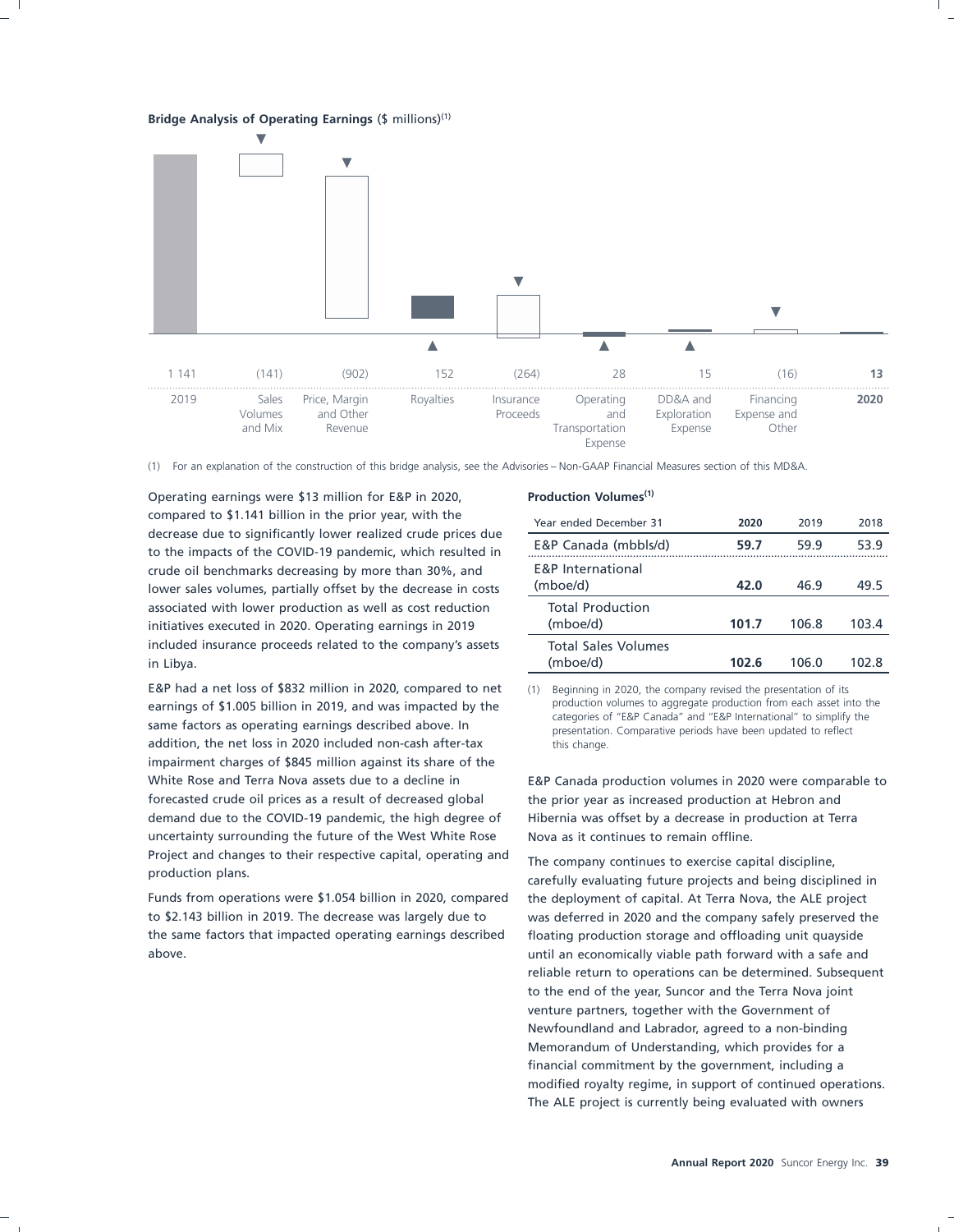**Bridge Analysis of Operating Earnings** ($ millions)[1]

| 2019 | Sales Volumes and Mix | Price, Margin and Other Revenue | Royalties | Insurance Proceeds | Operating and Transportation Expense | DD&A and Exploration Expense | Financing Expense and Other | 2020 |
|---|---|---|---|---|---|---|---|---|
| 1 141 | (141) | (902) | 152 | (264) | 28 | 15 | (16) | **13** |

(1) For an explanation of the construction of this bridge analysis, see the Advisories – Non-GAAP Financial Measures section of this MD&A.

Operating earnings were $13 million for E&P in 2020, compared to $1.141 billion in the prior year, with the decrease due to significantly lower realized crude prices due to the impacts of the COVID-19 pandemic, which resulted in crude oil benchmarks decreasing by more than 30%, and lower sales volumes, partially offset by the decrease in costs associated with lower production as well as cost reduction initiatives executed in 2020. Operating earnings in 2019 included insurance proceeds related to the company's assets in Libya.

E&P had a net loss of $832 million in 2020, compared to net earnings of $1.005 billion in 2019, and was impacted by the same factors as operating earnings described above. In addition, the net loss in 2020 included non-cash after-tax impairment charges of $845 million against its share of the White Rose and Terra Nova assets due to a decline in forecasted crude oil prices as a result of decreased global demand due to the COVID-19 pandemic, the high degree of uncertainty surrounding the future of the West White Rose Project and changes to their respective capital, operating and production plans.

Funds from operations were $1.054 billion in 2020, compared to $2.143 billion in 2019. The decrease was largely due to the same factors that impacted operating earnings described above.

**Production Volumes**[1]

| Year ended December 31 | 2020 | 2019 | 2018 |
|---|---|---|---|
| E&P Canada (mbbls/d) | **59.7** | 59.9 | 53.9 |
| E&P International (mboe/d) | **42.0** | 46.9 | 49.5 |
| Total Production (mboe/d) | **101.7** | 106.8 | 103.4 |
| Total Sales Volumes (mboe/d) | **102.6** | 106.0 | 102.8 |

(1) Beginning in 2020, the company revised the presentation of its production volumes to aggregate production from each asset into the categories of "E&P Canada" and "E&P International" to simplify the presentation. Comparative periods have been updated to reflect this change.

E&P Canada production volumes in 2020 were comparable to the prior year as increased production at Hebron and Hibernia was offset by a decrease in production at Terra Nova as it continues to remain offline.

The company continues to exercise capital discipline, carefully evaluating future projects and being disciplined in the deployment of capital. At Terra Nova, the ALE project was deferred in 2020 and the company safely preserved the floating production storage and offloading unit quayside until an economically viable path forward with a safe and reliable return to operations can be determined. Subsequent to the end of the year, Suncor and the Terra Nova joint venture partners, together with the Government of Newfoundland and Labrador, agreed to a non-binding Memorandum of Understanding, which provides for a financial commitment by the government, including a modified royalty regime, in support of continued operations. The ALE project is currently being evaluated with owners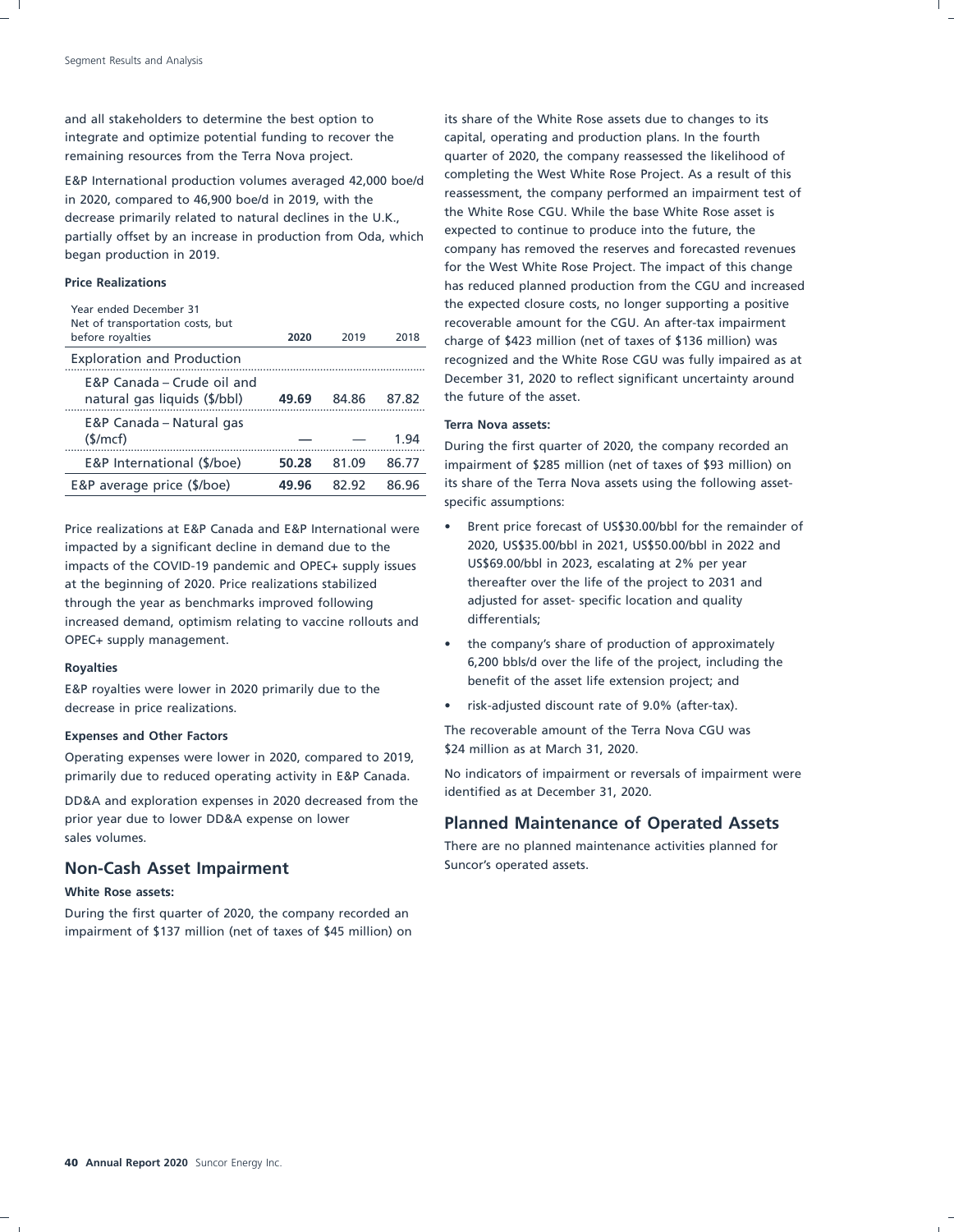and all stakeholders to determine the best option to integrate and optimize potential funding to recover the remaining resources from the Terra Nova project.

E&P International production volumes averaged 42,000 boe/d in 2020, compared to 46,900 boe/d in 2019, with the decrease primarily related to natural declines in the U.K., partially offset by an increase in production from Oda, which began production in 2019.

**Price Realizations**

| Year ended December 31<br>Net of transportation costs, but before royalties | 2020 | 2019 | 2018 |
|---|---|---|---|
| Exploration and Production | | | |
| E&P Canada – Crude oil and natural gas liquids ($/bbl) | **49.69** | 84.86 | 87.82 |
| E&P Canada – Natural gas ($/mcf) | **—** | — | 1.94 |
| E&P International ($/boe) | **50.28** | 81.09 | 86.77 |
| E&P average price ($/boe) | **49.96** | 82.92 | 86.96 |

Price realizations at E&P Canada and E&P International were impacted by a significant decline in demand due to the impacts of the COVID-19 pandemic and OPEC+ supply issues at the beginning of 2020. Price realizations stabilized through the year as benchmarks improved following increased demand, optimism relating to vaccine rollouts and OPEC+ supply management.

**Royalties**

E&P royalties were lower in 2020 primarily due to the decrease in price realizations.

**Expenses and Other Factors**

Operating expenses were lower in 2020, compared to 2019, primarily due to reduced operating activity in E&P Canada.

DD&A and exploration expenses in 2020 decreased from the prior year due to lower DD&A expense on lower sales volumes.

## Non-Cash Asset Impairment

**White Rose assets:**

During the first quarter of 2020, the company recorded an impairment of $137 million (net of taxes of $45 million) on its share of the White Rose assets due to changes to its capital, operating and production plans. In the fourth quarter of 2020, the company reassessed the likelihood of completing the West White Rose Project. As a result of this reassessment, the company performed an impairment test of the White Rose CGU. While the base White Rose asset is expected to continue to produce into the future, the company has removed the reserves and forecasted revenues for the West White Rose Project. The impact of this change has reduced planned production from the CGU and increased the expected closure costs, no longer supporting a positive recoverable amount for the CGU. An after-tax impairment charge of $423 million (net of taxes of $136 million) was recognized and the White Rose CGU was fully impaired as at December 31, 2020 to reflect significant uncertainty around the future of the asset.

**Terra Nova assets:**

During the first quarter of 2020, the company recorded an impairment of $285 million (net of taxes of $93 million) on its share of the Terra Nova assets using the following asset-specific assumptions:

- Brent price forecast of US$30.00/bbl for the remainder of 2020, US$35.00/bbl in 2021, US$50.00/bbl in 2022 and US$69.00/bbl in 2023, escalating at 2% per year thereafter over the life of the project to 2031 and adjusted for asset- specific location and quality differentials;
- the company's share of production of approximately 6,200 bbls/d over the life of the project, including the benefit of the asset life extension project; and
- risk-adjusted discount rate of 9.0% (after-tax).

The recoverable amount of the Terra Nova CGU was $24 million as at March 31, 2020.

No indicators of impairment or reversals of impairment were identified as at December 31, 2020.

## Planned Maintenance of Operated Assets

There are no planned maintenance activities planned for Suncor's operated assets.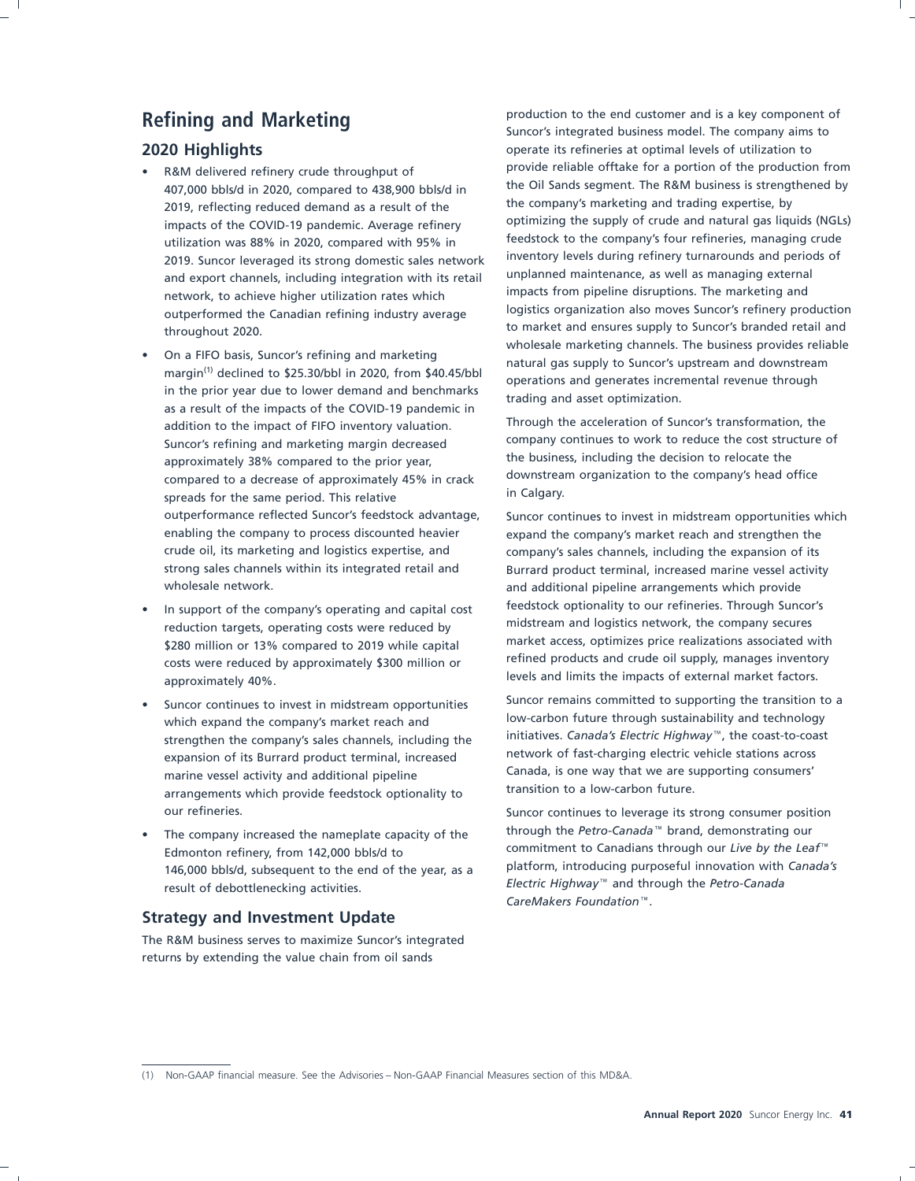# Refining and Marketing

## 2020 Highlights

- R&M delivered refinery crude throughput of 407,000 bbls/d in 2020, compared to 438,900 bbls/d in 2019, reflecting reduced demand as a result of the impacts of the COVID-19 pandemic. Average refinery utilization was 88% in 2020, compared with 95% in 2019. Suncor leveraged its strong domestic sales network and export channels, including integration with its retail network, to achieve higher utilization rates which outperformed the Canadian refining industry average throughout 2020.
- On a FIFO basis, Suncor's refining and marketing margin[1] declined to $25.30/bbl in 2020, from $40.45/bbl in the prior year due to lower demand and benchmarks as a result of the impacts of the COVID-19 pandemic in addition to the impact of FIFO inventory valuation. Suncor's refining and marketing margin decreased approximately 38% compared to the prior year, compared to a decrease of approximately 45% in crack spreads for the same period. This relative outperformance reflected Suncor's feedstock advantage, enabling the company to process discounted heavier crude oil, its marketing and logistics expertise, and strong sales channels within its integrated retail and wholesale network.
- In support of the company's operating and capital cost reduction targets, operating costs were reduced by $280 million or 13% compared to 2019 while capital costs were reduced by approximately $300 million or approximately 40%.
- Suncor continues to invest in midstream opportunities which expand the company's market reach and strengthen the company's sales channels, including the expansion of its Burrard product terminal, increased marine vessel activity and additional pipeline arrangements which provide feedstock optionality to our refineries.
- The company increased the nameplate capacity of the Edmonton refinery, from 142,000 bbls/d to 146,000 bbls/d, subsequent to the end of the year, as a result of debottlenecking activities.

## Strategy and Investment Update

The R&M business serves to maximize Suncor's integrated returns by extending the value chain from oil sands production to the end customer and is a key component of Suncor's integrated business model. The company aims to operate its refineries at optimal levels of utilization to provide reliable offtake for a portion of the production from the Oil Sands segment. The R&M business is strengthened by the company's marketing and trading expertise, by optimizing the supply of crude and natural gas liquids (NGLs) feedstock to the company's four refineries, managing crude inventory levels during refinery turnarounds and periods of unplanned maintenance, as well as managing external impacts from pipeline disruptions. The marketing and logistics organization also moves Suncor's refinery production to market and ensures supply to Suncor's branded retail and wholesale marketing channels. The business provides reliable natural gas supply to Suncor's upstream and downstream operations and generates incremental revenue through trading and asset optimization.

Through the acceleration of Suncor's transformation, the company continues to work to reduce the cost structure of the business, including the decision to relocate the downstream organization to the company's head office in Calgary.

Suncor continues to invest in midstream opportunities which expand the company's market reach and strengthen the company's sales channels, including the expansion of its Burrard product terminal, increased marine vessel activity and additional pipeline arrangements which provide feedstock optionality to our refineries. Through Suncor's midstream and logistics network, the company secures market access, optimizes price realizations associated with refined products and crude oil supply, manages inventory levels and limits the impacts of external market factors.

Suncor remains committed to supporting the transition to a low-carbon future through sustainability and technology initiatives. *Canada's Electric Highway*™, the coast-to-coast network of fast-charging electric vehicle stations across Canada, is one way that we are supporting consumers' transition to a low-carbon future.

Suncor continues to leverage its strong consumer position through the *Petro-Canada*™ brand, demonstrating our commitment to Canadians through our *Live by the Leaf*™ platform, introducing purposeful innovation with *Canada's Electric Highway*™ and through the *Petro-Canada CareMakers Foundation*™.

(1) Non-GAAP financial measure. See the Advisories – Non-GAAP Financial Measures section of this MD&A.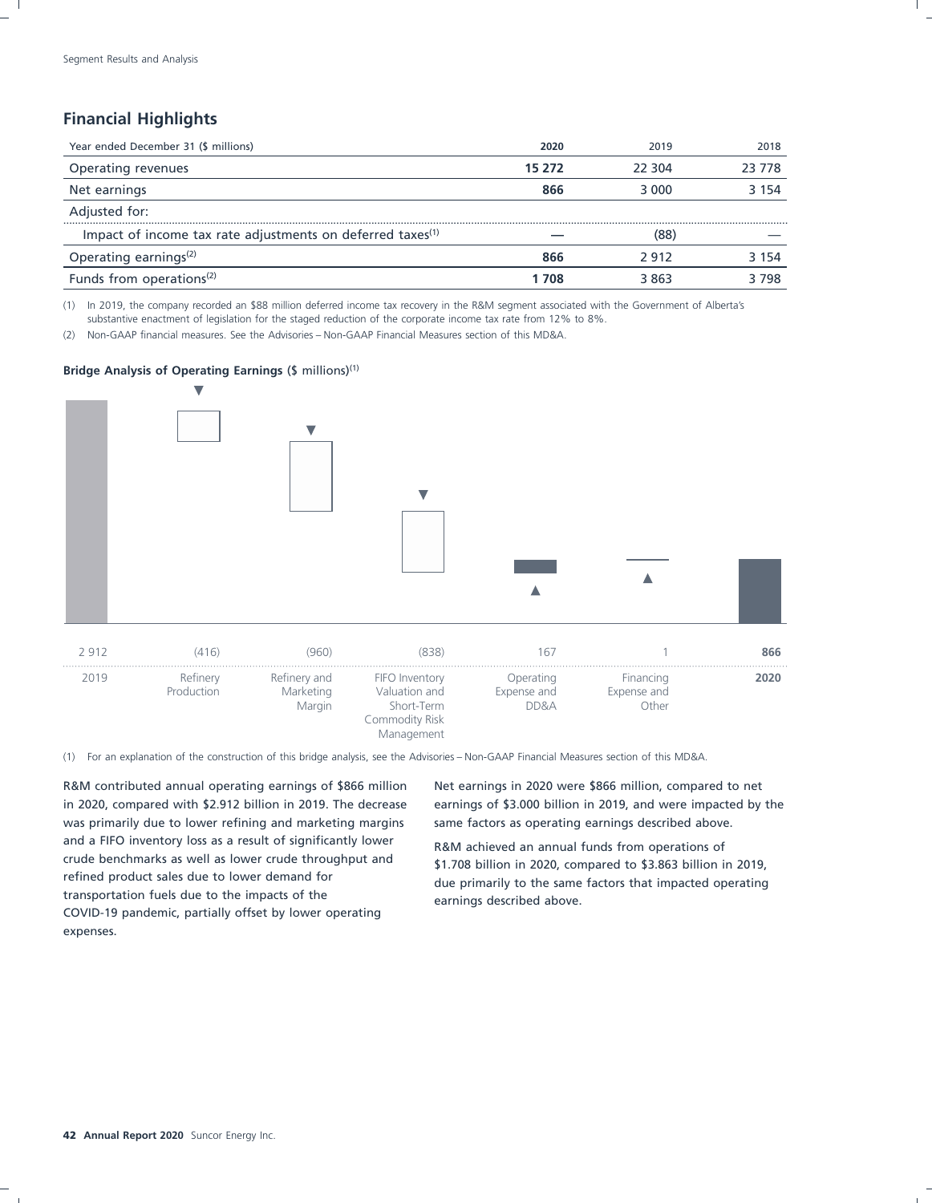## Financial Highlights

| Year ended December 31 ($ millions) | 2020 | 2019 | 2018 |
|---|---|---|---|
| Operating revenues | **15 272** | 22 304 | 23 778 |
| Net earnings | **866** | 3 000 | 3 154 |
| Adjusted for: | | | |
| Impact of income tax rate adjustments on deferred taxes[1] | **—** | (88) | — |
| Operating earnings[2] | **866** | 2 912 | 3 154 |
| Funds from operations[2] | **1 708** | 3 863 | 3 798 |

(1) In 2019, the company recorded an $88 million deferred income tax recovery in the R&M segment associated with the Government of Alberta's substantive enactment of legislation for the staged reduction of the corporate income tax rate from 12% to 8%.

(2) Non-GAAP financial measures. See the Advisories – Non-GAAP Financial Measures section of this MD&A.

**Bridge Analysis of Operating Earnings** ($ millions)[1]

| 2019 | Refinery Production | Refinery and Marketing Margin | FIFO Inventory Valuation and Short-Term Commodity Risk Management | Operating Expense and DD&A | Financing Expense and Other | **2020** |
|---|---|---|---|---|---|---|
| 2 912 | (416) | (960) | (838) | 167 | 1 | **866** |

(1) For an explanation of the construction of this bridge analysis, see the Advisories – Non-GAAP Financial Measures section of this MD&A.

R&M contributed annual operating earnings of $866 million in 2020, compared with $2.912 billion in 2019. The decrease was primarily due to lower refining and marketing margins and a FIFO inventory loss as a result of significantly lower crude benchmarks as well as lower crude throughput and refined product sales due to lower demand for transportation fuels due to the impacts of the COVID-19 pandemic, partially offset by lower operating expenses.

Net earnings in 2020 were $866 million, compared to net earnings of $3.000 billion in 2019, and were impacted by the same factors as operating earnings described above.

R&M achieved an annual funds from operations of $1.708 billion in 2020, compared to $3.863 billion in 2019, due primarily to the same factors that impacted operating earnings described above.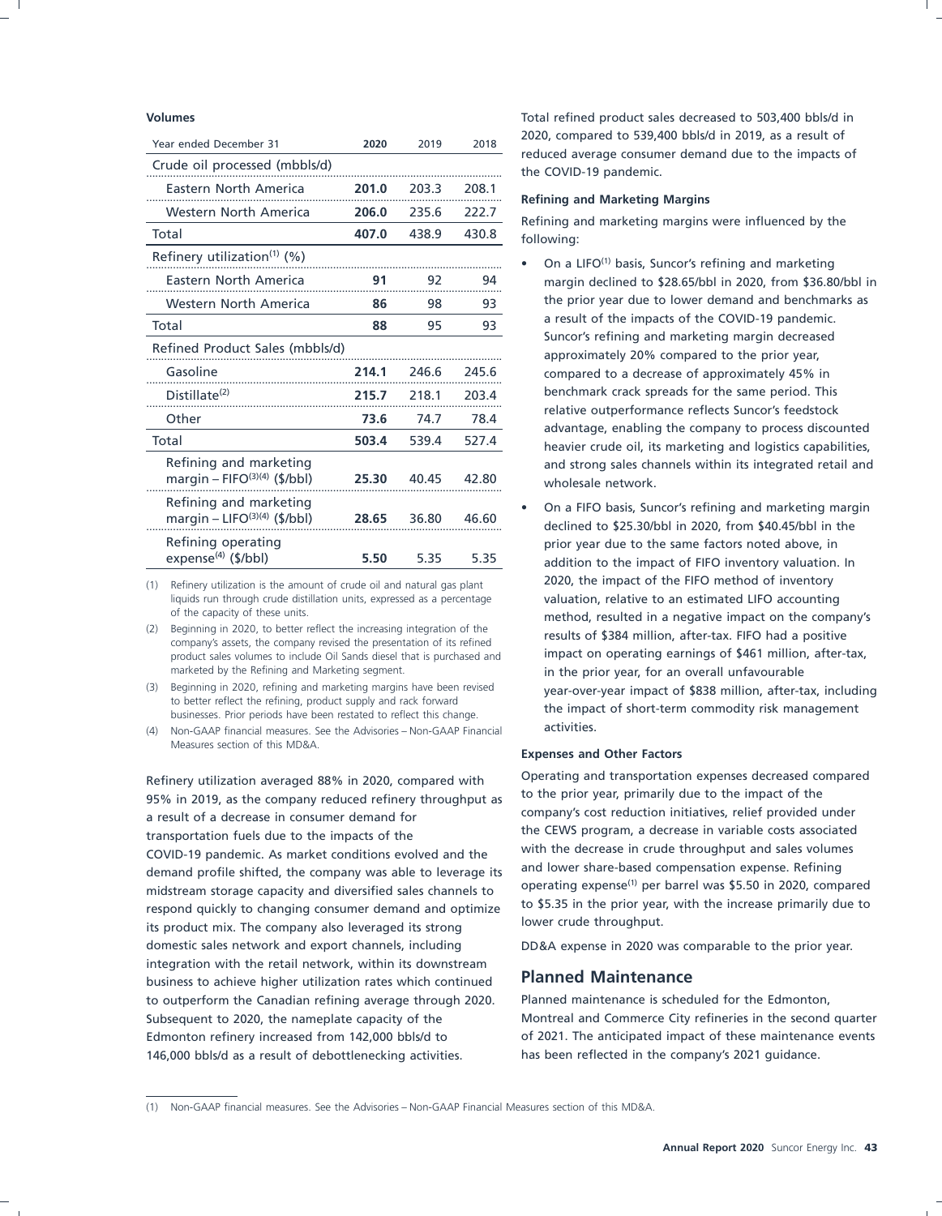**Volumes**

| Year ended December 31 | 2020 | 2019 | 2018 |
|---|---|---|---|
| Crude oil processed (mbbls/d) | | | |
| Eastern North America | **201.0** | 203.3 | 208.1 |
| Western North America | **206.0** | 235.6 | 222.7 |
| Total | **407.0** | 438.9 | 430.8 |
| Refinery utilization[1] (%) | | | |
| Eastern North America | **91** | 92 | 94 |
| Western North America | **86** | 98 | 93 |
| Total | **88** | 95 | 93 |
| Refined Product Sales (mbbls/d) | | | |
| Gasoline | **214.1** | 246.6 | 245.6 |
| Distillate[2] | **215.7** | 218.1 | 203.4 |
| Other | **73.6** | 74.7 | 78.4 |
| Total | **503.4** | 539.4 | 527.4 |
| Refining and marketing margin – FIFO[3][4] ($/bbl) | **25.30** | 40.45 | 42.80 |
| Refining and marketing margin – LIFO[3][4] ($/bbl) | **28.65** | 36.80 | 46.60 |
| Refining operating expense[4] ($/bbl) | **5.50** | 5.35 | 5.35 |

(1) Refinery utilization is the amount of crude oil and natural gas plant liquids run through crude distillation units, expressed as a percentage of the capacity of these units.

(2) Beginning in 2020, to better reflect the increasing integration of the company's assets, the company revised the presentation of its refined product sales volumes to include Oil Sands diesel that is purchased and marketed by the Refining and Marketing segment.

(3) Beginning in 2020, refining and marketing margins have been revised to better reflect the refining, product supply and rack forward businesses. Prior periods have been restated to reflect this change.

(4) Non-GAAP financial measures. See the Advisories – Non-GAAP Financial Measures section of this MD&A.

Refinery utilization averaged 88% in 2020, compared with 95% in 2019, as the company reduced refinery throughput as a result of a decrease in consumer demand for transportation fuels due to the impacts of the COVID-19 pandemic. As market conditions evolved and the demand profile shifted, the company was able to leverage its midstream storage capacity and diversified sales channels to respond quickly to changing consumer demand and optimize its product mix. The company also leveraged its strong domestic sales network and export channels, including integration with the retail network, within its downstream business to achieve higher utilization rates which continued to outperform the Canadian refining average through 2020. Subsequent to 2020, the nameplate capacity of the Edmonton refinery increased from 142,000 bbls/d to 146,000 bbls/d as a result of debottlenecking activities.

Total refined product sales decreased to 503,400 bbls/d in 2020, compared to 539,400 bbls/d in 2019, as a result of reduced average consumer demand due to the impacts of the COVID-19 pandemic.

**Refining and Marketing Margins**

Refining and marketing margins were influenced by the following:

- On a LIFO[1] basis, Suncor's refining and marketing margin declined to $28.65/bbl in 2020, from $36.80/bbl in the prior year due to lower demand and benchmarks as a result of the impacts of the COVID-19 pandemic. Suncor's refining and marketing margin decreased approximately 20% compared to the prior year, compared to a decrease of approximately 45% in benchmark crack spreads for the same period. This relative outperformance reflects Suncor's feedstock advantage, enabling the company to process discounted heavier crude oil, its marketing and logistics capabilities, and strong sales channels within its integrated retail and wholesale network.
- On a FIFO basis, Suncor's refining and marketing margin declined to $25.30/bbl in 2020, from $40.45/bbl in the prior year due to the same factors noted above, in addition to the impact of FIFO inventory valuation. In 2020, the impact of the FIFO method of inventory valuation, relative to an estimated LIFO accounting method, resulted in a negative impact on the company's results of $384 million, after-tax. FIFO had a positive impact on operating earnings of $461 million, after-tax, in the prior year, for an overall unfavourable year-over-year impact of $838 million, after-tax, including the impact of short-term commodity risk management activities.

**Expenses and Other Factors**

Operating and transportation expenses decreased compared to the prior year, primarily due to the impact of the company's cost reduction initiatives, relief provided under the CEWS program, a decrease in variable costs associated with the decrease in crude throughput and sales volumes and lower share-based compensation expense. Refining operating expense[1] per barrel was $5.50 in 2020, compared to $5.35 in the prior year, with the increase primarily due to lower crude throughput.

DD&A expense in 2020 was comparable to the prior year.

## Planned Maintenance

Planned maintenance is scheduled for the Edmonton, Montreal and Commerce City refineries in the second quarter of 2021. The anticipated impact of these maintenance events has been reflected in the company's 2021 guidance.

(1) Non-GAAP financial measures. See the Advisories – Non-GAAP Financial Measures section of this MD&A.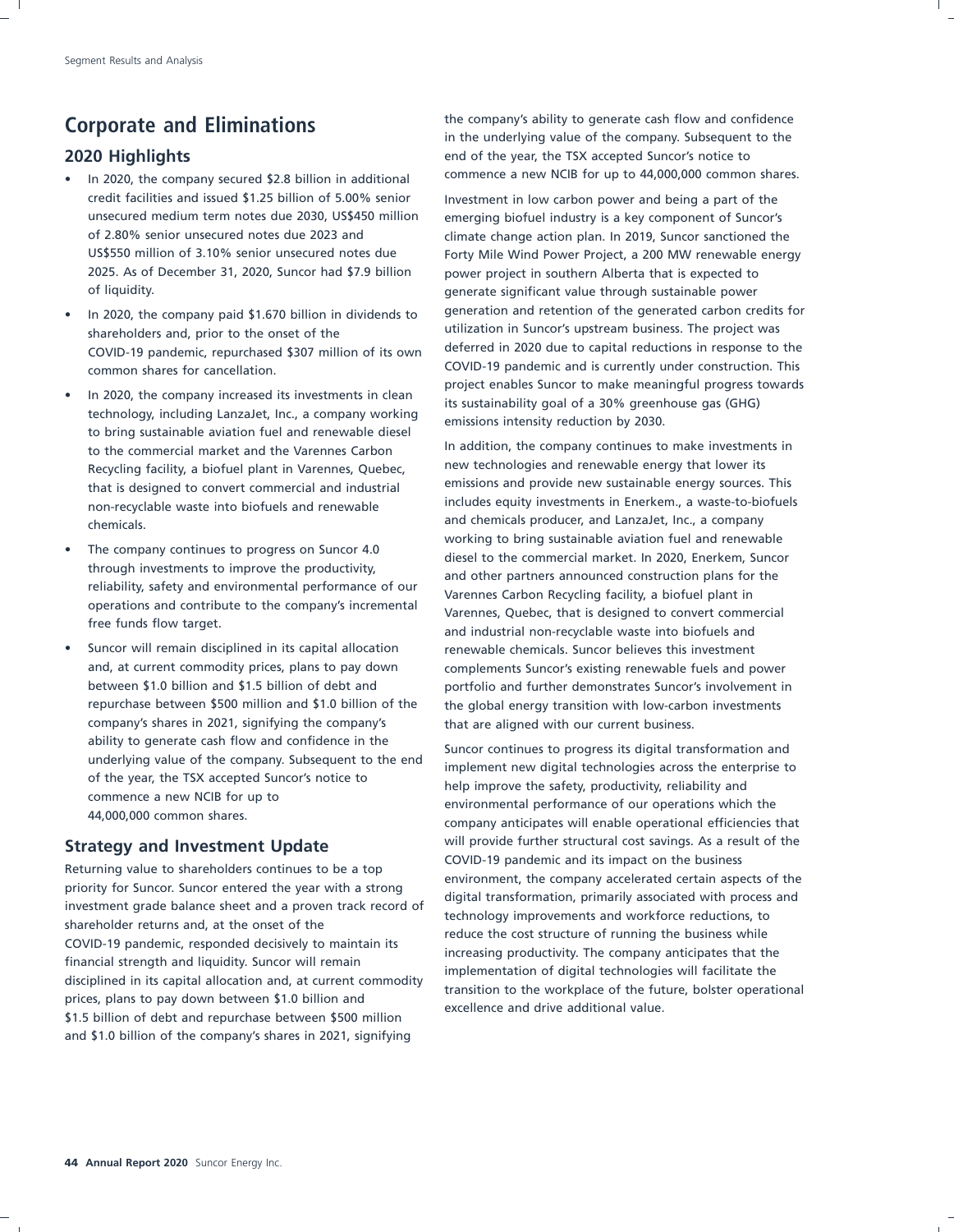# Corporate and Eliminations

## 2020 Highlights

- In 2020, the company secured $2.8 billion in additional credit facilities and issued $1.25 billion of 5.00% senior unsecured medium term notes due 2030, US$450 million of 2.80% senior unsecured notes due 2023 and US$550 million of 3.10% senior unsecured notes due 2025. As of December 31, 2020, Suncor had $7.9 billion of liquidity.
- In 2020, the company paid $1.670 billion in dividends to shareholders and, prior to the onset of the COVID-19 pandemic, repurchased $307 million of its own common shares for cancellation.
- In 2020, the company increased its investments in clean technology, including LanzaJet, Inc., a company working to bring sustainable aviation fuel and renewable diesel to the commercial market and the Varennes Carbon Recycling facility, a biofuel plant in Varennes, Quebec, that is designed to convert commercial and industrial non-recyclable waste into biofuels and renewable chemicals.
- The company continues to progress on Suncor 4.0 through investments to improve the productivity, reliability, safety and environmental performance of our operations and contribute to the company's incremental free funds flow target.
- Suncor will remain disciplined in its capital allocation and, at current commodity prices, plans to pay down between $1.0 billion and $1.5 billion of debt and repurchase between $500 million and $1.0 billion of the company's shares in 2021, signifying the company's ability to generate cash flow and confidence in the underlying value of the company. Subsequent to the end of the year, the TSX accepted Suncor's notice to commence a new NCIB for up to 44,000,000 common shares.

## Strategy and Investment Update

Returning value to shareholders continues to be a top priority for Suncor. Suncor entered the year with a strong investment grade balance sheet and a proven track record of shareholder returns and, at the onset of the COVID-19 pandemic, responded decisively to maintain its financial strength and liquidity. Suncor will remain disciplined in its capital allocation and, at current commodity prices, plans to pay down between $1.0 billion and $1.5 billion of debt and repurchase between $500 million and $1.0 billion of the company's shares in 2021, signifying the company's ability to generate cash flow and confidence in the underlying value of the company. Subsequent to the end of the year, the TSX accepted Suncor's notice to commence a new NCIB for up to 44,000,000 common shares.

Investment in low carbon power and being a part of the emerging biofuel industry is a key component of Suncor's climate change action plan. In 2019, Suncor sanctioned the Forty Mile Wind Power Project, a 200 MW renewable energy power project in southern Alberta that is expected to generate significant value through sustainable power generation and retention of the generated carbon credits for utilization in Suncor's upstream business. The project was deferred in 2020 due to capital reductions in response to the COVID-19 pandemic and is currently under construction. This project enables Suncor to make meaningful progress towards its sustainability goal of a 30% greenhouse gas (GHG) emissions intensity reduction by 2030.

In addition, the company continues to make investments in new technologies and renewable energy that lower its emissions and provide new sustainable energy sources. This includes equity investments in Enerkem., a waste-to-biofuels and chemicals producer, and LanzaJet, Inc., a company working to bring sustainable aviation fuel and renewable diesel to the commercial market. In 2020, Enerkem, Suncor and other partners announced construction plans for the Varennes Carbon Recycling facility, a biofuel plant in Varennes, Quebec, that is designed to convert commercial and industrial non-recyclable waste into biofuels and renewable chemicals. Suncor believes this investment complements Suncor's existing renewable fuels and power portfolio and further demonstrates Suncor's involvement in the global energy transition with low-carbon investments that are aligned with our current business.

Suncor continues to progress its digital transformation and implement new digital technologies across the enterprise to help improve the safety, productivity, reliability and environmental performance of our operations which the company anticipates will enable operational efficiencies that will provide further structural cost savings. As a result of the COVID-19 pandemic and its impact on the business environment, the company accelerated certain aspects of the digital transformation, primarily associated with process and technology improvements and workforce reductions, to reduce the cost structure of running the business while increasing productivity. The company anticipates that the implementation of digital technologies will facilitate the transition to the workplace of the future, bolster operational excellence and drive additional value.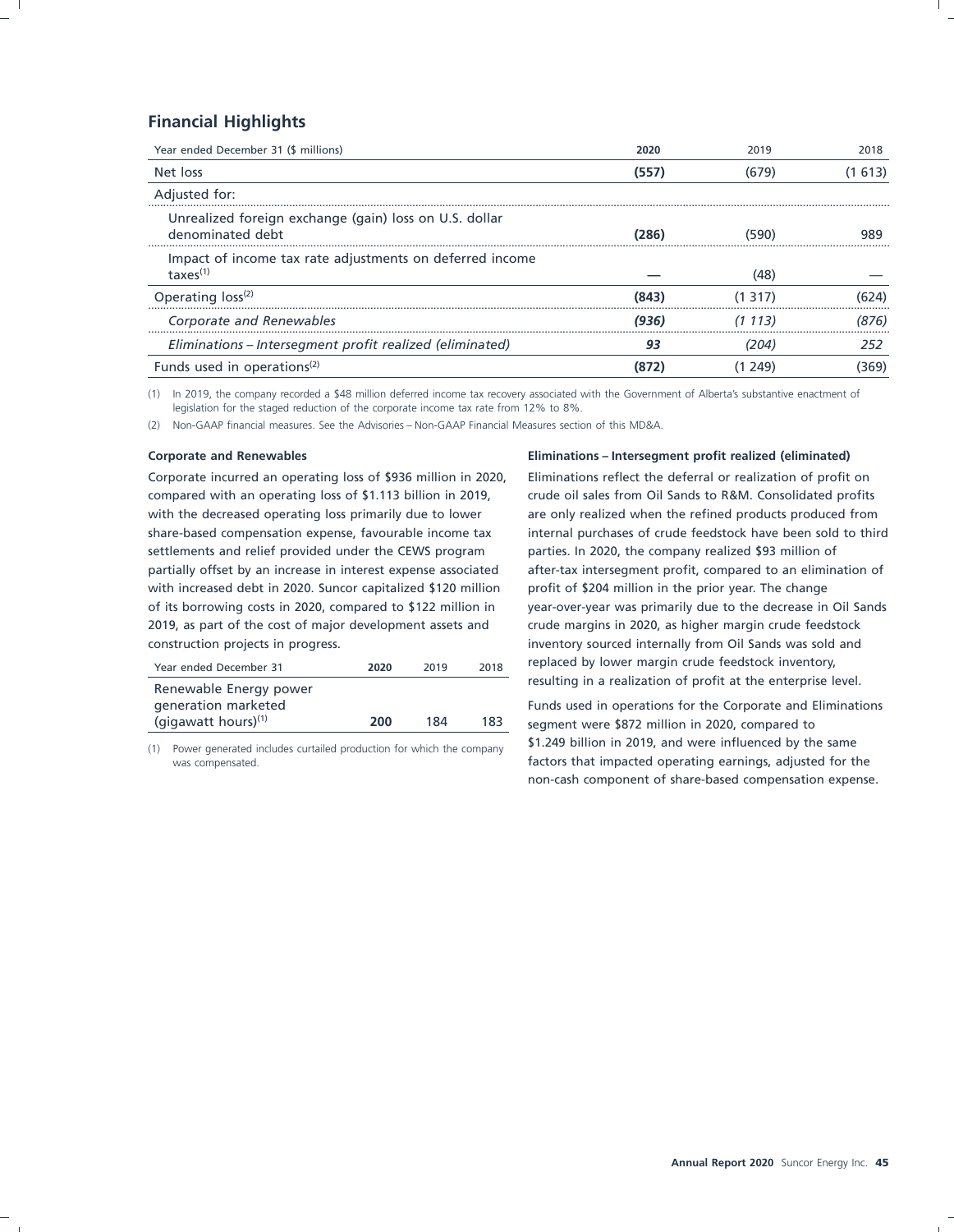## Financial Highlights

| Year ended December 31 ($ millions) | 2020 | 2019 | 2018 |
|---|---|---|---|
| Net loss | **(557)** | (679) | (1 613) |
| Adjusted for: | | | |
| Unrealized foreign exchange (gain) loss on U.S. dollar denominated debt | **(286)** | (590) | 989 |
| Impact of income tax rate adjustments on deferred income taxes[1] | **—** | (48) | — |
| Operating loss[2] | **(843)** | (1 317) | (624) |
| *Corporate and Renewables* | ***(936)*** | *(1 113)* | *(876)* |
| *Eliminations – Intersegment profit realized (eliminated)* | ***93*** | *(204)* | *252* |
| Funds used in operations[2] | **(872)** | (1 249) | (369) |

(1) In 2019, the company recorded a $48 million deferred income tax recovery associated with the Government of Alberta's substantive enactment of legislation for the staged reduction of the corporate income tax rate from 12% to 8%.

(2) Non-GAAP financial measures. See the Advisories – Non-GAAP Financial Measures section of this MD&A.

**Corporate and Renewables**

Corporate incurred an operating loss of $936 million in 2020, compared with an operating loss of $1.113 billion in 2019, with the decreased operating loss primarily due to lower share-based compensation expense, favourable income tax settlements and relief provided under the CEWS program partially offset by an increase in interest expense associated with increased debt in 2020. Suncor capitalized $120 million of its borrowing costs in 2020, compared to $122 million in 2019, as part of the cost of major development assets and construction projects in progress.

| Year ended December 31 | 2020 | 2019 | 2018 |
|---|---|---|---|
| Renewable Energy power generation marketed (gigawatt hours)[1] | **200** | 184 | 183 |

(1) Power generated includes curtailed production for which the company was compensated.

**Eliminations – Intersegment profit realized (eliminated)**

Eliminations reflect the deferral or realization of profit on crude oil sales from Oil Sands to R&M. Consolidated profits are only realized when the refined products produced from internal purchases of crude feedstock have been sold to third parties. In 2020, the company realized $93 million of after-tax intersegment profit, compared to an elimination of profit of $204 million in the prior year. The change year-over-year was primarily due to the decrease in Oil Sands crude margins in 2020, as higher margin crude feedstock inventory sourced internally from Oil Sands was sold and replaced by lower margin crude feedstock inventory, resulting in a realization of profit at the enterprise level.

Funds used in operations for the Corporate and Eliminations segment were $872 million in 2020, compared to $1.249 billion in 2019, and were influenced by the same factors that impacted operating earnings, adjusted for the non-cash component of share-based compensation expense.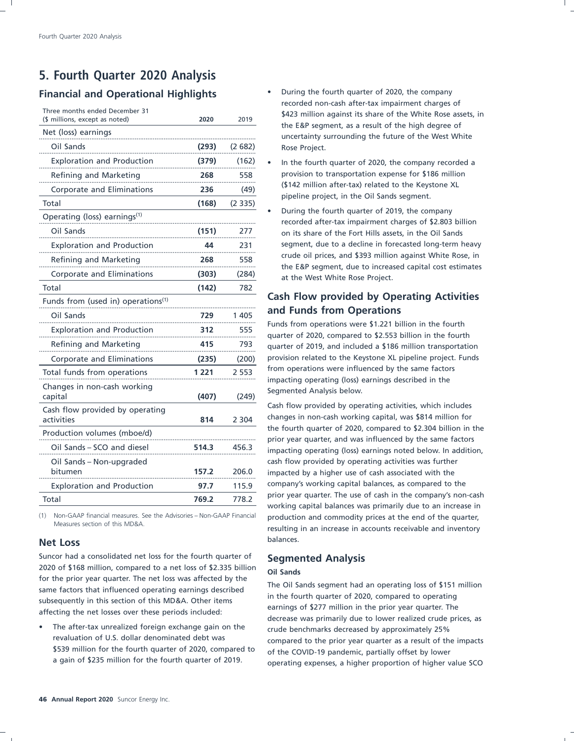# 5. Fourth Quarter 2020 Analysis

## Financial and Operational Highlights

| Three months ended December 31<br>($ millions, except as noted) | 2020 | 2019 |
|---|---|---|
| Net (loss) earnings | | |
| Oil Sands | **(293)** | (2 682) |
| Exploration and Production | **(379)** | (162) |
| Refining and Marketing | **268** | 558 |
| Corporate and Eliminations | **236** | (49) |
| Total | **(168)** | (2 335) |
| Operating (loss) earnings[(1)] | | |
| Oil Sands | **(151)** | 277 |
| Exploration and Production | **44** | 231 |
| Refining and Marketing | **268** | 558 |
| Corporate and Eliminations | **(303)** | (284) |
| Total | **(142)** | 782 |
| Funds from (used in) operations[(1)] | | |
| Oil Sands | **729** | 1 405 |
| Exploration and Production | **312** | 555 |
| Refining and Marketing | **415** | 793 |
| Corporate and Eliminations | **(235)** | (200) |
| Total funds from operations | **1 221** | 2 553 |
| Changes in non-cash working capital | **(407)** | (249) |
| Cash flow provided by operating activities | **814** | 2 304 |
| Production volumes (mboe/d) | | |
| Oil Sands – SCO and diesel | **514.3** | 456.3 |
| Oil Sands – Non-upgraded bitumen | **157.2** | 206.0 |
| Exploration and Production | **97.7** | 115.9 |
| Total | **769.2** | 778.2 |

(1) Non-GAAP financial measures. See the Advisories – Non-GAAP Financial Measures section of this MD&A.

## Net Loss

Suncor had a consolidated net loss for the fourth quarter of 2020 of $168 million, compared to a net loss of $2.335 billion for the prior year quarter. The net loss was affected by the same factors that influenced operating earnings described subsequently in this section of this MD&A. Other items affecting the net losses over these periods included:

- The after-tax unrealized foreign exchange gain on the revaluation of U.S. dollar denominated debt was $539 million for the fourth quarter of 2020, compared to a gain of $235 million for the fourth quarter of 2019.
- During the fourth quarter of 2020, the company recorded non-cash after-tax impairment charges of $423 million against its share of the White Rose assets, in the E&P segment, as a result of the high degree of uncertainty surrounding the future of the West White Rose Project.
- In the fourth quarter of 2020, the company recorded a provision to transportation expense for $186 million ($142 million after-tax) related to the Keystone XL pipeline project, in the Oil Sands segment.
- During the fourth quarter of 2019, the company recorded after-tax impairment charges of $2.803 billion on its share of the Fort Hills assets, in the Oil Sands segment, due to a decline in forecasted long-term heavy crude oil prices, and $393 million against White Rose, in the E&P segment, due to increased capital cost estimates at the West White Rose Project.

## Cash Flow provided by Operating Activities and Funds from Operations

Funds from operations were $1.221 billion in the fourth quarter of 2020, compared to $2.553 billion in the fourth quarter of 2019, and included a $186 million transportation provision related to the Keystone XL pipeline project. Funds from operations were influenced by the same factors impacting operating (loss) earnings described in the Segmented Analysis below.

Cash flow provided by operating activities, which includes changes in non-cash working capital, was $814 million for the fourth quarter of 2020, compared to $2.304 billion in the prior year quarter, and was influenced by the same factors impacting operating (loss) earnings noted below. In addition, cash flow provided by operating activities was further impacted by a higher use of cash associated with the company's working capital balances, as compared to the prior year quarter. The use of cash in the company's non-cash working capital balances was primarily due to an increase in production and commodity prices at the end of the quarter, resulting in an increase in accounts receivable and inventory balances.

## Segmented Analysis

### Oil Sands

The Oil Sands segment had an operating loss of $151 million in the fourth quarter of 2020, compared to operating earnings of $277 million in the prior year quarter. The decrease was primarily due to lower realized crude prices, as crude benchmarks decreased by approximately 25% compared to the prior year quarter as a result of the impacts of the COVID-19 pandemic, partially offset by lower operating expenses, a higher proportion of higher value SCO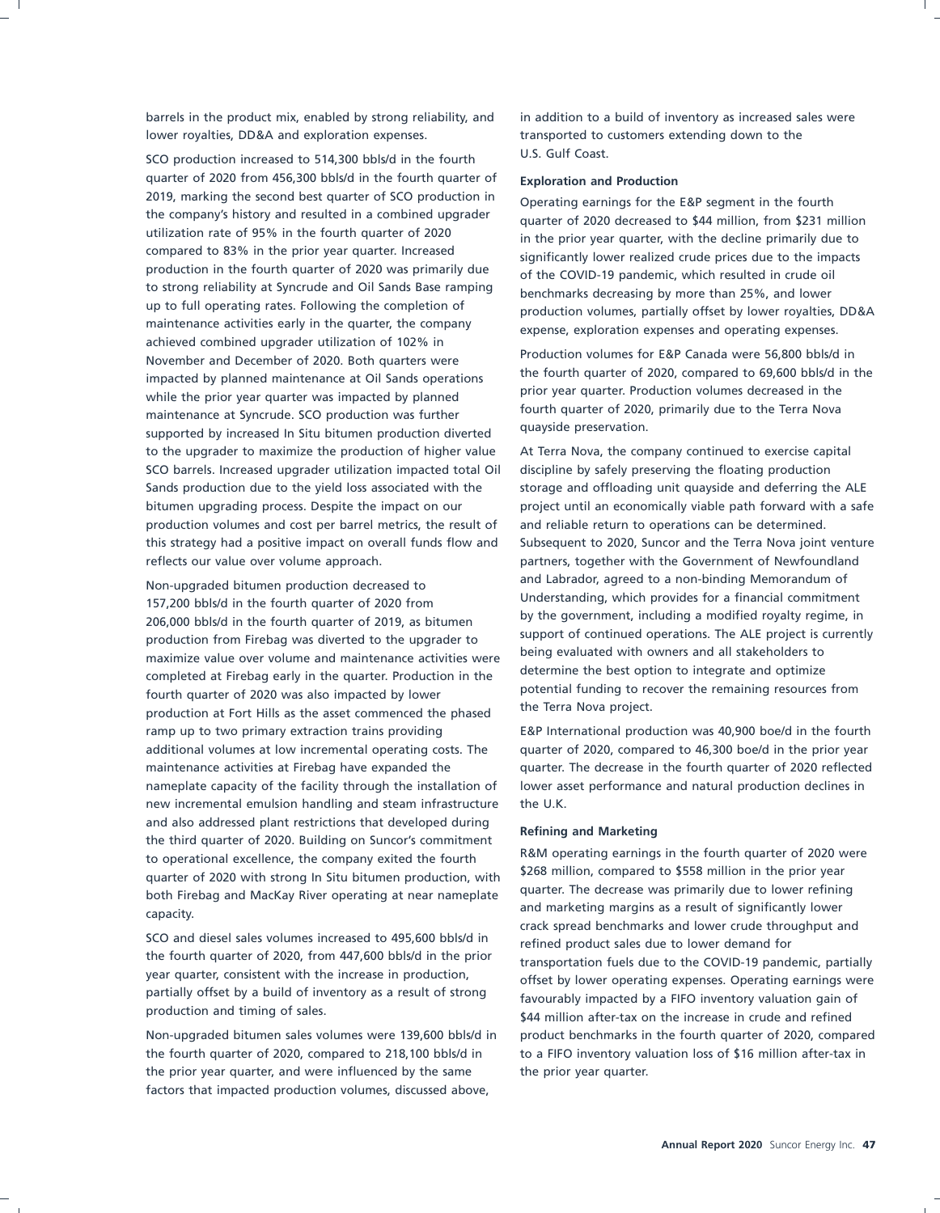barrels in the product mix, enabled by strong reliability, and lower royalties, DD&A and exploration expenses.

SCO production increased to 514,300 bbls/d in the fourth quarter of 2020 from 456,300 bbls/d in the fourth quarter of 2019, marking the second best quarter of SCO production in the company's history and resulted in a combined upgrader utilization rate of 95% in the fourth quarter of 2020 compared to 83% in the prior year quarter. Increased production in the fourth quarter of 2020 was primarily due to strong reliability at Syncrude and Oil Sands Base ramping up to full operating rates. Following the completion of maintenance activities early in the quarter, the company achieved combined upgrader utilization of 102% in November and December of 2020. Both quarters were impacted by planned maintenance at Oil Sands operations while the prior year quarter was impacted by planned maintenance at Syncrude. SCO production was further supported by increased In Situ bitumen production diverted to the upgrader to maximize the production of higher value SCO barrels. Increased upgrader utilization impacted total Oil Sands production due to the yield loss associated with the bitumen upgrading process. Despite the impact on our production volumes and cost per barrel metrics, the result of this strategy had a positive impact on overall funds flow and reflects our value over volume approach.

Non-upgraded bitumen production decreased to 157,200 bbls/d in the fourth quarter of 2020 from 206,000 bbls/d in the fourth quarter of 2019, as bitumen production from Firebag was diverted to the upgrader to maximize value over volume and maintenance activities were completed at Firebag early in the quarter. Production in the fourth quarter of 2020 was also impacted by lower production at Fort Hills as the asset commenced the phased ramp up to two primary extraction trains providing additional volumes at low incremental operating costs. The maintenance activities at Firebag have expanded the nameplate capacity of the facility through the installation of new incremental emulsion handling and steam infrastructure and also addressed plant restrictions that developed during the third quarter of 2020. Building on Suncor's commitment to operational excellence, the company exited the fourth quarter of 2020 with strong In Situ bitumen production, with both Firebag and MacKay River operating at near nameplate capacity.

SCO and diesel sales volumes increased to 495,600 bbls/d in the fourth quarter of 2020, from 447,600 bbls/d in the prior year quarter, consistent with the increase in production, partially offset by a build of inventory as a result of strong production and timing of sales.

Non-upgraded bitumen sales volumes were 139,600 bbls/d in the fourth quarter of 2020, compared to 218,100 bbls/d in the prior year quarter, and were influenced by the same factors that impacted production volumes, discussed above, in addition to a build of inventory as increased sales were transported to customers extending down to the U.S. Gulf Coast.

**Exploration and Production**

Operating earnings for the E&P segment in the fourth quarter of 2020 decreased to $44 million, from $231 million in the prior year quarter, with the decline primarily due to significantly lower realized crude prices due to the impacts of the COVID-19 pandemic, which resulted in crude oil benchmarks decreasing by more than 25%, and lower production volumes, partially offset by lower royalties, DD&A expense, exploration expenses and operating expenses.

Production volumes for E&P Canada were 56,800 bbls/d in the fourth quarter of 2020, compared to 69,600 bbls/d in the prior year quarter. Production volumes decreased in the fourth quarter of 2020, primarily due to the Terra Nova quayside preservation.

At Terra Nova, the company continued to exercise capital discipline by safely preserving the floating production storage and offloading unit quayside and deferring the ALE project until an economically viable path forward with a safe and reliable return to operations can be determined. Subsequent to 2020, Suncor and the Terra Nova joint venture partners, together with the Government of Newfoundland and Labrador, agreed to a non-binding Memorandum of Understanding, which provides for a financial commitment by the government, including a modified royalty regime, in support of continued operations. The ALE project is currently being evaluated with owners and all stakeholders to determine the best option to integrate and optimize potential funding to recover the remaining resources from the Terra Nova project.

E&P International production was 40,900 boe/d in the fourth quarter of 2020, compared to 46,300 boe/d in the prior year quarter. The decrease in the fourth quarter of 2020 reflected lower asset performance and natural production declines in the U.K.

**Refining and Marketing**

R&M operating earnings in the fourth quarter of 2020 were $268 million, compared to $558 million in the prior year quarter. The decrease was primarily due to lower refining and marketing margins as a result of significantly lower crack spread benchmarks and lower crude throughput and refined product sales due to lower demand for transportation fuels due to the COVID-19 pandemic, partially offset by lower operating expenses. Operating earnings were favourably impacted by a FIFO inventory valuation gain of $44 million after-tax on the increase in crude and refined product benchmarks in the fourth quarter of 2020, compared to a FIFO inventory valuation loss of $16 million after-tax in the prior year quarter.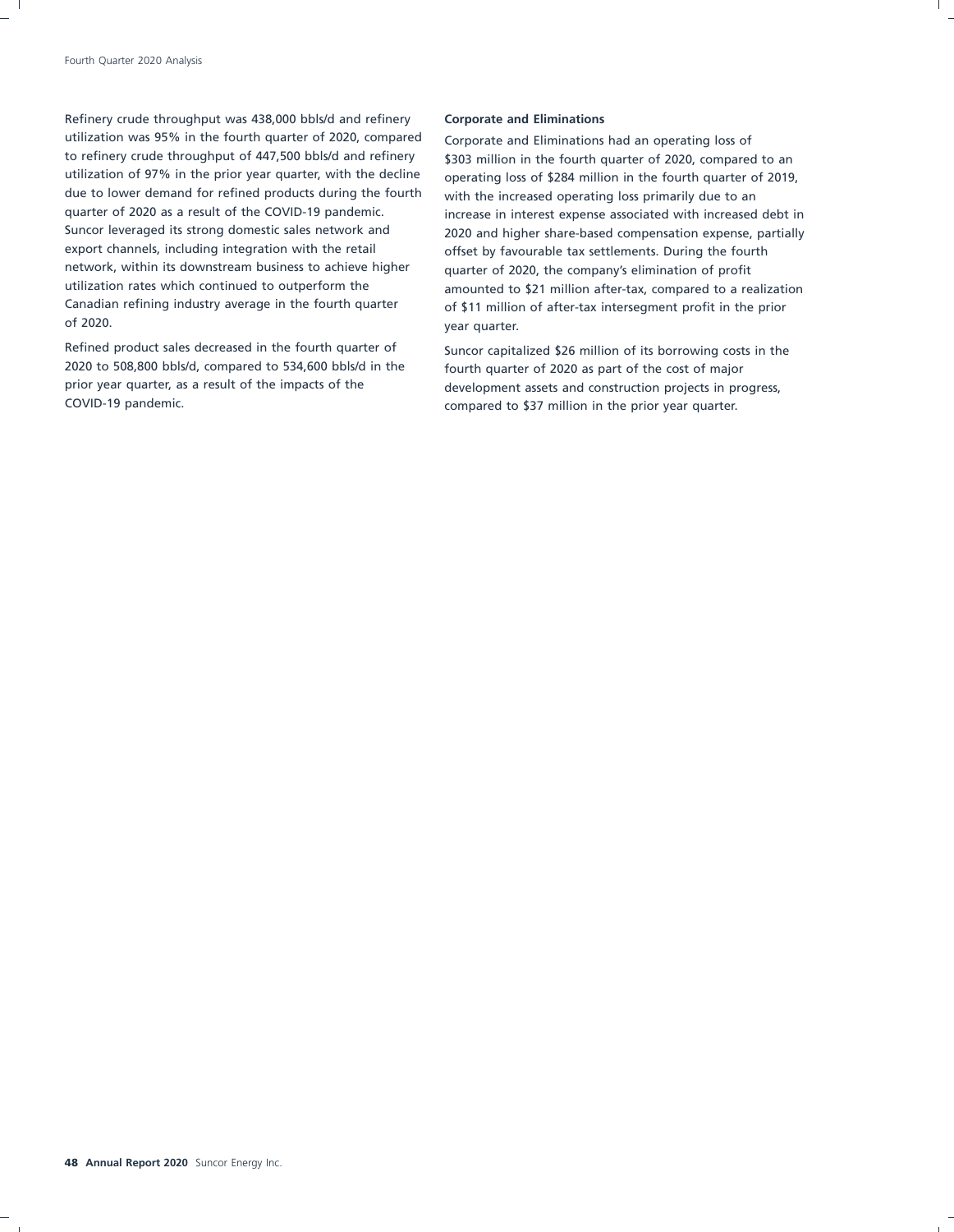Refinery crude throughput was 438,000 bbls/d and refinery utilization was 95% in the fourth quarter of 2020, compared to refinery crude throughput of 447,500 bbls/d and refinery utilization of 97% in the prior year quarter, with the decline due to lower demand for refined products during the fourth quarter of 2020 as a result of the COVID-19 pandemic. Suncor leveraged its strong domestic sales network and export channels, including integration with the retail network, within its downstream business to achieve higher utilization rates which continued to outperform the Canadian refining industry average in the fourth quarter of 2020.

Refined product sales decreased in the fourth quarter of 2020 to 508,800 bbls/d, compared to 534,600 bbls/d in the prior year quarter, as a result of the impacts of the COVID-19 pandemic.

**Corporate and Eliminations**

Corporate and Eliminations had an operating loss of $303 million in the fourth quarter of 2020, compared to an operating loss of $284 million in the fourth quarter of 2019, with the increased operating loss primarily due to an increase in interest expense associated with increased debt in 2020 and higher share-based compensation expense, partially offset by favourable tax settlements. During the fourth quarter of 2020, the company's elimination of profit amounted to $21 million after-tax, compared to a realization of $11 million of after-tax intersegment profit in the prior year quarter.

Suncor capitalized $26 million of its borrowing costs in the fourth quarter of 2020 as part of the cost of major development assets and construction projects in progress, compared to $37 million in the prior year quarter.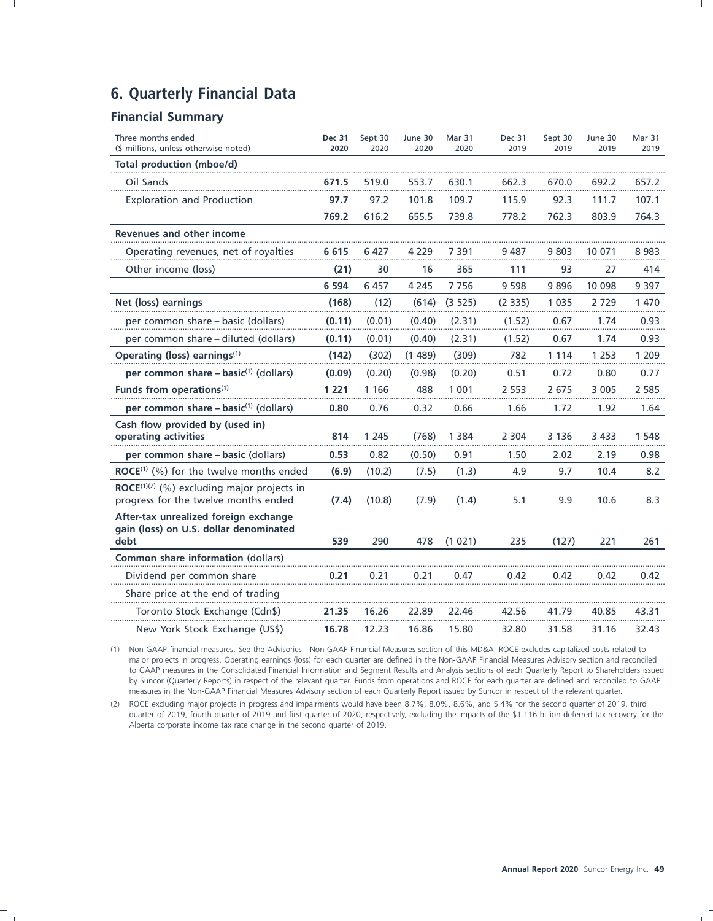## 6. Quarterly Financial Data

### Financial Summary

| Three months ended<br>($ millions, unless otherwise noted) | **Dec 31 2020** | Sept 30 2020 | June 30 2020 | Mar 31 2020 | Dec 31 2019 | Sept 30 2019 | June 30 2019 | Mar 31 2019 |
|---|---|---|---|---|---|---|---|---|
| **Total production (mboe/d)** | | | | | | | | |
| Oil Sands | **671.5** | 519.0 | 553.7 | 630.1 | 662.3 | 670.0 | 692.2 | 657.2 |
| Exploration and Production | **97.7** | 97.2 | 101.8 | 109.7 | 115.9 | 92.3 | 111.7 | 107.1 |
| | **769.2** | 616.2 | 655.5 | 739.8 | 778.2 | 762.3 | 803.9 | 764.3 |
| **Revenues and other income** | | | | | | | | |
| Operating revenues, net of royalties | **6 615** | 6 427 | 4 229 | 7 391 | 9 487 | 9 803 | 10 071 | 8 983 |
| Other income (loss) | **(21)** | 30 | 16 | 365 | 111 | 93 | 27 | 414 |
| | **6 594** | 6 457 | 4 245 | 7 756 | 9 598 | 9 896 | 10 098 | 9 397 |
| **Net (loss) earnings** | **(168)** | (12) | (614) | (3 525) | (2 335) | 1 035 | 2 729 | 1 470 |
| per common share – basic (dollars) | **(0.11)** | (0.01) | (0.40) | (2.31) | (1.52) | 0.67 | 1.74 | 0.93 |
| per common share – diluted (dollars) | **(0.11)** | (0.01) | (0.40) | (2.31) | (1.52) | 0.67 | 1.74 | 0.93 |
| **Operating (loss) earnings**[1] | **(142)** | (302) | (1 489) | (309) | 782 | 1 114 | 1 253 | 1 209 |
| **per common share – basic**[1] (dollars) | **(0.09)** | (0.20) | (0.98) | (0.20) | 0.51 | 0.72 | 0.80 | 0.77 |
| **Funds from operations**[1] | **1 221** | 1 166 | 488 | 1 001 | 2 553 | 2 675 | 3 005 | 2 585 |
| **per common share – basic**[1] (dollars) | **0.80** | 0.76 | 0.32 | 0.66 | 1.66 | 1.72 | 1.92 | 1.64 |
| **Cash flow provided by (used in) operating activities** | **814** | 1 245 | (768) | 1 384 | 2 304 | 3 136 | 3 433 | 1 548 |
| **per common share – basic** (dollars) | **0.53** | 0.82 | (0.50) | 0.91 | 1.50 | 2.02 | 2.19 | 0.98 |
| **ROCE**[1] (%) for the twelve months ended | **(6.9)** | (10.2) | (7.5) | (1.3) | 4.9 | 9.7 | 10.4 | 8.2 |
| **ROCE**[1][2] **(%) excluding major projects in progress for the twelve months ended** | **(7.4)** | (10.8) | (7.9) | (1.4) | 5.1 | 9.9 | 10.6 | 8.3 |
| **After-tax unrealized foreign exchange gain (loss) on U.S. dollar denominated debt** | **539** | 290 | 478 | (1 021) | 235 | (127) | 221 | 261 |
| **Common share information** (dollars) | | | | | | | | |
| Dividend per common share | **0.21** | 0.21 | 0.21 | 0.47 | 0.42 | 0.42 | 0.42 | 0.42 |
| Share price at the end of trading | | | | | | | | |
| Toronto Stock Exchange (Cdn$) | **21.35** | 16.26 | 22.89 | 22.46 | 42.56 | 41.79 | 40.85 | 43.31 |
| New York Stock Exchange (US$) | **16.78** | 12.23 | 16.86 | 15.80 | 32.80 | 31.58 | 31.16 | 32.43 |

(1) Non-GAAP financial measures. See the Advisories – Non-GAAP Financial Measures section of this MD&A. ROCE excludes capitalized costs related to major projects in progress. Operating earnings (loss) for each quarter are defined in the Non-GAAP Financial Measures Advisory section and reconciled to GAAP measures in the Consolidated Financial Information and Segment Results and Analysis sections of each Quarterly Report to Shareholders issued by Suncor (Quarterly Reports) in respect of the relevant quarter. Funds from operations and ROCE for each quarter are defined and reconciled to GAAP measures in the Non-GAAP Financial Measures Advisory section of each Quarterly Report issued by Suncor in respect of the relevant quarter.

(2) ROCE excluding major projects in progress and impairments would have been 8.7%, 8.0%, 8.6%, and 5.4% for the second quarter of 2019, third quarter of 2019, fourth quarter of 2019 and first quarter of 2020, respectively, excluding the impacts of the $1.116 billion deferred tax recovery for the Alberta corporate income tax rate change in the second quarter of 2019.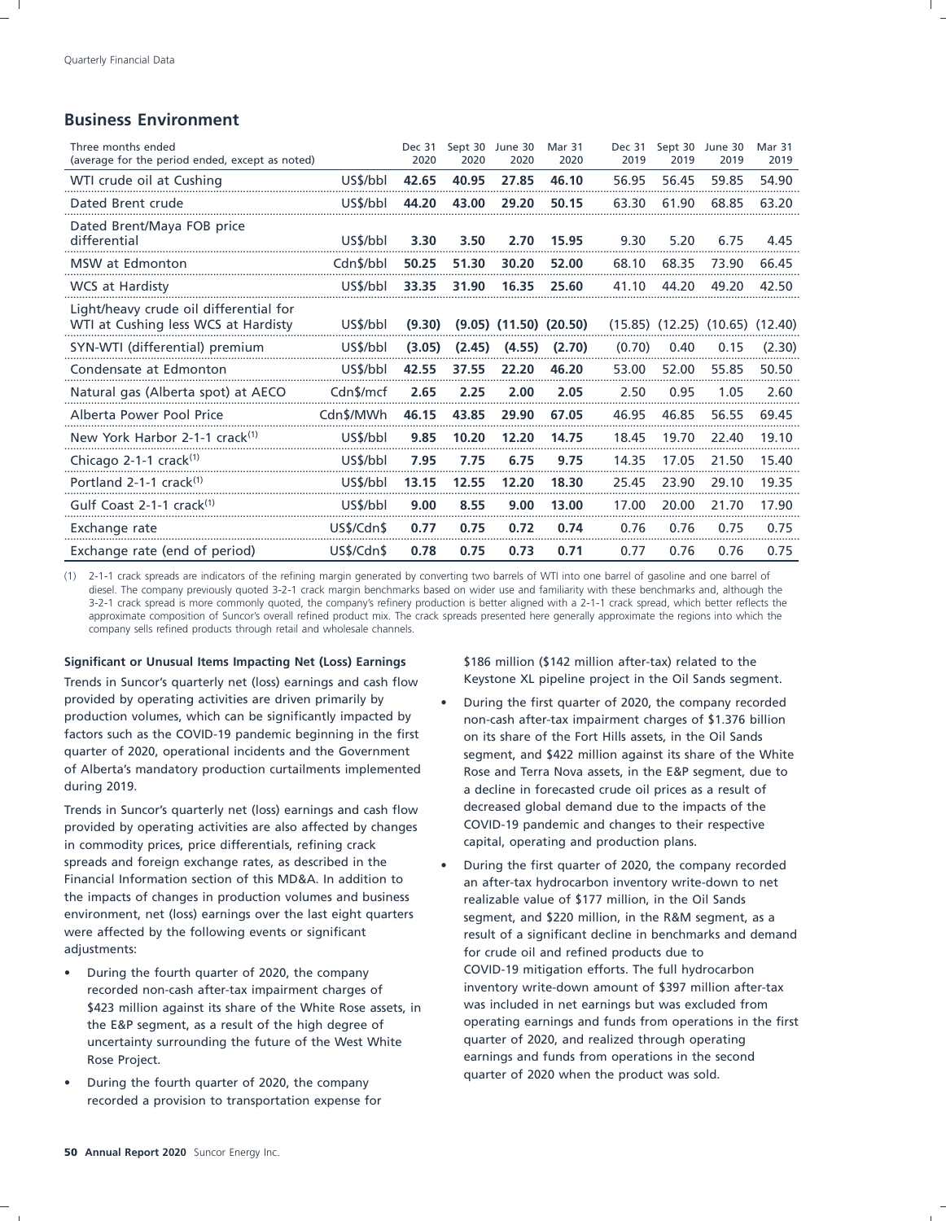## Business Environment

| Three months ended (average for the period ended, except as noted) | | Dec 31 2020 | Sept 30 2020 | June 30 2020 | Mar 31 2020 | Dec 31 2019 | Sept 30 2019 | June 30 2019 | Mar 31 2019 |
|---|---|---|---|---|---|---|---|---|---|
| WTI crude oil at Cushing | US$/bbl | **42.65** | **40.95** | **27.85** | **46.10** | 56.95 | 56.45 | 59.85 | 54.90 |
| Dated Brent crude | US$/bbl | **44.20** | **43.00** | **29.20** | **50.15** | 63.30 | 61.90 | 68.85 | 63.20 |
| Dated Brent/Maya FOB price differential | US$/bbl | **3.30** | **3.50** | **2.70** | **15.95** | 9.30 | 5.20 | 6.75 | 4.45 |
| MSW at Edmonton | Cdn$/bbl | **50.25** | **51.30** | **30.20** | **52.00** | 68.10 | 68.35 | 73.90 | 66.45 |
| WCS at Hardisty | US$/bbl | **33.35** | **31.90** | **16.35** | **25.60** | 41.10 | 44.20 | 49.20 | 42.50 |
| Light/heavy crude oil differential for WTI at Cushing less WCS at Hardisty | US$/bbl | **(9.30)** | **(9.05)** | **(11.50)** | **(20.50)** | (15.85) | (12.25) | (10.65) | (12.40) |
| SYN-WTI (differential) premium | US$/bbl | **(3.05)** | **(2.45)** | **(4.55)** | **(2.70)** | (0.70) | 0.40 | 0.15 | (2.30) |
| Condensate at Edmonton | US$/bbl | **42.55** | **37.55** | **22.20** | **46.20** | 53.00 | 52.00 | 55.85 | 50.50 |
| Natural gas (Alberta spot) at AECO | Cdn$/mcf | **2.65** | **2.25** | **2.00** | **2.05** | 2.50 | 0.95 | 1.05 | 2.60 |
| Alberta Power Pool Price | Cdn$/MWh | **46.15** | **43.85** | **29.90** | **67.05** | 46.95 | 46.85 | 56.55 | 69.45 |
| New York Harbor 2-1-1 crack[(1)] | US$/bbl | **9.85** | **10.20** | **12.20** | **14.75** | 18.45 | 19.70 | 22.40 | 19.10 |
| Chicago 2-1-1 crack[(1)] | US$/bbl | **7.95** | **7.75** | **6.75** | **9.75** | 14.35 | 17.05 | 21.50 | 15.40 |
| Portland 2-1-1 crack[(1)] | US$/bbl | **13.15** | **12.55** | **12.20** | **18.30** | 25.45 | 23.90 | 29.10 | 19.35 |
| Gulf Coast 2-1-1 crack[(1)] | US$/bbl | **9.00** | **8.55** | **9.00** | **13.00** | 17.00 | 20.00 | 21.70 | 17.90 |
| Exchange rate | US$/Cdn$ | **0.77** | **0.75** | **0.72** | **0.74** | 0.76 | 0.76 | 0.75 | 0.75 |
| Exchange rate (end of period) | US$/Cdn$ | **0.78** | **0.75** | **0.73** | **0.71** | 0.77 | 0.76 | 0.76 | 0.75 |

(1) 2-1-1 crack spreads are indicators of the refining margin generated by converting two barrels of WTI into one barrel of gasoline and one barrel of diesel. The company previously quoted 3-2-1 crack margin benchmarks based on wider use and familiarity with these benchmarks and, although the 3-2-1 crack spread is more commonly quoted, the company's refinery production is better aligned with a 2-1-1 crack spread, which better reflects the approximate composition of Suncor's overall refined product mix. The crack spreads presented here generally approximate the regions into which the company sells refined products through retail and wholesale channels.

**Significant or Unusual Items Impacting Net (Loss) Earnings**

Trends in Suncor's quarterly net (loss) earnings and cash flow provided by operating activities are driven primarily by production volumes, which can be significantly impacted by factors such as the COVID-19 pandemic beginning in the first quarter of 2020, operational incidents and the Government of Alberta's mandatory production curtailments implemented during 2019.

Trends in Suncor's quarterly net (loss) earnings and cash flow provided by operating activities are also affected by changes in commodity prices, price differentials, refining crack spreads and foreign exchange rates, as described in the Financial Information section of this MD&A. In addition to the impacts of changes in production volumes and business environment, net (loss) earnings over the last eight quarters were affected by the following events or significant adjustments:

- During the fourth quarter of 2020, the company recorded non-cash after-tax impairment charges of $423 million against its share of the White Rose assets, in the E&P segment, as a result of the high degree of uncertainty surrounding the future of the West White Rose Project.
- During the fourth quarter of 2020, the company recorded a provision to transportation expense for $186 million ($142 million after-tax) related to the Keystone XL pipeline project in the Oil Sands segment.
- During the first quarter of 2020, the company recorded non-cash after-tax impairment charges of $1.376 billion on its share of the Fort Hills assets, in the Oil Sands segment, and $422 million against its share of the White Rose and Terra Nova assets, in the E&P segment, due to a decline in forecasted crude oil prices as a result of decreased global demand due to the impacts of the COVID-19 pandemic and changes to their respective capital, operating and production plans.
- During the first quarter of 2020, the company recorded an after-tax hydrocarbon inventory write-down to net realizable value of $177 million, in the Oil Sands segment, and $220 million, in the R&M segment, as a result of a significant decline in benchmarks and demand for crude oil and refined products due to COVID-19 mitigation efforts. The full hydrocarbon inventory write-down amount of $397 million after-tax was included in net earnings but was excluded from operating earnings and funds from operations in the first quarter of 2020, and realized through operating earnings and funds from operations in the second quarter of 2020 when the product was sold.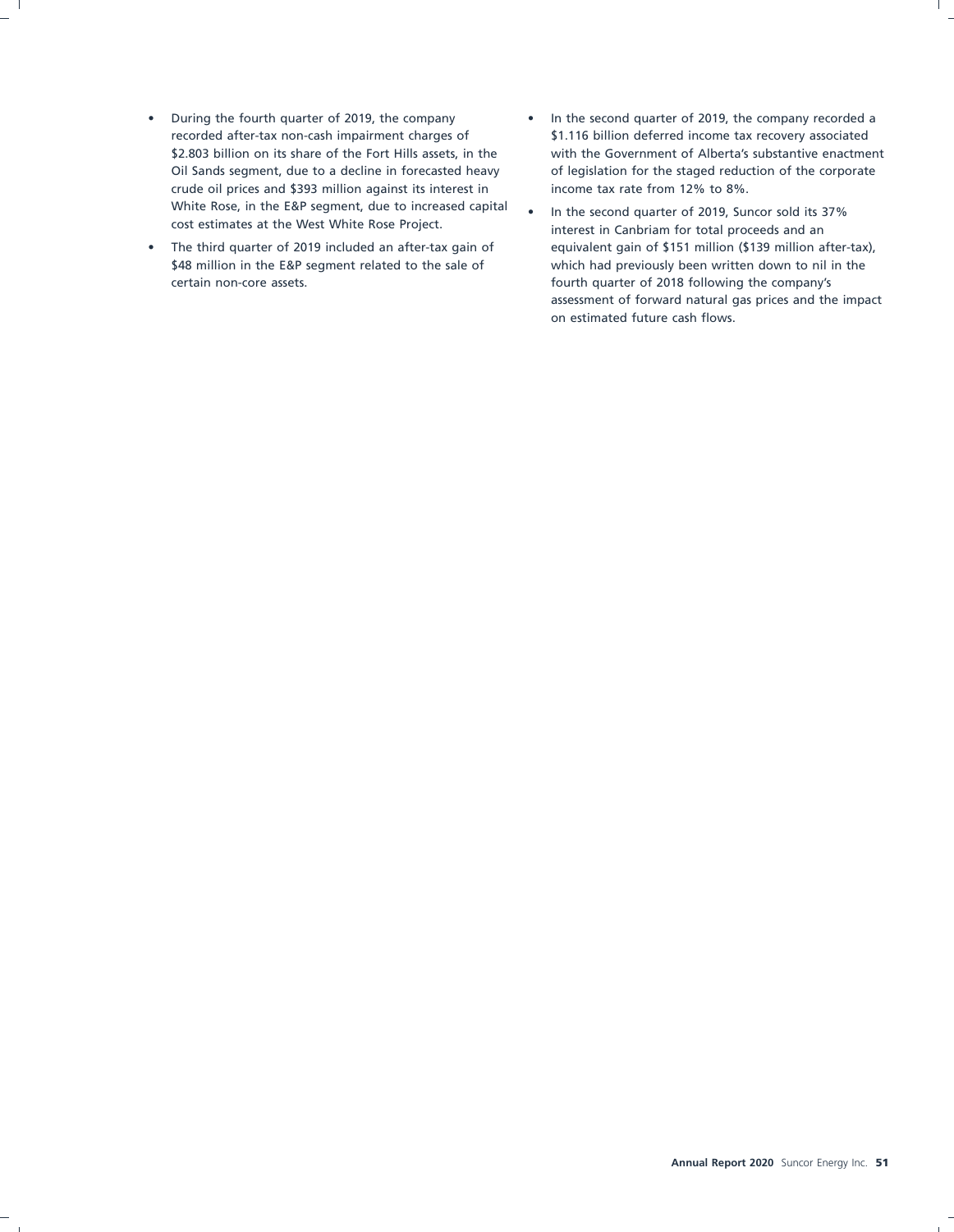- During the fourth quarter of 2019, the company recorded after-tax non-cash impairment charges of $2.803 billion on its share of the Fort Hills assets, in the Oil Sands segment, due to a decline in forecasted heavy crude oil prices and $393 million against its interest in White Rose, in the E&P segment, due to increased capital cost estimates at the West White Rose Project.
- The third quarter of 2019 included an after-tax gain of $48 million in the E&P segment related to the sale of certain non-core assets.
- In the second quarter of 2019, the company recorded a $1.116 billion deferred income tax recovery associated with the Government of Alberta's substantive enactment of legislation for the staged reduction of the corporate income tax rate from 12% to 8%.
- In the second quarter of 2019, Suncor sold its 37% interest in Canbriam for total proceeds and an equivalent gain of $151 million ($139 million after-tax), which had previously been written down to nil in the fourth quarter of 2018 following the company's assessment of forward natural gas prices and the impact on estimated future cash flows.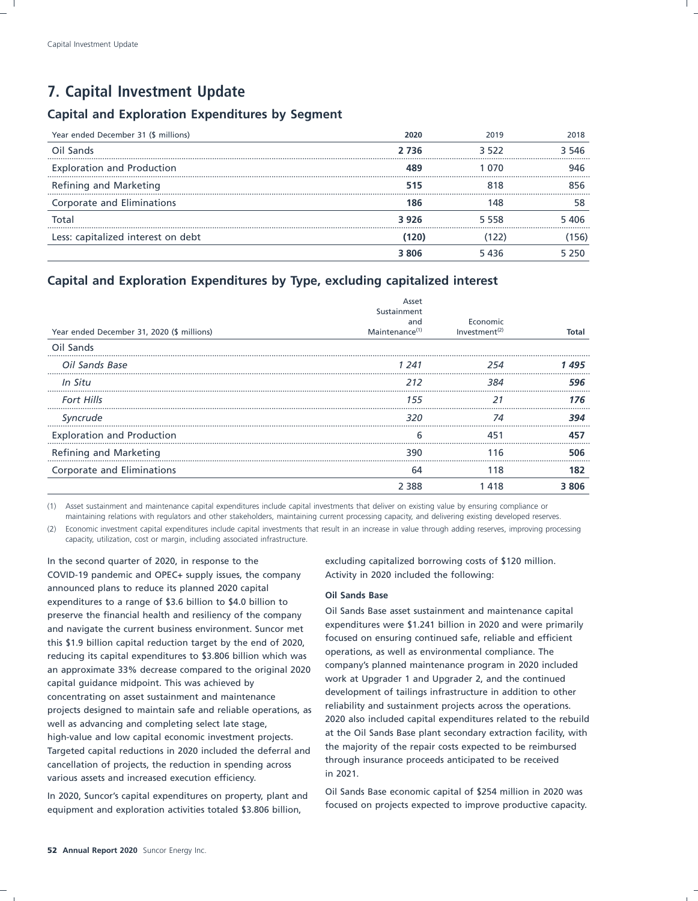## 7. Capital Investment Update

### Capital and Exploration Expenditures by Segment

| Year ended December 31 ($ millions) | 2020 | 2019 | 2018 |
|---|---|---|---|
| Oil Sands | **2 736** | 3 522 | 3 546 |
| Exploration and Production | **489** | 1 070 | 946 |
| Refining and Marketing | **515** | 818 | 856 |
| Corporate and Eliminations | **186** | 148 | 58 |
| Total | **3 926** | 5 558 | 5 406 |
| Less: capitalized interest on debt | **(120)** | (122) | (156) |
| | **3 806** | 5 436 | 5 250 |

### Capital and Exploration Expenditures by Type, excluding capitalized interest

| Year ended December 31, 2020 ($ millions) | Asset Sustainment and Maintenance[1] | Economic Investment[2] | Total |
|---|---|---|---|
| Oil Sands | | | |
| *Oil Sands Base* | *1 241* | *254* | ***1 495*** |
| *In Situ* | *212* | *384* | ***596*** |
| *Fort Hills* | *155* | *21* | ***176*** |
| *Syncrude* | *320* | *74* | ***394*** |
| Exploration and Production | 6 | 451 | **457** |
| Refining and Marketing | 390 | 116 | **506** |
| Corporate and Eliminations | 64 | 118 | **182** |
| | 2 388 | 1 418 | **3 806** |

(1) Asset sustainment and maintenance capital expenditures include capital investments that deliver on existing value by ensuring compliance or maintaining relations with regulators and other stakeholders, maintaining current processing capacity, and delivering existing developed reserves.

(2) Economic investment capital expenditures include capital investments that result in an increase in value through adding reserves, improving processing capacity, utilization, cost or margin, including associated infrastructure.

In the second quarter of 2020, in response to the COVID-19 pandemic and OPEC+ supply issues, the company announced plans to reduce its planned 2020 capital expenditures to a range of $3.6 billion to $4.0 billion to preserve the financial health and resiliency of the company and navigate the current business environment. Suncor met this $1.9 billion capital reduction target by the end of 2020, reducing its capital expenditures to $3.806 billion which was an approximate 33% decrease compared to the original 2020 capital guidance midpoint. This was achieved by concentrating on asset sustainment and maintenance projects designed to maintain safe and reliable operations, as well as advancing and completing select late stage, high-value and low capital economic investment projects. Targeted capital reductions in 2020 included the deferral and cancellation of projects, the reduction in spending across various assets and increased execution efficiency.

In 2020, Suncor's capital expenditures on property, plant and equipment and exploration activities totaled $3.806 billion, excluding capitalized borrowing costs of $120 million. Activity in 2020 included the following:

**Oil Sands Base**

Oil Sands Base asset sustainment and maintenance capital expenditures were $1.241 billion in 2020 and were primarily focused on ensuring continued safe, reliable and efficient operations, as well as environmental compliance. The company's planned maintenance program in 2020 included work at Upgrader 1 and Upgrader 2, and the continued development of tailings infrastructure in addition to other reliability and sustainment projects across the operations. 2020 also included capital expenditures related to the rebuild at the Oil Sands Base plant secondary extraction facility, with the majority of the repair costs expected to be reimbursed through insurance proceeds anticipated to be received in 2021.

Oil Sands Base economic capital of $254 million in 2020 was focused on projects expected to improve productive capacity.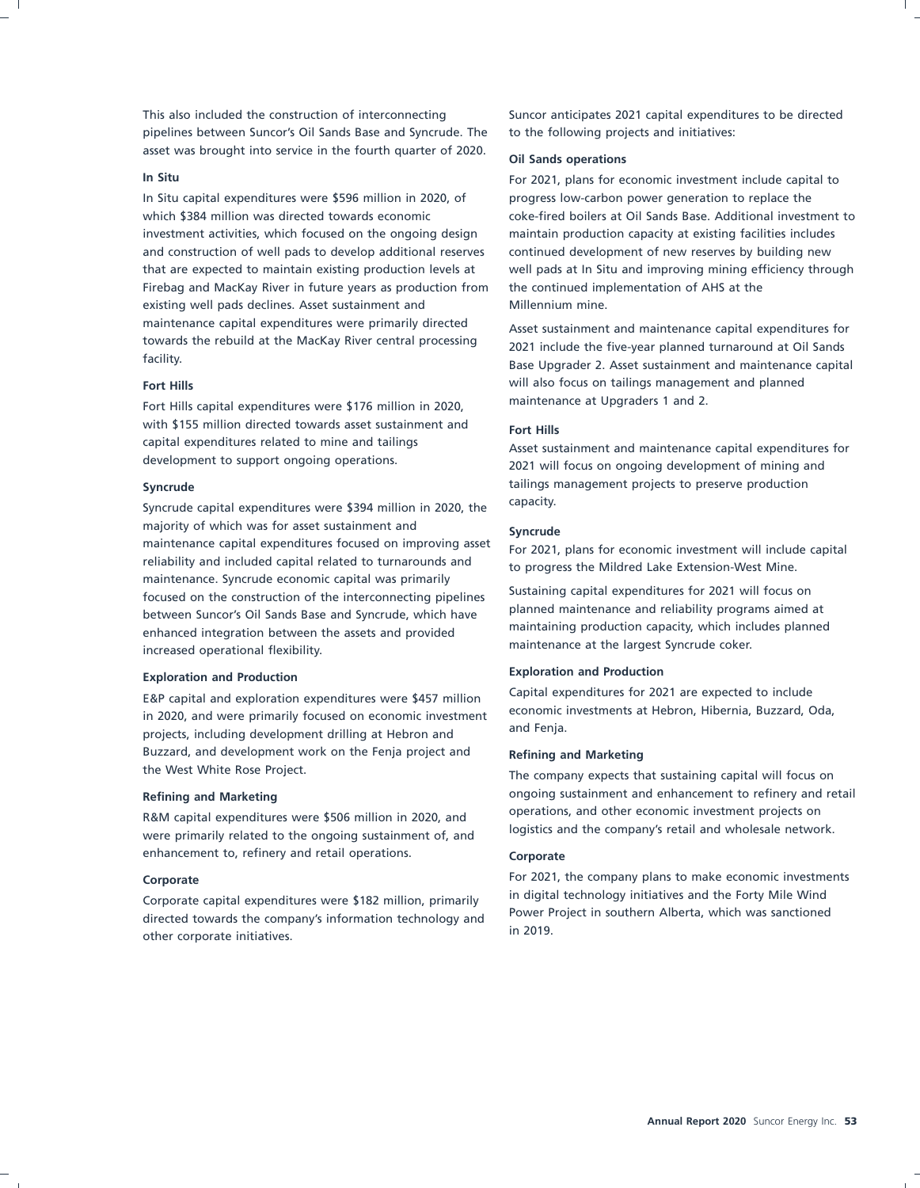This also included the construction of interconnecting pipelines between Suncor's Oil Sands Base and Syncrude. The asset was brought into service in the fourth quarter of 2020.

**In Situ**

In Situ capital expenditures were $596 million in 2020, of which $384 million was directed towards economic investment activities, which focused on the ongoing design and construction of well pads to develop additional reserves that are expected to maintain existing production levels at Firebag and MacKay River in future years as production from existing well pads declines. Asset sustainment and maintenance capital expenditures were primarily directed towards the rebuild at the MacKay River central processing facility.

**Fort Hills**

Fort Hills capital expenditures were $176 million in 2020, with $155 million directed towards asset sustainment and capital expenditures related to mine and tailings development to support ongoing operations.

**Syncrude**

Syncrude capital expenditures were $394 million in 2020, the majority of which was for asset sustainment and maintenance capital expenditures focused on improving asset reliability and included capital related to turnarounds and maintenance. Syncrude economic capital was primarily focused on the construction of the interconnecting pipelines between Suncor's Oil Sands Base and Syncrude, which have enhanced integration between the assets and provided increased operational flexibility.

**Exploration and Production**

E&P capital and exploration expenditures were $457 million in 2020, and were primarily focused on economic investment projects, including development drilling at Hebron and Buzzard, and development work on the Fenja project and the West White Rose Project.

**Refining and Marketing**

R&M capital expenditures were $506 million in 2020, and were primarily related to the ongoing sustainment of, and enhancement to, refinery and retail operations.

**Corporate**

Corporate capital expenditures were $182 million, primarily directed towards the company's information technology and other corporate initiatives.

Suncor anticipates 2021 capital expenditures to be directed to the following projects and initiatives:

**Oil Sands operations**

For 2021, plans for economic investment include capital to progress low-carbon power generation to replace the coke-fired boilers at Oil Sands Base. Additional investment to maintain production capacity at existing facilities includes continued development of new reserves by building new well pads at In Situ and improving mining efficiency through the continued implementation of AHS at the Millennium mine.

Asset sustainment and maintenance capital expenditures for 2021 include the five-year planned turnaround at Oil Sands Base Upgrader 2. Asset sustainment and maintenance capital will also focus on tailings management and planned maintenance at Upgraders 1 and 2.

**Fort Hills**

Asset sustainment and maintenance capital expenditures for 2021 will focus on ongoing development of mining and tailings management projects to preserve production capacity.

**Syncrude**

For 2021, plans for economic investment will include capital to progress the Mildred Lake Extension-West Mine.

Sustaining capital expenditures for 2021 will focus on planned maintenance and reliability programs aimed at maintaining production capacity, which includes planned maintenance at the largest Syncrude coker.

**Exploration and Production**

Capital expenditures for 2021 are expected to include economic investments at Hebron, Hibernia, Buzzard, Oda, and Fenja.

**Refining and Marketing**

The company expects that sustaining capital will focus on ongoing sustainment and enhancement to refinery and retail operations, and other economic investment projects on logistics and the company's retail and wholesale network.

**Corporate**

For 2021, the company plans to make economic investments in digital technology initiatives and the Forty Mile Wind Power Project in southern Alberta, which was sanctioned in 2019.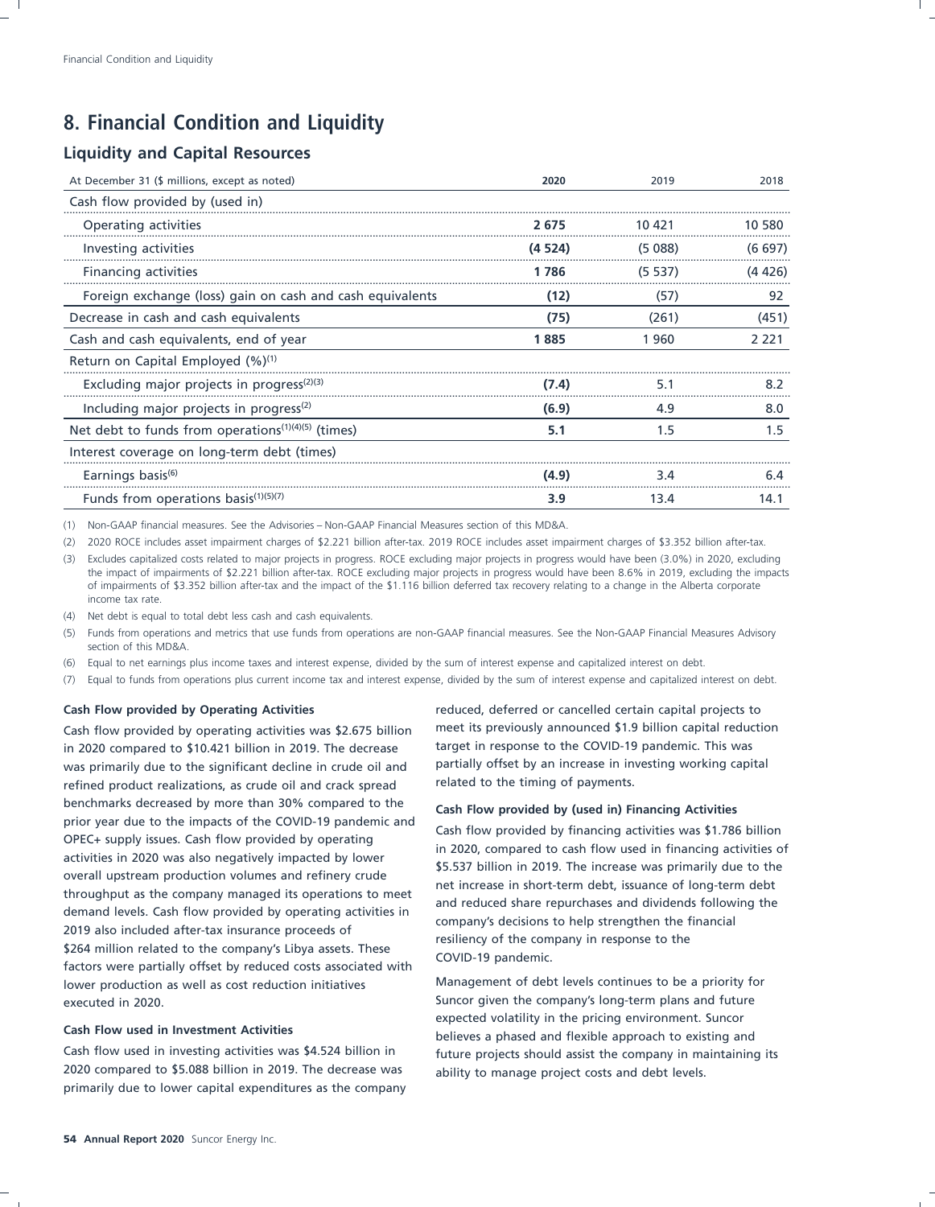# 8. Financial Condition and Liquidity

## Liquidity and Capital Resources

| At December 31 ($ millions, except as noted) | 2020 | 2019 | 2018 |
|---|---|---|---|
| Cash flow provided by (used in) | | | |
| Operating activities | **2 675** | 10 421 | 10 580 |
| Investing activities | **(4 524)** | (5 088) | (6 697) |
| Financing activities | **1 786** | (5 537) | (4 426) |
| Foreign exchange (loss) gain on cash and cash equivalents | **(12)** | (57) | 92 |
| Decrease in cash and cash equivalents | **(75)** | (261) | (451) |
| Cash and cash equivalents, end of year | **1 885** | 1 960 | 2 221 |
| Return on Capital Employed (%)[1] | | | |
| Excluding major projects in progress[2][3] | **(7.4)** | 5.1 | 8.2 |
| Including major projects in progress[2] | **(6.9)** | 4.9 | 8.0 |
| Net debt to funds from operations[1][4][5] (times) | **5.1** | 1.5 | 1.5 |
| Interest coverage on long-term debt (times) | | | |
| Earnings basis[6] | **(4.9)** | 3.4 | 6.4 |
| Funds from operations basis[1][5][7] | **3.9** | 13.4 | 14.1 |

(1) Non-GAAP financial measures. See the Advisories – Non-GAAP Financial Measures section of this MD&A.

(2) 2020 ROCE includes asset impairment charges of $2.221 billion after-tax. 2019 ROCE includes asset impairment charges of $3.352 billion after-tax.

(3) Excludes capitalized costs related to major projects in progress. ROCE excluding major projects in progress would have been (3.0%) in 2020, excluding the impact of impairments of $2.221 billion after-tax. ROCE excluding major projects in progress would have been 8.6% in 2019, excluding the impacts of impairments of $3.352 billion after-tax and the impact of the $1.116 billion deferred tax recovery relating to a change in the Alberta corporate income tax rate.

(4) Net debt is equal to total debt less cash and cash equivalents.

(5) Funds from operations and metrics that use funds from operations are non-GAAP financial measures. See the Non-GAAP Financial Measures Advisory section of this MD&A.

(6) Equal to net earnings plus income taxes and interest expense, divided by the sum of interest expense and capitalized interest on debt.

(7) Equal to funds from operations plus current income tax and interest expense, divided by the sum of interest expense and capitalized interest on debt.

#### Cash Flow provided by Operating Activities

Cash flow provided by operating activities was $2.675 billion in 2020 compared to $10.421 billion in 2019. The decrease was primarily due to the significant decline in crude oil and refined product realizations, as crude oil and crack spread benchmarks decreased by more than 30% compared to the prior year due to the impacts of the COVID-19 pandemic and OPEC+ supply issues. Cash flow provided by operating activities in 2020 was also negatively impacted by lower overall upstream production volumes and refinery crude throughput as the company managed its operations to meet demand levels. Cash flow provided by operating activities in 2019 also included after-tax insurance proceeds of $264 million related to the company's Libya assets. These factors were partially offset by reduced costs associated with lower production as well as cost reduction initiatives executed in 2020.

#### Cash Flow used in Investment Activities

Cash flow used in investing activities was $4.524 billion in 2020 compared to $5.088 billion in 2019. The decrease was primarily due to lower capital expenditures as the company reduced, deferred or cancelled certain capital projects to meet its previously announced $1.9 billion capital reduction target in response to the COVID-19 pandemic. This was partially offset by an increase in investing working capital related to the timing of payments.

#### Cash Flow provided by (used in) Financing Activities

Cash flow provided by financing activities was $1.786 billion in 2020, compared to cash flow used in financing activities of $5.537 billion in 2019. The increase was primarily due to the net increase in short-term debt, issuance of long-term debt and reduced share repurchases and dividends following the company's decisions to help strengthen the financial resiliency of the company in response to the COVID-19 pandemic.

Management of debt levels continues to be a priority for Suncor given the company's long-term plans and future expected volatility in the pricing environment. Suncor believes a phased and flexible approach to existing and future projects should assist the company in maintaining its ability to manage project costs and debt levels.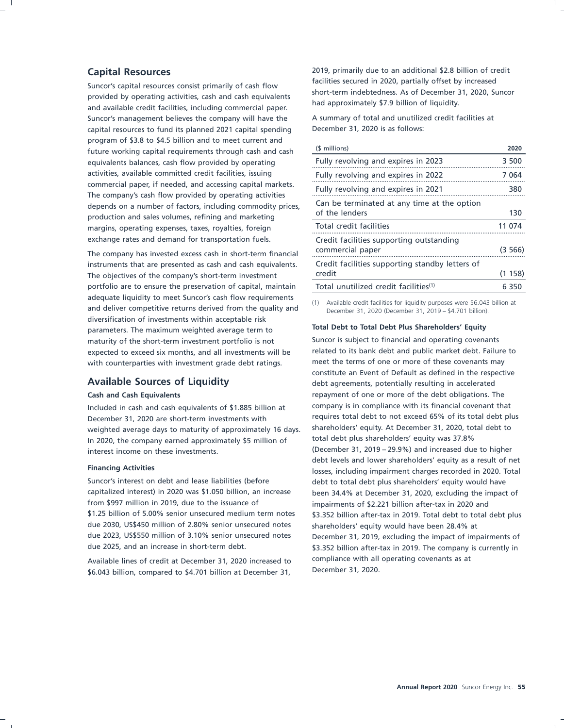## Capital Resources

Suncor's capital resources consist primarily of cash flow provided by operating activities, cash and cash equivalents and available credit facilities, including commercial paper. Suncor's management believes the company will have the capital resources to fund its planned 2021 capital spending program of $3.8 to $4.5 billion and to meet current and future working capital requirements through cash and cash equivalents balances, cash flow provided by operating activities, available committed credit facilities, issuing commercial paper, if needed, and accessing capital markets. The company's cash flow provided by operating activities depends on a number of factors, including commodity prices, production and sales volumes, refining and marketing margins, operating expenses, taxes, royalties, foreign exchange rates and demand for transportation fuels.

The company has invested excess cash in short-term financial instruments that are presented as cash and cash equivalents. The objectives of the company's short-term investment portfolio are to ensure the preservation of capital, maintain adequate liquidity to meet Suncor's cash flow requirements and deliver competitive returns derived from the quality and diversification of investments within acceptable risk parameters. The maximum weighted average term to maturity of the short-term investment portfolio is not expected to exceed six months, and all investments will be with counterparties with investment grade debt ratings.

## Available Sources of Liquidity

### Cash and Cash Equivalents

Included in cash and cash equivalents of $1.885 billion at December 31, 2020 are short-term investments with weighted average days to maturity of approximately 16 days. In 2020, the company earned approximately $5 million of interest income on these investments.

### Financing Activities

Suncor's interest on debt and lease liabilities (before capitalized interest) in 2020 was $1.050 billion, an increase from $997 million in 2019, due to the issuance of $1.25 billion of 5.00% senior unsecured medium term notes due 2030, US$450 million of 2.80% senior unsecured notes due 2023, US$550 million of 3.10% senior unsecured notes due 2025, and an increase in short-term debt.

Available lines of credit at December 31, 2020 increased to $6.043 billion, compared to $4.701 billion at December 31, 2019, primarily due to an additional $2.8 billion of credit facilities secured in 2020, partially offset by increased short-term indebtedness. As of December 31, 2020, Suncor had approximately $7.9 billion of liquidity.

A summary of total and unutilized credit facilities at December 31, 2020 is as follows:

| ($ millions) | 2020 |
|---|---|
| Fully revolving and expires in 2023 | 3 500 |
| Fully revolving and expires in 2022 | 7 064 |
| Fully revolving and expires in 2021 | 380 |
| Can be terminated at any time at the option of the lenders | 130 |
| Total credit facilities | 11 074 |
| Credit facilities supporting outstanding commercial paper | (3 566) |
| Credit facilities supporting standby letters of credit | (1 158) |
| Total unutilized credit facilities(1) | 6 350 |

(1) Available credit facilities for liquidity purposes were $6.043 billion at December 31, 2020 (December 31, 2019 – $4.701 billion).

### Total Debt to Total Debt Plus Shareholders' Equity

Suncor is subject to financial and operating covenants related to its bank debt and public market debt. Failure to meet the terms of one or more of these covenants may constitute an Event of Default as defined in the respective debt agreements, potentially resulting in accelerated repayment of one or more of the debt obligations. The company is in compliance with its financial covenant that requires total debt to not exceed 65% of its total debt plus shareholders' equity. At December 31, 2020, total debt to total debt plus shareholders' equity was 37.8% (December 31, 2019 – 29.9%) and increased due to higher debt levels and lower shareholders' equity as a result of net losses, including impairment charges recorded in 2020. Total debt to total debt plus shareholders' equity would have been 34.4% at December 31, 2020, excluding the impact of impairments of $2.221 billion after-tax in 2020 and $3.352 billion after-tax in 2019. Total debt to total debt plus shareholders' equity would have been 28.4% at December 31, 2019, excluding the impact of impairments of $3.352 billion after-tax in 2019. The company is currently in compliance with all operating covenants as at December 31, 2020.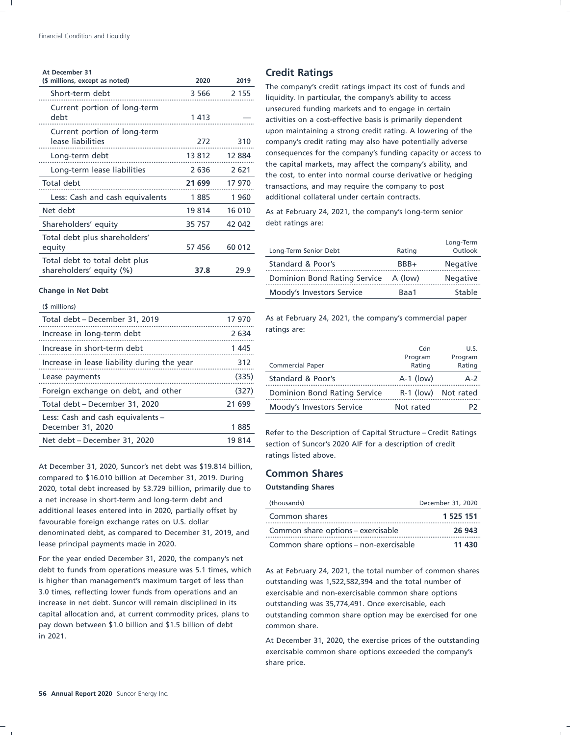| At December 31 ($ millions, except as noted) | 2020 | 2019 |
|---|---|---|
| Short-term debt | 3 566 | 2 155 |
| Current portion of long-term debt | 1 413 | — |
| Current portion of long-term lease liabilities | 272 | 310 |
| Long-term debt | 13 812 | 12 884 |
| Long-term lease liabilities | 2 636 | 2 621 |
| Total debt | **21 699** | 17 970 |
| Less: Cash and cash equivalents | 1 885 | 1 960 |
| Net debt | 19 814 | 16 010 |
| Shareholders' equity | 35 757 | 42 042 |
| Total debt plus shareholders' equity | 57 456 | 60 012 |
| Total debt to total debt plus shareholders' equity (%) | **37.8** | 29.9 |

**Change in Net Debt**

| ($ millions) | |
|---|---|
| Total debt – December 31, 2019 | 17 970 |
| Increase in long-term debt | 2 634 |
| Increase in short-term debt | 1 445 |
| Increase in lease liability during the year | 312 |
| Lease payments | (335) |
| Foreign exchange on debt, and other | (327) |
| Total debt – December 31, 2020 | 21 699 |
| Less: Cash and cash equivalents – December 31, 2020 | 1 885 |
| Net debt – December 31, 2020 | 19 814 |

At December 31, 2020, Suncor's net debt was $19.814 billion, compared to $16.010 billion at December 31, 2019. During 2020, total debt increased by $3.729 billion, primarily due to a net increase in short-term and long-term debt and additional leases entered into in 2020, partially offset by favourable foreign exchange rates on U.S. dollar denominated debt, as compared to December 31, 2019, and lease principal payments made in 2020.

For the year ended December 31, 2020, the company's net debt to funds from operations measure was 5.1 times, which is higher than management's maximum target of less than 3.0 times, reflecting lower funds from operations and an increase in net debt. Suncor will remain disciplined in its capital allocation and, at current commodity prices, plans to pay down between $1.0 billion and $1.5 billion of debt in 2021.

## Credit Ratings

The company's credit ratings impact its cost of funds and liquidity. In particular, the company's ability to access unsecured funding markets and to engage in certain activities on a cost-effective basis is primarily dependent upon maintaining a strong credit rating. A lowering of the company's credit rating may also have potentially adverse consequences for the company's funding capacity or access to the capital markets, may affect the company's ability, and the cost, to enter into normal course derivative or hedging transactions, and may require the company to post additional collateral under certain contracts.

As at February 24, 2021, the company's long-term senior debt ratings are:

| Long-Term Senior Debt | Rating | Long-Term Outlook |
|---|---|---|
| Standard & Poor's | BBB+ | Negative |
| Dominion Bond Rating Service | A (low) | Negative |
| Moody's Investors Service | Baa1 | Stable |

As at February 24, 2021, the company's commercial paper ratings are:

| Commercial Paper | Cdn Program Rating | U.S. Program Rating |
|---|---|---|
| Standard & Poor's | A-1 (low) | A-2 |
| Dominion Bond Rating Service | R-1 (low) | Not rated |
| Moody's Investors Service | Not rated | P2 |

Refer to the Description of Capital Structure – Credit Ratings section of Suncor's 2020 AIF for a description of credit ratings listed above.

## Common Shares

**Outstanding Shares**

| (thousands) | December 31, 2020 |
|---|---|
| Common shares | **1 525 151** |
| Common share options – exercisable | **26 943** |
| Common share options – non-exercisable | **11 430** |

As at February 24, 2021, the total number of common shares outstanding was 1,522,582,394 and the total number of exercisable and non-exercisable common share options outstanding was 35,774,491. Once exercisable, each outstanding common share option may be exercised for one common share.

At December 31, 2020, the exercise prices of the outstanding exercisable common share options exceeded the company's share price.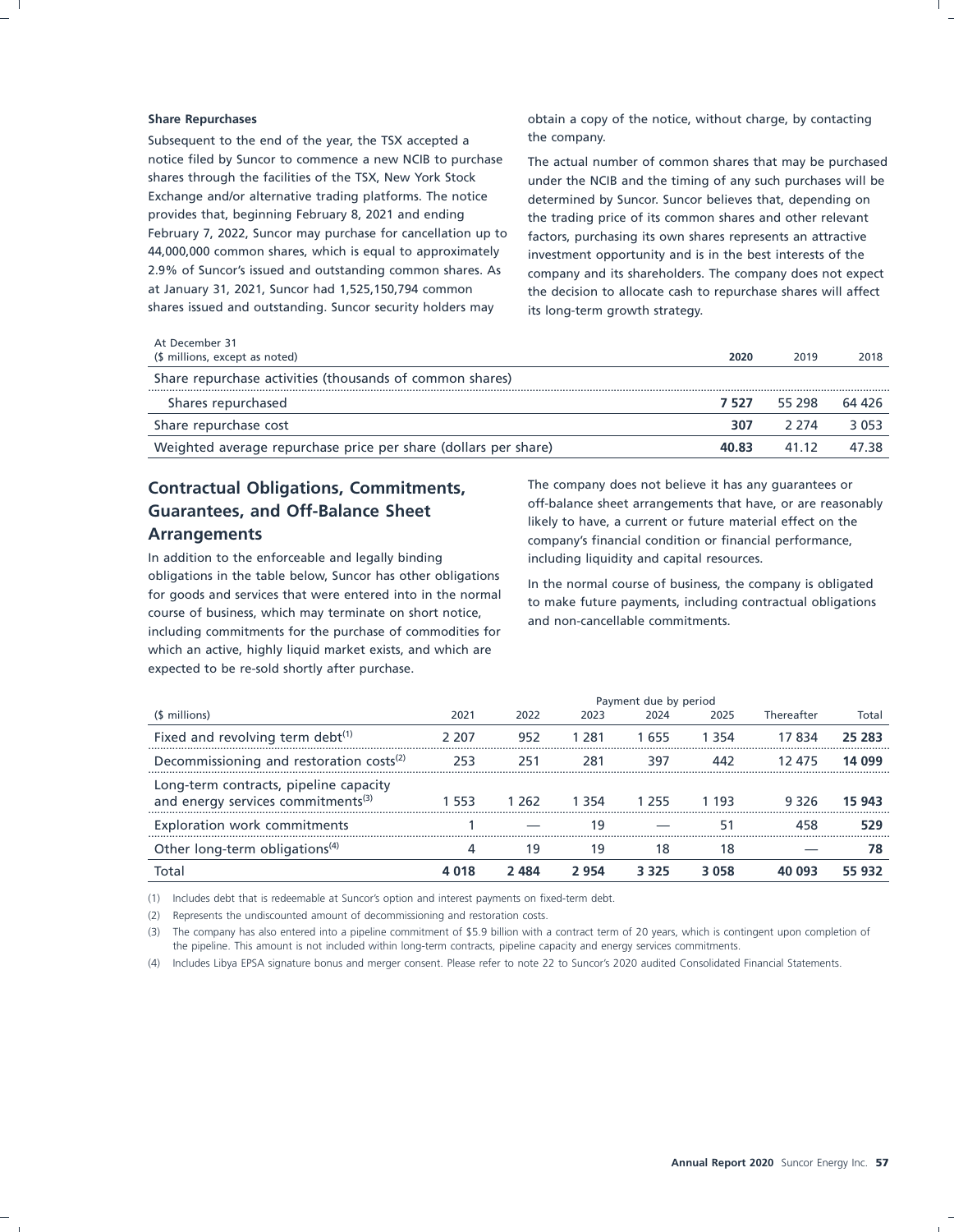**Share Repurchases**

Subsequent to the end of the year, the TSX accepted a notice filed by Suncor to commence a new NCIB to purchase shares through the facilities of the TSX, New York Stock Exchange and/or alternative trading platforms. The notice provides that, beginning February 8, 2021 and ending February 7, 2022, Suncor may purchase for cancellation up to 44,000,000 common shares, which is equal to approximately 2.9% of Suncor's issued and outstanding common shares. As at January 31, 2021, Suncor had 1,525,150,794 common shares issued and outstanding. Suncor security holders may obtain a copy of the notice, without charge, by contacting the company.

The actual number of common shares that may be purchased under the NCIB and the timing of any such purchases will be determined by Suncor. Suncor believes that, depending on the trading price of its common shares and other relevant factors, purchasing its own shares represents an attractive investment opportunity and is in the best interests of the company and its shareholders. The company does not expect the decision to allocate cash to repurchase shares will affect its long-term growth strategy.

| At December 31<br>($ millions, except as noted) | **2020** | 2019 | 2018 |
|---|---|---|---|
| Share repurchase activities (thousands of common shares) | | | |
| Shares repurchased | **7 527** | 55 298 | 64 426 |
| Share repurchase cost | **307** | 2 274 | 3 053 |
| Weighted average repurchase price per share (dollars per share) | **40.83** | 41.12 | 47.38 |

## Contractual Obligations, Commitments, Guarantees, and Off-Balance Sheet Arrangements

In addition to the enforceable and legally binding obligations in the table below, Suncor has other obligations for goods and services that were entered into in the normal course of business, which may terminate on short notice, including commitments for the purchase of commodities for which an active, highly liquid market exists, and which are expected to be re-sold shortly after purchase.

The company does not believe it has any guarantees or off-balance sheet arrangements that have, or are reasonably likely to have, a current or future material effect on the company's financial condition or financial performance, including liquidity and capital resources.

In the normal course of business, the company is obligated to make future payments, including contractual obligations and non-cancellable commitments.

| | Payment due by period | | | | | | |
|---|---|---|---|---|---|---|---|
| ($ millions) | 2021 | 2022 | 2023 | 2024 | 2025 | Thereafter | Total |
| Fixed and revolving term debt[1] | 2 207 | 952 | 1 281 | 1 655 | 1 354 | 17 834 | **25 283** |
| Decommissioning and restoration costs[2] | 253 | 251 | 281 | 397 | 442 | 12 475 | **14 099** |
| Long-term contracts, pipeline capacity and energy services commitments[3] | 1 553 | 1 262 | 1 354 | 1 255 | 1 193 | 9 326 | **15 943** |
| Exploration work commitments | 1 | — | 19 | — | 51 | 458 | **529** |
| Other long-term obligations[4] | 4 | 19 | 19 | 18 | 18 | — | **78** |
| Total | **4 018** | **2 484** | **2 954** | **3 325** | **3 058** | **40 093** | **55 932** |

(1) Includes debt that is redeemable at Suncor's option and interest payments on fixed-term debt.

(2) Represents the undiscounted amount of decommissioning and restoration costs.

(3) The company has also entered into a pipeline commitment of $5.9 billion with a contract term of 20 years, which is contingent upon completion of the pipeline. This amount is not included within long-term contracts, pipeline capacity and energy services commitments.

(4) Includes Libya EPSA signature bonus and merger consent. Please refer to note 22 to Suncor's 2020 audited Consolidated Financial Statements.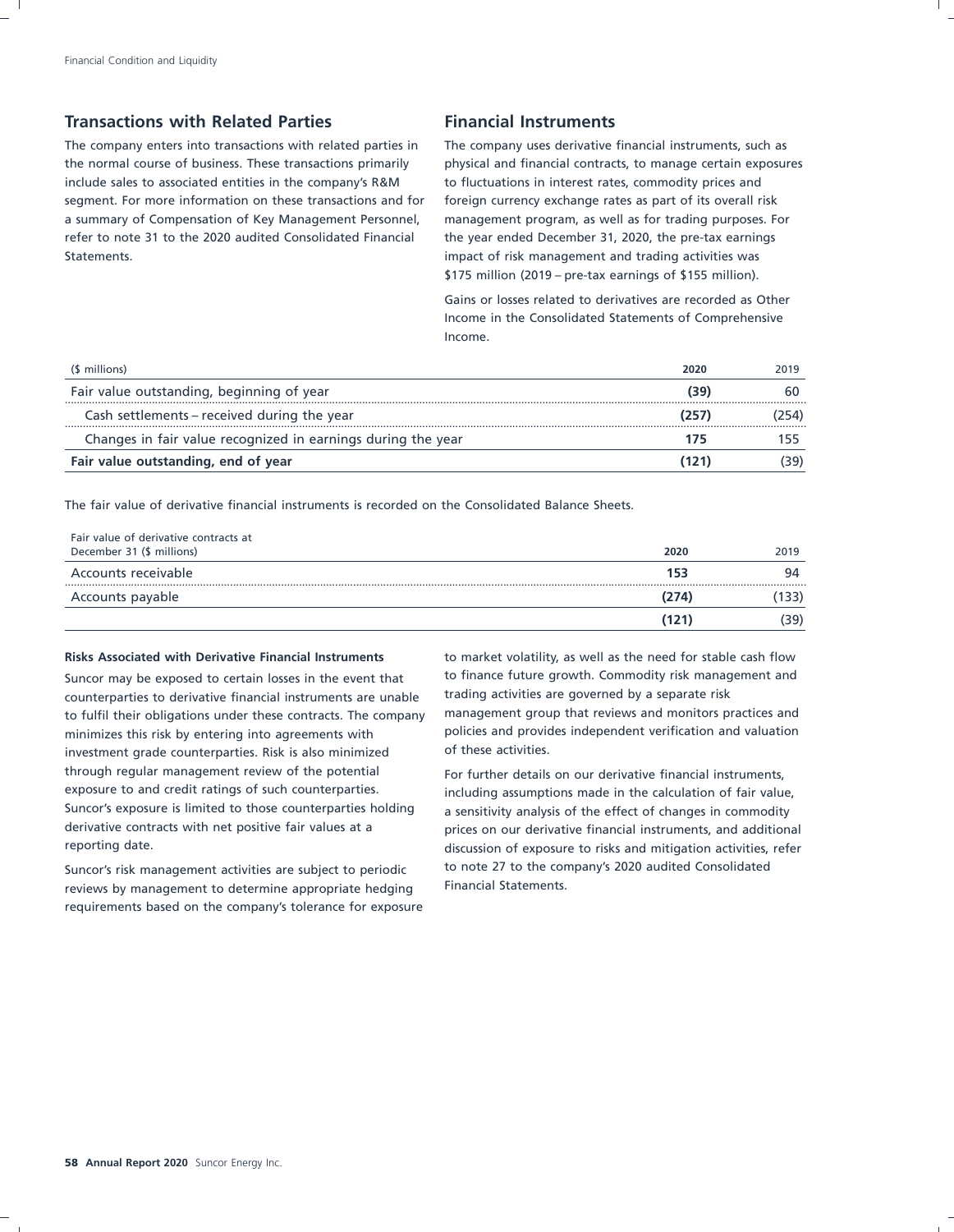## Transactions with Related Parties

The company enters into transactions with related parties in the normal course of business. These transactions primarily include sales to associated entities in the company's R&M segment. For more information on these transactions and for a summary of Compensation of Key Management Personnel, refer to note 31 to the 2020 audited Consolidated Financial Statements.

## Financial Instruments

The company uses derivative financial instruments, such as physical and financial contracts, to manage certain exposures to fluctuations in interest rates, commodity prices and foreign currency exchange rates as part of its overall risk management program, as well as for trading purposes. For the year ended December 31, 2020, the pre-tax earnings impact of risk management and trading activities was $175 million (2019 – pre-tax earnings of $155 million).

Gains or losses related to derivatives are recorded as Other Income in the Consolidated Statements of Comprehensive Income.

| ($ millions) | **2020** | 2019 |
|---|---|---|
| Fair value outstanding, beginning of year | **(39)** | 60 |
| Cash settlements – received during the year | **(257)** | (254) |
| Changes in fair value recognized in earnings during the year | **175** | 155 |
| **Fair value outstanding, end of year** | **(121)** | (39) |

The fair value of derivative financial instruments is recorded on the Consolidated Balance Sheets.

| Fair value of derivative contracts at December 31 ($ millions) | **2020** | 2019 |
|---|---|---|
| Accounts receivable | **153** | 94 |
| Accounts payable | **(274)** | (133) |
| | **(121)** | (39) |

**Risks Associated with Derivative Financial Instruments**

Suncor may be exposed to certain losses in the event that counterparties to derivative financial instruments are unable to fulfil their obligations under these contracts. The company minimizes this risk by entering into agreements with investment grade counterparties. Risk is also minimized through regular management review of the potential exposure to and credit ratings of such counterparties. Suncor's exposure is limited to those counterparties holding derivative contracts with net positive fair values at a reporting date.

Suncor's risk management activities are subject to periodic reviews by management to determine appropriate hedging requirements based on the company's tolerance for exposure to market volatility, as well as the need for stable cash flow to finance future growth. Commodity risk management and trading activities are governed by a separate risk management group that reviews and monitors practices and policies and provides independent verification and valuation of these activities.

For further details on our derivative financial instruments, including assumptions made in the calculation of fair value, a sensitivity analysis of the effect of changes in commodity prices on our derivative financial instruments, and additional discussion of exposure to risks and mitigation activities, refer to note 27 to the company's 2020 audited Consolidated Financial Statements.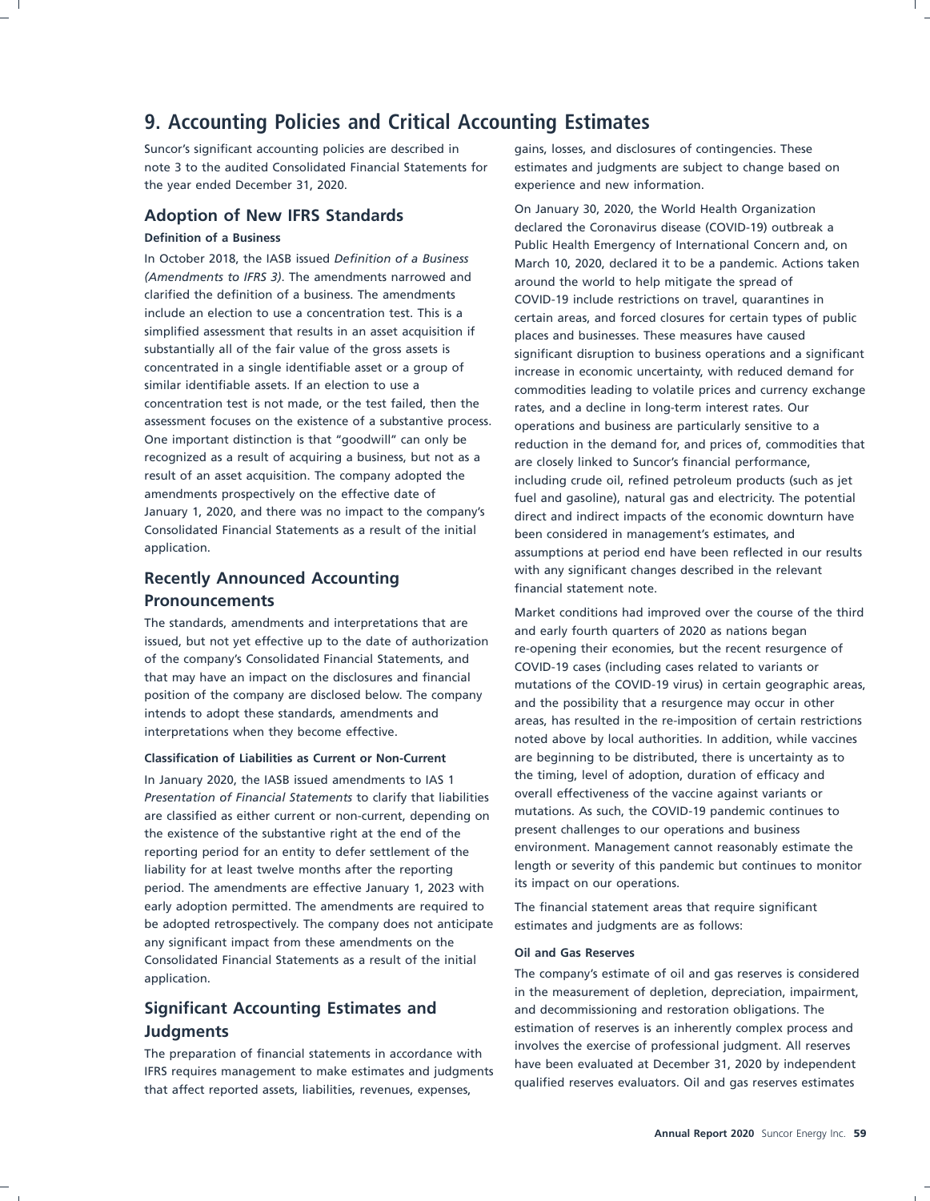# 9. Accounting Policies and Critical Accounting Estimates

Suncor's significant accounting policies are described in note 3 to the audited Consolidated Financial Statements for the year ended December 31, 2020.

## Adoption of New IFRS Standards

**Definition of a Business**

In October 2018, the IASB issued *Definition of a Business (Amendments to IFRS 3)*. The amendments narrowed and clarified the definition of a business. The amendments include an election to use a concentration test. This is a simplified assessment that results in an asset acquisition if substantially all of the fair value of the gross assets is concentrated in a single identifiable asset or a group of similar identifiable assets. If an election to use a concentration test is not made, or the test failed, then the assessment focuses on the existence of a substantive process. One important distinction is that "goodwill" can only be recognized as a result of acquiring a business, but not as a result of an asset acquisition. The company adopted the amendments prospectively on the effective date of January 1, 2020, and there was no impact to the company's Consolidated Financial Statements as a result of the initial application.

## Recently Announced Accounting Pronouncements

The standards, amendments and interpretations that are issued, but not yet effective up to the date of authorization of the company's Consolidated Financial Statements, and that may have an impact on the disclosures and financial position of the company are disclosed below. The company intends to adopt these standards, amendments and interpretations when they become effective.

**Classification of Liabilities as Current or Non-Current**

In January 2020, the IASB issued amendments to IAS 1 *Presentation of Financial Statements* to clarify that liabilities are classified as either current or non-current, depending on the existence of the substantive right at the end of the reporting period for an entity to defer settlement of the liability for at least twelve months after the reporting period. The amendments are effective January 1, 2023 with early adoption permitted. The amendments are required to be adopted retrospectively. The company does not anticipate any significant impact from these amendments on the Consolidated Financial Statements as a result of the initial application.

## Significant Accounting Estimates and Judgments

The preparation of financial statements in accordance with IFRS requires management to make estimates and judgments that affect reported assets, liabilities, revenues, expenses, gains, losses, and disclosures of contingencies. These estimates and judgments are subject to change based on experience and new information.

On January 30, 2020, the World Health Organization declared the Coronavirus disease (COVID-19) outbreak a Public Health Emergency of International Concern and, on March 10, 2020, declared it to be a pandemic. Actions taken around the world to help mitigate the spread of COVID-19 include restrictions on travel, quarantines in certain areas, and forced closures for certain types of public places and businesses. These measures have caused significant disruption to business operations and a significant increase in economic uncertainty, with reduced demand for commodities leading to volatile prices and currency exchange rates, and a decline in long-term interest rates. Our operations and business are particularly sensitive to a reduction in the demand for, and prices of, commodities that are closely linked to Suncor's financial performance, including crude oil, refined petroleum products (such as jet fuel and gasoline), natural gas and electricity. The potential direct and indirect impacts of the economic downturn have been considered in management's estimates, and assumptions at period end have been reflected in our results with any significant changes described in the relevant financial statement note.

Market conditions had improved over the course of the third and early fourth quarters of 2020 as nations began re-opening their economies, but the recent resurgence of COVID-19 cases (including cases related to variants or mutations of the COVID-19 virus) in certain geographic areas, and the possibility that a resurgence may occur in other areas, has resulted in the re-imposition of certain restrictions noted above by local authorities. In addition, while vaccines are beginning to be distributed, there is uncertainty as to the timing, level of adoption, duration of efficacy and overall effectiveness of the vaccine against variants or mutations. As such, the COVID-19 pandemic continues to present challenges to our operations and business environment. Management cannot reasonably estimate the length or severity of this pandemic but continues to monitor its impact on our operations.

The financial statement areas that require significant estimates and judgments are as follows:

**Oil and Gas Reserves**

The company's estimate of oil and gas reserves is considered in the measurement of depletion, depreciation, impairment, and decommissioning and restoration obligations. The estimation of reserves is an inherently complex process and involves the exercise of professional judgment. All reserves have been evaluated at December 31, 2020 by independent qualified reserves evaluators. Oil and gas reserves estimates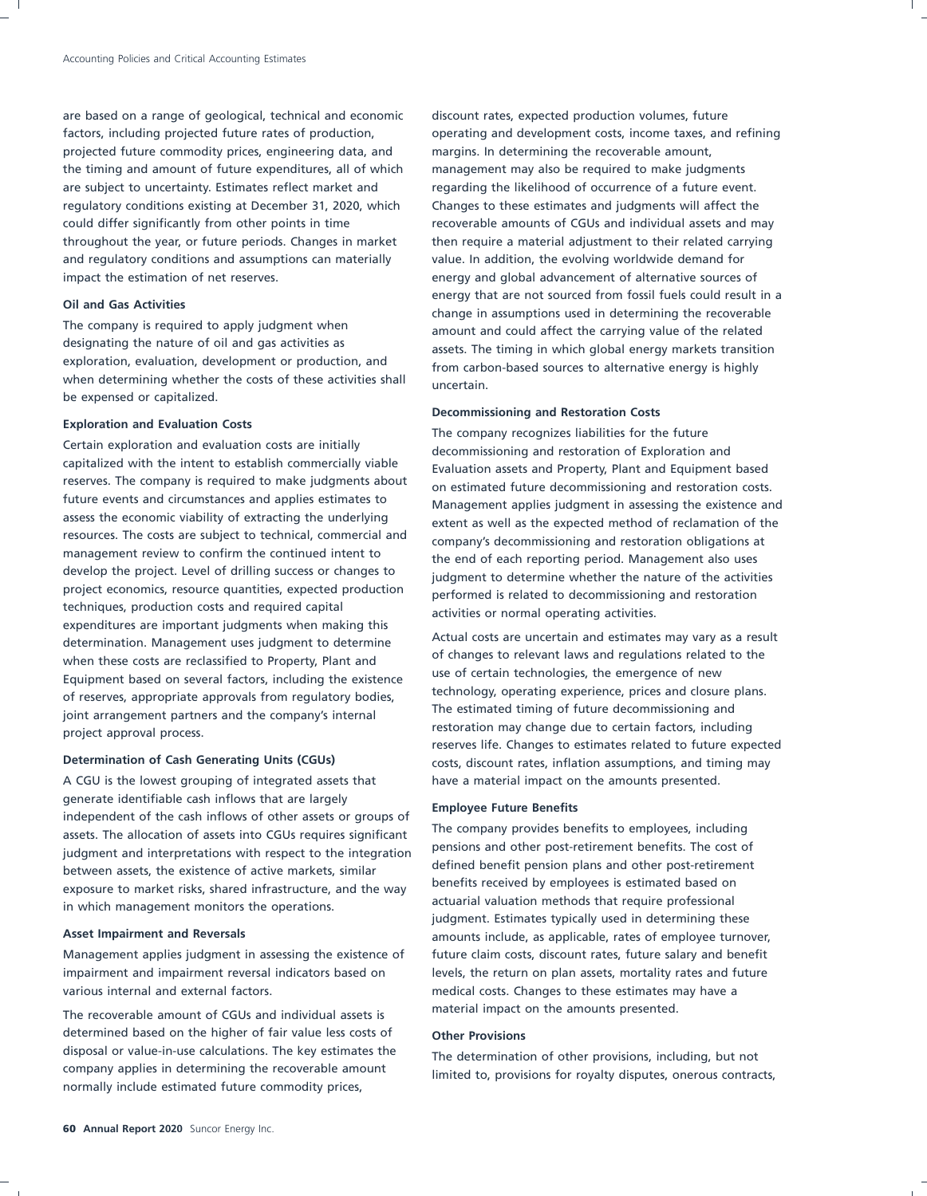are based on a range of geological, technical and economic factors, including projected future rates of production, projected future commodity prices, engineering data, and the timing and amount of future expenditures, all of which are subject to uncertainty. Estimates reflect market and regulatory conditions existing at December 31, 2020, which could differ significantly from other points in time throughout the year, or future periods. Changes in market and regulatory conditions and assumptions can materially impact the estimation of net reserves.

**Oil and Gas Activities**

The company is required to apply judgment when designating the nature of oil and gas activities as exploration, evaluation, development or production, and when determining whether the costs of these activities shall be expensed or capitalized.

**Exploration and Evaluation Costs**

Certain exploration and evaluation costs are initially capitalized with the intent to establish commercially viable reserves. The company is required to make judgments about future events and circumstances and applies estimates to assess the economic viability of extracting the underlying resources. The costs are subject to technical, commercial and management review to confirm the continued intent to develop the project. Level of drilling success or changes to project economics, resource quantities, expected production techniques, production costs and required capital expenditures are important judgments when making this determination. Management uses judgment to determine when these costs are reclassified to Property, Plant and Equipment based on several factors, including the existence of reserves, appropriate approvals from regulatory bodies, joint arrangement partners and the company's internal project approval process.

**Determination of Cash Generating Units (CGUs)**

A CGU is the lowest grouping of integrated assets that generate identifiable cash inflows that are largely independent of the cash inflows of other assets or groups of assets. The allocation of assets into CGUs requires significant judgment and interpretations with respect to the integration between assets, the existence of active markets, similar exposure to market risks, shared infrastructure, and the way in which management monitors the operations.

**Asset Impairment and Reversals**

Management applies judgment in assessing the existence of impairment and impairment reversal indicators based on various internal and external factors.

The recoverable amount of CGUs and individual assets is determined based on the higher of fair value less costs of disposal or value-in-use calculations. The key estimates the company applies in determining the recoverable amount normally include estimated future commodity prices, discount rates, expected production volumes, future operating and development costs, income taxes, and refining margins. In determining the recoverable amount, management may also be required to make judgments regarding the likelihood of occurrence of a future event. Changes to these estimates and judgments will affect the recoverable amounts of CGUs and individual assets and may then require a material adjustment to their related carrying value. In addition, the evolving worldwide demand for energy and global advancement of alternative sources of energy that are not sourced from fossil fuels could result in a change in assumptions used in determining the recoverable amount and could affect the carrying value of the related assets. The timing in which global energy markets transition from carbon-based sources to alternative energy is highly uncertain.

**Decommissioning and Restoration Costs**

The company recognizes liabilities for the future decommissioning and restoration of Exploration and Evaluation assets and Property, Plant and Equipment based on estimated future decommissioning and restoration costs. Management applies judgment in assessing the existence and extent as well as the expected method of reclamation of the company's decommissioning and restoration obligations at the end of each reporting period. Management also uses judgment to determine whether the nature of the activities performed is related to decommissioning and restoration activities or normal operating activities.

Actual costs are uncertain and estimates may vary as a result of changes to relevant laws and regulations related to the use of certain technologies, the emergence of new technology, operating experience, prices and closure plans. The estimated timing of future decommissioning and restoration may change due to certain factors, including reserves life. Changes to estimates related to future expected costs, discount rates, inflation assumptions, and timing may have a material impact on the amounts presented.

**Employee Future Benefits**

The company provides benefits to employees, including pensions and other post-retirement benefits. The cost of defined benefit pension plans and other post-retirement benefits received by employees is estimated based on actuarial valuation methods that require professional judgment. Estimates typically used in determining these amounts include, as applicable, rates of employee turnover, future claim costs, discount rates, future salary and benefit levels, the return on plan assets, mortality rates and future medical costs. Changes to these estimates may have a material impact on the amounts presented.

**Other Provisions**

The determination of other provisions, including, but not limited to, provisions for royalty disputes, onerous contracts,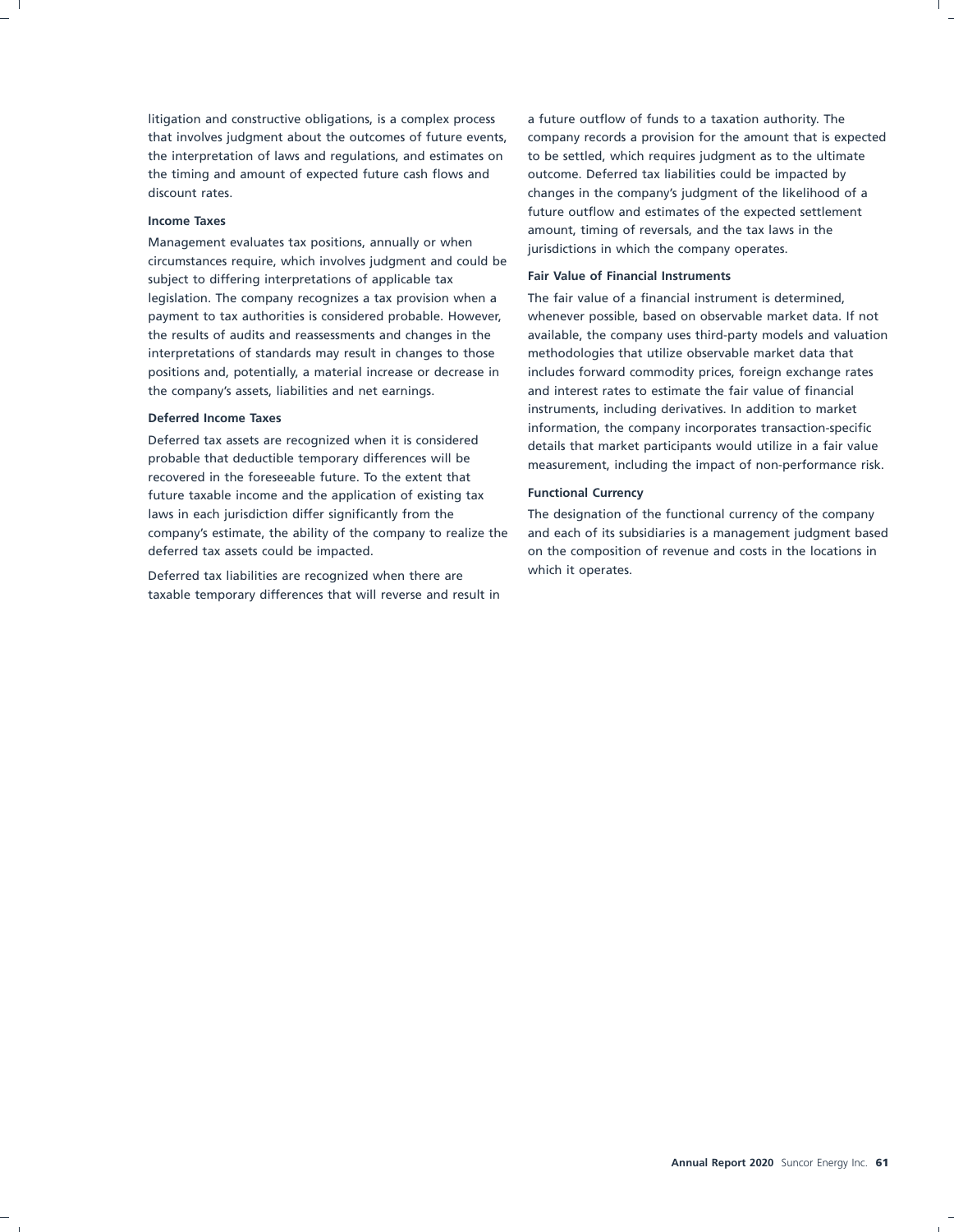litigation and constructive obligations, is a complex process that involves judgment about the outcomes of future events, the interpretation of laws and regulations, and estimates on the timing and amount of expected future cash flows and discount rates.

**Income Taxes**

Management evaluates tax positions, annually or when circumstances require, which involves judgment and could be subject to differing interpretations of applicable tax legislation. The company recognizes a tax provision when a payment to tax authorities is considered probable. However, the results of audits and reassessments and changes in the interpretations of standards may result in changes to those positions and, potentially, a material increase or decrease in the company's assets, liabilities and net earnings.

**Deferred Income Taxes**

Deferred tax assets are recognized when it is considered probable that deductible temporary differences will be recovered in the foreseeable future. To the extent that future taxable income and the application of existing tax laws in each jurisdiction differ significantly from the company's estimate, the ability of the company to realize the deferred tax assets could be impacted.

Deferred tax liabilities are recognized when there are taxable temporary differences that will reverse and result in a future outflow of funds to a taxation authority. The company records a provision for the amount that is expected to be settled, which requires judgment as to the ultimate outcome. Deferred tax liabilities could be impacted by changes in the company's judgment of the likelihood of a future outflow and estimates of the expected settlement amount, timing of reversals, and the tax laws in the jurisdictions in which the company operates.

**Fair Value of Financial Instruments**

The fair value of a financial instrument is determined, whenever possible, based on observable market data. If not available, the company uses third-party models and valuation methodologies that utilize observable market data that includes forward commodity prices, foreign exchange rates and interest rates to estimate the fair value of financial instruments, including derivatives. In addition to market information, the company incorporates transaction-specific details that market participants would utilize in a fair value measurement, including the impact of non-performance risk.

**Functional Currency**

The designation of the functional currency of the company and each of its subsidiaries is a management judgment based on the composition of revenue and costs in the locations in which it operates.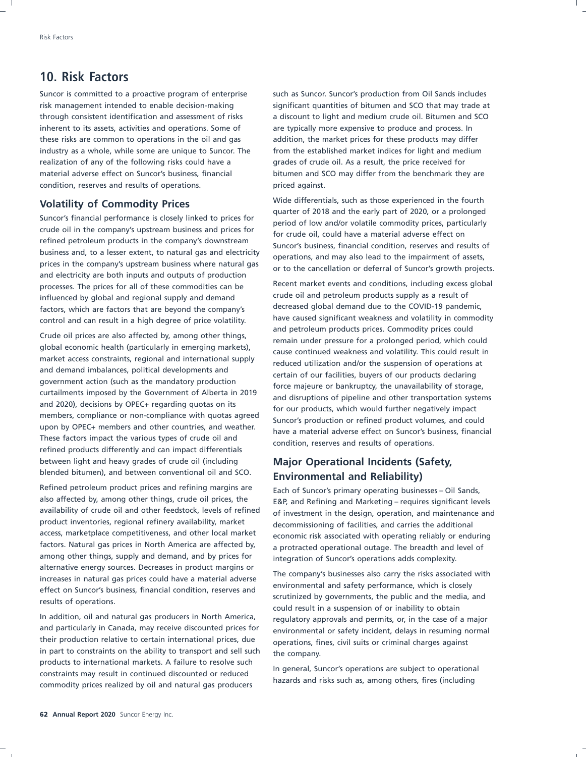# 10. Risk Factors

Suncor is committed to a proactive program of enterprise risk management intended to enable decision-making through consistent identification and assessment of risks inherent to its assets, activities and operations. Some of these risks are common to operations in the oil and gas industry as a whole, while some are unique to Suncor. The realization of any of the following risks could have a material adverse effect on Suncor's business, financial condition, reserves and results of operations.

## Volatility of Commodity Prices

Suncor's financial performance is closely linked to prices for crude oil in the company's upstream business and prices for refined petroleum products in the company's downstream business and, to a lesser extent, to natural gas and electricity prices in the company's upstream business where natural gas and electricity are both inputs and outputs of production processes. The prices for all of these commodities can be influenced by global and regional supply and demand factors, which are factors that are beyond the company's control and can result in a high degree of price volatility.

Crude oil prices are also affected by, among other things, global economic health (particularly in emerging markets), market access constraints, regional and international supply and demand imbalances, political developments and government action (such as the mandatory production curtailments imposed by the Government of Alberta in 2019 and 2020), decisions by OPEC+ regarding quotas on its members, compliance or non-compliance with quotas agreed upon by OPEC+ members and other countries, and weather. These factors impact the various types of crude oil and refined products differently and can impact differentials between light and heavy grades of crude oil (including blended bitumen), and between conventional oil and SCO.

Refined petroleum product prices and refining margins are also affected by, among other things, crude oil prices, the availability of crude oil and other feedstock, levels of refined product inventories, regional refinery availability, market access, marketplace competitiveness, and other local market factors. Natural gas prices in North America are affected by, among other things, supply and demand, and by prices for alternative energy sources. Decreases in product margins or increases in natural gas prices could have a material adverse effect on Suncor's business, financial condition, reserves and results of operations.

In addition, oil and natural gas producers in North America, and particularly in Canada, may receive discounted prices for their production relative to certain international prices, due in part to constraints on the ability to transport and sell such products to international markets. A failure to resolve such constraints may result in continued discounted or reduced commodity prices realized by oil and natural gas producers such as Suncor. Suncor's production from Oil Sands includes significant quantities of bitumen and SCO that may trade at a discount to light and medium crude oil. Bitumen and SCO are typically more expensive to produce and process. In addition, the market prices for these products may differ from the established market indices for light and medium grades of crude oil. As a result, the price received for bitumen and SCO may differ from the benchmark they are priced against.

Wide differentials, such as those experienced in the fourth quarter of 2018 and the early part of 2020, or a prolonged period of low and/or volatile commodity prices, particularly for crude oil, could have a material adverse effect on Suncor's business, financial condition, reserves and results of operations, and may also lead to the impairment of assets, or to the cancellation or deferral of Suncor's growth projects.

Recent market events and conditions, including excess global crude oil and petroleum products supply as a result of decreased global demand due to the COVID-19 pandemic, have caused significant weakness and volatility in commodity and petroleum products prices. Commodity prices could remain under pressure for a prolonged period, which could cause continued weakness and volatility. This could result in reduced utilization and/or the suspension of operations at certain of our facilities, buyers of our products declaring force majeure or bankruptcy, the unavailability of storage, and disruptions of pipeline and other transportation systems for our products, which would further negatively impact Suncor's production or refined product volumes, and could have a material adverse effect on Suncor's business, financial condition, reserves and results of operations.

## Major Operational Incidents (Safety, Environmental and Reliability)

Each of Suncor's primary operating businesses – Oil Sands, E&P, and Refining and Marketing – requires significant levels of investment in the design, operation, and maintenance and decommissioning of facilities, and carries the additional economic risk associated with operating reliably or enduring a protracted operational outage. The breadth and level of integration of Suncor's operations adds complexity.

The company's businesses also carry the risks associated with environmental and safety performance, which is closely scrutinized by governments, the public and the media, and could result in a suspension of or inability to obtain regulatory approvals and permits, or, in the case of a major environmental or safety incident, delays in resuming normal operations, fines, civil suits or criminal charges against the company.

In general, Suncor's operations are subject to operational hazards and risks such as, among others, fires (including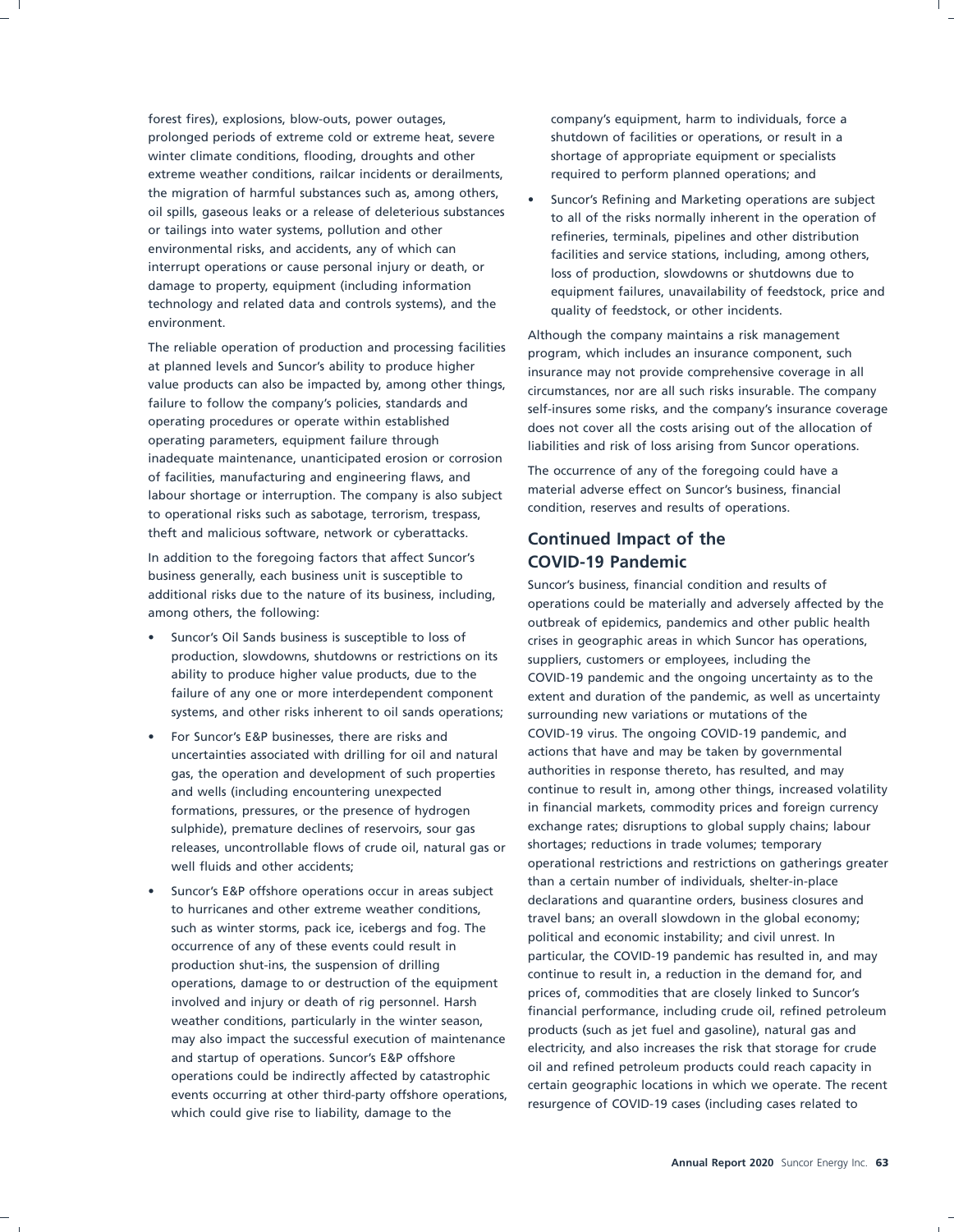forest fires), explosions, blow-outs, power outages, prolonged periods of extreme cold or extreme heat, severe winter climate conditions, flooding, droughts and other extreme weather conditions, railcar incidents or derailments, the migration of harmful substances such as, among others, oil spills, gaseous leaks or a release of deleterious substances or tailings into water systems, pollution and other environmental risks, and accidents, any of which can interrupt operations or cause personal injury or death, or damage to property, equipment (including information technology and related data and controls systems), and the environment.

The reliable operation of production and processing facilities at planned levels and Suncor's ability to produce higher value products can also be impacted by, among other things, failure to follow the company's policies, standards and operating procedures or operate within established operating parameters, equipment failure through inadequate maintenance, unanticipated erosion or corrosion of facilities, manufacturing and engineering flaws, and labour shortage or interruption. The company is also subject to operational risks such as sabotage, terrorism, trespass, theft and malicious software, network or cyberattacks.

In addition to the foregoing factors that affect Suncor's business generally, each business unit is susceptible to additional risks due to the nature of its business, including, among others, the following:

- Suncor's Oil Sands business is susceptible to loss of production, slowdowns, shutdowns or restrictions on its ability to produce higher value products, due to the failure of any one or more interdependent component systems, and other risks inherent to oil sands operations;
- For Suncor's E&P businesses, there are risks and uncertainties associated with drilling for oil and natural gas, the operation and development of such properties and wells (including encountering unexpected formations, pressures, or the presence of hydrogen sulphide), premature declines of reservoirs, sour gas releases, uncontrollable flows of crude oil, natural gas or well fluids and other accidents;
- Suncor's E&P offshore operations occur in areas subject to hurricanes and other extreme weather conditions, such as winter storms, pack ice, icebergs and fog. The occurrence of any of these events could result in production shut-ins, the suspension of drilling operations, damage to or destruction of the equipment involved and injury or death of rig personnel. Harsh weather conditions, particularly in the winter season, may also impact the successful execution of maintenance and startup of operations. Suncor's E&P offshore operations could be indirectly affected by catastrophic events occurring at other third-party offshore operations, which could give rise to liability, damage to the company's equipment, harm to individuals, force a shutdown of facilities or operations, or result in a shortage of appropriate equipment or specialists required to perform planned operations; and
- Suncor's Refining and Marketing operations are subject to all of the risks normally inherent in the operation of refineries, terminals, pipelines and other distribution facilities and service stations, including, among others, loss of production, slowdowns or shutdowns due to equipment failures, unavailability of feedstock, price and quality of feedstock, or other incidents.

Although the company maintains a risk management program, which includes an insurance component, such insurance may not provide comprehensive coverage in all circumstances, nor are all such risks insurable. The company self-insures some risks, and the company's insurance coverage does not cover all the costs arising out of the allocation of liabilities and risk of loss arising from Suncor operations.

The occurrence of any of the foregoing could have a material adverse effect on Suncor's business, financial condition, reserves and results of operations.

## Continued Impact of the COVID-19 Pandemic

Suncor's business, financial condition and results of operations could be materially and adversely affected by the outbreak of epidemics, pandemics and other public health crises in geographic areas in which Suncor has operations, suppliers, customers or employees, including the COVID-19 pandemic and the ongoing uncertainty as to the extent and duration of the pandemic, as well as uncertainty surrounding new variations or mutations of the COVID-19 virus. The ongoing COVID-19 pandemic, and actions that have and may be taken by governmental authorities in response thereto, has resulted, and may continue to result in, among other things, increased volatility in financial markets, commodity prices and foreign currency exchange rates; disruptions to global supply chains; labour shortages; reductions in trade volumes; temporary operational restrictions and restrictions on gatherings greater than a certain number of individuals, shelter-in-place declarations and quarantine orders, business closures and travel bans; an overall slowdown in the global economy; political and economic instability; and civil unrest. In particular, the COVID-19 pandemic has resulted in, and may continue to result in, a reduction in the demand for, and prices of, commodities that are closely linked to Suncor's financial performance, including crude oil, refined petroleum products (such as jet fuel and gasoline), natural gas and electricity, and also increases the risk that storage for crude oil and refined petroleum products could reach capacity in certain geographic locations in which we operate. The recent resurgence of COVID-19 cases (including cases related to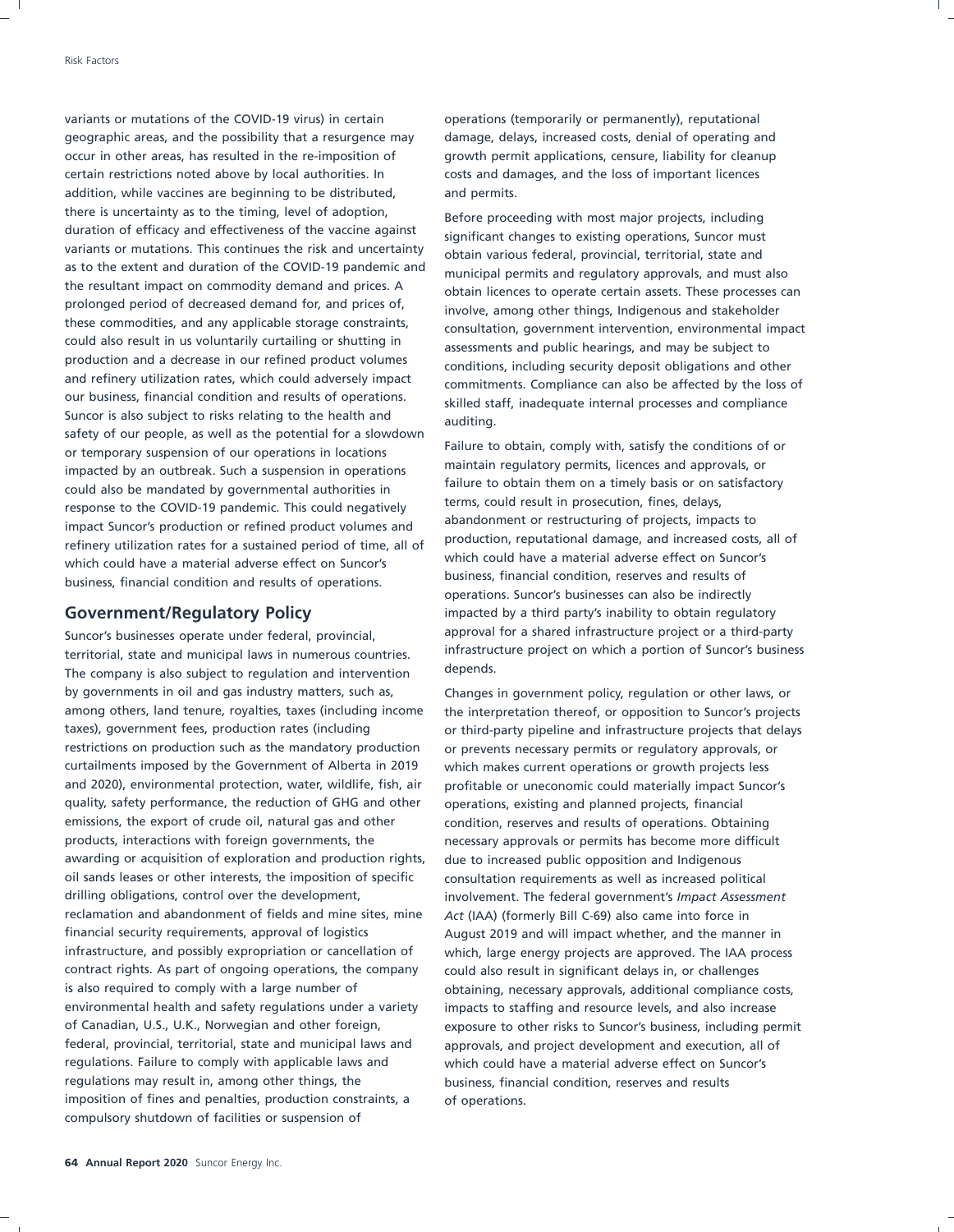variants or mutations of the COVID-19 virus) in certain geographic areas, and the possibility that a resurgence may occur in other areas, has resulted in the re-imposition of certain restrictions noted above by local authorities. In addition, while vaccines are beginning to be distributed, there is uncertainty as to the timing, level of adoption, duration of efficacy and effectiveness of the vaccine against variants or mutations. This continues the risk and uncertainty as to the extent and duration of the COVID-19 pandemic and the resultant impact on commodity demand and prices. A prolonged period of decreased demand for, and prices of, these commodities, and any applicable storage constraints, could also result in us voluntarily curtailing or shutting in production and a decrease in our refined product volumes and refinery utilization rates, which could adversely impact our business, financial condition and results of operations. Suncor is also subject to risks relating to the health and safety of our people, as well as the potential for a slowdown or temporary suspension of our operations in locations impacted by an outbreak. Such a suspension in operations could also be mandated by governmental authorities in response to the COVID-19 pandemic. This could negatively impact Suncor's production or refined product volumes and refinery utilization rates for a sustained period of time, all of which could have a material adverse effect on Suncor's business, financial condition and results of operations.

## Government/Regulatory Policy

Suncor's businesses operate under federal, provincial, territorial, state and municipal laws in numerous countries. The company is also subject to regulation and intervention by governments in oil and gas industry matters, such as, among others, land tenure, royalties, taxes (including income taxes), government fees, production rates (including restrictions on production such as the mandatory production curtailments imposed by the Government of Alberta in 2019 and 2020), environmental protection, water, wildlife, fish, air quality, safety performance, the reduction of GHG and other emissions, the export of crude oil, natural gas and other products, interactions with foreign governments, the awarding or acquisition of exploration and production rights, oil sands leases or other interests, the imposition of specific drilling obligations, control over the development, reclamation and abandonment of fields and mine sites, mine financial security requirements, approval of logistics infrastructure, and possibly expropriation or cancellation of contract rights. As part of ongoing operations, the company is also required to comply with a large number of environmental health and safety regulations under a variety of Canadian, U.S., U.K., Norwegian and other foreign, federal, provincial, territorial, state and municipal laws and regulations. Failure to comply with applicable laws and regulations may result in, among other things, the imposition of fines and penalties, production constraints, a compulsory shutdown of facilities or suspension of operations (temporarily or permanently), reputational damage, delays, increased costs, denial of operating and growth permit applications, censure, liability for cleanup costs and damages, and the loss of important licences and permits.

Before proceeding with most major projects, including significant changes to existing operations, Suncor must obtain various federal, provincial, territorial, state and municipal permits and regulatory approvals, and must also obtain licences to operate certain assets. These processes can involve, among other things, Indigenous and stakeholder consultation, government intervention, environmental impact assessments and public hearings, and may be subject to conditions, including security deposit obligations and other commitments. Compliance can also be affected by the loss of skilled staff, inadequate internal processes and compliance auditing.

Failure to obtain, comply with, satisfy the conditions of or maintain regulatory permits, licences and approvals, or failure to obtain them on a timely basis or on satisfactory terms, could result in prosecution, fines, delays, abandonment or restructuring of projects, impacts to production, reputational damage, and increased costs, all of which could have a material adverse effect on Suncor's business, financial condition, reserves and results of operations. Suncor's businesses can also be indirectly impacted by a third party's inability to obtain regulatory approval for a shared infrastructure project or a third-party infrastructure project on which a portion of Suncor's business depends.

Changes in government policy, regulation or other laws, or the interpretation thereof, or opposition to Suncor's projects or third-party pipeline and infrastructure projects that delays or prevents necessary permits or regulatory approvals, or which makes current operations or growth projects less profitable or uneconomic could materially impact Suncor's operations, existing and planned projects, financial condition, reserves and results of operations. Obtaining necessary approvals or permits has become more difficult due to increased public opposition and Indigenous consultation requirements as well as increased political involvement. The federal government's *Impact Assessment Act* (IAA) (formerly Bill C-69) also came into force in August 2019 and will impact whether, and the manner in which, large energy projects are approved. The IAA process could also result in significant delays in, or challenges obtaining, necessary approvals, additional compliance costs, impacts to staffing and resource levels, and also increase exposure to other risks to Suncor's business, including permit approvals, and project development and execution, all of which could have a material adverse effect on Suncor's business, financial condition, reserves and results of operations.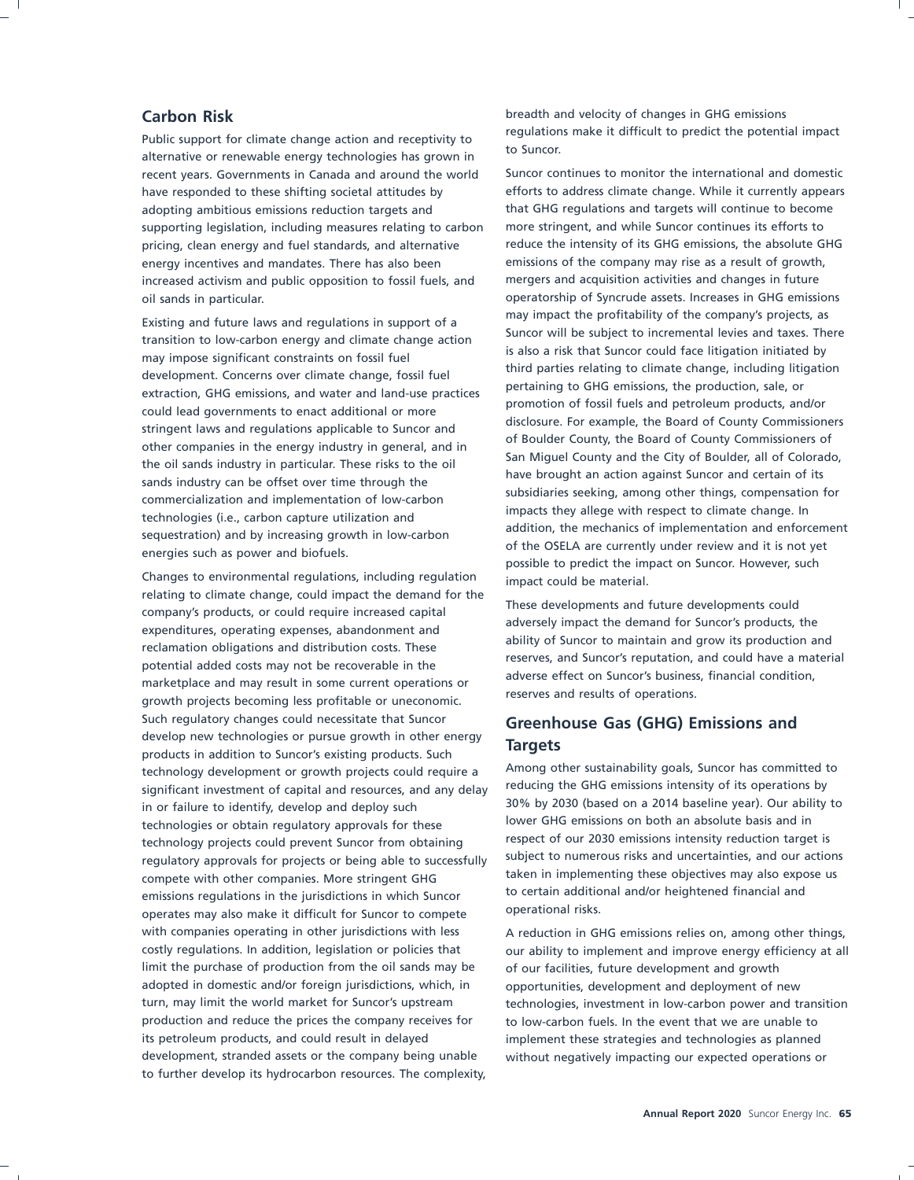## Carbon Risk

Public support for climate change action and receptivity to alternative or renewable energy technologies has grown in recent years. Governments in Canada and around the world have responded to these shifting societal attitudes by adopting ambitious emissions reduction targets and supporting legislation, including measures relating to carbon pricing, clean energy and fuel standards, and alternative energy incentives and mandates. There has also been increased activism and public opposition to fossil fuels, and oil sands in particular.

Existing and future laws and regulations in support of a transition to low-carbon energy and climate change action may impose significant constraints on fossil fuel development. Concerns over climate change, fossil fuel extraction, GHG emissions, and water and land-use practices could lead governments to enact additional or more stringent laws and regulations applicable to Suncor and other companies in the energy industry in general, and in the oil sands industry in particular. These risks to the oil sands industry can be offset over time through the commercialization and implementation of low-carbon technologies (i.e., carbon capture utilization and sequestration) and by increasing growth in low-carbon energies such as power and biofuels.

Changes to environmental regulations, including regulation relating to climate change, could impact the demand for the company's products, or could require increased capital expenditures, operating expenses, abandonment and reclamation obligations and distribution costs. These potential added costs may not be recoverable in the marketplace and may result in some current operations or growth projects becoming less profitable or uneconomic. Such regulatory changes could necessitate that Suncor develop new technologies or pursue growth in other energy products in addition to Suncor's existing products. Such technology development or growth projects could require a significant investment of capital and resources, and any delay in or failure to identify, develop and deploy such technologies or obtain regulatory approvals for these technology projects could prevent Suncor from obtaining regulatory approvals for projects or being able to successfully compete with other companies. More stringent GHG emissions regulations in the jurisdictions in which Suncor operates may also make it difficult for Suncor to compete with companies operating in other jurisdictions with less costly regulations. In addition, legislation or policies that limit the purchase of production from the oil sands may be adopted in domestic and/or foreign jurisdictions, which, in turn, may limit the world market for Suncor's upstream production and reduce the prices the company receives for its petroleum products, and could result in delayed development, stranded assets or the company being unable to further develop its hydrocarbon resources. The complexity, breadth and velocity of changes in GHG emissions regulations make it difficult to predict the potential impact to Suncor.

Suncor continues to monitor the international and domestic efforts to address climate change. While it currently appears that GHG regulations and targets will continue to become more stringent, and while Suncor continues its efforts to reduce the intensity of its GHG emissions, the absolute GHG emissions of the company may rise as a result of growth, mergers and acquisition activities and changes in future operatorship of Syncrude assets. Increases in GHG emissions may impact the profitability of the company's projects, as Suncor will be subject to incremental levies and taxes. There is also a risk that Suncor could face litigation initiated by third parties relating to climate change, including litigation pertaining to GHG emissions, the production, sale, or promotion of fossil fuels and petroleum products, and/or disclosure. For example, the Board of County Commissioners of Boulder County, the Board of County Commissioners of San Miguel County and the City of Boulder, all of Colorado, have brought an action against Suncor and certain of its subsidiaries seeking, among other things, compensation for impacts they allege with respect to climate change. In addition, the mechanics of implementation and enforcement of the OSELA are currently under review and it is not yet possible to predict the impact on Suncor. However, such impact could be material.

These developments and future developments could adversely impact the demand for Suncor's products, the ability of Suncor to maintain and grow its production and reserves, and Suncor's reputation, and could have a material adverse effect on Suncor's business, financial condition, reserves and results of operations.

## Greenhouse Gas (GHG) Emissions and Targets

Among other sustainability goals, Suncor has committed to reducing the GHG emissions intensity of its operations by 30% by 2030 (based on a 2014 baseline year). Our ability to lower GHG emissions on both an absolute basis and in respect of our 2030 emissions intensity reduction target is subject to numerous risks and uncertainties, and our actions taken in implementing these objectives may also expose us to certain additional and/or heightened financial and operational risks.

A reduction in GHG emissions relies on, among other things, our ability to implement and improve energy efficiency at all of our facilities, future development and growth opportunities, development and deployment of new technologies, investment in low-carbon power and transition to low-carbon fuels. In the event that we are unable to implement these strategies and technologies as planned without negatively impacting our expected operations or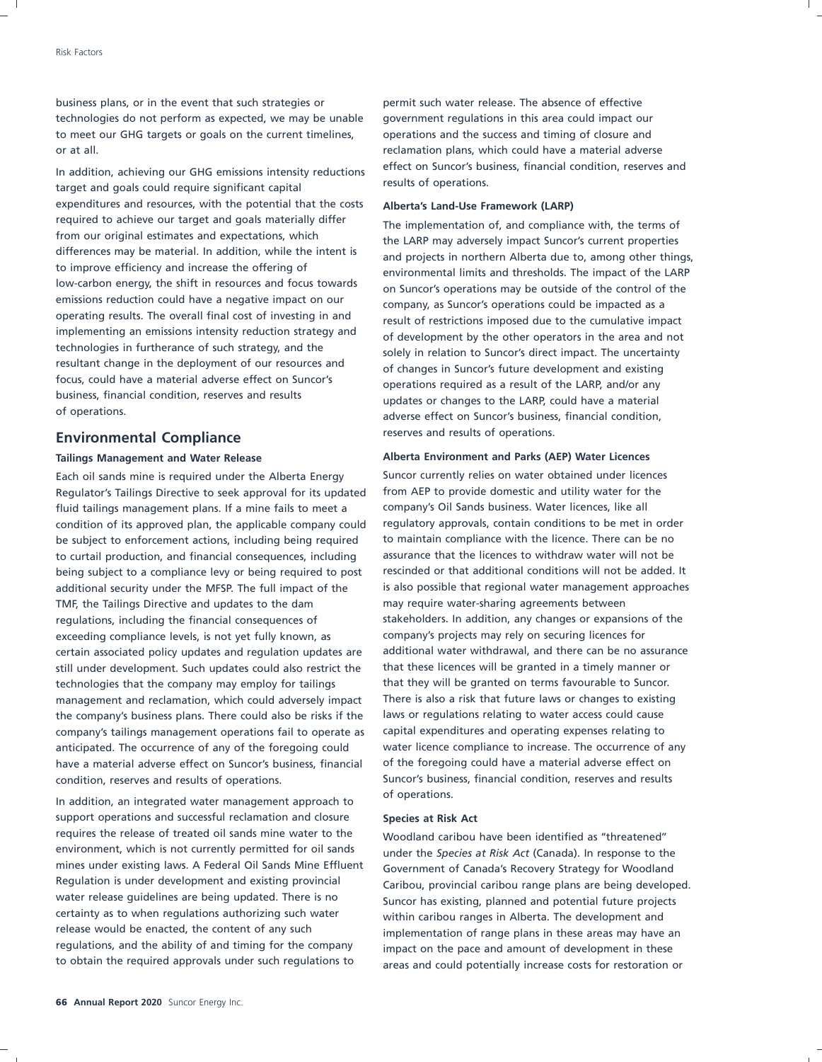business plans, or in the event that such strategies or technologies do not perform as expected, we may be unable to meet our GHG targets or goals on the current timelines, or at all.

In addition, achieving our GHG emissions intensity reductions target and goals could require significant capital expenditures and resources, with the potential that the costs required to achieve our target and goals materially differ from our original estimates and expectations, which differences may be material. In addition, while the intent is to improve efficiency and increase the offering of low-carbon energy, the shift in resources and focus towards emissions reduction could have a negative impact on our operating results. The overall final cost of investing in and implementing an emissions intensity reduction strategy and technologies in furtherance of such strategy, and the resultant change in the deployment of our resources and focus, could have a material adverse effect on Suncor's business, financial condition, reserves and results of operations.

## Environmental Compliance

**Tailings Management and Water Release**

Each oil sands mine is required under the Alberta Energy Regulator's Tailings Directive to seek approval for its updated fluid tailings management plans. If a mine fails to meet a condition of its approved plan, the applicable company could be subject to enforcement actions, including being required to curtail production, and financial consequences, including being subject to a compliance levy or being required to post additional security under the MFSP. The full impact of the TMF, the Tailings Directive and updates to the dam regulations, including the financial consequences of exceeding compliance levels, is not yet fully known, as certain associated policy updates and regulation updates are still under development. Such updates could also restrict the technologies that the company may employ for tailings management and reclamation, which could adversely impact the company's business plans. There could also be risks if the company's tailings management operations fail to operate as anticipated. The occurrence of any of the foregoing could have a material adverse effect on Suncor's business, financial condition, reserves and results of operations.

In addition, an integrated water management approach to support operations and successful reclamation and closure requires the release of treated oil sands mine water to the environment, which is not currently permitted for oil sands mines under existing laws. A Federal Oil Sands Mine Effluent Regulation is under development and existing provincial water release guidelines are being updated. There is no certainty as to when regulations authorizing such water release would be enacted, the content of any such regulations, and the ability of and timing for the company to obtain the required approvals under such regulations to permit such water release. The absence of effective government regulations in this area could impact our operations and the success and timing of closure and reclamation plans, which could have a material adverse effect on Suncor's business, financial condition, reserves and results of operations.

**Alberta's Land-Use Framework (LARP)**

The implementation of, and compliance with, the terms of the LARP may adversely impact Suncor's current properties and projects in northern Alberta due to, among other things, environmental limits and thresholds. The impact of the LARP on Suncor's operations may be outside of the control of the company, as Suncor's operations could be impacted as a result of restrictions imposed due to the cumulative impact of development by the other operators in the area and not solely in relation to Suncor's direct impact. The uncertainty of changes in Suncor's future development and existing operations required as a result of the LARP, and/or any updates or changes to the LARP, could have a material adverse effect on Suncor's business, financial condition, reserves and results of operations.

**Alberta Environment and Parks (AEP) Water Licences**

Suncor currently relies on water obtained under licences from AEP to provide domestic and utility water for the company's Oil Sands business. Water licences, like all regulatory approvals, contain conditions to be met in order to maintain compliance with the licence. There can be no assurance that the licences to withdraw water will not be rescinded or that additional conditions will not be added. It is also possible that regional water management approaches may require water-sharing agreements between stakeholders. In addition, any changes or expansions of the company's projects may rely on securing licences for additional water withdrawal, and there can be no assurance that these licences will be granted in a timely manner or that they will be granted on terms favourable to Suncor. There is also a risk that future laws or changes to existing laws or regulations relating to water access could cause capital expenditures and operating expenses relating to water licence compliance to increase. The occurrence of any of the foregoing could have a material adverse effect on Suncor's business, financial condition, reserves and results of operations.

**Species at Risk Act**

Woodland caribou have been identified as "threatened" under the *Species at Risk Act* (Canada). In response to the Government of Canada's Recovery Strategy for Woodland Caribou, provincial caribou range plans are being developed. Suncor has existing, planned and potential future projects within caribou ranges in Alberta. The development and implementation of range plans in these areas may have an impact on the pace and amount of development in these areas and could potentially increase costs for restoration or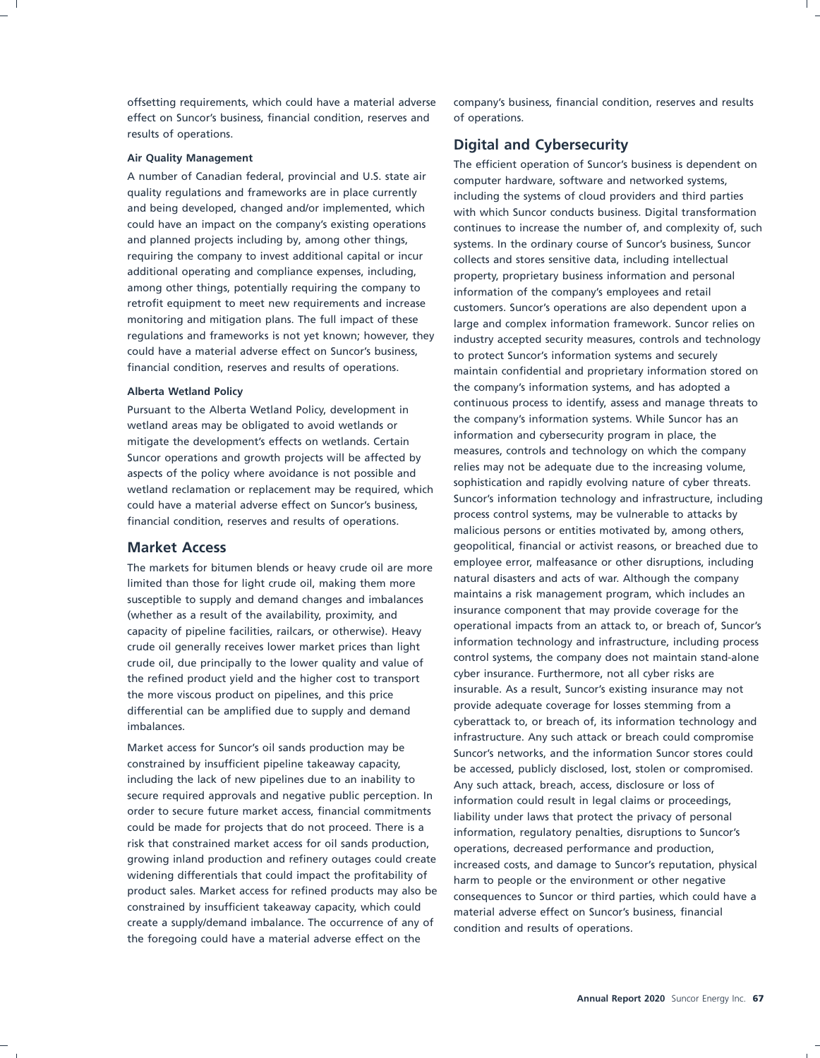offsetting requirements, which could have a material adverse effect on Suncor's business, financial condition, reserves and results of operations.

**Air Quality Management**

A number of Canadian federal, provincial and U.S. state air quality regulations and frameworks are in place currently and being developed, changed and/or implemented, which could have an impact on the company's existing operations and planned projects including by, among other things, requiring the company to invest additional capital or incur additional operating and compliance expenses, including, among other things, potentially requiring the company to retrofit equipment to meet new requirements and increase monitoring and mitigation plans. The full impact of these regulations and frameworks is not yet known; however, they could have a material adverse effect on Suncor's business, financial condition, reserves and results of operations.

**Alberta Wetland Policy**

Pursuant to the Alberta Wetland Policy, development in wetland areas may be obligated to avoid wetlands or mitigate the development's effects on wetlands. Certain Suncor operations and growth projects will be affected by aspects of the policy where avoidance is not possible and wetland reclamation or replacement may be required, which could have a material adverse effect on Suncor's business, financial condition, reserves and results of operations.

## Market Access

The markets for bitumen blends or heavy crude oil are more limited than those for light crude oil, making them more susceptible to supply and demand changes and imbalances (whether as a result of the availability, proximity, and capacity of pipeline facilities, railcars, or otherwise). Heavy crude oil generally receives lower market prices than light crude oil, due principally to the lower quality and value of the refined product yield and the higher cost to transport the more viscous product on pipelines, and this price differential can be amplified due to supply and demand imbalances.

Market access for Suncor's oil sands production may be constrained by insufficient pipeline takeaway capacity, including the lack of new pipelines due to an inability to secure required approvals and negative public perception. In order to secure future market access, financial commitments could be made for projects that do not proceed. There is a risk that constrained market access for oil sands production, growing inland production and refinery outages could create widening differentials that could impact the profitability of product sales. Market access for refined products may also be constrained by insufficient takeaway capacity, which could create a supply/demand imbalance. The occurrence of any of the foregoing could have a material adverse effect on the company's business, financial condition, reserves and results of operations.

## Digital and Cybersecurity

The efficient operation of Suncor's business is dependent on computer hardware, software and networked systems, including the systems of cloud providers and third parties with which Suncor conducts business. Digital transformation continues to increase the number of, and complexity of, such systems. In the ordinary course of Suncor's business, Suncor collects and stores sensitive data, including intellectual property, proprietary business information and personal information of the company's employees and retail customers. Suncor's operations are also dependent upon a large and complex information framework. Suncor relies on industry accepted security measures, controls and technology to protect Suncor's information systems and securely maintain confidential and proprietary information stored on the company's information systems, and has adopted a continuous process to identify, assess and manage threats to the company's information systems. While Suncor has an information and cybersecurity program in place, the measures, controls and technology on which the company relies may not be adequate due to the increasing volume, sophistication and rapidly evolving nature of cyber threats. Suncor's information technology and infrastructure, including process control systems, may be vulnerable to attacks by malicious persons or entities motivated by, among others, geopolitical, financial or activist reasons, or breached due to employee error, malfeasance or other disruptions, including natural disasters and acts of war. Although the company maintains a risk management program, which includes an insurance component that may provide coverage for the operational impacts from an attack to, or breach of, Suncor's information technology and infrastructure, including process control systems, the company does not maintain stand-alone cyber insurance. Furthermore, not all cyber risks are insurable. As a result, Suncor's existing insurance may not provide adequate coverage for losses stemming from a cyberattack to, or breach of, its information technology and infrastructure. Any such attack or breach could compromise Suncor's networks, and the information Suncor stores could be accessed, publicly disclosed, lost, stolen or compromised. Any such attack, breach, access, disclosure or loss of information could result in legal claims or proceedings, liability under laws that protect the privacy of personal information, regulatory penalties, disruptions to Suncor's operations, decreased performance and production, increased costs, and damage to Suncor's reputation, physical harm to people or the environment or other negative consequences to Suncor or third parties, which could have a material adverse effect on Suncor's business, financial condition and results of operations.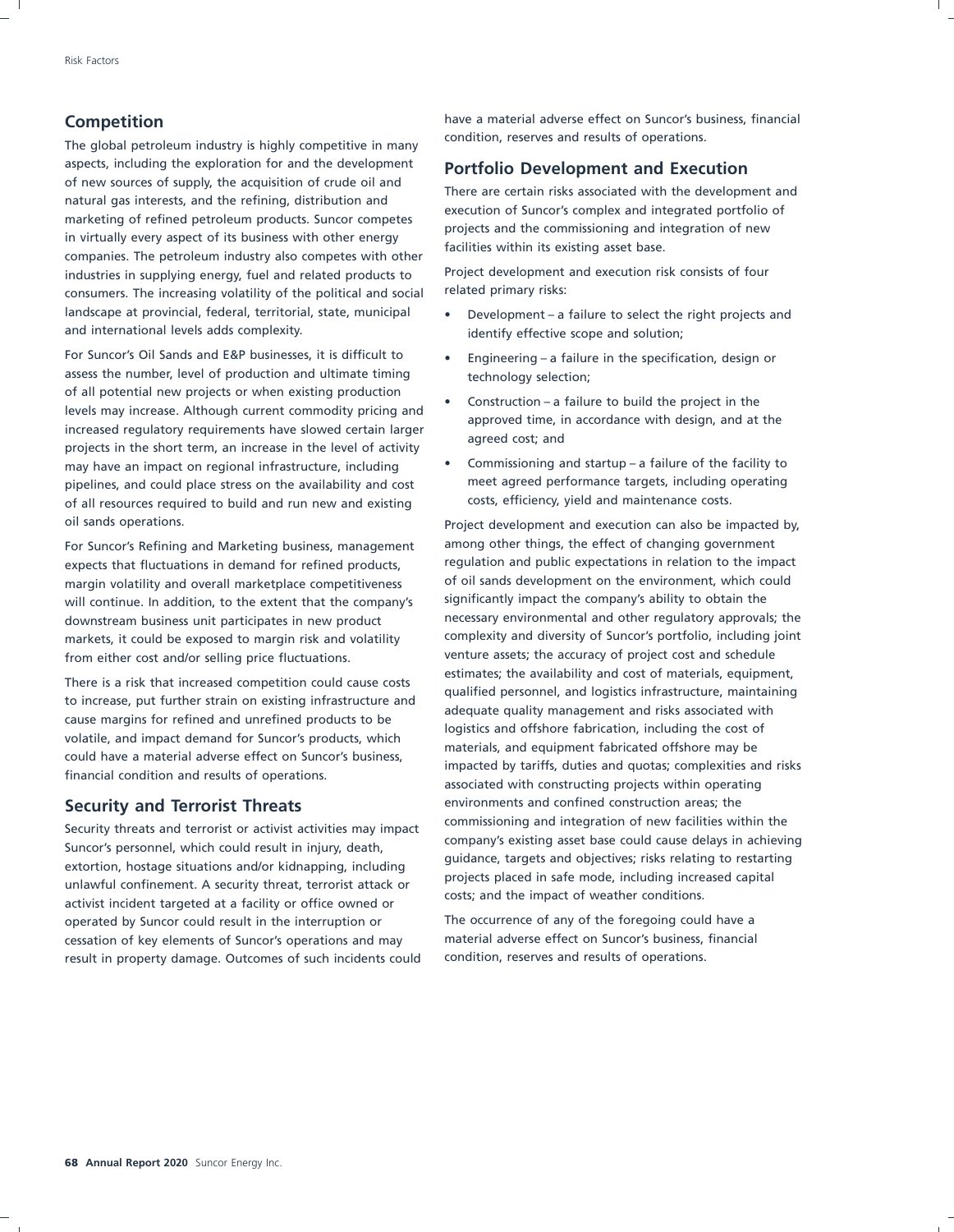## Competition

The global petroleum industry is highly competitive in many aspects, including the exploration for and the development of new sources of supply, the acquisition of crude oil and natural gas interests, and the refining, distribution and marketing of refined petroleum products. Suncor competes in virtually every aspect of its business with other energy companies. The petroleum industry also competes with other industries in supplying energy, fuel and related products to consumers. The increasing volatility of the political and social landscape at provincial, federal, territorial, state, municipal and international levels adds complexity.

For Suncor's Oil Sands and E&P businesses, it is difficult to assess the number, level of production and ultimate timing of all potential new projects or when existing production levels may increase. Although current commodity pricing and increased regulatory requirements have slowed certain larger projects in the short term, an increase in the level of activity may have an impact on regional infrastructure, including pipelines, and could place stress on the availability and cost of all resources required to build and run new and existing oil sands operations.

For Suncor's Refining and Marketing business, management expects that fluctuations in demand for refined products, margin volatility and overall marketplace competitiveness will continue. In addition, to the extent that the company's downstream business unit participates in new product markets, it could be exposed to margin risk and volatility from either cost and/or selling price fluctuations.

There is a risk that increased competition could cause costs to increase, put further strain on existing infrastructure and cause margins for refined and unrefined products to be volatile, and impact demand for Suncor's products, which could have a material adverse effect on Suncor's business, financial condition and results of operations.

## Security and Terrorist Threats

Security threats and terrorist or activist activities may impact Suncor's personnel, which could result in injury, death, extortion, hostage situations and/or kidnapping, including unlawful confinement. A security threat, terrorist attack or activist incident targeted at a facility or office owned or operated by Suncor could result in the interruption or cessation of key elements of Suncor's operations and may result in property damage. Outcomes of such incidents could have a material adverse effect on Suncor's business, financial condition, reserves and results of operations.

## Portfolio Development and Execution

There are certain risks associated with the development and execution of Suncor's complex and integrated portfolio of projects and the commissioning and integration of new facilities within its existing asset base.

Project development and execution risk consists of four related primary risks:

- Development – a failure to select the right projects and identify effective scope and solution;
- Engineering – a failure in the specification, design or technology selection;
- Construction – a failure to build the project in the approved time, in accordance with design, and at the agreed cost; and
- Commissioning and startup – a failure of the facility to meet agreed performance targets, including operating costs, efficiency, yield and maintenance costs.

Project development and execution can also be impacted by, among other things, the effect of changing government regulation and public expectations in relation to the impact of oil sands development on the environment, which could significantly impact the company's ability to obtain the necessary environmental and other regulatory approvals; the complexity and diversity of Suncor's portfolio, including joint venture assets; the accuracy of project cost and schedule estimates; the availability and cost of materials, equipment, qualified personnel, and logistics infrastructure, maintaining adequate quality management and risks associated with logistics and offshore fabrication, including the cost of materials, and equipment fabricated offshore may be impacted by tariffs, duties and quotas; complexities and risks associated with constructing projects within operating environments and confined construction areas; the commissioning and integration of new facilities within the company's existing asset base could cause delays in achieving guidance, targets and objectives; risks relating to restarting projects placed in safe mode, including increased capital costs; and the impact of weather conditions.

The occurrence of any of the foregoing could have a material adverse effect on Suncor's business, financial condition, reserves and results of operations.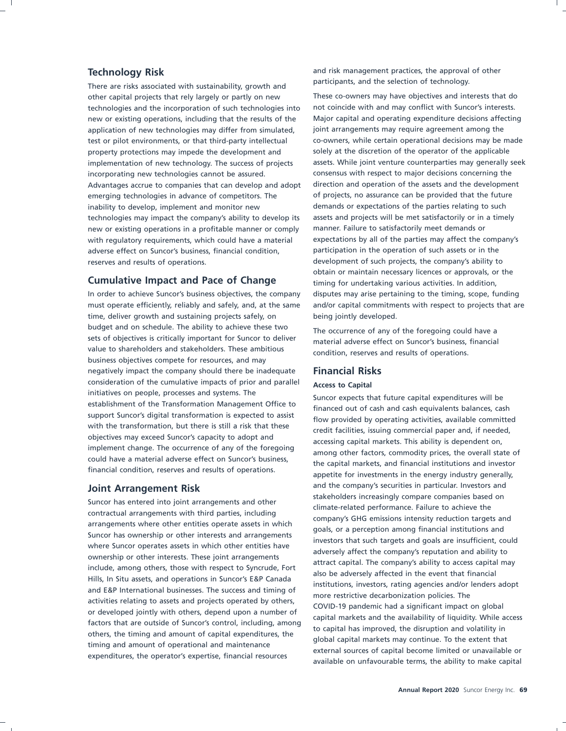## Technology Risk

There are risks associated with sustainability, growth and other capital projects that rely largely or partly on new technologies and the incorporation of such technologies into new or existing operations, including that the results of the application of new technologies may differ from simulated, test or pilot environments, or that third-party intellectual property protections may impede the development and implementation of new technology. The success of projects incorporating new technologies cannot be assured. Advantages accrue to companies that can develop and adopt emerging technologies in advance of competitors. The inability to develop, implement and monitor new technologies may impact the company's ability to develop its new or existing operations in a profitable manner or comply with regulatory requirements, which could have a material adverse effect on Suncor's business, financial condition, reserves and results of operations.

## Cumulative Impact and Pace of Change

In order to achieve Suncor's business objectives, the company must operate efficiently, reliably and safely, and, at the same time, deliver growth and sustaining projects safely, on budget and on schedule. The ability to achieve these two sets of objectives is critically important for Suncor to deliver value to shareholders and stakeholders. These ambitious business objectives compete for resources, and may negatively impact the company should there be inadequate consideration of the cumulative impacts of prior and parallel initiatives on people, processes and systems. The establishment of the Transformation Management Office to support Suncor's digital transformation is expected to assist with the transformation, but there is still a risk that these objectives may exceed Suncor's capacity to adopt and implement change. The occurrence of any of the foregoing could have a material adverse effect on Suncor's business, financial condition, reserves and results of operations.

## Joint Arrangement Risk

Suncor has entered into joint arrangements and other contractual arrangements with third parties, including arrangements where other entities operate assets in which Suncor has ownership or other interests and arrangements where Suncor operates assets in which other entities have ownership or other interests. These joint arrangements include, among others, those with respect to Syncrude, Fort Hills, In Situ assets, and operations in Suncor's E&P Canada and E&P International businesses. The success and timing of activities relating to assets and projects operated by others, or developed jointly with others, depend upon a number of factors that are outside of Suncor's control, including, among others, the timing and amount of capital expenditures, the timing and amount of operational and maintenance expenditures, the operator's expertise, financial resources and risk management practices, the approval of other participants, and the selection of technology.

These co-owners may have objectives and interests that do not coincide with and may conflict with Suncor's interests. Major capital and operating expenditure decisions affecting joint arrangements may require agreement among the co-owners, while certain operational decisions may be made solely at the discretion of the operator of the applicable assets. While joint venture counterparties may generally seek consensus with respect to major decisions concerning the direction and operation of the assets and the development of projects, no assurance can be provided that the future demands or expectations of the parties relating to such assets and projects will be met satisfactorily or in a timely manner. Failure to satisfactorily meet demands or expectations by all of the parties may affect the company's participation in the operation of such assets or in the development of such projects, the company's ability to obtain or maintain necessary licences or approvals, or the timing for undertaking various activities. In addition, disputes may arise pertaining to the timing, scope, funding and/or capital commitments with respect to projects that are being jointly developed.

The occurrence of any of the foregoing could have a material adverse effect on Suncor's business, financial condition, reserves and results of operations.

## Financial Risks

**Access to Capital**

Suncor expects that future capital expenditures will be financed out of cash and cash equivalents balances, cash flow provided by operating activities, available committed credit facilities, issuing commercial paper and, if needed, accessing capital markets. This ability is dependent on, among other factors, commodity prices, the overall state of the capital markets, and financial institutions and investor appetite for investments in the energy industry generally, and the company's securities in particular. Investors and stakeholders increasingly compare companies based on climate-related performance. Failure to achieve the company's GHG emissions intensity reduction targets and goals, or a perception among financial institutions and investors that such targets and goals are insufficient, could adversely affect the company's reputation and ability to attract capital. The company's ability to access capital may also be adversely affected in the event that financial institutions, investors, rating agencies and/or lenders adopt more restrictive decarbonization policies. The COVID-19 pandemic had a significant impact on global capital markets and the availability of liquidity. While access to capital has improved, the disruption and volatility in global capital markets may continue. To the extent that external sources of capital become limited or unavailable or available on unfavourable terms, the ability to make capital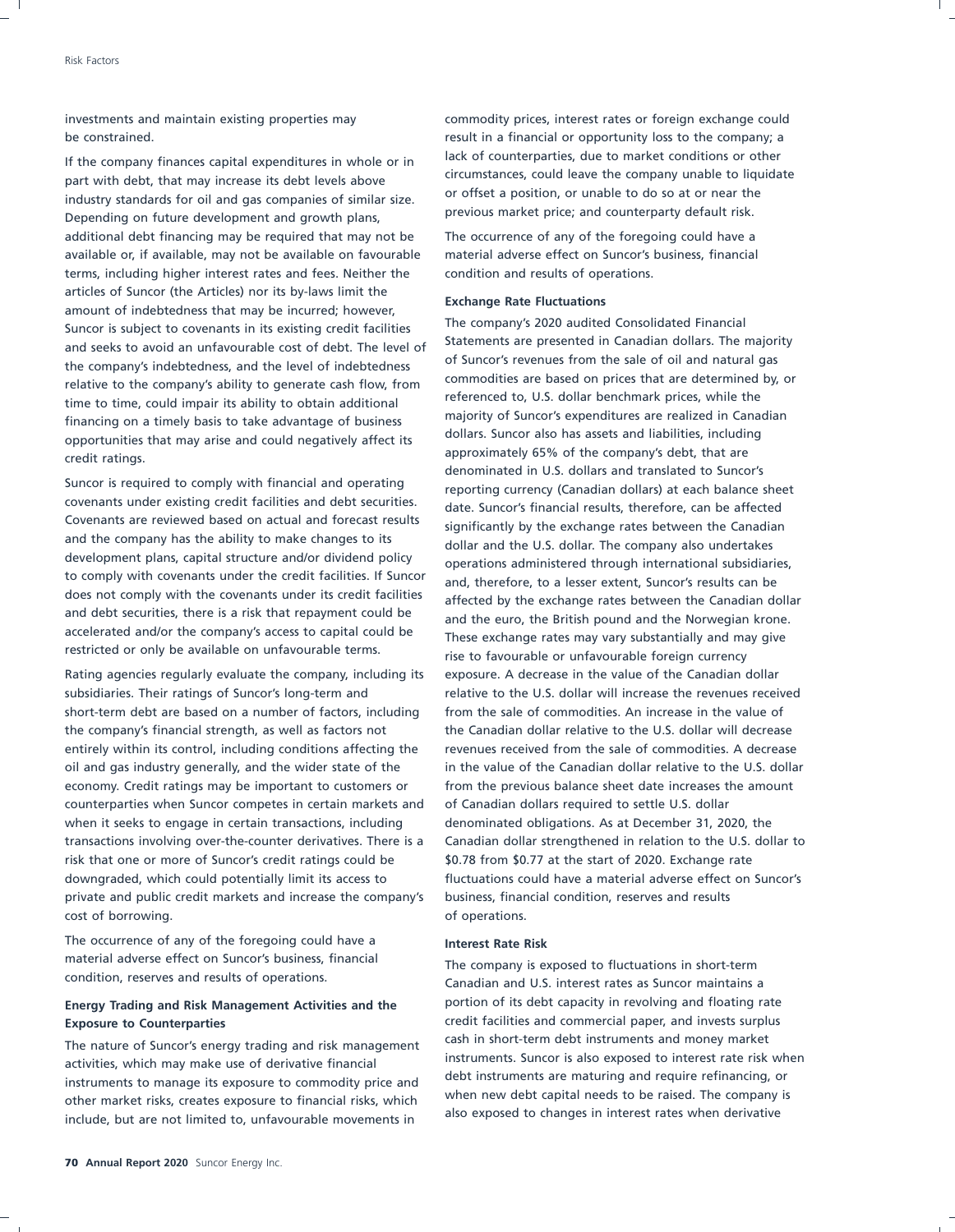investments and maintain existing properties may be constrained.

If the company finances capital expenditures in whole or in part with debt, that may increase its debt levels above industry standards for oil and gas companies of similar size. Depending on future development and growth plans, additional debt financing may be required that may not be available or, if available, may not be available on favourable terms, including higher interest rates and fees. Neither the articles of Suncor (the Articles) nor its by-laws limit the amount of indebtedness that may be incurred; however, Suncor is subject to covenants in its existing credit facilities and seeks to avoid an unfavourable cost of debt. The level of the company's indebtedness, and the level of indebtedness relative to the company's ability to generate cash flow, from time to time, could impair its ability to obtain additional financing on a timely basis to take advantage of business opportunities that may arise and could negatively affect its credit ratings.

Suncor is required to comply with financial and operating covenants under existing credit facilities and debt securities. Covenants are reviewed based on actual and forecast results and the company has the ability to make changes to its development plans, capital structure and/or dividend policy to comply with covenants under the credit facilities. If Suncor does not comply with the covenants under its credit facilities and debt securities, there is a risk that repayment could be accelerated and/or the company's access to capital could be restricted or only be available on unfavourable terms.

Rating agencies regularly evaluate the company, including its subsidiaries. Their ratings of Suncor's long-term and short-term debt are based on a number of factors, including the company's financial strength, as well as factors not entirely within its control, including conditions affecting the oil and gas industry generally, and the wider state of the economy. Credit ratings may be important to customers or counterparties when Suncor competes in certain markets and when it seeks to engage in certain transactions, including transactions involving over-the-counter derivatives. There is a risk that one or more of Suncor's credit ratings could be downgraded, which could potentially limit its access to private and public credit markets and increase the company's cost of borrowing.

The occurrence of any of the foregoing could have a material adverse effect on Suncor's business, financial condition, reserves and results of operations.

**Energy Trading and Risk Management Activities and the Exposure to Counterparties**

The nature of Suncor's energy trading and risk management activities, which may make use of derivative financial instruments to manage its exposure to commodity price and other market risks, creates exposure to financial risks, which include, but are not limited to, unfavourable movements in commodity prices, interest rates or foreign exchange could result in a financial or opportunity loss to the company; a lack of counterparties, due to market conditions or other circumstances, could leave the company unable to liquidate or offset a position, or unable to do so at or near the previous market price; and counterparty default risk.

The occurrence of any of the foregoing could have a material adverse effect on Suncor's business, financial condition and results of operations.

**Exchange Rate Fluctuations**

The company's 2020 audited Consolidated Financial Statements are presented in Canadian dollars. The majority of Suncor's revenues from the sale of oil and natural gas commodities are based on prices that are determined by, or referenced to, U.S. dollar benchmark prices, while the majority of Suncor's expenditures are realized in Canadian dollars. Suncor also has assets and liabilities, including approximately 65% of the company's debt, that are denominated in U.S. dollars and translated to Suncor's reporting currency (Canadian dollars) at each balance sheet date. Suncor's financial results, therefore, can be affected significantly by the exchange rates between the Canadian dollar and the U.S. dollar. The company also undertakes operations administered through international subsidiaries, and, therefore, to a lesser extent, Suncor's results can be affected by the exchange rates between the Canadian dollar and the euro, the British pound and the Norwegian krone. These exchange rates may vary substantially and may give rise to favourable or unfavourable foreign currency exposure. A decrease in the value of the Canadian dollar relative to the U.S. dollar will increase the revenues received from the sale of commodities. An increase in the value of the Canadian dollar relative to the U.S. dollar will decrease revenues received from the sale of commodities. A decrease in the value of the Canadian dollar relative to the U.S. dollar from the previous balance sheet date increases the amount of Canadian dollars required to settle U.S. dollar denominated obligations. As at December 31, 2020, the Canadian dollar strengthened in relation to the U.S. dollar to $0.78 from $0.77 at the start of 2020. Exchange rate fluctuations could have a material adverse effect on Suncor's business, financial condition, reserves and results of operations.

**Interest Rate Risk**

The company is exposed to fluctuations in short-term Canadian and U.S. interest rates as Suncor maintains a portion of its debt capacity in revolving and floating rate credit facilities and commercial paper, and invests surplus cash in short-term debt instruments and money market instruments. Suncor is also exposed to interest rate risk when debt instruments are maturing and require refinancing, or when new debt capital needs to be raised. The company is also exposed to changes in interest rates when derivative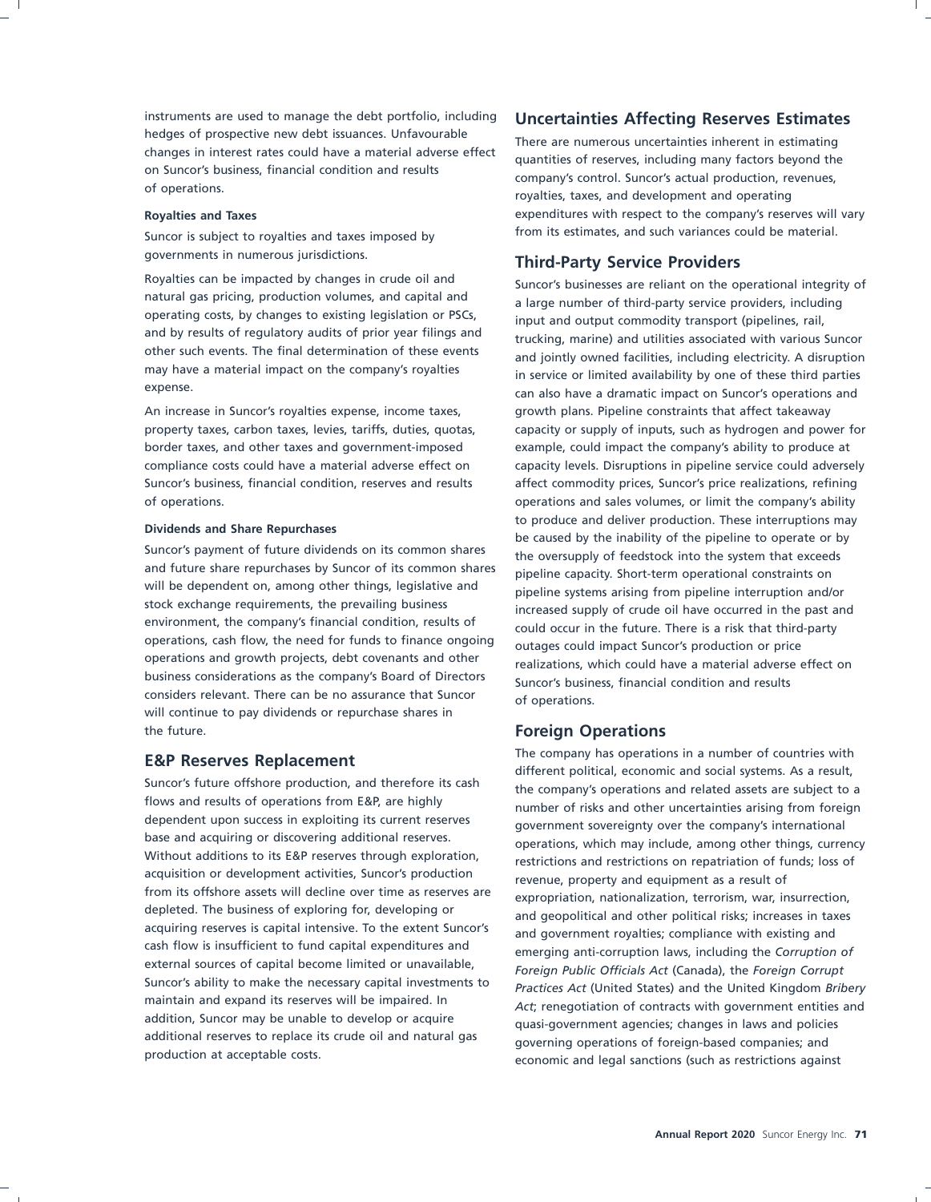instruments are used to manage the debt portfolio, including hedges of prospective new debt issuances. Unfavourable changes in interest rates could have a material adverse effect on Suncor's business, financial condition and results of operations.

**Royalties and Taxes**

Suncor is subject to royalties and taxes imposed by governments in numerous jurisdictions.

Royalties can be impacted by changes in crude oil and natural gas pricing, production volumes, and capital and operating costs, by changes to existing legislation or PSCs, and by results of regulatory audits of prior year filings and other such events. The final determination of these events may have a material impact on the company's royalties expense.

An increase in Suncor's royalties expense, income taxes, property taxes, carbon taxes, levies, tariffs, duties, quotas, border taxes, and other taxes and government-imposed compliance costs could have a material adverse effect on Suncor's business, financial condition, reserves and results of operations.

**Dividends and Share Repurchases**

Suncor's payment of future dividends on its common shares and future share repurchases by Suncor of its common shares will be dependent on, among other things, legislative and stock exchange requirements, the prevailing business environment, the company's financial condition, results of operations, cash flow, the need for funds to finance ongoing operations and growth projects, debt covenants and other business considerations as the company's Board of Directors considers relevant. There can be no assurance that Suncor will continue to pay dividends or repurchase shares in the future.

## E&P Reserves Replacement

Suncor's future offshore production, and therefore its cash flows and results of operations from E&P, are highly dependent upon success in exploiting its current reserves base and acquiring or discovering additional reserves. Without additions to its E&P reserves through exploration, acquisition or development activities, Suncor's production from its offshore assets will decline over time as reserves are depleted. The business of exploring for, developing or acquiring reserves is capital intensive. To the extent Suncor's cash flow is insufficient to fund capital expenditures and external sources of capital become limited or unavailable, Suncor's ability to make the necessary capital investments to maintain and expand its reserves will be impaired. In addition, Suncor may be unable to develop or acquire additional reserves to replace its crude oil and natural gas production at acceptable costs.

## Uncertainties Affecting Reserves Estimates

There are numerous uncertainties inherent in estimating quantities of reserves, including many factors beyond the company's control. Suncor's actual production, revenues, royalties, taxes, and development and operating expenditures with respect to the company's reserves will vary from its estimates, and such variances could be material.

## Third-Party Service Providers

Suncor's businesses are reliant on the operational integrity of a large number of third-party service providers, including input and output commodity transport (pipelines, rail, trucking, marine) and utilities associated with various Suncor and jointly owned facilities, including electricity. A disruption in service or limited availability by one of these third parties can also have a dramatic impact on Suncor's operations and growth plans. Pipeline constraints that affect takeaway capacity or supply of inputs, such as hydrogen and power for example, could impact the company's ability to produce at capacity levels. Disruptions in pipeline service could adversely affect commodity prices, Suncor's price realizations, refining operations and sales volumes, or limit the company's ability to produce and deliver production. These interruptions may be caused by the inability of the pipeline to operate or by the oversupply of feedstock into the system that exceeds pipeline capacity. Short-term operational constraints on pipeline systems arising from pipeline interruption and/or increased supply of crude oil have occurred in the past and could occur in the future. There is a risk that third-party outages could impact Suncor's production or price realizations, which could have a material adverse effect on Suncor's business, financial condition and results of operations.

## Foreign Operations

The company has operations in a number of countries with different political, economic and social systems. As a result, the company's operations and related assets are subject to a number of risks and other uncertainties arising from foreign government sovereignty over the company's international operations, which may include, among other things, currency restrictions and restrictions on repatriation of funds; loss of revenue, property and equipment as a result of expropriation, nationalization, terrorism, war, insurrection, and geopolitical and other political risks; increases in taxes and government royalties; compliance with existing and emerging anti-corruption laws, including the *Corruption of Foreign Public Officials Act* (Canada), the *Foreign Corrupt Practices Act* (United States) and the United Kingdom *Bribery Act*; renegotiation of contracts with government entities and quasi-government agencies; changes in laws and policies governing operations of foreign-based companies; and economic and legal sanctions (such as restrictions against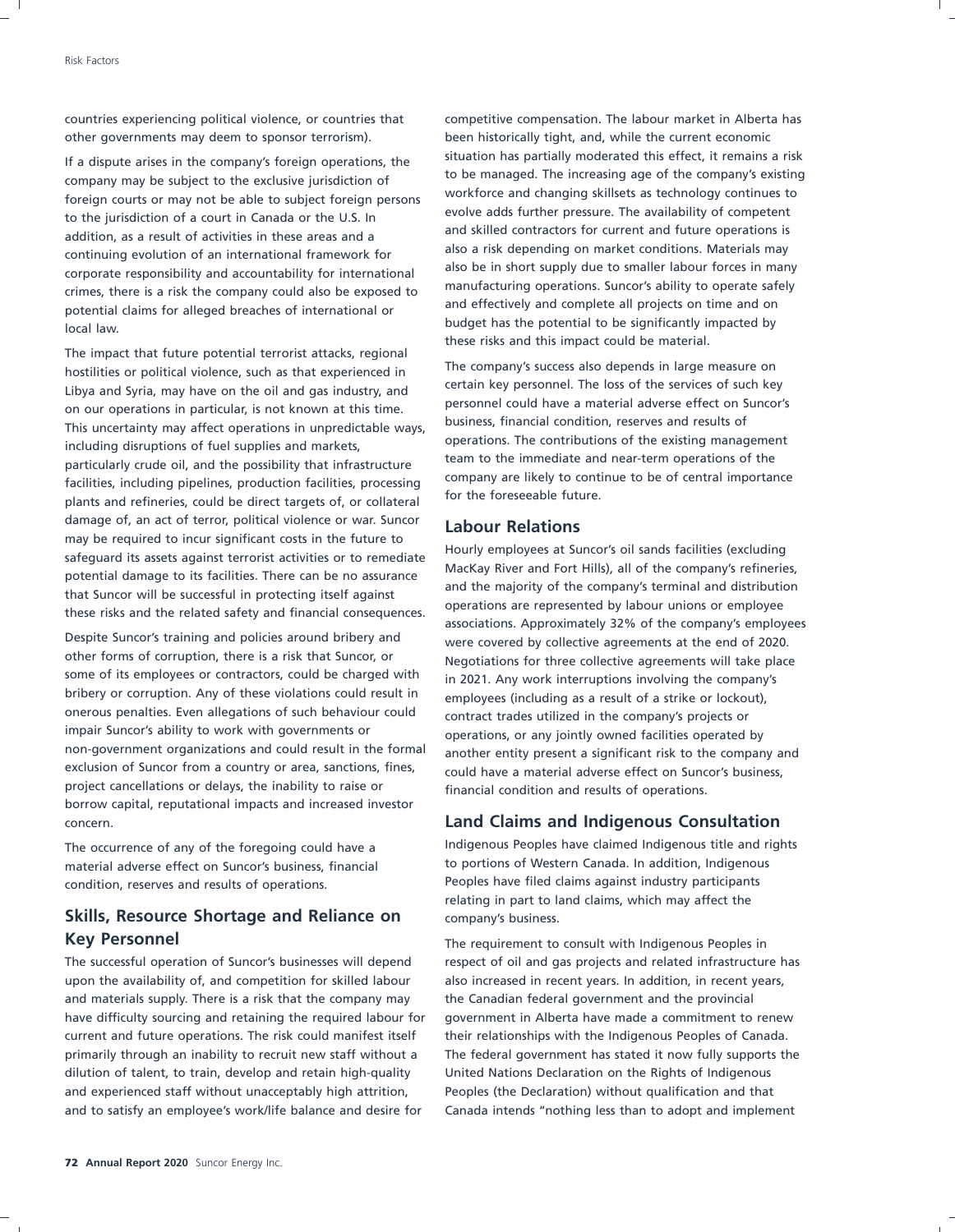countries experiencing political violence, or countries that other governments may deem to sponsor terrorism).

If a dispute arises in the company's foreign operations, the company may be subject to the exclusive jurisdiction of foreign courts or may not be able to subject foreign persons to the jurisdiction of a court in Canada or the U.S. In addition, as a result of activities in these areas and a continuing evolution of an international framework for corporate responsibility and accountability for international crimes, there is a risk the company could also be exposed to potential claims for alleged breaches of international or local law.

The impact that future potential terrorist attacks, regional hostilities or political violence, such as that experienced in Libya and Syria, may have on the oil and gas industry, and on our operations in particular, is not known at this time. This uncertainty may affect operations in unpredictable ways, including disruptions of fuel supplies and markets, particularly crude oil, and the possibility that infrastructure facilities, including pipelines, production facilities, processing plants and refineries, could be direct targets of, or collateral damage of, an act of terror, political violence or war. Suncor may be required to incur significant costs in the future to safeguard its assets against terrorist activities or to remediate potential damage to its facilities. There can be no assurance that Suncor will be successful in protecting itself against these risks and the related safety and financial consequences.

Despite Suncor's training and policies around bribery and other forms of corruption, there is a risk that Suncor, or some of its employees or contractors, could be charged with bribery or corruption. Any of these violations could result in onerous penalties. Even allegations of such behaviour could impair Suncor's ability to work with governments or non-government organizations and could result in the formal exclusion of Suncor from a country or area, sanctions, fines, project cancellations or delays, the inability to raise or borrow capital, reputational impacts and increased investor concern.

The occurrence of any of the foregoing could have a material adverse effect on Suncor's business, financial condition, reserves and results of operations.

## Skills, Resource Shortage and Reliance on Key Personnel

The successful operation of Suncor's businesses will depend upon the availability of, and competition for skilled labour and materials supply. There is a risk that the company may have difficulty sourcing and retaining the required labour for current and future operations. The risk could manifest itself primarily through an inability to recruit new staff without a dilution of talent, to train, develop and retain high-quality and experienced staff without unacceptably high attrition, and to satisfy an employee's work/life balance and desire for competitive compensation. The labour market in Alberta has been historically tight, and, while the current economic situation has partially moderated this effect, it remains a risk to be managed. The increasing age of the company's existing workforce and changing skillsets as technology continues to evolve adds further pressure. The availability of competent and skilled contractors for current and future operations is also a risk depending on market conditions. Materials may also be in short supply due to smaller labour forces in many manufacturing operations. Suncor's ability to operate safely and effectively and complete all projects on time and on budget has the potential to be significantly impacted by these risks and this impact could be material.

The company's success also depends in large measure on certain key personnel. The loss of the services of such key personnel could have a material adverse effect on Suncor's business, financial condition, reserves and results of operations. The contributions of the existing management team to the immediate and near-term operations of the company are likely to continue to be of central importance for the foreseeable future.

## Labour Relations

Hourly employees at Suncor's oil sands facilities (excluding MacKay River and Fort Hills), all of the company's refineries, and the majority of the company's terminal and distribution operations are represented by labour unions or employee associations. Approximately 32% of the company's employees were covered by collective agreements at the end of 2020. Negotiations for three collective agreements will take place in 2021. Any work interruptions involving the company's employees (including as a result of a strike or lockout), contract trades utilized in the company's projects or operations, or any jointly owned facilities operated by another entity present a significant risk to the company and could have a material adverse effect on Suncor's business, financial condition and results of operations.

## Land Claims and Indigenous Consultation

Indigenous Peoples have claimed Indigenous title and rights to portions of Western Canada. In addition, Indigenous Peoples have filed claims against industry participants relating in part to land claims, which may affect the company's business.

The requirement to consult with Indigenous Peoples in respect of oil and gas projects and related infrastructure has also increased in recent years. In addition, in recent years, the Canadian federal government and the provincial government in Alberta have made a commitment to renew their relationships with the Indigenous Peoples of Canada. The federal government has stated it now fully supports the United Nations Declaration on the Rights of Indigenous Peoples (the Declaration) without qualification and that Canada intends "nothing less than to adopt and implement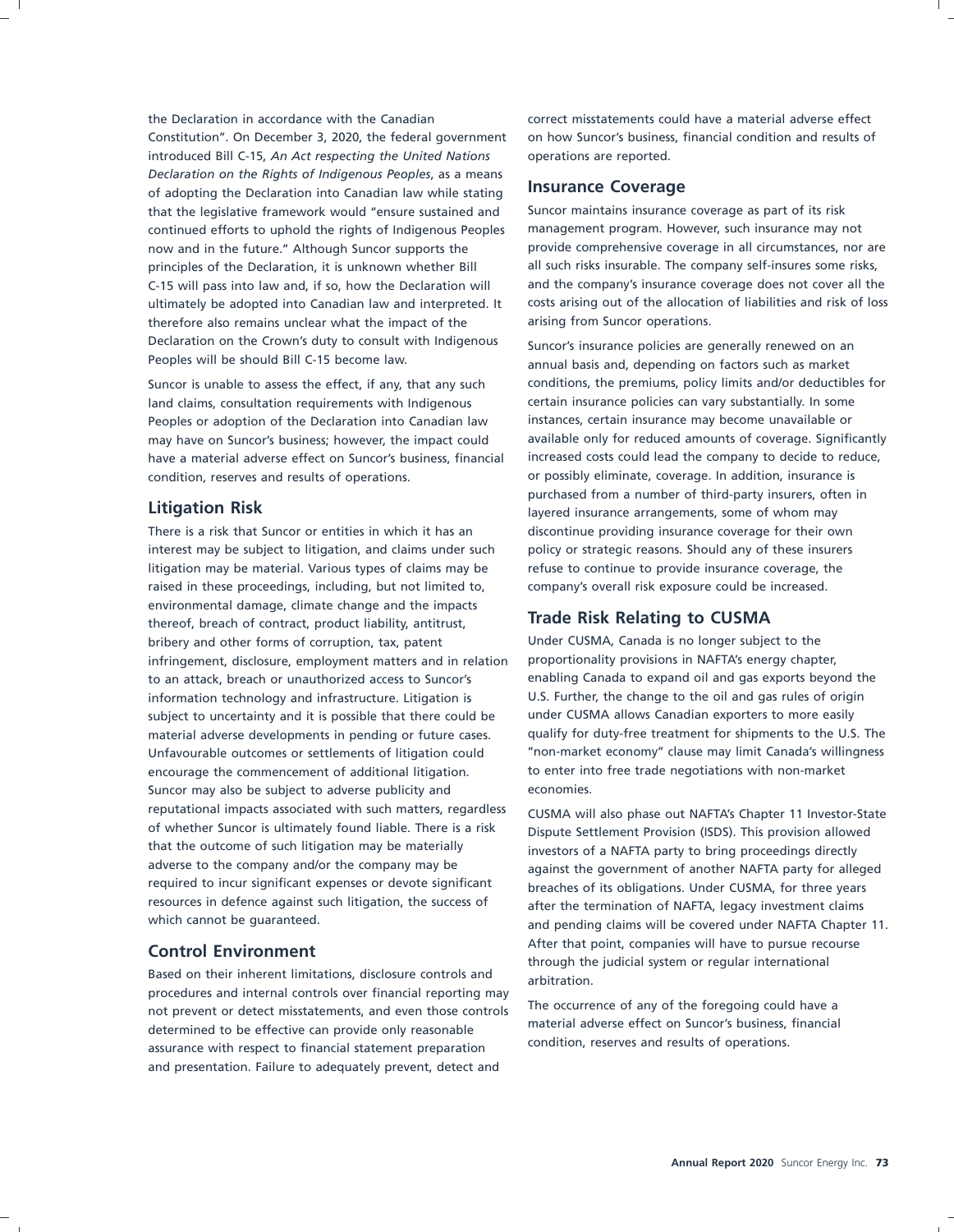the Declaration in accordance with the Canadian Constitution". On December 3, 2020, the federal government introduced Bill C-15, *An Act respecting the United Nations Declaration on the Rights of Indigenous Peoples*, as a means of adopting the Declaration into Canadian law while stating that the legislative framework would "ensure sustained and continued efforts to uphold the rights of Indigenous Peoples now and in the future." Although Suncor supports the principles of the Declaration, it is unknown whether Bill C-15 will pass into law and, if so, how the Declaration will ultimately be adopted into Canadian law and interpreted. It therefore also remains unclear what the impact of the Declaration on the Crown's duty to consult with Indigenous Peoples will be should Bill C-15 become law.

Suncor is unable to assess the effect, if any, that any such land claims, consultation requirements with Indigenous Peoples or adoption of the Declaration into Canadian law may have on Suncor's business; however, the impact could have a material adverse effect on Suncor's business, financial condition, reserves and results of operations.

## Litigation Risk

There is a risk that Suncor or entities in which it has an interest may be subject to litigation, and claims under such litigation may be material. Various types of claims may be raised in these proceedings, including, but not limited to, environmental damage, climate change and the impacts thereof, breach of contract, product liability, antitrust, bribery and other forms of corruption, tax, patent infringement, disclosure, employment matters and in relation to an attack, breach or unauthorized access to Suncor's information technology and infrastructure. Litigation is subject to uncertainty and it is possible that there could be material adverse developments in pending or future cases. Unfavourable outcomes or settlements of litigation could encourage the commencement of additional litigation. Suncor may also be subject to adverse publicity and reputational impacts associated with such matters, regardless of whether Suncor is ultimately found liable. There is a risk that the outcome of such litigation may be materially adverse to the company and/or the company may be required to incur significant expenses or devote significant resources in defence against such litigation, the success of which cannot be guaranteed.

## Control Environment

Based on their inherent limitations, disclosure controls and procedures and internal controls over financial reporting may not prevent or detect misstatements, and even those controls determined to be effective can provide only reasonable assurance with respect to financial statement preparation and presentation. Failure to adequately prevent, detect and correct misstatements could have a material adverse effect on how Suncor's business, financial condition and results of operations are reported.

## Insurance Coverage

Suncor maintains insurance coverage as part of its risk management program. However, such insurance may not provide comprehensive coverage in all circumstances, nor are all such risks insurable. The company self-insures some risks, and the company's insurance coverage does not cover all the costs arising out of the allocation of liabilities and risk of loss arising from Suncor operations.

Suncor's insurance policies are generally renewed on an annual basis and, depending on factors such as market conditions, the premiums, policy limits and/or deductibles for certain insurance policies can vary substantially. In some instances, certain insurance may become unavailable or available only for reduced amounts of coverage. Significantly increased costs could lead the company to decide to reduce, or possibly eliminate, coverage. In addition, insurance is purchased from a number of third-party insurers, often in layered insurance arrangements, some of whom may discontinue providing insurance coverage for their own policy or strategic reasons. Should any of these insurers refuse to continue to provide insurance coverage, the company's overall risk exposure could be increased.

## Trade Risk Relating to CUSMA

Under CUSMA, Canada is no longer subject to the proportionality provisions in NAFTA's energy chapter, enabling Canada to expand oil and gas exports beyond the U.S. Further, the change to the oil and gas rules of origin under CUSMA allows Canadian exporters to more easily qualify for duty-free treatment for shipments to the U.S. The "non-market economy" clause may limit Canada's willingness to enter into free trade negotiations with non-market economies.

CUSMA will also phase out NAFTA's Chapter 11 Investor-State Dispute Settlement Provision (ISDS). This provision allowed investors of a NAFTA party to bring proceedings directly against the government of another NAFTA party for alleged breaches of its obligations. Under CUSMA, for three years after the termination of NAFTA, legacy investment claims and pending claims will be covered under NAFTA Chapter 11. After that point, companies will have to pursue recourse through the judicial system or regular international arbitration.

The occurrence of any of the foregoing could have a material adverse effect on Suncor's business, financial condition, reserves and results of operations.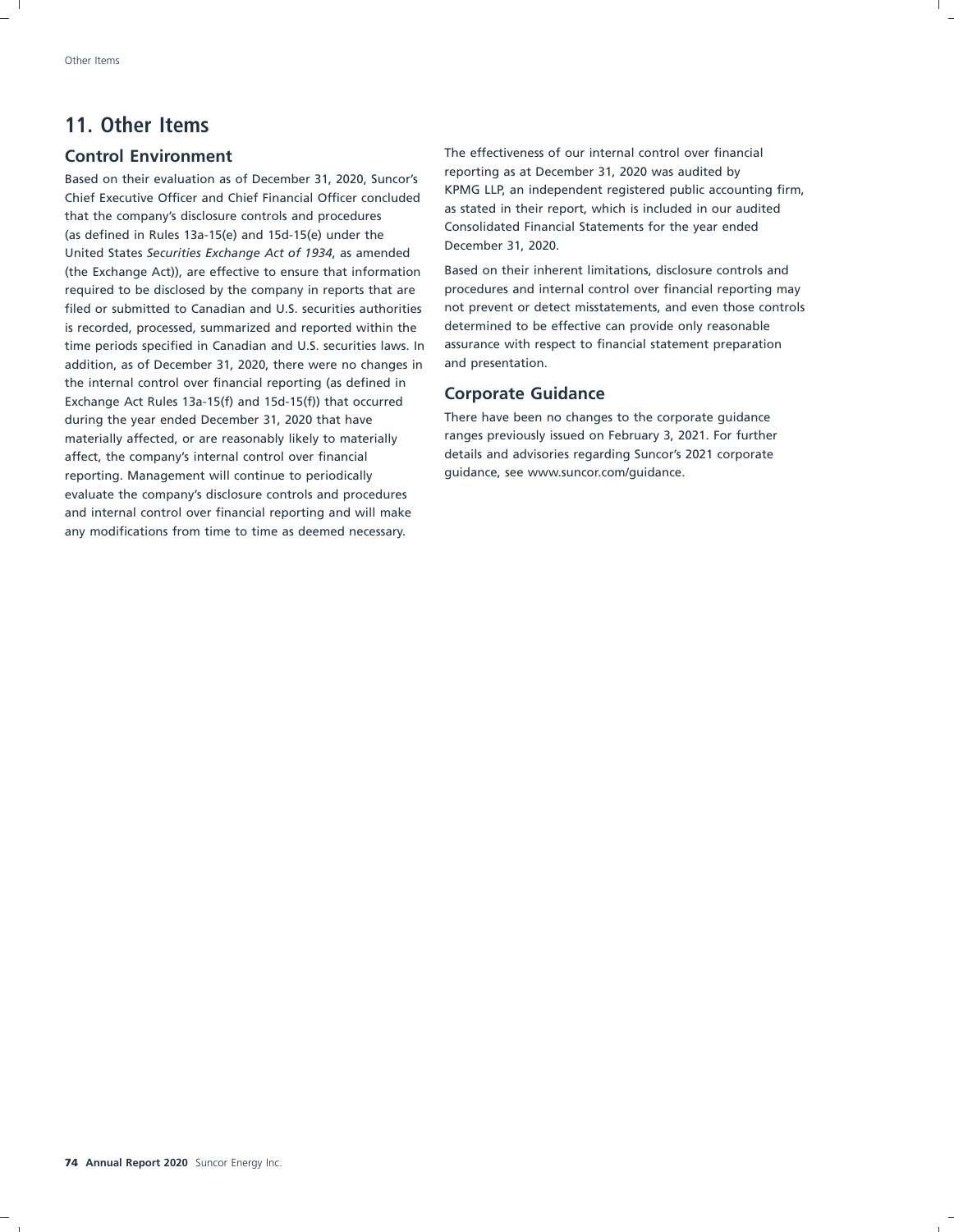# 11. Other Items

## Control Environment

Based on their evaluation as of December 31, 2020, Suncor's Chief Executive Officer and Chief Financial Officer concluded that the company's disclosure controls and procedures (as defined in Rules 13a-15(e) and 15d-15(e) under the United States *Securities Exchange Act of 1934*, as amended (the Exchange Act)), are effective to ensure that information required to be disclosed by the company in reports that are filed or submitted to Canadian and U.S. securities authorities is recorded, processed, summarized and reported within the time periods specified in Canadian and U.S. securities laws. In addition, as of December 31, 2020, there were no changes in the internal control over financial reporting (as defined in Exchange Act Rules 13a-15(f) and 15d-15(f)) that occurred during the year ended December 31, 2020 that have materially affected, or are reasonably likely to materially affect, the company's internal control over financial reporting. Management will continue to periodically evaluate the company's disclosure controls and procedures and internal control over financial reporting and will make any modifications from time to time as deemed necessary.

The effectiveness of our internal control over financial reporting as at December 31, 2020 was audited by KPMG LLP, an independent registered public accounting firm, as stated in their report, which is included in our audited Consolidated Financial Statements for the year ended December 31, 2020.

Based on their inherent limitations, disclosure controls and procedures and internal control over financial reporting may not prevent or detect misstatements, and even those controls determined to be effective can provide only reasonable assurance with respect to financial statement preparation and presentation.

## Corporate Guidance

There have been no changes to the corporate guidance ranges previously issued on February 3, 2021. For further details and advisories regarding Suncor's 2021 corporate guidance, see www.suncor.com/guidance.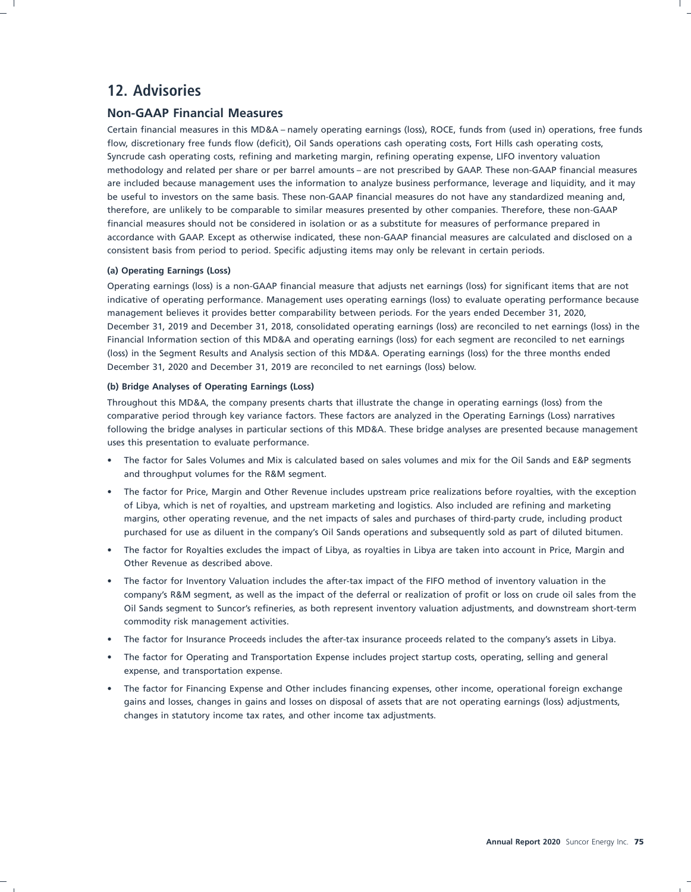## 12. Advisories

### Non-GAAP Financial Measures

Certain financial measures in this MD&A – namely operating earnings (loss), ROCE, funds from (used in) operations, free funds flow, discretionary free funds flow (deficit), Oil Sands operations cash operating costs, Fort Hills cash operating costs, Syncrude cash operating costs, refining and marketing margin, refining operating expense, LIFO inventory valuation methodology and related per share or per barrel amounts – are not prescribed by GAAP. These non-GAAP financial measures are included because management uses the information to analyze business performance, leverage and liquidity, and it may be useful to investors on the same basis. These non-GAAP financial measures do not have any standardized meaning and, therefore, are unlikely to be comparable to similar measures presented by other companies. Therefore, these non-GAAP financial measures should not be considered in isolation or as a substitute for measures of performance prepared in accordance with GAAP. Except as otherwise indicated, these non-GAAP financial measures are calculated and disclosed on a consistent basis from period to period. Specific adjusting items may only be relevant in certain periods.

#### (a) Operating Earnings (Loss)

Operating earnings (loss) is a non-GAAP financial measure that adjusts net earnings (loss) for significant items that are not indicative of operating performance. Management uses operating earnings (loss) to evaluate operating performance because management believes it provides better comparability between periods. For the years ended December 31, 2020, December 31, 2019 and December 31, 2018, consolidated operating earnings (loss) are reconciled to net earnings (loss) in the Financial Information section of this MD&A and operating earnings (loss) for each segment are reconciled to net earnings (loss) in the Segment Results and Analysis section of this MD&A. Operating earnings (loss) for the three months ended December 31, 2020 and December 31, 2019 are reconciled to net earnings (loss) below.

#### (b) Bridge Analyses of Operating Earnings (Loss)

Throughout this MD&A, the company presents charts that illustrate the change in operating earnings (loss) from the comparative period through key variance factors. These factors are analyzed in the Operating Earnings (Loss) narratives following the bridge analyses in particular sections of this MD&A. These bridge analyses are presented because management uses this presentation to evaluate performance.

- The factor for Sales Volumes and Mix is calculated based on sales volumes and mix for the Oil Sands and E&P segments and throughput volumes for the R&M segment.
- The factor for Price, Margin and Other Revenue includes upstream price realizations before royalties, with the exception of Libya, which is net of royalties, and upstream marketing and logistics. Also included are refining and marketing margins, other operating revenue, and the net impacts of sales and purchases of third-party crude, including product purchased for use as diluent in the company's Oil Sands operations and subsequently sold as part of diluted bitumen.
- The factor for Royalties excludes the impact of Libya, as royalties in Libya are taken into account in Price, Margin and Other Revenue as described above.
- The factor for Inventory Valuation includes the after-tax impact of the FIFO method of inventory valuation in the company's R&M segment, as well as the impact of the deferral or realization of profit or loss on crude oil sales from the Oil Sands segment to Suncor's refineries, as both represent inventory valuation adjustments, and downstream short-term commodity risk management activities.
- The factor for Insurance Proceeds includes the after-tax insurance proceeds related to the company's assets in Libya.
- The factor for Operating and Transportation Expense includes project startup costs, operating, selling and general expense, and transportation expense.
- The factor for Financing Expense and Other includes financing expenses, other income, operational foreign exchange gains and losses, changes in gains and losses on disposal of assets that are not operating earnings (loss) adjustments, changes in statutory income tax rates, and other income tax adjustments.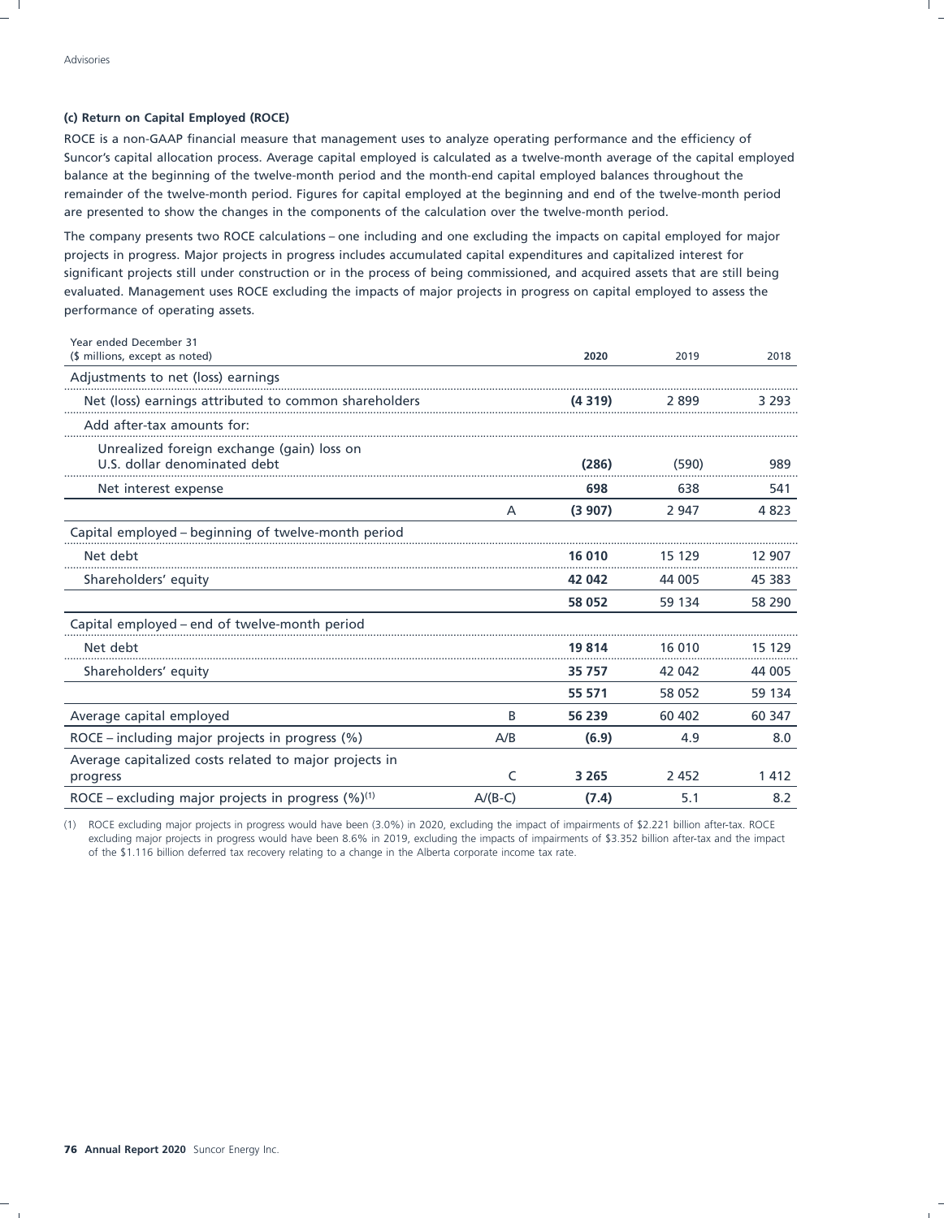### (c) Return on Capital Employed (ROCE)

ROCE is a non-GAAP financial measure that management uses to analyze operating performance and the efficiency of Suncor's capital allocation process. Average capital employed is calculated as a twelve-month average of the capital employed balance at the beginning of the twelve-month period and the month-end capital employed balances throughout the remainder of the twelve-month period. Figures for capital employed at the beginning and end of the twelve-month period are presented to show the changes in the components of the calculation over the twelve-month period.

The company presents two ROCE calculations – one including and one excluding the impacts on capital employed for major projects in progress. Major projects in progress includes accumulated capital expenditures and capitalized interest for significant projects still under construction or in the process of being commissioned, and acquired assets that are still being evaluated. Management uses ROCE excluding the impacts of major projects in progress on capital employed to assess the performance of operating assets.

| Year ended December 31<br>($ millions, except as noted) | | **2020** | 2019 | 2018 |
|---|---|---|---|---|
| Adjustments to net (loss) earnings | | | | |
| Net (loss) earnings attributed to common shareholders | | **(4 319)** | 2 899 | 3 293 |
| Add after-tax amounts for: | | | | |
| Unrealized foreign exchange (gain) loss on U.S. dollar denominated debt | | **(286)** | (590) | 989 |
| Net interest expense | | **698** | 638 | 541 |
| | A | **(3 907)** | 2 947 | 4 823 |
| Capital employed – beginning of twelve-month period | | | | |
| Net debt | | **16 010** | 15 129 | 12 907 |
| Shareholders' equity | | **42 042** | 44 005 | 45 383 |
| | | **58 052** | 59 134 | 58 290 |
| Capital employed – end of twelve-month period | | | | |
| Net debt | | **19 814** | 16 010 | 15 129 |
| Shareholders' equity | | **35 757** | 42 042 | 44 005 |
| | | **55 571** | 58 052 | 59 134 |
| Average capital employed | B | **56 239** | 60 402 | 60 347 |
| ROCE – including major projects in progress (%) | A/B | **(6.9)** | 4.9 | 8.0 |
| Average capitalized costs related to major projects in progress | C | **3 265** | 2 452 | 1 412 |
| ROCE – excluding major projects in progress (%)[1] | A/(B-C) | **(7.4)** | 5.1 | 8.2 |

(1) ROCE excluding major projects in progress would have been (3.0%) in 2020, excluding the impact of impairments of $2.221 billion after-tax. ROCE excluding major projects in progress would have been 8.6% in 2019, excluding the impacts of impairments of $3.352 billion after-tax and the impact of the $1.116 billion deferred tax recovery relating to a change in the Alberta corporate income tax rate.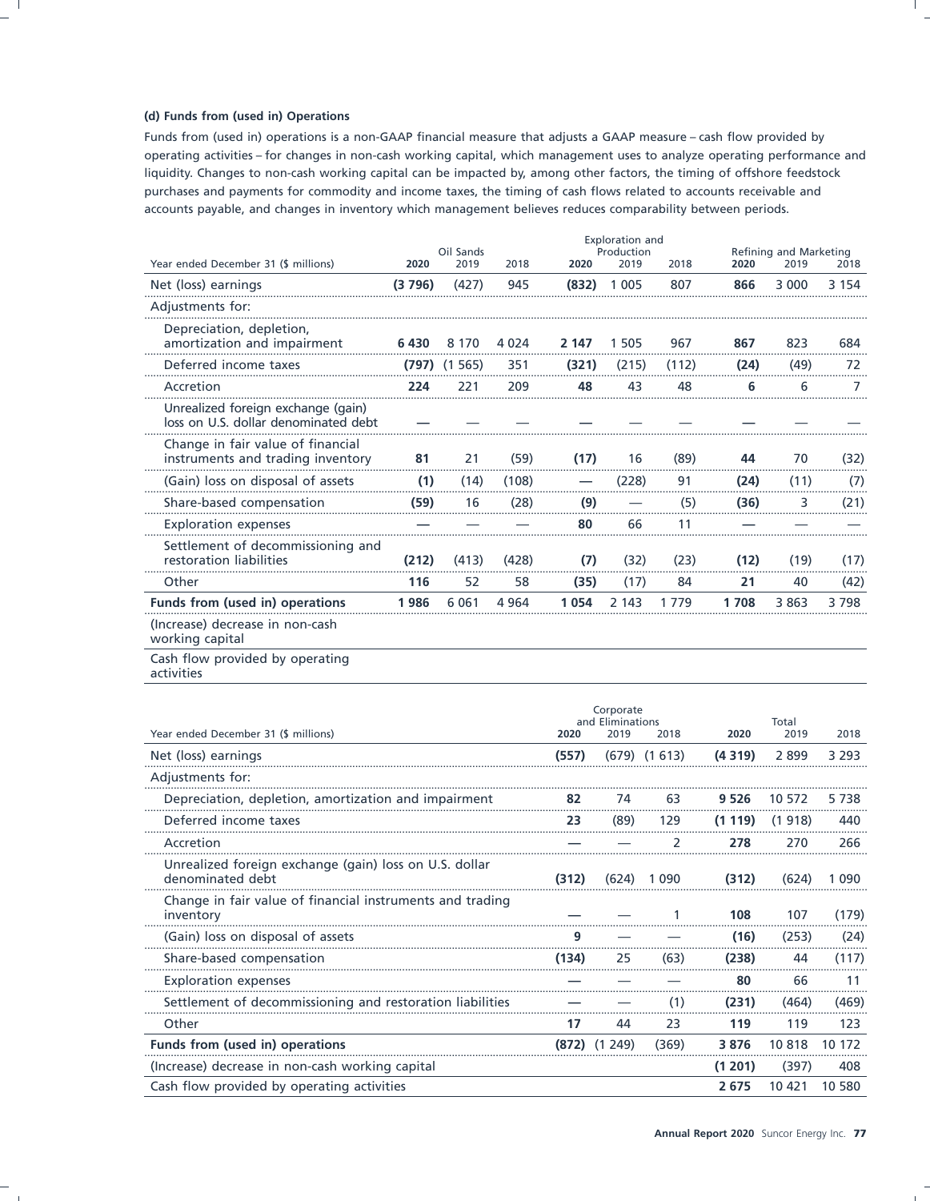**(d) Funds from (used in) Operations**

Funds from (used in) operations is a non-GAAP financial measure that adjusts a GAAP measure – cash flow provided by operating activities – for changes in non-cash working capital, which management uses to analyze operating performance and liquidity. Changes to non-cash working capital can be impacted by, among other factors, the timing of offshore feedstock purchases and payments for commodity and income taxes, the timing of cash flows related to accounts receivable and accounts payable, and changes in inventory which management believes reduces comparability between periods.

| Year ended December 31 ($ millions) | Oil Sands | | | Exploration and Production | | | Refining and Marketing | | |
|---|---|---|---|---|---|---|---|---|---|
| | **2020** | 2019 | 2018 | **2020** | 2019 | 2018 | **2020** | 2019 | 2018 |
| Net (loss) earnings | **(3 796)** | (427) | 945 | **(832)** | 1 005 | 807 | **866** | 3 000 | 3 154 |
| Adjustments for: | | | | | | | | | |
| Depreciation, depletion, amortization and impairment | **6 430** | 8 170 | 4 024 | **2 147** | 1 505 | 967 | **867** | 823 | 684 |
| Deferred income taxes | **(797)** | (1 565) | 351 | **(321)** | (215) | (112) | **(24)** | (49) | 72 |
| Accretion | **224** | 221 | 209 | **48** | 43 | 48 | **6** | 6 | 7 |
| Unrealized foreign exchange (gain) loss on U.S. dollar denominated debt | **—** | — | — | **—** | — | — | **—** | — | — |
| Change in fair value of financial instruments and trading inventory | **81** | 21 | (59) | **(17)** | 16 | (89) | **44** | 70 | (32) |
| (Gain) loss on disposal of assets | **(1)** | (14) | (108) | **—** | (228) | 91 | **(24)** | (11) | (7) |
| Share-based compensation | **(59)** | 16 | (28) | **(9)** | — | (5) | **(36)** | 3 | (21) |
| Exploration expenses | **—** | — | — | **80** | 66 | 11 | **—** | — | — |
| Settlement of decommissioning and restoration liabilities | **(212)** | (413) | (428) | **(7)** | (32) | (23) | **(12)** | (19) | (17) |
| Other | **116** | 52 | 58 | **(35)** | (17) | 84 | **21** | 40 | (42) |
| **Funds from (used in) operations** | **1 986** | 6 061 | 4 964 | **1 054** | 2 143 | 1 779 | **1 708** | 3 863 | 3 798 |
| (Increase) decrease in non-cash working capital | | | | | | | | | |
| Cash flow provided by operating activities | | | | | | | | | |

| Year ended December 31 ($ millions) | Corporate and Eliminations | | | Total | | |
|---|---|---|---|---|---|---|
| | **2020** | 2019 | 2018 | **2020** | 2019 | 2018 |
| Net (loss) earnings | **(557)** | (679) | (1 613) | **(4 319)** | 2 899 | 3 293 |
| Adjustments for: | | | | | | |
| Depreciation, depletion, amortization and impairment | **82** | 74 | 63 | **9 526** | 10 572 | 5 738 |
| Deferred income taxes | **23** | (89) | 129 | **(1 119)** | (1 918) | 440 |
| Accretion | **—** | — | 2 | **278** | 270 | 266 |
| Unrealized foreign exchange (gain) loss on U.S. dollar denominated debt | **(312)** | (624) | 1 090 | **(312)** | (624) | 1 090 |
| Change in fair value of financial instruments and trading inventory | **—** | — | 1 | **108** | 107 | (179) |
| (Gain) loss on disposal of assets | **9** | — | — | **(16)** | (253) | (24) |
| Share-based compensation | **(134)** | 25 | (63) | **(238)** | 44 | (117) |
| Exploration expenses | **—** | — | — | **80** | 66 | 11 |
| Settlement of decommissioning and restoration liabilities | **—** | — | (1) | **(231)** | (464) | (469) |
| Other | **17** | 44 | 23 | **119** | 119 | 123 |
| **Funds from (used in) operations** | **(872)** | (1 249) | (369) | **3 876** | 10 818 | 10 172 |
| (Increase) decrease in non-cash working capital | | | | **(1 201)** | (397) | 408 |
| Cash flow provided by operating activities | | | | **2 675** | 10 421 | 10 580 |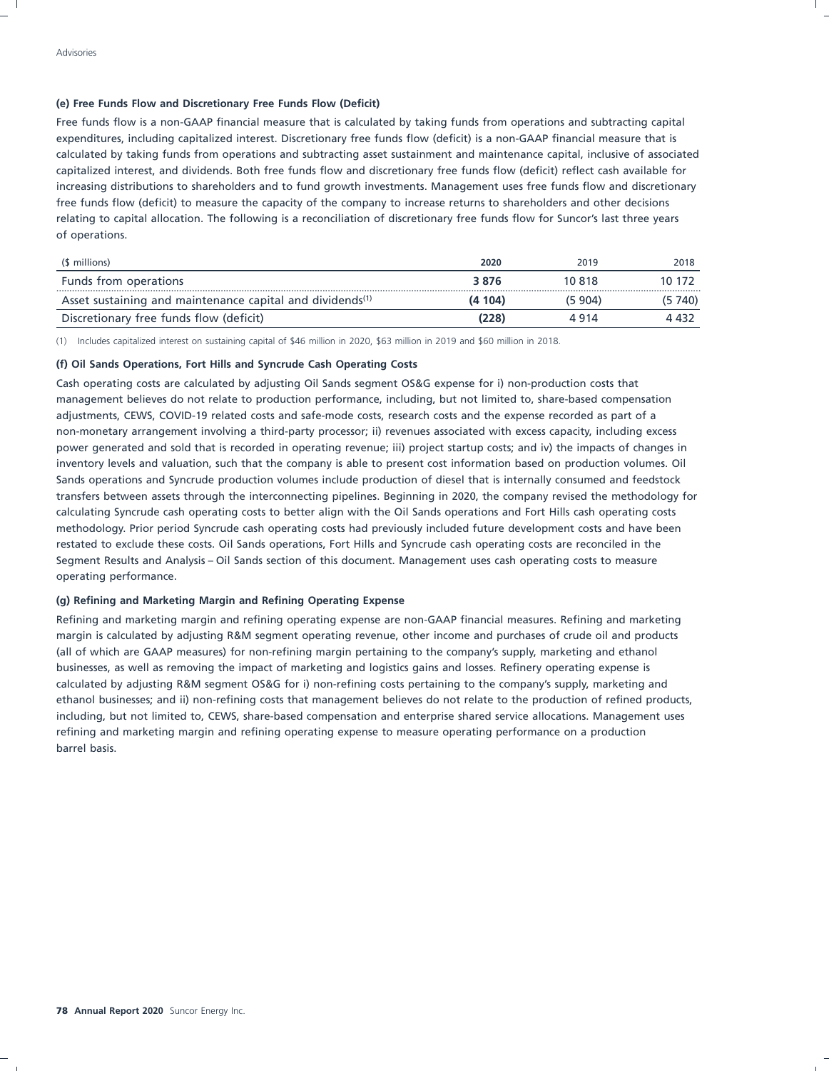#### (e) Free Funds Flow and Discretionary Free Funds Flow (Deficit)

Free funds flow is a non-GAAP financial measure that is calculated by taking funds from operations and subtracting capital expenditures, including capitalized interest. Discretionary free funds flow (deficit) is a non-GAAP financial measure that is calculated by taking funds from operations and subtracting asset sustainment and maintenance capital, inclusive of associated capitalized interest, and dividends. Both free funds flow and discretionary free funds flow (deficit) reflect cash available for increasing distributions to shareholders and to fund growth investments. Management uses free funds flow and discretionary free funds flow (deficit) to measure the capacity of the company to increase returns to shareholders and other decisions relating to capital allocation. The following is a reconciliation of discretionary free funds flow for Suncor's last three years of operations.

| ($ millions) | **2020** | 2019 | 2018 |
|---|---|---|---|
| Funds from operations | **3 876** | 10 818 | 10 172 |
| Asset sustaining and maintenance capital and dividends[1] | **(4 104)** | (5 904) | (5 740) |
| Discretionary free funds flow (deficit) | **(228)** | 4 914 | 4 432 |

(1) Includes capitalized interest on sustaining capital of $46 million in 2020, $63 million in 2019 and $60 million in 2018.

#### (f) Oil Sands Operations, Fort Hills and Syncrude Cash Operating Costs

Cash operating costs are calculated by adjusting Oil Sands segment OS&G expense for i) non-production costs that management believes do not relate to production performance, including, but not limited to, share-based compensation adjustments, CEWS, COVID-19 related costs and safe-mode costs, research costs and the expense recorded as part of a non-monetary arrangement involving a third-party processor; ii) revenues associated with excess capacity, including excess power generated and sold that is recorded in operating revenue; iii) project startup costs; and iv) the impacts of changes in inventory levels and valuation, such that the company is able to present cost information based on production volumes. Oil Sands operations and Syncrude production volumes include production of diesel that is internally consumed and feedstock transfers between assets through the interconnecting pipelines. Beginning in 2020, the company revised the methodology for calculating Syncrude cash operating costs to better align with the Oil Sands operations and Fort Hills cash operating costs methodology. Prior period Syncrude cash operating costs had previously included future development costs and have been restated to exclude these costs. Oil Sands operations, Fort Hills and Syncrude cash operating costs are reconciled in the Segment Results and Analysis – Oil Sands section of this document. Management uses cash operating costs to measure operating performance.

#### (g) Refining and Marketing Margin and Refining Operating Expense

Refining and marketing margin and refining operating expense are non-GAAP financial measures. Refining and marketing margin is calculated by adjusting R&M segment operating revenue, other income and purchases of crude oil and products (all of which are GAAP measures) for non-refining margin pertaining to the company's supply, marketing and ethanol businesses, as well as removing the impact of marketing and logistics gains and losses. Refinery operating expense is calculated by adjusting R&M segment OS&G for i) non-refining costs pertaining to the company's supply, marketing and ethanol businesses; and ii) non-refining costs that management believes do not relate to the production of refined products, including, but not limited to, CEWS, share-based compensation and enterprise shared service allocations. Management uses refining and marketing margin and refining operating expense to measure operating performance on a production barrel basis.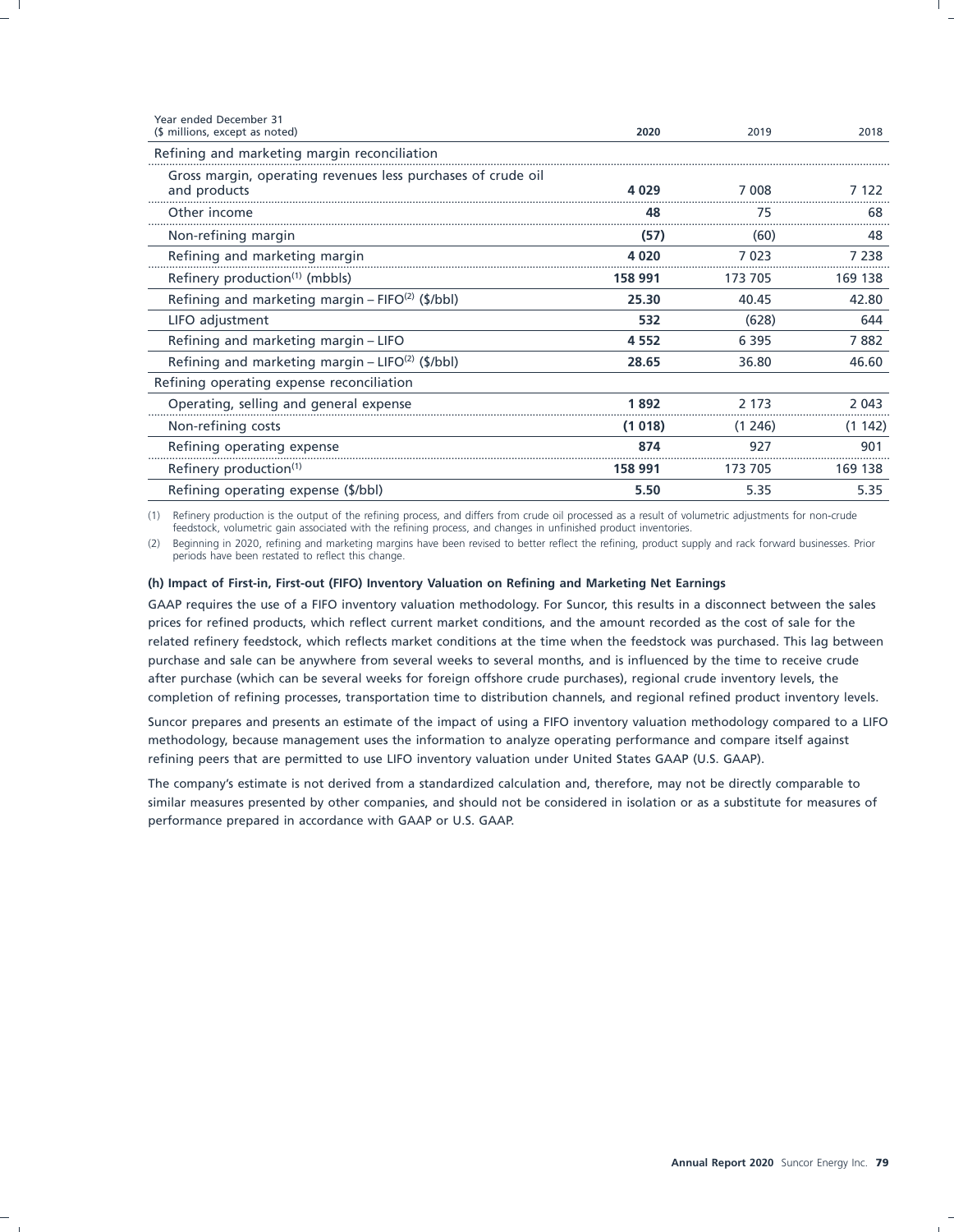| Year ended December 31<br>($ millions, except as noted) | 2020 | 2019 | 2018 |
|---|---|---|---|
| Refining and marketing margin reconciliation | | | |
| Gross margin, operating revenues less purchases of crude oil and products | **4 029** | 7 008 | 7 122 |
| Other income | **48** | 75 | 68 |
| Non-refining margin | **(57)** | (60) | 48 |
| Refining and marketing margin | **4 020** | 7 023 | 7 238 |
| Refinery production[1] (mbbls) | **158 991** | 173 705 | 169 138 |
| Refining and marketing margin – FIFO[2] ($/bbl) | **25.30** | 40.45 | 42.80 |
| LIFO adjustment | **532** | (628) | 644 |
| Refining and marketing margin – LIFO | **4 552** | 6 395 | 7 882 |
| Refining and marketing margin – LIFO[2] ($/bbl) | **28.65** | 36.80 | 46.60 |
| Refining operating expense reconciliation | | | |
| Operating, selling and general expense | **1 892** | 2 173 | 2 043 |
| Non-refining costs | **(1 018)** | (1 246) | (1 142) |
| Refining operating expense | **874** | 927 | 901 |
| Refinery production[1] | **158 991** | 173 705 | 169 138 |
| Refining operating expense ($/bbl) | **5.50** | 5.35 | 5.35 |

(1) Refinery production is the output of the refining process, and differs from crude oil processed as a result of volumetric adjustments for non-crude feedstock, volumetric gain associated with the refining process, and changes in unfinished product inventories.

(2) Beginning in 2020, refining and marketing margins have been revised to better reflect the refining, product supply and rack forward businesses. Prior periods have been restated to reflect this change.

**(h) Impact of First-in, First-out (FIFO) Inventory Valuation on Refining and Marketing Net Earnings**

GAAP requires the use of a FIFO inventory valuation methodology. For Suncor, this results in a disconnect between the sales prices for refined products, which reflect current market conditions, and the amount recorded as the cost of sale for the related refinery feedstock, which reflects market conditions at the time when the feedstock was purchased. This lag between purchase and sale can be anywhere from several weeks to several months, and is influenced by the time to receive crude after purchase (which can be several weeks for foreign offshore crude purchases), regional crude inventory levels, the completion of refining processes, transportation time to distribution channels, and regional refined product inventory levels.

Suncor prepares and presents an estimate of the impact of using a FIFO inventory valuation methodology compared to a LIFO methodology, because management uses the information to analyze operating performance and compare itself against refining peers that are permitted to use LIFO inventory valuation under United States GAAP (U.S. GAAP).

The company's estimate is not derived from a standardized calculation and, therefore, may not be directly comparable to similar measures presented by other companies, and should not be considered in isolation or as a substitute for measures of performance prepared in accordance with GAAP or U.S. GAAP.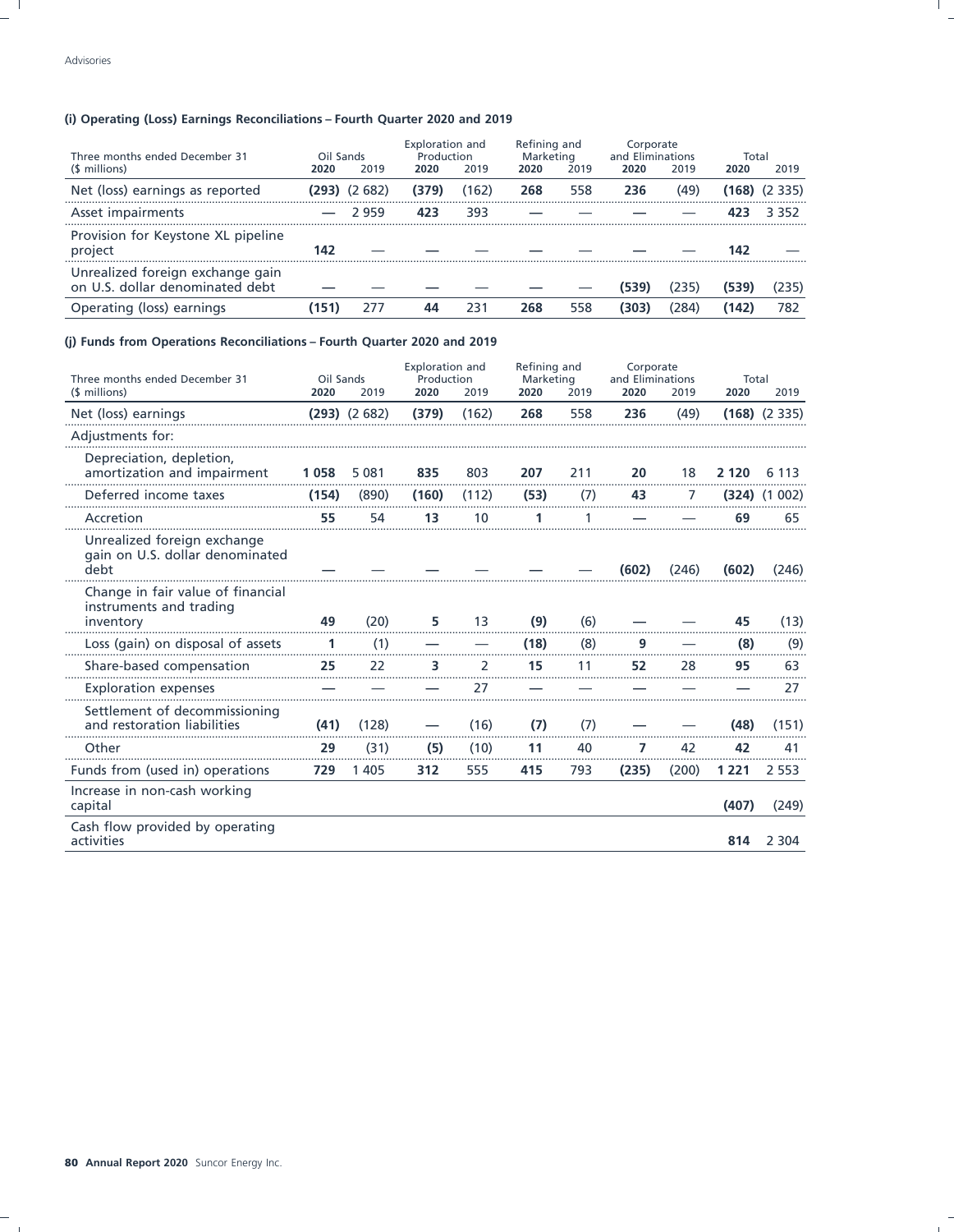#### (i) Operating (Loss) Earnings Reconciliations – Fourth Quarter 2020 and 2019

| Three months ended December 31 ($ millions) | Oil Sands | | Exploration and Production | | Refining and Marketing | | Corporate and Eliminations | | Total | |
|---|---|---|---|---|---|---|---|---|---|---|
| | **2020** | 2019 | **2020** | 2019 | **2020** | 2019 | **2020** | 2019 | **2020** | 2019 |
| Net (loss) earnings as reported | **(293)** | (2 682) | **(379)** | (162) | **268** | 558 | **236** | (49) | **(168)** | (2 335) |
| Asset impairments | **—** | 2 959 | **423** | 393 | **—** | — | **—** | — | **423** | 3 352 |
| Provision for Keystone XL pipeline project | **142** | — | **—** | — | **—** | — | **—** | — | **142** | — |
| Unrealized foreign exchange gain on U.S. dollar denominated debt | **—** | — | **—** | — | **—** | — | **(539)** | (235) | **(539)** | (235) |
| Operating (loss) earnings | **(151)** | 277 | **44** | 231 | **268** | 558 | **(303)** | (284) | **(142)** | 782 |

#### (j) Funds from Operations Reconciliations – Fourth Quarter 2020 and 2019

| Three months ended December 31 ($ millions) | Oil Sands | | Exploration and Production | | Refining and Marketing | | Corporate and Eliminations | | Total | |
|---|---|---|---|---|---|---|---|---|---|---|
| | **2020** | 2019 | **2020** | 2019 | **2020** | 2019 | **2020** | 2019 | **2020** | 2019 |
| Net (loss) earnings | **(293)** | (2 682) | **(379)** | (162) | **268** | 558 | **236** | (49) | **(168)** | (2 335) |
| Adjustments for: | | | | | | | | | | |
| Depreciation, depletion, amortization and impairment | **1 058** | 5 081 | **835** | 803 | **207** | 211 | **20** | 18 | **2 120** | 6 113 |
| Deferred income taxes | **(154)** | (890) | **(160)** | (112) | **(53)** | (7) | **43** | 7 | **(324)** | (1 002) |
| Accretion | **55** | 54 | **13** | 10 | **1** | 1 | **—** | — | **69** | 65 |
| Unrealized foreign exchange gain on U.S. dollar denominated debt | **—** | — | **—** | — | **—** | — | **(602)** | (246) | **(602)** | (246) |
| Change in fair value of financial instruments and trading inventory | **49** | (20) | **5** | 13 | **(9)** | (6) | **—** | — | **45** | (13) |
| Loss (gain) on disposal of assets | **1** | (1) | **—** | — | **(18)** | (8) | **9** | — | **(8)** | (9) |
| Share-based compensation | **25** | 22 | **3** | 2 | **15** | 11 | **52** | 28 | **95** | 63 |
| Exploration expenses | **—** | — | **—** | 27 | **—** | — | **—** | — | **—** | 27 |
| Settlement of decommissioning and restoration liabilities | **(41)** | (128) | **—** | (16) | **(7)** | (7) | **—** | — | **(48)** | (151) |
| Other | **29** | (31) | **(5)** | (10) | **11** | 40 | **7** | 42 | **42** | 41 |
| Funds from (used in) operations | **729** | 1 405 | **312** | 555 | **415** | 793 | **(235)** | (200) | **1 221** | 2 553 |
| Increase in non-cash working capital | | | | | | | | | **(407)** | (249) |
| Cash flow provided by operating activities | | | | | | | | | **814** | 2 304 |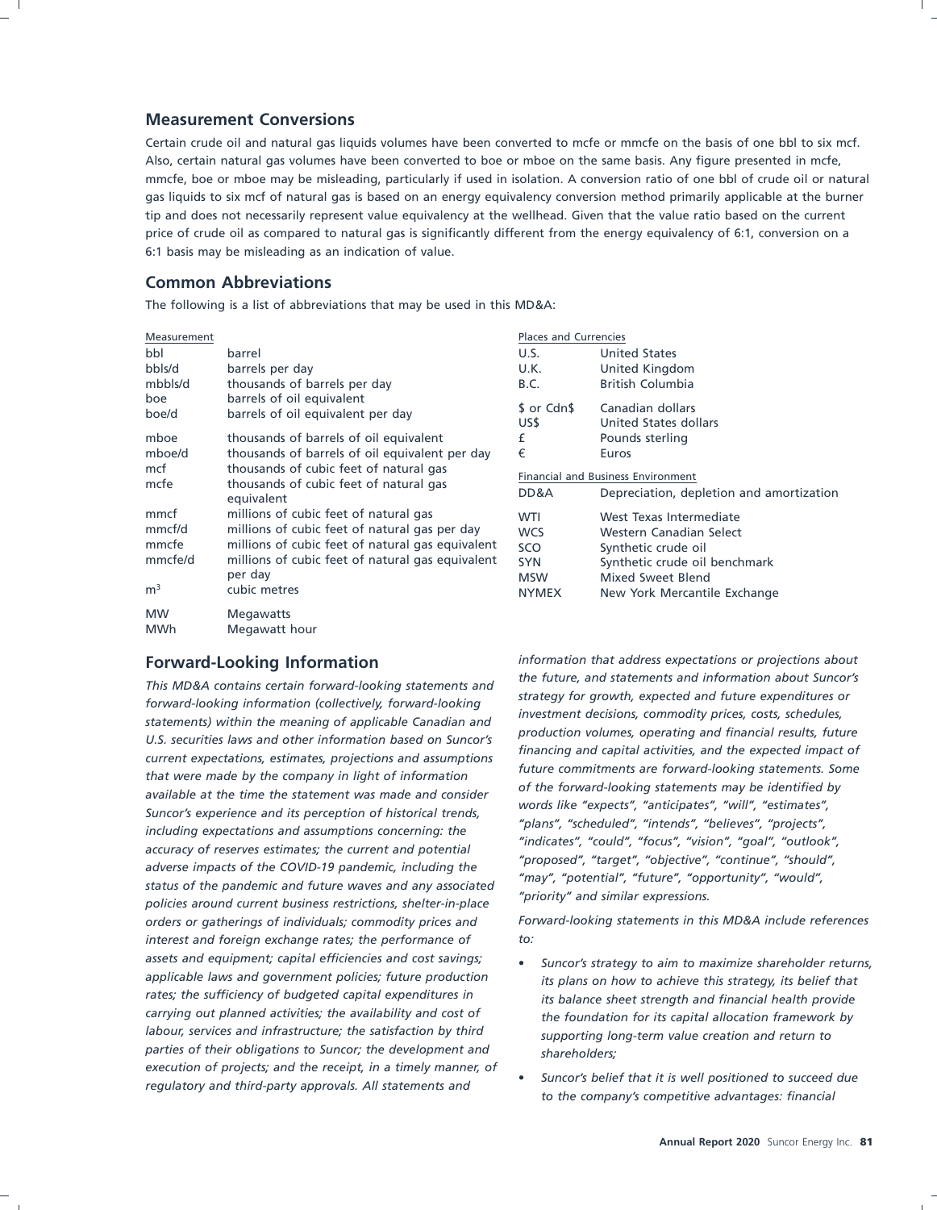## Measurement Conversions

Certain crude oil and natural gas liquids volumes have been converted to mcfe or mmcfe on the basis of one bbl to six mcf. Also, certain natural gas volumes have been converted to boe or mboe on the same basis. Any figure presented in mcfe, mmcfe, boe or mboe may be misleading, particularly if used in isolation. A conversion ratio of one bbl of crude oil or natural gas liquids to six mcf of natural gas is based on an energy equivalency conversion method primarily applicable at the burner tip and does not necessarily represent value equivalency at the wellhead. Given that the value ratio based on the current price of crude oil as compared to natural gas is significantly different from the energy equivalency of 6:1, conversion on a 6:1 basis may be misleading as an indication of value.

## Common Abbreviations

The following is a list of abbreviations that may be used in this MD&A:

| Measurement | |
|---|---|
| bbl | barrel |
| bbls/d | barrels per day |
| mbbls/d | thousands of barrels per day |
| boe | barrels of oil equivalent |
| boe/d | barrels of oil equivalent per day |
| mboe | thousands of barrels of oil equivalent |
| mboe/d | thousands of barrels of oil equivalent per day |
| mcf | thousands of cubic feet of natural gas |
| mcfe | thousands of cubic feet of natural gas equivalent |
| mmcf | millions of cubic feet of natural gas |
| mmcf/d | millions of cubic feet of natural gas per day |
| mmcfe | millions of cubic feet of natural gas equivalent |
| mmcfe/d | millions of cubic feet of natural gas equivalent per day |
| $m^3$ | cubic metres |
| MW | Megawatts |
| MWh | Megawatt hour |

| Places and Currencies | |
|---|---|
| U.S. | United States |
| U.K. | United Kingdom |
| B.C. | British Columbia |
| $ or Cdn$ | Canadian dollars |
| US$ | United States dollars |
| £ | Pounds sterling |
| € | Euros |

| Financial and Business Environment | |
|---|---|
| DD&A | Depreciation, depletion and amortization |
| WTI | West Texas Intermediate |
| WCS | Western Canadian Select |
| SCO | Synthetic crude oil |
| SYN | Synthetic crude oil benchmark |
| MSW | Mixed Sweet Blend |
| NYMEX | New York Mercantile Exchange |

## Forward-Looking Information

*This MD&A contains certain forward-looking statements and forward-looking information (collectively, forward-looking statements) within the meaning of applicable Canadian and U.S. securities laws and other information based on Suncor's current expectations, estimates, projections and assumptions that were made by the company in light of information available at the time the statement was made and consider Suncor's experience and its perception of historical trends, including expectations and assumptions concerning: the accuracy of reserves estimates; the current and potential adverse impacts of the COVID-19 pandemic, including the status of the pandemic and future waves and any associated policies around current business restrictions, shelter-in-place orders or gatherings of individuals; commodity prices and interest and foreign exchange rates; the performance of assets and equipment; capital efficiencies and cost savings; applicable laws and government policies; future production rates; the sufficiency of budgeted capital expenditures in carrying out planned activities; the availability and cost of labour, services and infrastructure; the satisfaction by third parties of their obligations to Suncor; the development and execution of projects; and the receipt, in a timely manner, of regulatory and third-party approvals. All statements and information that address expectations or projections about the future, and statements and information about Suncor's strategy for growth, expected and future expenditures or investment decisions, commodity prices, costs, schedules, production volumes, operating and financial results, future financing and capital activities, and the expected impact of future commitments are forward-looking statements. Some of the forward-looking statements may be identified by words like "expects", "anticipates", "will", "estimates", "plans", "scheduled", "intends", "believes", "projects", "indicates", "could", "focus", "vision", "goal", "outlook", "proposed", "target", "objective", "continue", "should", "may", "potential", "future", "opportunity", "would", "priority" and similar expressions.*

*Forward-looking statements in this MD&A include references to:*

- *Suncor's strategy to aim to maximize shareholder returns, its plans on how to achieve this strategy, its belief that its balance sheet strength and financial health provide the foundation for its capital allocation framework by supporting long-term value creation and return to shareholders;*
- *Suncor's belief that it is well positioned to succeed due to the company's competitive advantages: financial*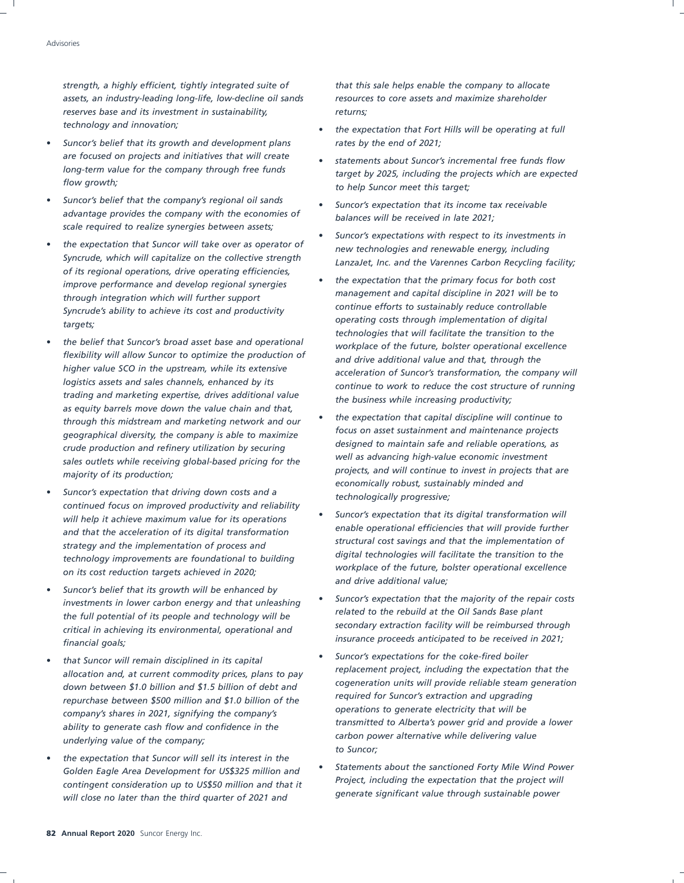*strength, a highly efficient, tightly integrated suite of assets, an industry-leading long-life, low-decline oil sands reserves base and its investment in sustainability, technology and innovation;*

- *Suncor's belief that its growth and development plans are focused on projects and initiatives that will create long-term value for the company through free funds flow growth;*
- *Suncor's belief that the company's regional oil sands advantage provides the company with the economies of scale required to realize synergies between assets;*
- *the expectation that Suncor will take over as operator of Syncrude, which will capitalize on the collective strength of its regional operations, drive operating efficiencies, improve performance and develop regional synergies through integration which will further support Syncrude's ability to achieve its cost and productivity targets;*
- *the belief that Suncor's broad asset base and operational flexibility will allow Suncor to optimize the production of higher value SCO in the upstream, while its extensive logistics assets and sales channels, enhanced by its trading and marketing expertise, drives additional value as equity barrels move down the value chain and that, through this midstream and marketing network and our geographical diversity, the company is able to maximize crude production and refinery utilization by securing sales outlets while receiving global-based pricing for the majority of its production;*
- *Suncor's expectation that driving down costs and a continued focus on improved productivity and reliability will help it achieve maximum value for its operations and that the acceleration of its digital transformation strategy and the implementation of process and technology improvements are foundational to building on its cost reduction targets achieved in 2020;*
- *Suncor's belief that its growth will be enhanced by investments in lower carbon energy and that unleashing the full potential of its people and technology will be critical in achieving its environmental, operational and financial goals;*
- *that Suncor will remain disciplined in its capital allocation and, at current commodity prices, plans to pay down between $1.0 billion and $1.5 billion of debt and repurchase between $500 million and $1.0 billion of the company's shares in 2021, signifying the company's ability to generate cash flow and confidence in the underlying value of the company;*
- *the expectation that Suncor will sell its interest in the Golden Eagle Area Development for US$325 million and contingent consideration up to US$50 million and that it will close no later than the third quarter of 2021 and that this sale helps enable the company to allocate resources to core assets and maximize shareholder returns;*
- *the expectation that Fort Hills will be operating at full rates by the end of 2021;*
- *statements about Suncor's incremental free funds flow target by 2025, including the projects which are expected to help Suncor meet this target;*
- *Suncor's expectation that its income tax receivable balances will be received in late 2021;*
- *Suncor's expectations with respect to its investments in new technologies and renewable energy, including LanzaJet, Inc. and the Varennes Carbon Recycling facility;*
- *the expectation that the primary focus for both cost management and capital discipline in 2021 will be to continue efforts to sustainably reduce controllable operating costs through implementation of digital technologies that will facilitate the transition to the workplace of the future, bolster operational excellence and drive additional value and that, through the acceleration of Suncor's transformation, the company will continue to work to reduce the cost structure of running the business while increasing productivity;*
- *the expectation that capital discipline will continue to focus on asset sustainment and maintenance projects designed to maintain safe and reliable operations, as well as advancing high-value economic investment projects, and will continue to invest in projects that are economically robust, sustainably minded and technologically progressive;*
- *Suncor's expectation that its digital transformation will enable operational efficiencies that will provide further structural cost savings and that the implementation of digital technologies will facilitate the transition to the workplace of the future, bolster operational excellence and drive additional value;*
- *Suncor's expectation that the majority of the repair costs related to the rebuild at the Oil Sands Base plant secondary extraction facility will be reimbursed through insurance proceeds anticipated to be received in 2021;*
- *Suncor's expectations for the coke-fired boiler replacement project, including the expectation that the cogeneration units will provide reliable steam generation required for Suncor's extraction and upgrading operations to generate electricity that will be transmitted to Alberta's power grid and provide a lower carbon power alternative while delivering value to Suncor;*
- *Statements about the sanctioned Forty Mile Wind Power Project, including the expectation that the project will generate significant value through sustainable power*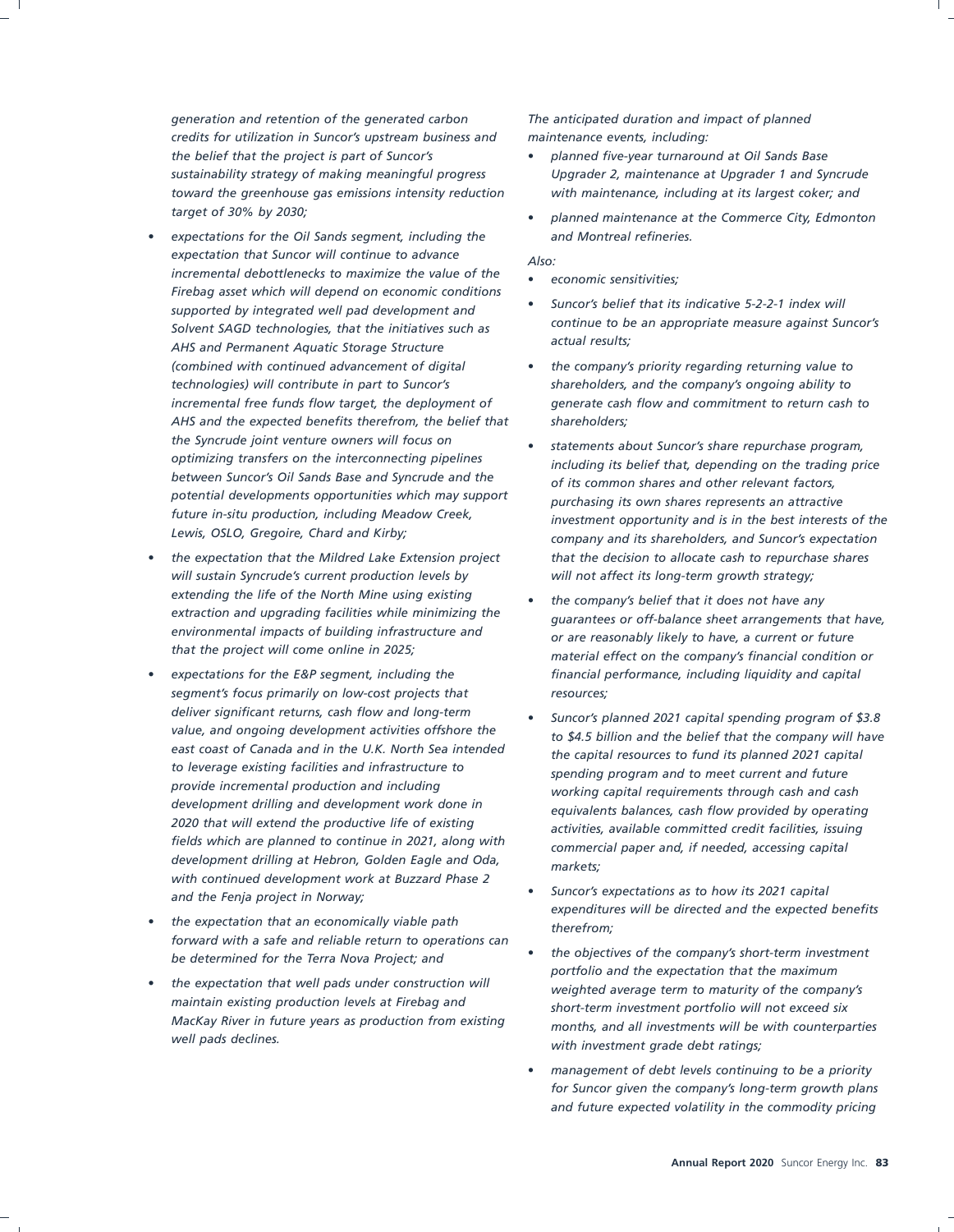*generation and retention of the generated carbon credits for utilization in Suncor's upstream business and the belief that the project is part of Suncor's sustainability strategy of making meaningful progress toward the greenhouse gas emissions intensity reduction target of 30% by 2030;*

- *expectations for the Oil Sands segment, including the expectation that Suncor will continue to advance incremental debottlenecks to maximize the value of the Firebag asset which will depend on economic conditions supported by integrated well pad development and Solvent SAGD technologies, that the initiatives such as AHS and Permanent Aquatic Storage Structure (combined with continued advancement of digital technologies) will contribute in part to Suncor's incremental free funds flow target, the deployment of AHS and the expected benefits therefrom, the belief that the Syncrude joint venture owners will focus on optimizing transfers on the interconnecting pipelines between Suncor's Oil Sands Base and Syncrude and the potential developments opportunities which may support future in-situ production, including Meadow Creek, Lewis, OSLO, Gregoire, Chard and Kirby;*
- *the expectation that the Mildred Lake Extension project will sustain Syncrude's current production levels by extending the life of the North Mine using existing extraction and upgrading facilities while minimizing the environmental impacts of building infrastructure and that the project will come online in 2025;*
- *expectations for the E&P segment, including the segment's focus primarily on low-cost projects that deliver significant returns, cash flow and long-term value, and ongoing development activities offshore the east coast of Canada and in the U.K. North Sea intended to leverage existing facilities and infrastructure to provide incremental production and including development drilling and development work done in 2020 that will extend the productive life of existing fields which are planned to continue in 2021, along with development drilling at Hebron, Golden Eagle and Oda, with continued development work at Buzzard Phase 2 and the Fenja project in Norway;*
- *the expectation that an economically viable path forward with a safe and reliable return to operations can be determined for the Terra Nova Project; and*
- *the expectation that well pads under construction will maintain existing production levels at Firebag and MacKay River in future years as production from existing well pads declines.*

*The anticipated duration and impact of planned maintenance events, including:*

- *planned five-year turnaround at Oil Sands Base Upgrader 2, maintenance at Upgrader 1 and Syncrude with maintenance, including at its largest coker; and*
- *planned maintenance at the Commerce City, Edmonton and Montreal refineries.*

*Also:*

- *economic sensitivities;*
- *Suncor's belief that its indicative 5-2-2-1 index will continue to be an appropriate measure against Suncor's actual results;*
- *the company's priority regarding returning value to shareholders, and the company's ongoing ability to generate cash flow and commitment to return cash to shareholders;*
- *statements about Suncor's share repurchase program, including its belief that, depending on the trading price of its common shares and other relevant factors, purchasing its own shares represents an attractive investment opportunity and is in the best interests of the company and its shareholders, and Suncor's expectation that the decision to allocate cash to repurchase shares will not affect its long-term growth strategy;*
- *the company's belief that it does not have any guarantees or off-balance sheet arrangements that have, or are reasonably likely to have, a current or future material effect on the company's financial condition or financial performance, including liquidity and capital resources;*
- *Suncor's planned 2021 capital spending program of $3.8 to $4.5 billion and the belief that the company will have the capital resources to fund its planned 2021 capital spending program and to meet current and future working capital requirements through cash and cash equivalents balances, cash flow provided by operating activities, available committed credit facilities, issuing commercial paper and, if needed, accessing capital markets;*
- *Suncor's expectations as to how its 2021 capital expenditures will be directed and the expected benefits therefrom;*
- *the objectives of the company's short-term investment portfolio and the expectation that the maximum weighted average term to maturity of the company's short-term investment portfolio will not exceed six months, and all investments will be with counterparties with investment grade debt ratings;*
- *management of debt levels continuing to be a priority for Suncor given the company's long-term growth plans and future expected volatility in the commodity pricing*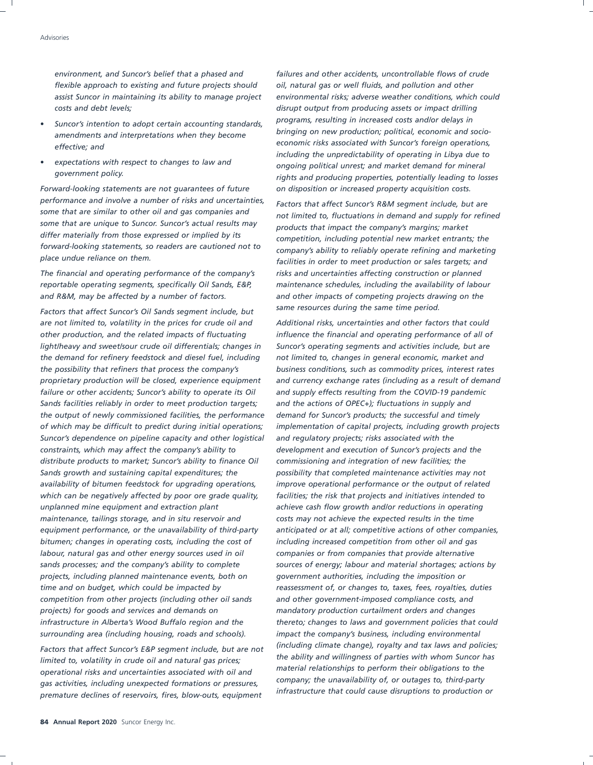*environment, and Suncor's belief that a phased and flexible approach to existing and future projects should assist Suncor in maintaining its ability to manage project costs and debt levels;*

- *Suncor's intention to adopt certain accounting standards, amendments and interpretations when they become effective; and*
- *expectations with respect to changes to law and government policy.*

*Forward-looking statements are not guarantees of future performance and involve a number of risks and uncertainties, some that are similar to other oil and gas companies and some that are unique to Suncor. Suncor's actual results may differ materially from those expressed or implied by its forward-looking statements, so readers are cautioned not to place undue reliance on them.*

*The financial and operating performance of the company's reportable operating segments, specifically Oil Sands, E&P, and R&M, may be affected by a number of factors.*

*Factors that affect Suncor's Oil Sands segment include, but are not limited to, volatility in the prices for crude oil and other production, and the related impacts of fluctuating light/heavy and sweet/sour crude oil differentials; changes in the demand for refinery feedstock and diesel fuel, including the possibility that refiners that process the company's proprietary production will be closed, experience equipment failure or other accidents; Suncor's ability to operate its Oil Sands facilities reliably in order to meet production targets; the output of newly commissioned facilities, the performance of which may be difficult to predict during initial operations; Suncor's dependence on pipeline capacity and other logistical constraints, which may affect the company's ability to distribute products to market; Suncor's ability to finance Oil Sands growth and sustaining capital expenditures; the availability of bitumen feedstock for upgrading operations, which can be negatively affected by poor ore grade quality, unplanned mine equipment and extraction plant maintenance, tailings storage, and in situ reservoir and equipment performance, or the unavailability of third-party bitumen; changes in operating costs, including the cost of labour, natural gas and other energy sources used in oil sands processes; and the company's ability to complete projects, including planned maintenance events, both on time and on budget, which could be impacted by competition from other projects (including other oil sands projects) for goods and services and demands on infrastructure in Alberta's Wood Buffalo region and the surrounding area (including housing, roads and schools).*

*Factors that affect Suncor's E&P segment include, but are not limited to, volatility in crude oil and natural gas prices; operational risks and uncertainties associated with oil and gas activities, including unexpected formations or pressures, premature declines of reservoirs, fires, blow-outs, equipment failures and other accidents, uncontrollable flows of crude oil, natural gas or well fluids, and pollution and other environmental risks; adverse weather conditions, which could disrupt output from producing assets or impact drilling programs, resulting in increased costs and/or delays in bringing on new production; political, economic and socio-economic risks associated with Suncor's foreign operations, including the unpredictability of operating in Libya due to ongoing political unrest; and market demand for mineral rights and producing properties, potentially leading to losses on disposition or increased property acquisition costs.*

*Factors that affect Suncor's R&M segment include, but are not limited to, fluctuations in demand and supply for refined products that impact the company's margins; market competition, including potential new market entrants; the company's ability to reliably operate refining and marketing facilities in order to meet production or sales targets; and risks and uncertainties affecting construction or planned maintenance schedules, including the availability of labour and other impacts of competing projects drawing on the same resources during the same time period.*

*Additional risks, uncertainties and other factors that could influence the financial and operating performance of all of Suncor's operating segments and activities include, but are not limited to, changes in general economic, market and business conditions, such as commodity prices, interest rates and currency exchange rates (including as a result of demand and supply effects resulting from the COVID-19 pandemic and the actions of OPEC+); fluctuations in supply and demand for Suncor's products; the successful and timely implementation of capital projects, including growth projects and regulatory projects; risks associated with the development and execution of Suncor's projects and the commissioning and integration of new facilities; the possibility that completed maintenance activities may not improve operational performance or the output of related facilities; the risk that projects and initiatives intended to achieve cash flow growth and/or reductions in operating costs may not achieve the expected results in the time anticipated or at all; competitive actions of other companies, including increased competition from other oil and gas companies or from companies that provide alternative sources of energy; labour and material shortages; actions by government authorities, including the imposition or reassessment of, or changes to, taxes, fees, royalties, duties and other government-imposed compliance costs, and mandatory production curtailment orders and changes thereto; changes to laws and government policies that could impact the company's business, including environmental (including climate change), royalty and tax laws and policies; the ability and willingness of parties with whom Suncor has material relationships to perform their obligations to the company; the unavailability of, or outages to, third-party infrastructure that could cause disruptions to production or*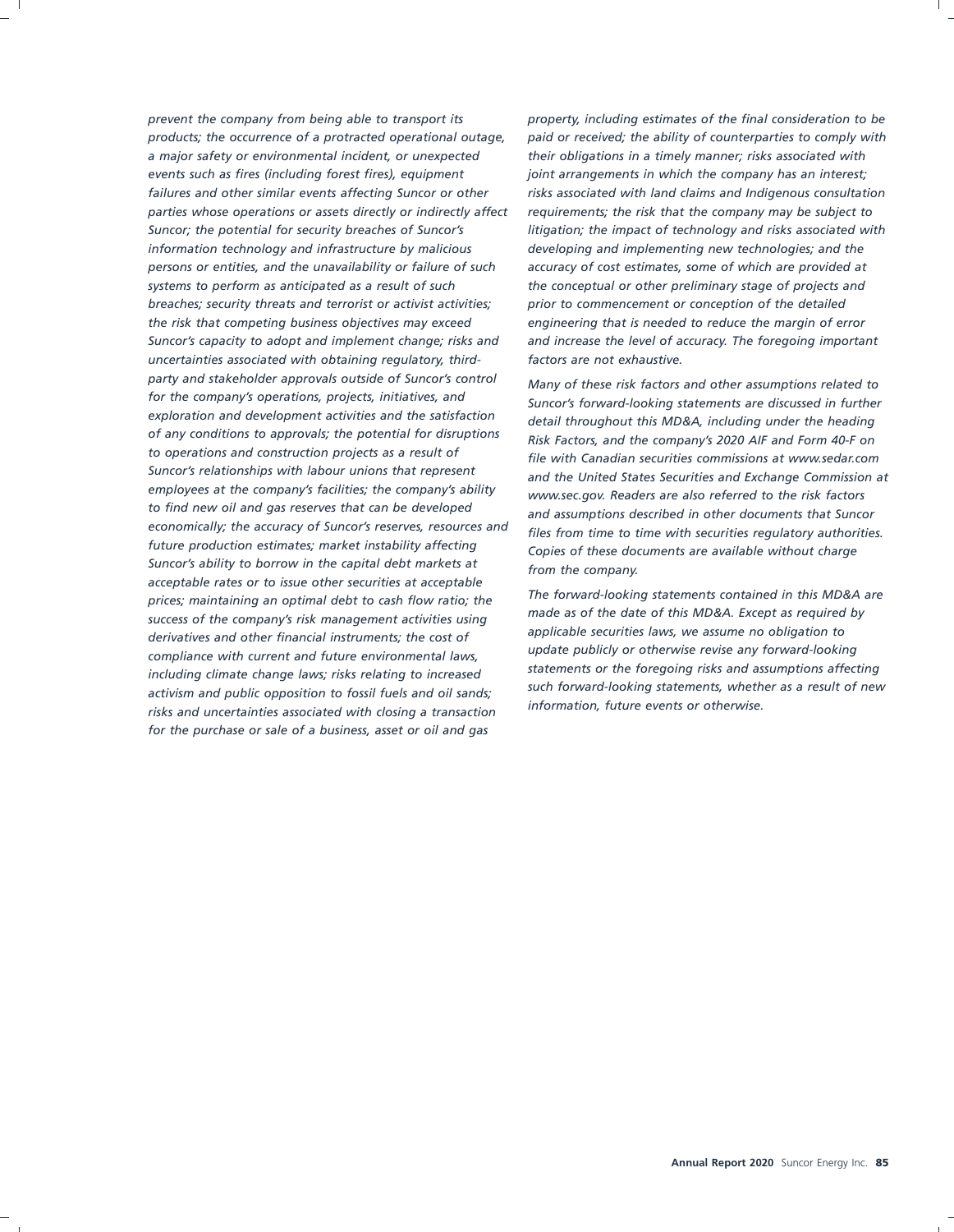*prevent the company from being able to transport its products; the occurrence of a protracted operational outage, a major safety or environmental incident, or unexpected events such as fires (including forest fires), equipment failures and other similar events affecting Suncor or other parties whose operations or assets directly or indirectly affect Suncor; the potential for security breaches of Suncor's information technology and infrastructure by malicious persons or entities, and the unavailability or failure of such systems to perform as anticipated as a result of such breaches; security threats and terrorist or activist activities; the risk that competing business objectives may exceed Suncor's capacity to adopt and implement change; risks and uncertainties associated with obtaining regulatory, third-party and stakeholder approvals outside of Suncor's control for the company's operations, projects, initiatives, and exploration and development activities and the satisfaction of any conditions to approvals; the potential for disruptions to operations and construction projects as a result of Suncor's relationships with labour unions that represent employees at the company's facilities; the company's ability to find new oil and gas reserves that can be developed economically; the accuracy of Suncor's reserves, resources and future production estimates; market instability affecting Suncor's ability to borrow in the capital debt markets at acceptable rates or to issue other securities at acceptable prices; maintaining an optimal debt to cash flow ratio; the success of the company's risk management activities using derivatives and other financial instruments; the cost of compliance with current and future environmental laws, including climate change laws; risks relating to increased activism and public opposition to fossil fuels and oil sands; risks and uncertainties associated with closing a transaction for the purchase or sale of a business, asset or oil and gas property, including estimates of the final consideration to be paid or received; the ability of counterparties to comply with their obligations in a timely manner; risks associated with joint arrangements in which the company has an interest; risks associated with land claims and Indigenous consultation requirements; the risk that the company may be subject to litigation; the impact of technology and risks associated with developing and implementing new technologies; and the accuracy of cost estimates, some of which are provided at the conceptual or other preliminary stage of projects and prior to commencement or conception of the detailed engineering that is needed to reduce the margin of error and increase the level of accuracy. The foregoing important factors are not exhaustive.*

*Many of these risk factors and other assumptions related to Suncor's forward-looking statements are discussed in further detail throughout this MD&A, including under the heading Risk Factors, and the company's 2020 AIF and Form 40-F on file with Canadian securities commissions at www.sedar.com and the United States Securities and Exchange Commission at www.sec.gov. Readers are also referred to the risk factors and assumptions described in other documents that Suncor files from time to time with securities regulatory authorities. Copies of these documents are available without charge from the company.*

*The forward-looking statements contained in this MD&A are made as of the date of this MD&A. Except as required by applicable securities laws, we assume no obligation to update publicly or otherwise revise any forward-looking statements or the foregoing risks and assumptions affecting such forward-looking statements, whether as a result of new information, future events or otherwise.*